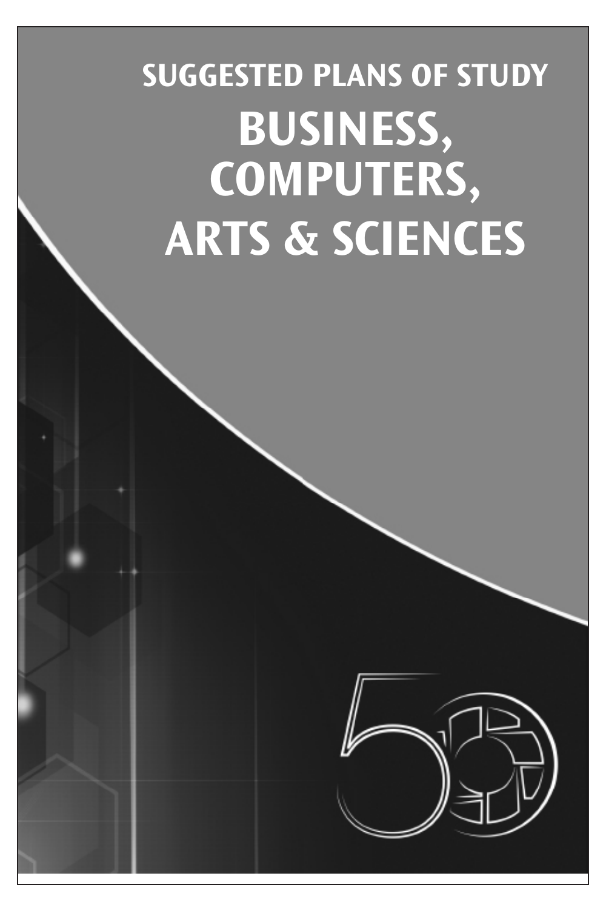## SUGGESTED PLANS OF STUDY

# BUSINESS, COMPUTERS, ARTS & SCIENCES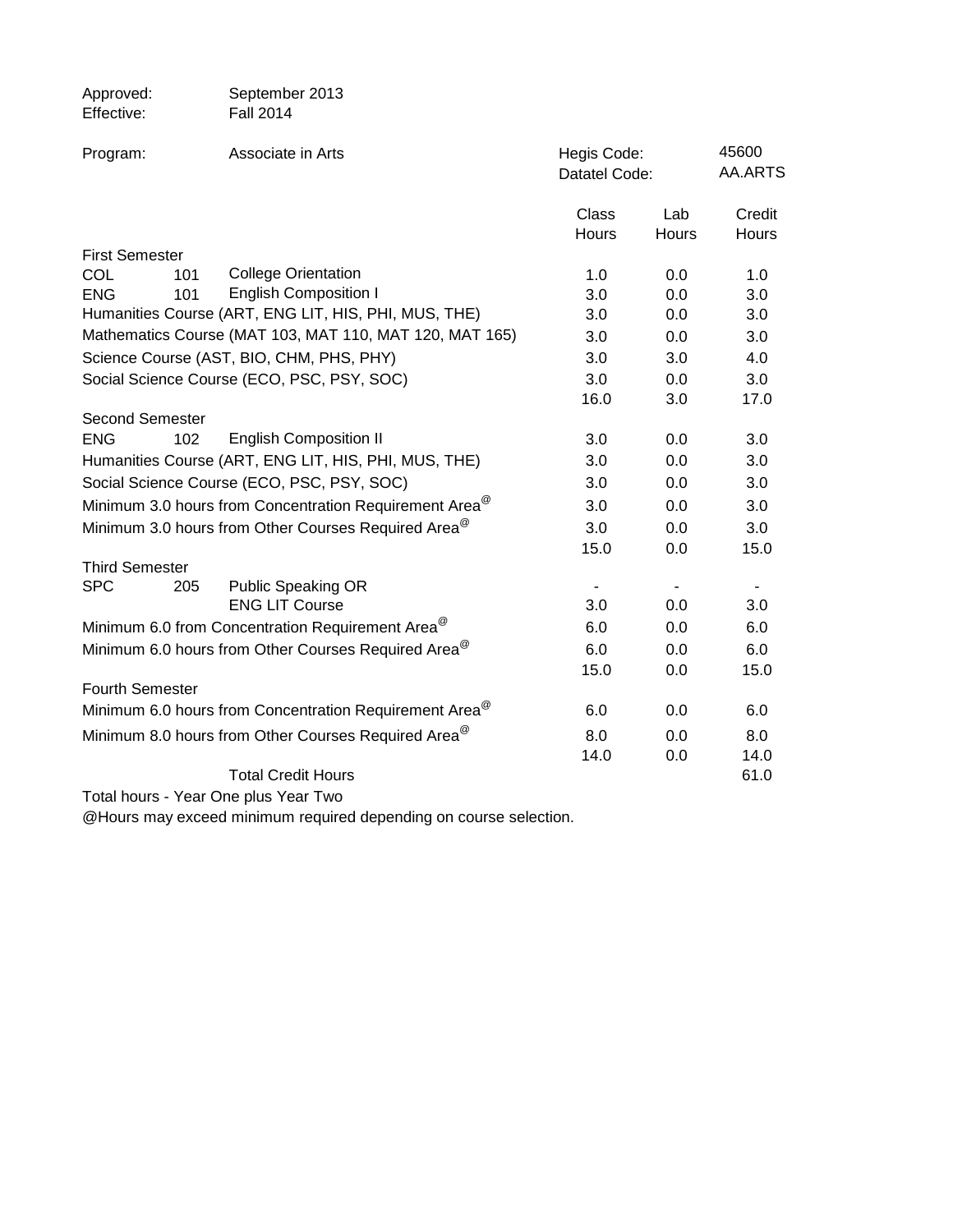Approved: September 2013
Effective: Fall 2014

Program: Associate in Arts

Hegis Code: 45600
Datatel Code: AA.ARTS

| | | | Class Hours | Lab Hours | Credit Hours |
|---|---|---|---|---|---|
| **First Semester** | | | | | |
| COL | 101 | College Orientation | 1.0 | 0.0 | 1.0 |
| ENG | 101 | English Composition I | 3.0 | 0.0 | 3.0 |
| Humanities Course (ART, ENG LIT, HIS, PHI, MUS, THE) | | | 3.0 | 0.0 | 3.0 |
| Mathematics Course (MAT 103, MAT 110, MAT 120, MAT 165) | | | 3.0 | 0.0 | 3.0 |
| Science Course (AST, BIO, CHM, PHS, PHY) | | | 3.0 | 3.0 | 4.0 |
| Social Science Course (ECO, PSC, PSY, SOC) | | | 3.0 | 0.0 | 3.0 |
| | | | 16.0 | 3.0 | 17.0 |
| **Second Semester** | | | | | |
| ENG | 102 | English Composition II | 3.0 | 0.0 | 3.0 |
| Humanities Course (ART, ENG LIT, HIS, PHI, MUS, THE) | | | 3.0 | 0.0 | 3.0 |
| Social Science Course (ECO, PSC, PSY, SOC) | | | 3.0 | 0.0 | 3.0 |
| Minimum 3.0 hours from Concentration Requirement Area@ | | | 3.0 | 0.0 | 3.0 |
| Minimum 3.0 hours from Other Courses Required Area@ | | | 3.0 | 0.0 | 3.0 |
| | | | 15.0 | 0.0 | 15.0 |
| **Third Semester** | | | | | |
| SPC | 205 | Public Speaking OR | - | - | - |
| | | ENG LIT Course | 3.0 | 0.0 | 3.0 |
| Minimum 6.0 from Concentration Requirement Area@ | | | 6.0 | 0.0 | 6.0 |
| Minimum 6.0 hours from Other Courses Required Area@ | | | 6.0 | 0.0 | 6.0 |
| | | | 15.0 | 0.0 | 15.0 |
| **Fourth Semester** | | | | | |
| Minimum 6.0 hours from Concentration Requirement Area@ | | | 6.0 | 0.0 | 6.0 |
| Minimum 8.0 hours from Other Courses Required Area@ | | | 8.0 | 0.0 | 8.0 |
| | | | 14.0 | 0.0 | 14.0 |
| | | Total Credit Hours | | | 61.0 |

Total hours - Year One plus Year Two

@Hours may exceed minimum required depending on course selection.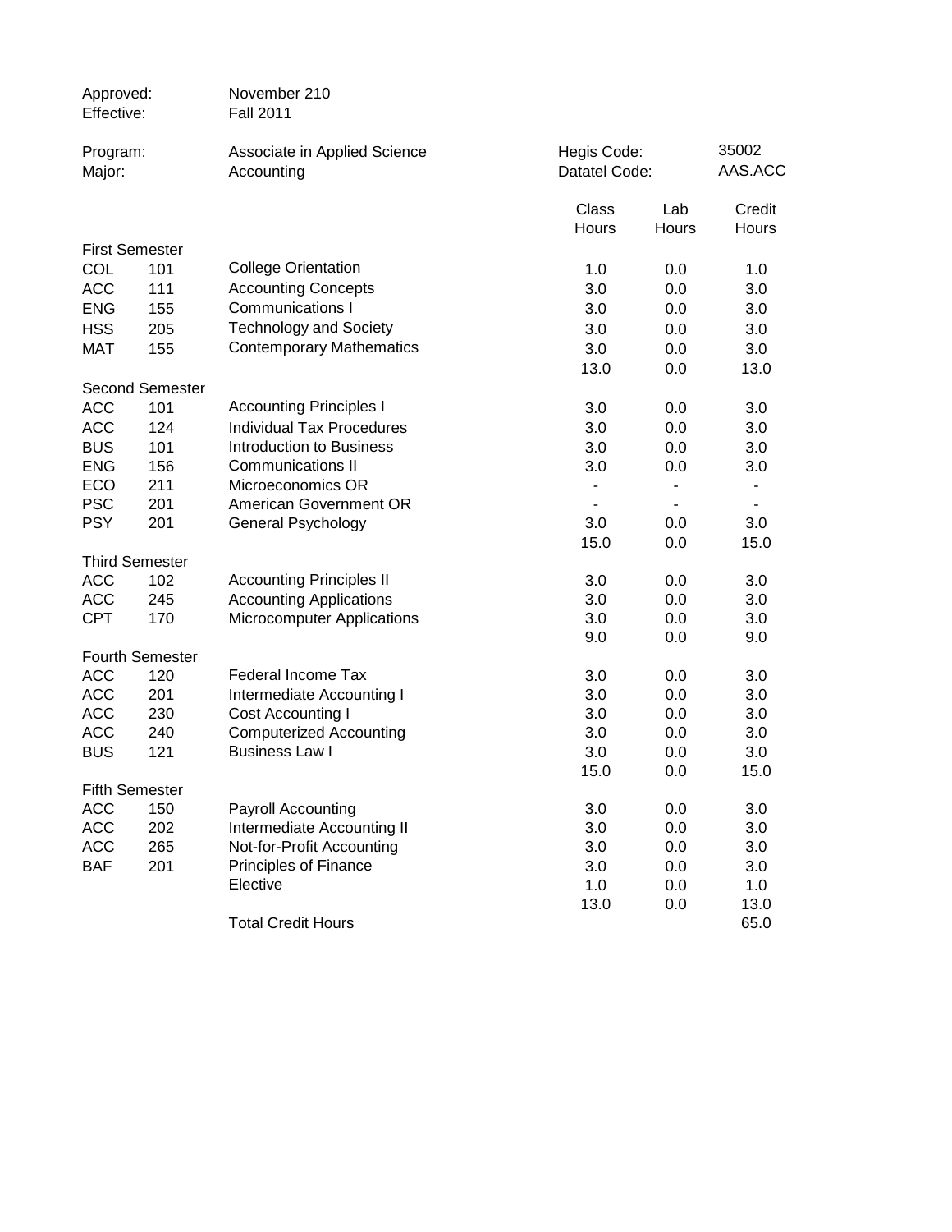Approved: November 210
Effective: Fall 2011

Program: Associate in Applied Science — Hegis Code: 35002
Major: Accounting — Datatel Code: AAS.ACC

| | | | Class Hours | Lab Hours | Credit Hours |
|---|---|---|---|---|---|
| **First Semester** | | | | | |
| COL | 101 | College Orientation | 1.0 | 0.0 | 1.0 |
| ACC | 111 | Accounting Concepts | 3.0 | 0.0 | 3.0 |
| ENG | 155 | Communications I | 3.0 | 0.0 | 3.0 |
| HSS | 205 | Technology and Society | 3.0 | 0.0 | 3.0 |
| MAT | 155 | Contemporary Mathematics | 3.0 | 0.0 | 3.0 |
| | | | 13.0 | 0.0 | 13.0 |
| **Second Semester** | | | | | |
| ACC | 101 | Accounting Principles I | 3.0 | 0.0 | 3.0 |
| ACC | 124 | Individual Tax Procedures | 3.0 | 0.0 | 3.0 |
| BUS | 101 | Introduction to Business | 3.0 | 0.0 | 3.0 |
| ENG | 156 | Communications II | 3.0 | 0.0 | 3.0 |
| ECO | 211 | Microeconomics OR | - | - | - |
| PSC | 201 | American Government OR | - | - | - |
| PSY | 201 | General Psychology | 3.0 | 0.0 | 3.0 |
| | | | 15.0 | 0.0 | 15.0 |
| **Third Semester** | | | | | |
| ACC | 102 | Accounting Principles II | 3.0 | 0.0 | 3.0 |
| ACC | 245 | Accounting Applications | 3.0 | 0.0 | 3.0 |
| CPT | 170 | Microcomputer Applications | 3.0 | 0.0 | 3.0 |
| | | | 9.0 | 0.0 | 9.0 |
| **Fourth Semester** | | | | | |
| ACC | 120 | Federal Income Tax | 3.0 | 0.0 | 3.0 |
| ACC | 201 | Intermediate Accounting I | 3.0 | 0.0 | 3.0 |
| ACC | 230 | Cost Accounting I | 3.0 | 0.0 | 3.0 |
| ACC | 240 | Computerized Accounting | 3.0 | 0.0 | 3.0 |
| BUS | 121 | Business Law I | 3.0 | 0.0 | 3.0 |
| | | | 15.0 | 0.0 | 15.0 |
| **Fifth Semester** | | | | | |
| ACC | 150 | Payroll Accounting | 3.0 | 0.0 | 3.0 |
| ACC | 202 | Intermediate Accounting II | 3.0 | 0.0 | 3.0 |
| ACC | 265 | Not-for-Profit Accounting | 3.0 | 0.0 | 3.0 |
| BAF | 201 | Principles of Finance | 3.0 | 0.0 | 3.0 |
| | | Elective | 1.0 | 0.0 | 1.0 |
| | | | 13.0 | 0.0 | 13.0 |
| | | Total Credit Hours | | | 65.0 |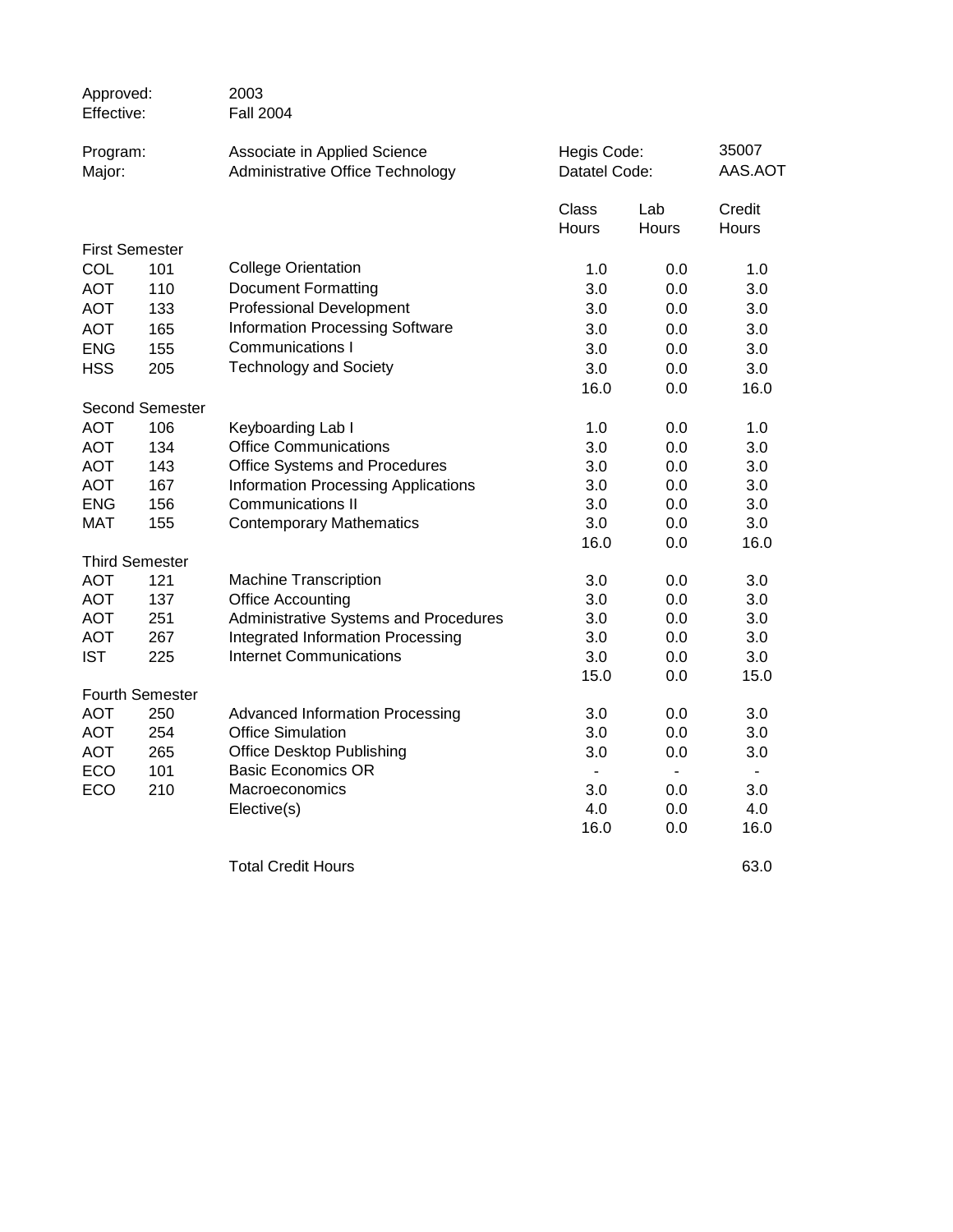| | | | | | |
|---|---|---|---|---|---|
| Approved: | | 2003 | | | |
| Effective: | | Fall 2004 | | | |
| Program: | | Associate in Applied Science | Hegis Code: | | 35007 |
| Major: | | Administrative Office Technology | Datatel Code: | | AAS.AOT |

| | | | Class Hours | Lab Hours | Credit Hours |
|---|---|---|---|---|---|
| **First Semester** | | | | | |
| COL | 101 | College Orientation | 1.0 | 0.0 | 1.0 |
| AOT | 110 | Document Formatting | 3.0 | 0.0 | 3.0 |
| AOT | 133 | Professional Development | 3.0 | 0.0 | 3.0 |
| AOT | 165 | Information Processing Software | 3.0 | 0.0 | 3.0 |
| ENG | 155 | Communications I | 3.0 | 0.0 | 3.0 |
| HSS | 205 | Technology and Society | 3.0 | 0.0 | 3.0 |
| | | | 16.0 | 0.0 | 16.0 |
| **Second Semester** | | | | | |
| AOT | 106 | Keyboarding Lab I | 1.0 | 0.0 | 1.0 |
| AOT | 134 | Office Communications | 3.0 | 0.0 | 3.0 |
| AOT | 143 | Office Systems and Procedures | 3.0 | 0.0 | 3.0 |
| AOT | 167 | Information Processing Applications | 3.0 | 0.0 | 3.0 |
| ENG | 156 | Communications II | 3.0 | 0.0 | 3.0 |
| MAT | 155 | Contemporary Mathematics | 3.0 | 0.0 | 3.0 |
| | | | 16.0 | 0.0 | 16.0 |
| **Third Semester** | | | | | |
| AOT | 121 | Machine Transcription | 3.0 | 0.0 | 3.0 |
| AOT | 137 | Office Accounting | 3.0 | 0.0 | 3.0 |
| AOT | 251 | Administrative Systems and Procedures | 3.0 | 0.0 | 3.0 |
| AOT | 267 | Integrated Information Processing | 3.0 | 0.0 | 3.0 |
| IST | 225 | Internet Communications | 3.0 | 0.0 | 3.0 |
| | | | 15.0 | 0.0 | 15.0 |
| **Fourth Semester** | | | | | |
| AOT | 250 | Advanced Information Processing | 3.0 | 0.0 | 3.0 |
| AOT | 254 | Office Simulation | 3.0 | 0.0 | 3.0 |
| AOT | 265 | Office Desktop Publishing | 3.0 | 0.0 | 3.0 |
| ECO | 101 | Basic Economics OR | - | - | - |
| ECO | 210 | Macroeconomics | 3.0 | 0.0 | 3.0 |
| | | Elective(s) | 4.0 | 0.0 | 4.0 |
| | | | 16.0 | 0.0 | 16.0 |
| | | Total Credit Hours | | | 63.0 |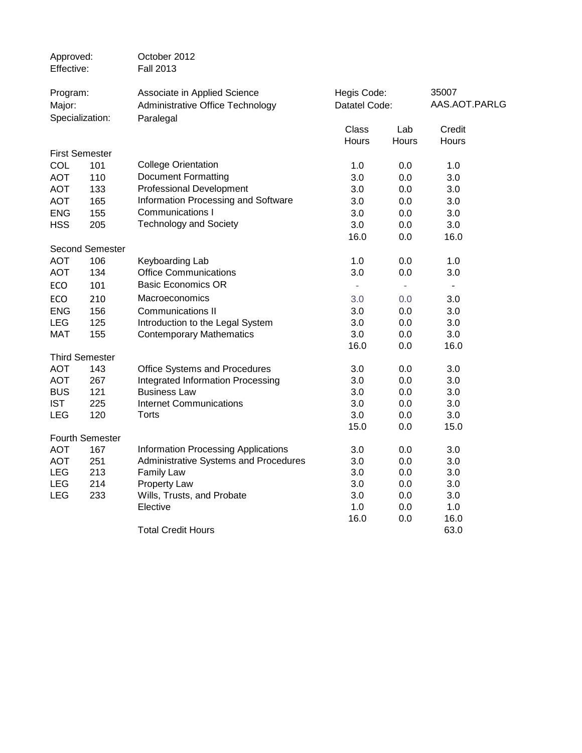Approved: October 2012
Effective: Fall 2013

Program: Associate in Applied Science
Major: Administrative Office Technology
Specialization: Paralegal

Hegis Code: 35007
Datatel Code: AAS.AOT.PARLG

| | | | Class Hours | Lab Hours | Credit Hours |
|---|---|---|---|---|---|
| **First Semester** | | | | | |
| COL | 101 | College Orientation | 1.0 | 0.0 | 1.0 |
| AOT | 110 | Document Formatting | 3.0 | 0.0 | 3.0 |
| AOT | 133 | Professional Development | 3.0 | 0.0 | 3.0 |
| AOT | 165 | Information Processing and Software | 3.0 | 0.0 | 3.0 |
| ENG | 155 | Communications I | 3.0 | 0.0 | 3.0 |
| HSS | 205 | Technology and Society | 3.0 | 0.0 | 3.0 |
| | | | 16.0 | 0.0 | 16.0 |
| **Second Semester** | | | | | |
| AOT | 106 | Keyboarding Lab | 1.0 | 0.0 | 1.0 |
| AOT | 134 | Office Communications | 3.0 | 0.0 | 3.0 |
| ECO | 101 | Basic Economics OR | - | - | - |
| ECO | 210 | Macroeconomics | 3.0 | 0.0 | 3.0 |
| ENG | 156 | Communications II | 3.0 | 0.0 | 3.0 |
| LEG | 125 | Introduction to the Legal System | 3.0 | 0.0 | 3.0 |
| MAT | 155 | Contemporary Mathematics | 3.0 | 0.0 | 3.0 |
| | | | 16.0 | 0.0 | 16.0 |
| **Third Semester** | | | | | |
| AOT | 143 | Office Systems and Procedures | 3.0 | 0.0 | 3.0 |
| AOT | 267 | Integrated Information Processing | 3.0 | 0.0 | 3.0 |
| BUS | 121 | Business Law | 3.0 | 0.0 | 3.0 |
| IST | 225 | Internet Communications | 3.0 | 0.0 | 3.0 |
| LEG | 120 | Torts | 3.0 | 0.0 | 3.0 |
| | | | 15.0 | 0.0 | 15.0 |
| **Fourth Semester** | | | | | |
| AOT | 167 | Information Processing Applications | 3.0 | 0.0 | 3.0 |
| AOT | 251 | Administrative Systems and Procedures | 3.0 | 0.0 | 3.0 |
| LEG | 213 | Family Law | 3.0 | 0.0 | 3.0 |
| LEG | 214 | Property Law | 3.0 | 0.0 | 3.0 |
| LEG | 233 | Wills, Trusts, and Probate | 3.0 | 0.0 | 3.0 |
| | | Elective | 1.0 | 0.0 | 1.0 |
| | | | 16.0 | 0.0 | 16.0 |
| | | Total Credit Hours | | | 63.0 |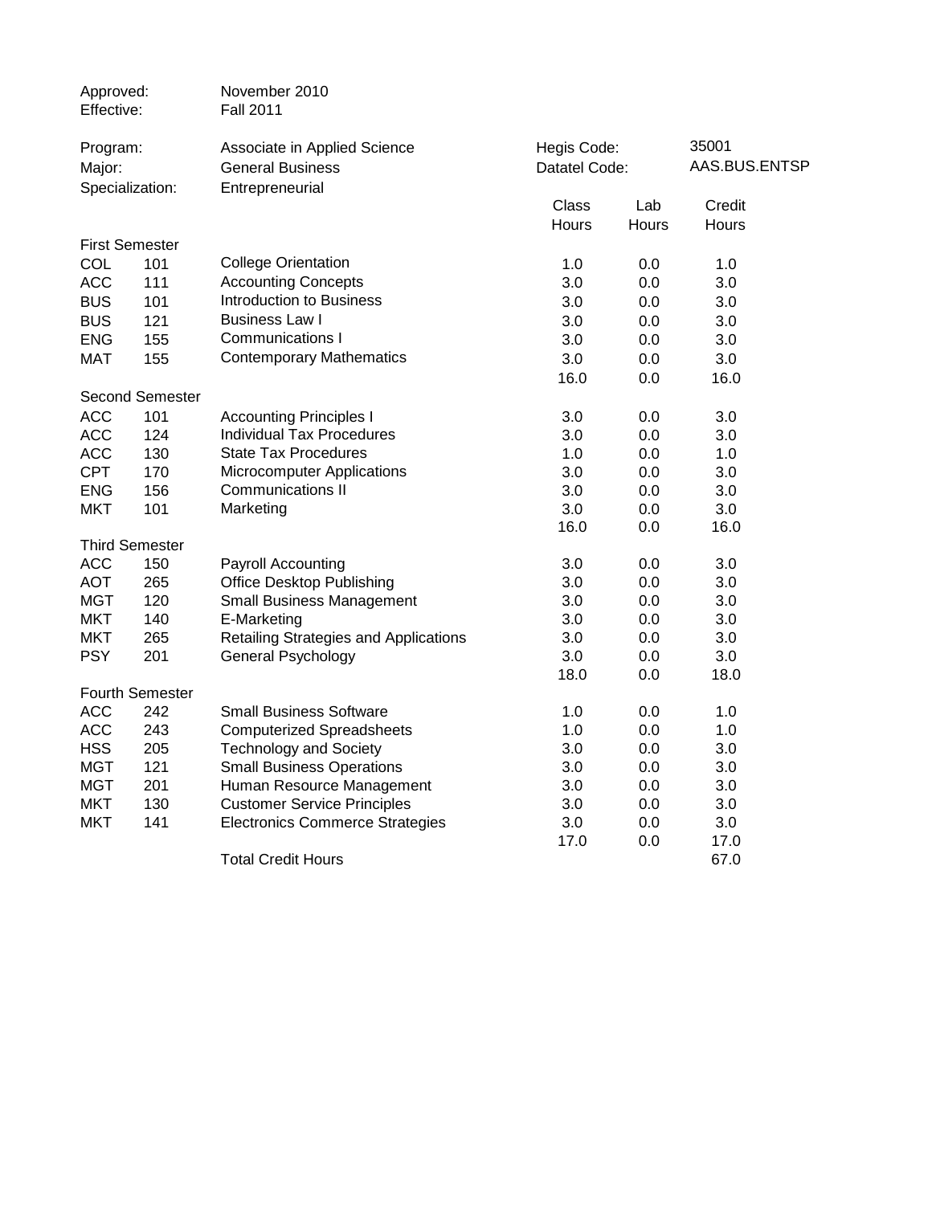| | |
|---|---|
| Approved: | November 2010 |
| Effective: | Fall 2011 |

| | | | |
|---|---|---|---|
| Program: | Associate in Applied Science | Hegis Code: | 35001 |
| Major: | General Business | Datatel Code: | AAS.BUS.ENTSP |
| Specialization: | Entrepreneurial | | |

| | | | Class Hours | Lab Hours | Credit Hours |
|---|---|---|---|---|---|
| **First Semester** | | | | | |
| COL | 101 | College Orientation | 1.0 | 0.0 | 1.0 |
| ACC | 111 | Accounting Concepts | 3.0 | 0.0 | 3.0 |
| BUS | 101 | Introduction to Business | 3.0 | 0.0 | 3.0 |
| BUS | 121 | Business Law I | 3.0 | 0.0 | 3.0 |
| ENG | 155 | Communications I | 3.0 | 0.0 | 3.0 |
| MAT | 155 | Contemporary Mathematics | 3.0 | 0.0 | 3.0 |
| | | | 16.0 | 0.0 | 16.0 |
| **Second Semester** | | | | | |
| ACC | 101 | Accounting Principles I | 3.0 | 0.0 | 3.0 |
| ACC | 124 | Individual Tax Procedures | 3.0 | 0.0 | 3.0 |
| ACC | 130 | State Tax Procedures | 1.0 | 0.0 | 1.0 |
| CPT | 170 | Microcomputer Applications | 3.0 | 0.0 | 3.0 |
| ENG | 156 | Communications II | 3.0 | 0.0 | 3.0 |
| MKT | 101 | Marketing | 3.0 | 0.0 | 3.0 |
| | | | 16.0 | 0.0 | 16.0 |
| **Third Semester** | | | | | |
| ACC | 150 | Payroll Accounting | 3.0 | 0.0 | 3.0 |
| AOT | 265 | Office Desktop Publishing | 3.0 | 0.0 | 3.0 |
| MGT | 120 | Small Business Management | 3.0 | 0.0 | 3.0 |
| MKT | 140 | E-Marketing | 3.0 | 0.0 | 3.0 |
| MKT | 265 | Retailing Strategies and Applications | 3.0 | 0.0 | 3.0 |
| PSY | 201 | General Psychology | 3.0 | 0.0 | 3.0 |
| | | | 18.0 | 0.0 | 18.0 |
| **Fourth Semester** | | | | | |
| ACC | 242 | Small Business Software | 1.0 | 0.0 | 1.0 |
| ACC | 243 | Computerized Spreadsheets | 1.0 | 0.0 | 1.0 |
| HSS | 205 | Technology and Society | 3.0 | 0.0 | 3.0 |
| MGT | 121 | Small Business Operations | 3.0 | 0.0 | 3.0 |
| MGT | 201 | Human Resource Management | 3.0 | 0.0 | 3.0 |
| MKT | 130 | Customer Service Principles | 3.0 | 0.0 | 3.0 |
| MKT | 141 | Electronics Commerce Strategies | 3.0 | 0.0 | 3.0 |
| | | | 17.0 | 0.0 | 17.0 |
| | | Total Credit Hours | | | 67.0 |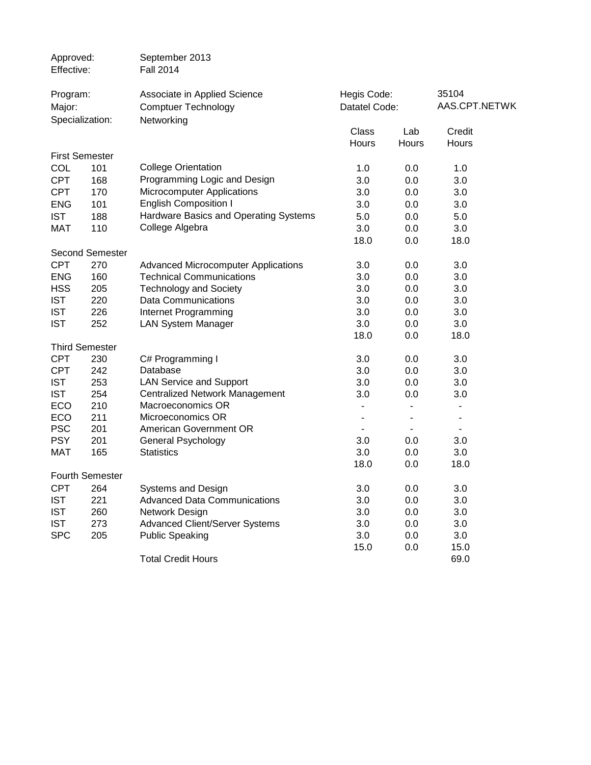| | |
|---|---|
| Approved: | September 2013 |
| Effective: | Fall 2014 |

| | | | |
|---|---|---|---|
| Program: | Associate in Applied Science | Hegis Code: | 35104 |
| Major: | Comptuer Technology | Datatel Code: | AAS.CPT.NETWK |
| Specialization: | Networking | | |

| | | | Class Hours | Lab Hours | Credit Hours |
|---|---|---|---|---|---|
| **First Semester** | | | | | |
| COL | 101 | College Orientation | 1.0 | 0.0 | 1.0 |
| CPT | 168 | Programming Logic and Design | 3.0 | 0.0 | 3.0 |
| CPT | 170 | Microcomputer Applications | 3.0 | 0.0 | 3.0 |
| ENG | 101 | English Composition I | 3.0 | 0.0 | 3.0 |
| IST | 188 | Hardware Basics and Operating Systems | 5.0 | 0.0 | 5.0 |
| MAT | 110 | College Algebra | 3.0 | 0.0 | 3.0 |
| | | | 18.0 | 0.0 | 18.0 |
| **Second Semester** | | | | | |
| CPT | 270 | Advanced Microcomputer Applications | 3.0 | 0.0 | 3.0 |
| ENG | 160 | Technical Communications | 3.0 | 0.0 | 3.0 |
| HSS | 205 | Technology and Society | 3.0 | 0.0 | 3.0 |
| IST | 220 | Data Communications | 3.0 | 0.0 | 3.0 |
| IST | 226 | Internet Programming | 3.0 | 0.0 | 3.0 |
| IST | 252 | LAN System Manager | 3.0 | 0.0 | 3.0 |
| | | | 18.0 | 0.0 | 18.0 |
| **Third Semester** | | | | | |
| CPT | 230 | C# Programming I | 3.0 | 0.0 | 3.0 |
| CPT | 242 | Database | 3.0 | 0.0 | 3.0 |
| IST | 253 | LAN Service and Support | 3.0 | 0.0 | 3.0 |
| IST | 254 | Centralized Network Management | 3.0 | 0.0 | 3.0 |
| ECO | 210 | Macroeconomics OR | - | - | - |
| ECO | 211 | Microeconomics OR | - | - | - |
| PSC | 201 | American Government OR | - | - | - |
| PSY | 201 | General Psychology | 3.0 | 0.0 | 3.0 |
| MAT | 165 | Statistics | 3.0 | 0.0 | 3.0 |
| | | | 18.0 | 0.0 | 18.0 |
| **Fourth Semester** | | | | | |
| CPT | 264 | Systems and Design | 3.0 | 0.0 | 3.0 |
| IST | 221 | Advanced Data Communications | 3.0 | 0.0 | 3.0 |
| IST | 260 | Network Design | 3.0 | 0.0 | 3.0 |
| IST | 273 | Advanced Client/Server Systems | 3.0 | 0.0 | 3.0 |
| SPC | 205 | Public Speaking | 3.0 | 0.0 | 3.0 |
| | | | 15.0 | 0.0 | 15.0 |
| | | Total Credit Hours | | | 69.0 |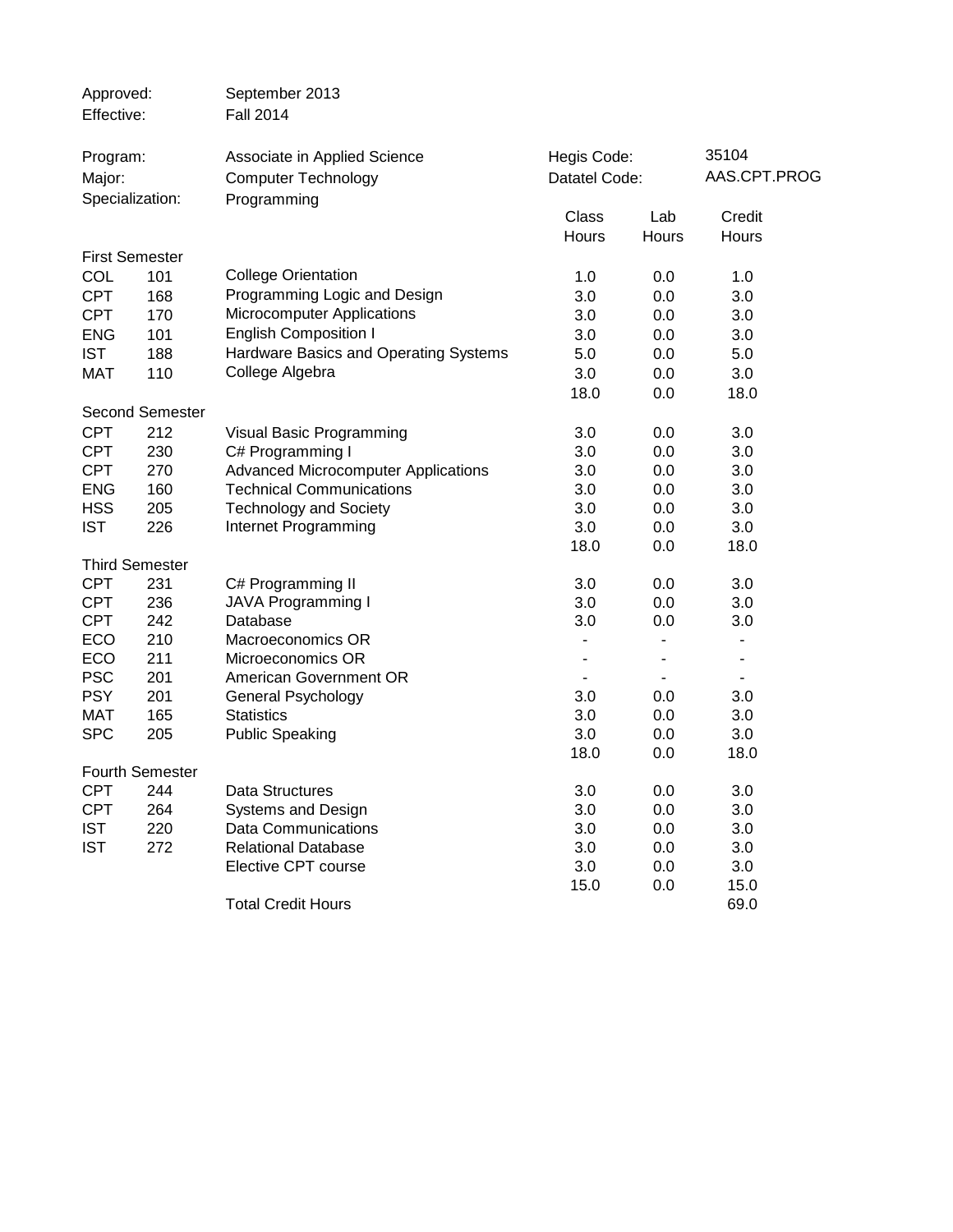Approved: September 2013
Effective: Fall 2014

| | | | | | |
|---|---|---|---|---|---|
| Program: | | Associate in Applied Science | Hegis Code: | | 35104 |
| Major: | | Computer Technology | Datatel Code: | | AAS.CPT.PROG |
| Specialization: | | Programming | | | |
| | | | Class Hours | Lab Hours | Credit Hours |
| First Semester | | | | | |
| COL | 101 | College Orientation | 1.0 | 0.0 | 1.0 |
| CPT | 168 | Programming Logic and Design | 3.0 | 0.0 | 3.0 |
| CPT | 170 | Microcomputer Applications | 3.0 | 0.0 | 3.0 |
| ENG | 101 | English Composition I | 3.0 | 0.0 | 3.0 |
| IST | 188 | Hardware Basics and Operating Systems | 5.0 | 0.0 | 5.0 |
| MAT | 110 | College Algebra | 3.0 | 0.0 | 3.0 |
| | | | 18.0 | 0.0 | 18.0 |
| Second Semester | | | | | |
| CPT | 212 | Visual Basic Programming | 3.0 | 0.0 | 3.0 |
| CPT | 230 | C# Programming I | 3.0 | 0.0 | 3.0 |
| CPT | 270 | Advanced Microcomputer Applications | 3.0 | 0.0 | 3.0 |
| ENG | 160 | Technical Communications | 3.0 | 0.0 | 3.0 |
| HSS | 205 | Technology and Society | 3.0 | 0.0 | 3.0 |
| IST | 226 | Internet Programming | 3.0 | 0.0 | 3.0 |
| | | | 18.0 | 0.0 | 18.0 |
| Third Semester | | | | | |
| CPT | 231 | C# Programming II | 3.0 | 0.0 | 3.0 |
| CPT | 236 | JAVA Programming I | 3.0 | 0.0 | 3.0 |
| CPT | 242 | Database | 3.0 | 0.0 | 3.0 |
| ECO | 210 | Macroeconomics OR | - | - | - |
| ECO | 211 | Microeconomics OR | - | - | - |
| PSC | 201 | American Government OR | - | - | - |
| PSY | 201 | General Psychology | 3.0 | 0.0 | 3.0 |
| MAT | 165 | Statistics | 3.0 | 0.0 | 3.0 |
| SPC | 205 | Public Speaking | 3.0 | 0.0 | 3.0 |
| | | | 18.0 | 0.0 | 18.0 |
| Fourth Semester | | | | | |
| CPT | 244 | Data Structures | 3.0 | 0.0 | 3.0 |
| CPT | 264 | Systems and Design | 3.0 | 0.0 | 3.0 |
| IST | 220 | Data Communications | 3.0 | 0.0 | 3.0 |
| IST | 272 | Relational Database | 3.0 | 0.0 | 3.0 |
| | | Elective CPT course | 3.0 | 0.0 | 3.0 |
| | | | 15.0 | 0.0 | 15.0 |
| | | Total Credit Hours | | | 69.0 |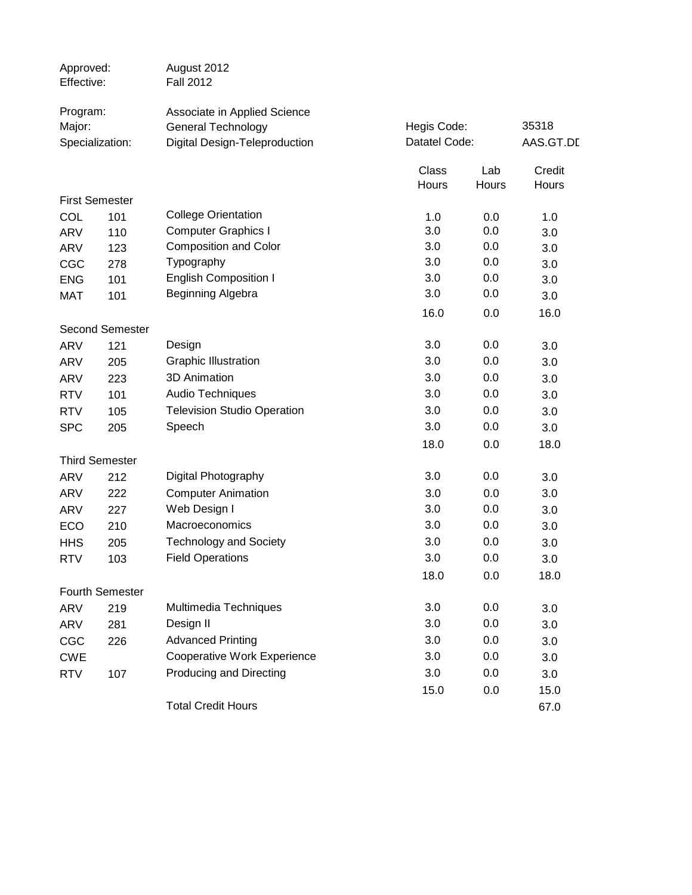Approved: August 2012
Effective: Fall 2012

Program: Associate in Applied Science
Major: General Technology — Hegis Code: 35318
Specialization: Digital Design-Teleproduction — Datatel Code: AAS.GT.DD

| | | | Class Hours | Lab Hours | Credit Hours |
|---|---|---|---|---|---|
| **First Semester** | | | | | |
| COL | 101 | College Orientation | 1.0 | 0.0 | 1.0 |
| ARV | 110 | Computer Graphics I | 3.0 | 0.0 | 3.0 |
| ARV | 123 | Composition and Color | 3.0 | 0.0 | 3.0 |
| CGC | 278 | Typography | 3.0 | 0.0 | 3.0 |
| ENG | 101 | English Composition I | 3.0 | 0.0 | 3.0 |
| MAT | 101 | Beginning Algebra | 3.0 | 0.0 | 3.0 |
| | | | 16.0 | 0.0 | 16.0 |
| **Second Semester** | | | | | |
| ARV | 121 | Design | 3.0 | 0.0 | 3.0 |
| ARV | 205 | Graphic Illustration | 3.0 | 0.0 | 3.0 |
| ARV | 223 | 3D Animation | 3.0 | 0.0 | 3.0 |
| RTV | 101 | Audio Techniques | 3.0 | 0.0 | 3.0 |
| RTV | 105 | Television Studio Operation | 3.0 | 0.0 | 3.0 |
| SPC | 205 | Speech | 3.0 | 0.0 | 3.0 |
| | | | 18.0 | 0.0 | 18.0 |
| **Third Semester** | | | | | |
| ARV | 212 | Digital Photography | 3.0 | 0.0 | 3.0 |
| ARV | 222 | Computer Animation | 3.0 | 0.0 | 3.0 |
| ARV | 227 | Web Design I | 3.0 | 0.0 | 3.0 |
| ECO | 210 | Macroeconomics | 3.0 | 0.0 | 3.0 |
| HHS | 205 | Technology and Society | 3.0 | 0.0 | 3.0 |
| RTV | 103 | Field Operations | 3.0 | 0.0 | 3.0 |
| | | | 18.0 | 0.0 | 18.0 |
| **Fourth Semester** | | | | | |
| ARV | 219 | Multimedia Techniques | 3.0 | 0.0 | 3.0 |
| ARV | 281 | Design II | 3.0 | 0.0 | 3.0 |
| CGC | 226 | Advanced Printing | 3.0 | 0.0 | 3.0 |
| CWE | | Cooperative Work Experience | 3.0 | 0.0 | 3.0 |
| RTV | 107 | Producing and Directing | 3.0 | 0.0 | 3.0 |
| | | | 15.0 | 0.0 | 15.0 |
| | | Total Credit Hours | | | 67.0 |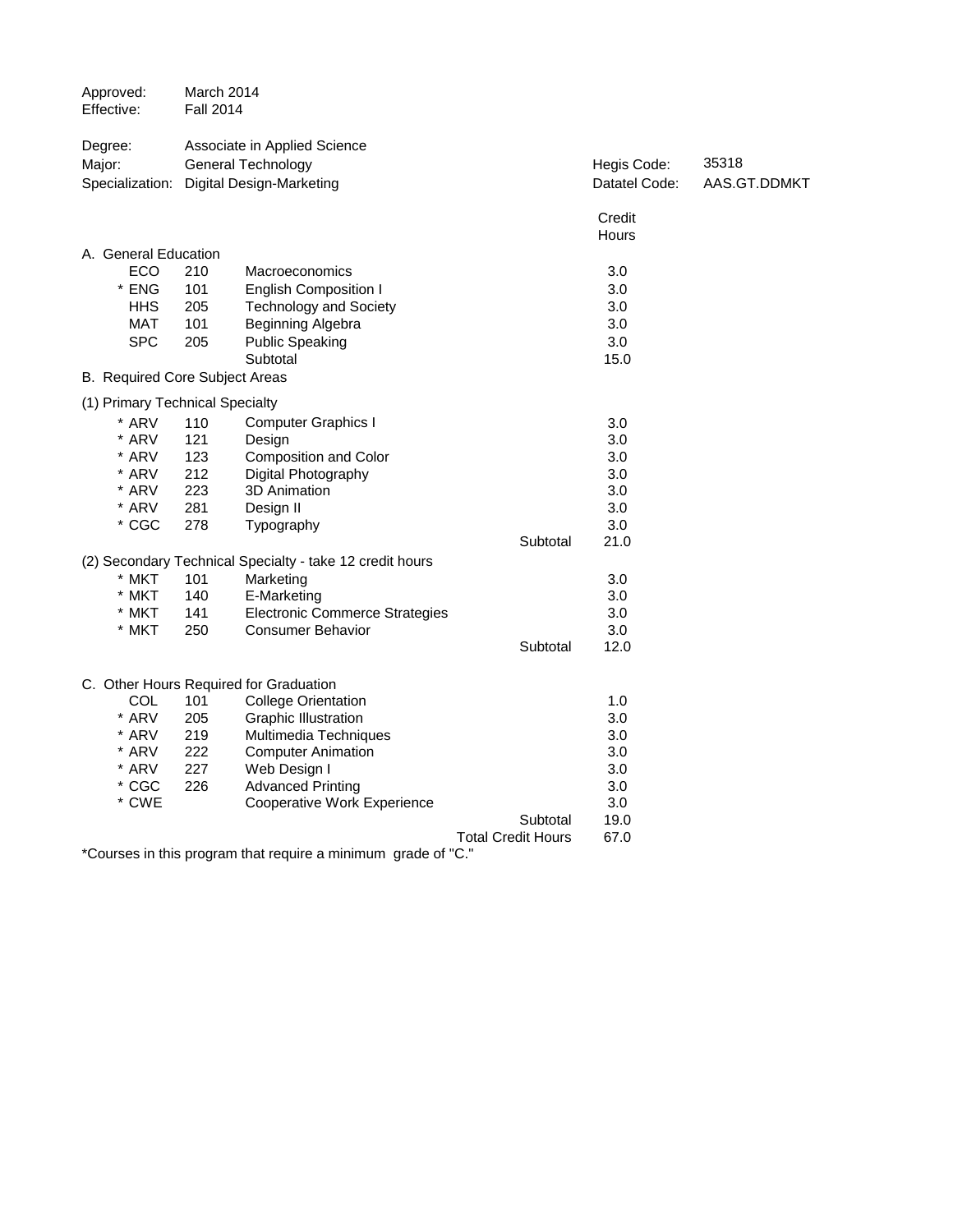Approved: March 2014
Effective: Fall 2014

Degree: Associate in Applied Science
Major: General Technology — Hegis Code: 35318
Specialization: Digital Design-Marketing — Datatel Code: AAS.GT.DDMKT

| | | | | Credit Hours |
|---|---|---|---|---|
| **A. General Education** | | | | |
| ECO | 210 | Macroeconomics | | 3.0 |
| * ENG | 101 | English Composition I | | 3.0 |
| HHS | 205 | Technology and Society | | 3.0 |
| MAT | 101 | Beginning Algebra | | 3.0 |
| SPC | 205 | Public Speaking | | 3.0 |
| | | Subtotal | | 15.0 |
| **B. Required Core Subject Areas** | | | | |
| **(1) Primary Technical Specialty** | | | | |
| * ARV | 110 | Computer Graphics I | | 3.0 |
| * ARV | 121 | Design | | 3.0 |
| * ARV | 123 | Composition and Color | | 3.0 |
| * ARV | 212 | Digital Photography | | 3.0 |
| * ARV | 223 | 3D Animation | | 3.0 |
| * ARV | 281 | Design II | | 3.0 |
| * CGC | 278 | Typography | | 3.0 |
| | | | Subtotal | 21.0 |
| **(2) Secondary Technical Specialty - take 12 credit hours** | | | | |
| * MKT | 101 | Marketing | | 3.0 |
| * MKT | 140 | E-Marketing | | 3.0 |
| * MKT | 141 | Electronic Commerce Strategies | | 3.0 |
| * MKT | 250 | Consumer Behavior | | 3.0 |
| | | | Subtotal | 12.0 |
| **C. Other Hours Required for Graduation** | | | | |
| COL | 101 | College Orientation | | 1.0 |
| * ARV | 205 | Graphic Illustration | | 3.0 |
| * ARV | 219 | Multimedia Techniques | | 3.0 |
| * ARV | 222 | Computer Animation | | 3.0 |
| * ARV | 227 | Web Design I | | 3.0 |
| * CGC | 226 | Advanced Printing | | 3.0 |
| * CWE | | Cooperative Work Experience | | 3.0 |
| | | | Subtotal | 19.0 |
| | | | Total Credit Hours | 67.0 |

*Courses in this program that require a minimum grade of "C."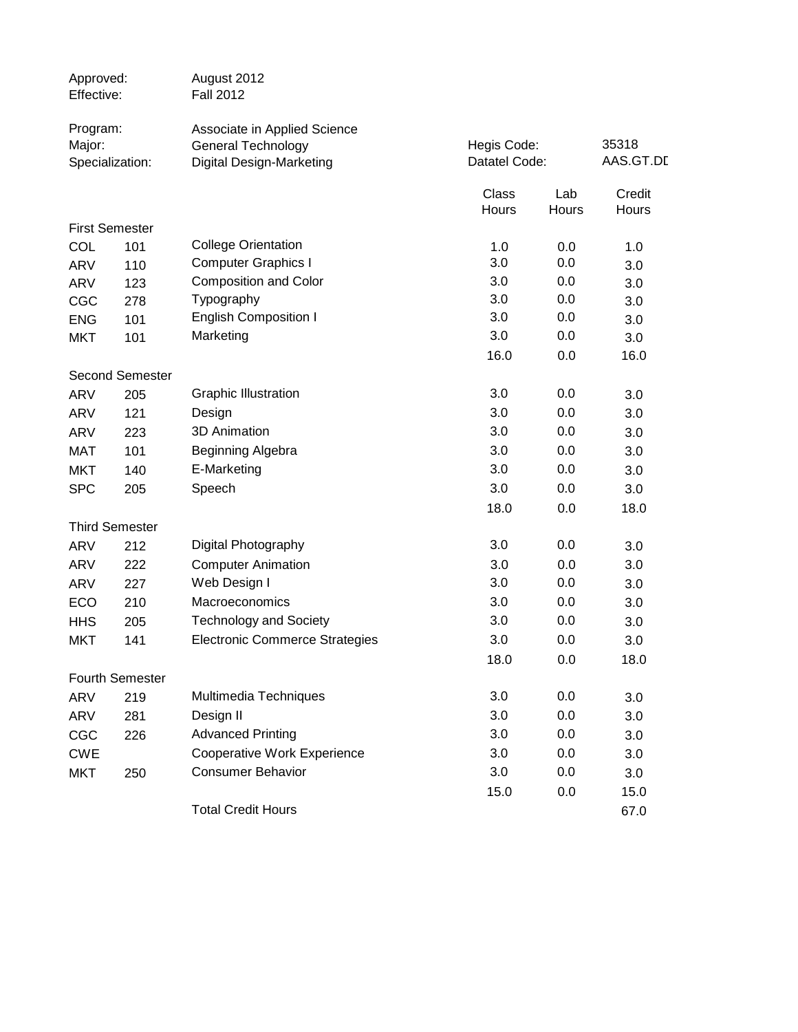| | |
|---|---|
| Approved: | August 2012 |
| Effective: | Fall 2012 |

| | | | |
|---|---|---|---|
| Program: | Associate in Applied Science | | |
| Major: | General Technology | Hegis Code: | 35318 |
| Specialization: | Digital Design-Marketing | Datatel Code: | AAS.GT.DD |

| | | | Class Hours | Lab Hours | Credit Hours |
|---|---|---|---|---|---|
| **First Semester** | | | | | |
| COL | 101 | College Orientation | 1.0 | 0.0 | 1.0 |
| ARV | 110 | Computer Graphics I | 3.0 | 0.0 | 3.0 |
| ARV | 123 | Composition and Color | 3.0 | 0.0 | 3.0 |
| CGC | 278 | Typography | 3.0 | 0.0 | 3.0 |
| ENG | 101 | English Composition I | 3.0 | 0.0 | 3.0 |
| MKT | 101 | Marketing | 3.0 | 0.0 | 3.0 |
| | | | 16.0 | 0.0 | 16.0 |
| **Second Semester** | | | | | |
| ARV | 205 | Graphic Illustration | 3.0 | 0.0 | 3.0 |
| ARV | 121 | Design | 3.0 | 0.0 | 3.0 |
| ARV | 223 | 3D Animation | 3.0 | 0.0 | 3.0 |
| MAT | 101 | Beginning Algebra | 3.0 | 0.0 | 3.0 |
| MKT | 140 | E-Marketing | 3.0 | 0.0 | 3.0 |
| SPC | 205 | Speech | 3.0 | 0.0 | 3.0 |
| | | | 18.0 | 0.0 | 18.0 |
| **Third Semester** | | | | | |
| ARV | 212 | Digital Photography | 3.0 | 0.0 | 3.0 |
| ARV | 222 | Computer Animation | 3.0 | 0.0 | 3.0 |
| ARV | 227 | Web Design I | 3.0 | 0.0 | 3.0 |
| ECO | 210 | Macroeconomics | 3.0 | 0.0 | 3.0 |
| HHS | 205 | Technology and Society | 3.0 | 0.0 | 3.0 |
| MKT | 141 | Electronic Commerce Strategies | 3.0 | 0.0 | 3.0 |
| | | | 18.0 | 0.0 | 18.0 |
| **Fourth Semester** | | | | | |
| ARV | 219 | Multimedia Techniques | 3.0 | 0.0 | 3.0 |
| ARV | 281 | Design II | 3.0 | 0.0 | 3.0 |
| CGC | 226 | Advanced Printing | 3.0 | 0.0 | 3.0 |
| CWE | | Cooperative Work Experience | 3.0 | 0.0 | 3.0 |
| MKT | 250 | Consumer Behavior | 3.0 | 0.0 | 3.0 |
| | | | 15.0 | 0.0 | 15.0 |
| | | Total Credit Hours | | | 67.0 |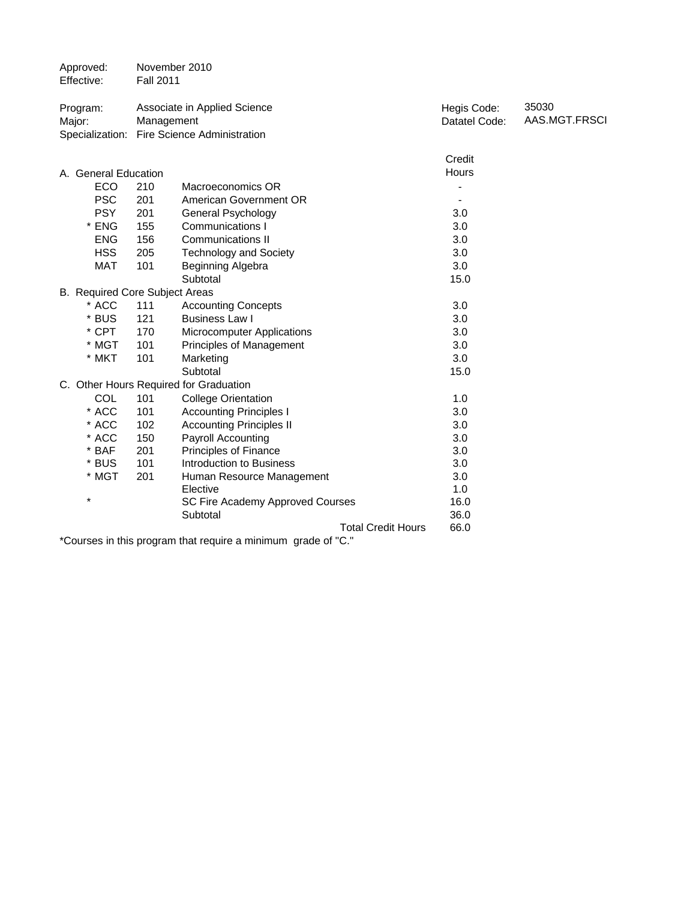Approved: November 2010
Effective: Fall 2011

Program: Associate in Applied Science
Major: Management
Specialization: Fire Science Administration

Hegis Code: 35030
Datatel Code: AAS.MGT.FRSCI

| | | | Credit Hours |
|---|---|---|---|
| **A. General Education** | | | |
| ECO | 210 | Macroeconomics OR | - |
| PSC | 201 | American Government OR | - |
| PSY | 201 | General Psychology | 3.0 |
| * ENG | 155 | Communications I | 3.0 |
| ENG | 156 | Communications II | 3.0 |
| HSS | 205 | Technology and Society | 3.0 |
| MAT | 101 | Beginning Algebra | 3.0 |
| | | Subtotal | 15.0 |
| **B. Required Core Subject Areas** | | | |
| * ACC | 111 | Accounting Concepts | 3.0 |
| * BUS | 121 | Business Law I | 3.0 |
| * CPT | 170 | Microcomputer Applications | 3.0 |
| * MGT | 101 | Principles of Management | 3.0 |
| * MKT | 101 | Marketing | 3.0 |
| | | Subtotal | 15.0 |
| **C. Other Hours Required for Graduation** | | | |
| COL | 101 | College Orientation | 1.0 |
| * ACC | 101 | Accounting Principles I | 3.0 |
| * ACC | 102 | Accounting Principles II | 3.0 |
| * ACC | 150 | Payroll Accounting | 3.0 |
| * BAF | 201 | Principles of Finance | 3.0 |
| * BUS | 101 | Introduction to Business | 3.0 |
| * MGT | 201 | Human Resource Management | 3.0 |
| | | Elective | 1.0 |
| * | | SC Fire Academy Approved Courses | 16.0 |
| | | Subtotal | 36.0 |
| | | Total Credit Hours | 66.0 |

*Courses in this program that require a minimum grade of "C."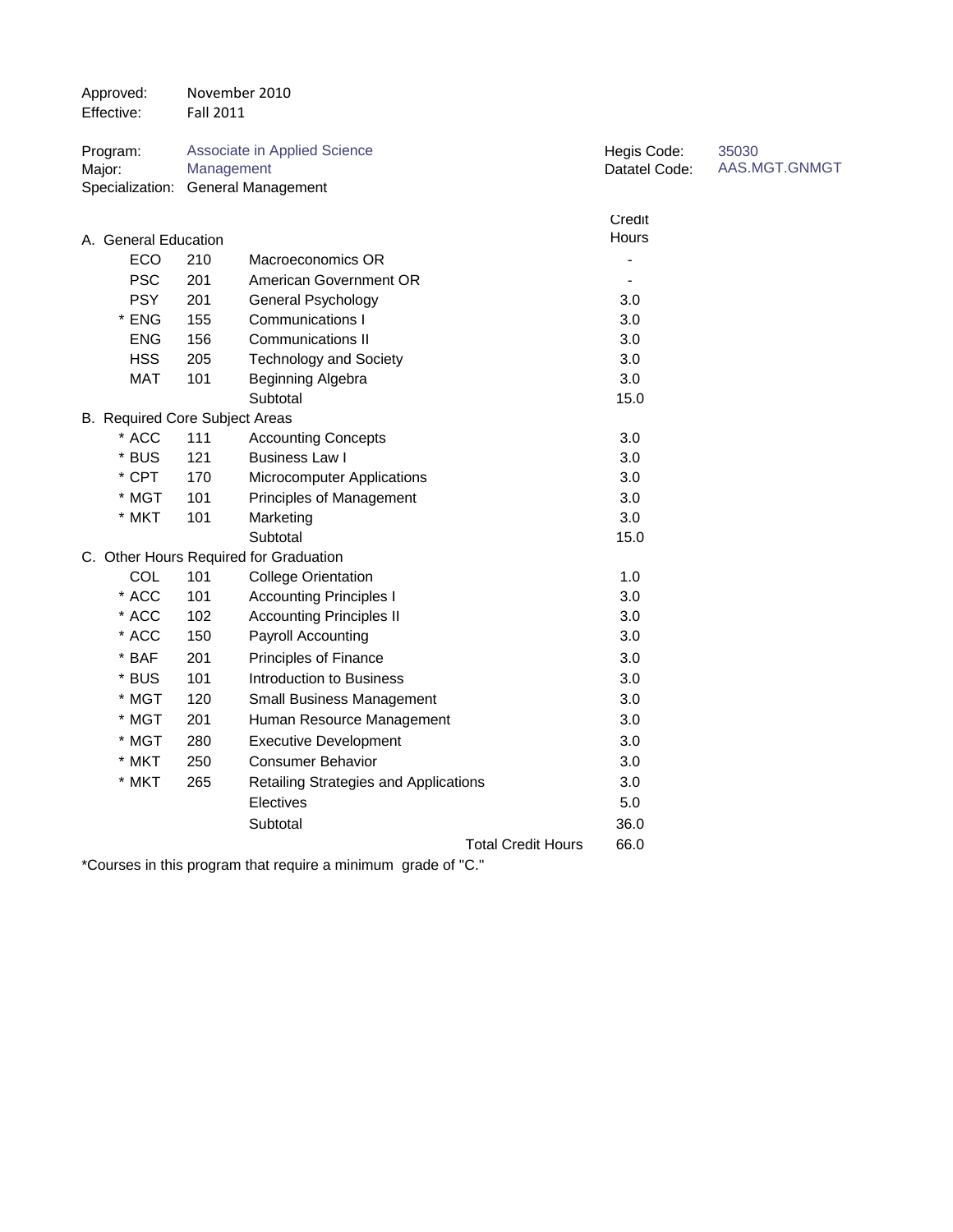Approved: November 2010
Effective: Fall 2011

Program: Associate in Applied Science
Major: Management
Specialization: General Management

Hegis Code: 35030
Datatel Code: AAS.MGT.GNMGT

| | | | Credit Hours |
|---|---|---|---|
| **A. General Education** | | | |
| ECO | 210 | Macroeconomics OR | - |
| PSC | 201 | American Government OR | - |
| PSY | 201 | General Psychology | 3.0 |
| * ENG | 155 | Communications I | 3.0 |
| ENG | 156 | Communications II | 3.0 |
| HSS | 205 | Technology and Society | 3.0 |
| MAT | 101 | Beginning Algebra | 3.0 |
| | | Subtotal | 15.0 |
| **B. Required Core Subject Areas** | | | |
| * ACC | 111 | Accounting Concepts | 3.0 |
| * BUS | 121 | Business Law I | 3.0 |
| * CPT | 170 | Microcomputer Applications | 3.0 |
| * MGT | 101 | Principles of Management | 3.0 |
| * MKT | 101 | Marketing | 3.0 |
| | | Subtotal | 15.0 |
| **C. Other Hours Required for Graduation** | | | |
| COL | 101 | College Orientation | 1.0 |
| * ACC | 101 | Accounting Principles I | 3.0 |
| * ACC | 102 | Accounting Principles II | 3.0 |
| * ACC | 150 | Payroll Accounting | 3.0 |
| * BAF | 201 | Principles of Finance | 3.0 |
| * BUS | 101 | Introduction to Business | 3.0 |
| * MGT | 120 | Small Business Management | 3.0 |
| * MGT | 201 | Human Resource Management | 3.0 |
| * MGT | 280 | Executive Development | 3.0 |
| * MKT | 250 | Consumer Behavior | 3.0 |
| * MKT | 265 | Retailing Strategies and Applications | 3.0 |
| | | Electives | 5.0 |
| | | Subtotal | 36.0 |
| | | Total Credit Hours | 66.0 |

*Courses in this program that require a minimum grade of "C."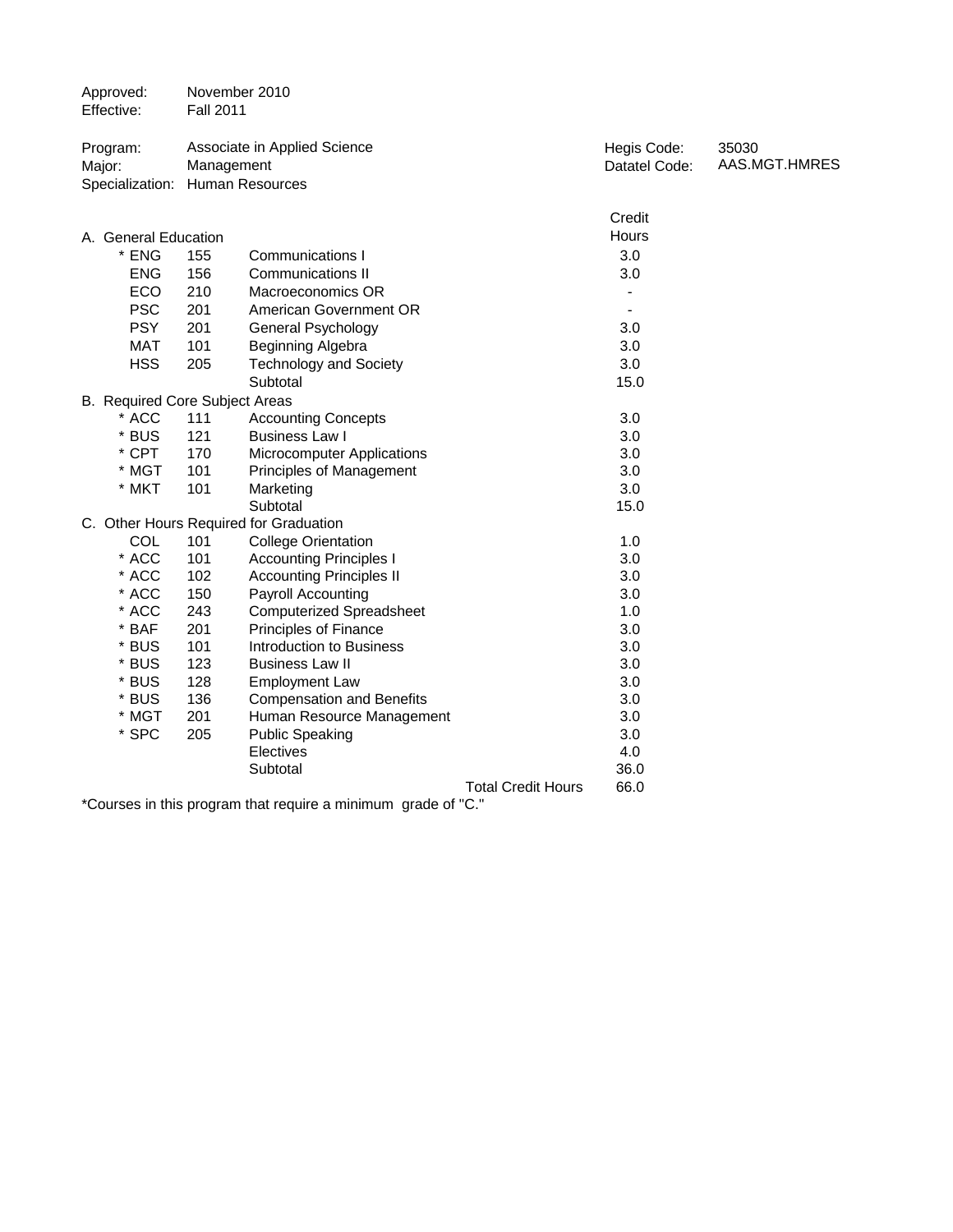Approved: November 2010
Effective: Fall 2011

Program: Associate in Applied Science
Major: Management
Specialization: Human Resources

Hegis Code: 35030
Datatel Code: AAS.MGT.HMRES

| | | | Credit Hours |
|---|---|---|---|
| **A. General Education** | | | |
| * ENG | 155 | Communications I | 3.0 |
| ENG | 156 | Communications II | 3.0 |
| ECO | 210 | Macroeconomics OR | - |
| PSC | 201 | American Government OR | - |
| PSY | 201 | General Psychology | 3.0 |
| MAT | 101 | Beginning Algebra | 3.0 |
| HSS | 205 | Technology and Society | 3.0 |
| | | Subtotal | 15.0 |
| **B. Required Core Subject Areas** | | | |
| * ACC | 111 | Accounting Concepts | 3.0 |
| * BUS | 121 | Business Law I | 3.0 |
| * CPT | 170 | Microcomputer Applications | 3.0 |
| * MGT | 101 | Principles of Management | 3.0 |
| * MKT | 101 | Marketing | 3.0 |
| | | Subtotal | 15.0 |
| **C. Other Hours Required for Graduation** | | | |
| COL | 101 | College Orientation | 1.0 |
| * ACC | 101 | Accounting Principles I | 3.0 |
| * ACC | 102 | Accounting Principles II | 3.0 |
| * ACC | 150 | Payroll Accounting | 3.0 |
| * ACC | 243 | Computerized Spreadsheet | 1.0 |
| * BAF | 201 | Principles of Finance | 3.0 |
| * BUS | 101 | Introduction to Business | 3.0 |
| * BUS | 123 | Business Law II | 3.0 |
| * BUS | 128 | Employment Law | 3.0 |
| * BUS | 136 | Compensation and Benefits | 3.0 |
| * MGT | 201 | Human Resource Management | 3.0 |
| * SPC | 205 | Public Speaking | 3.0 |
| | | Electives | 4.0 |
| | | Subtotal | 36.0 |
| | | Total Credit Hours | 66.0 |

*Courses in this program that require a minimum grade of "C."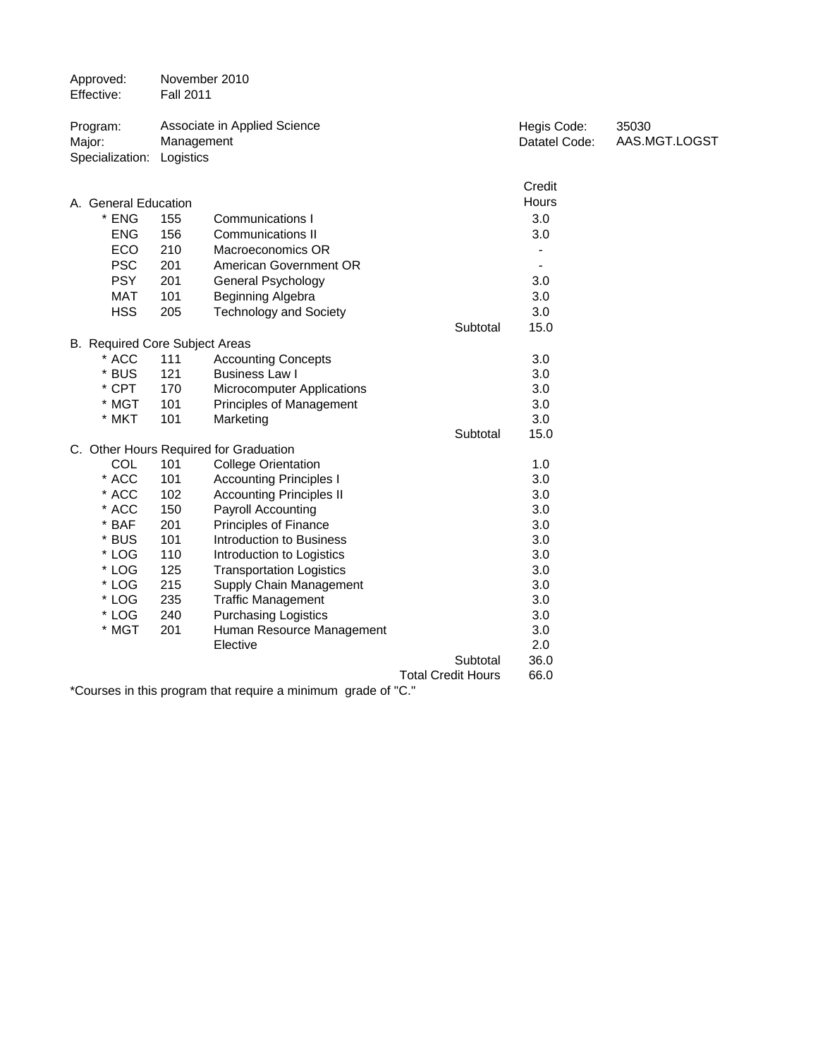Approved: November 2010
Effective: Fall 2011

Program: Associate in Applied Science
Major: Management
Specialization: Logistics

Hegis Code: 35030
Datatel Code: AAS.MGT.LOGST

| | | | | Credit Hours |
|---|---|---|---|---|
| **A. General Education** | | | | |
| * ENG | 155 | Communications I | | 3.0 |
| ENG | 156 | Communications II | | 3.0 |
| ECO | 210 | Macroeconomics OR | | - |
| PSC | 201 | American Government OR | | - |
| PSY | 201 | General Psychology | | 3.0 |
| MAT | 101 | Beginning Algebra | | 3.0 |
| HSS | 205 | Technology and Society | | 3.0 |
| | | | Subtotal | 15.0 |
| **B. Required Core Subject Areas** | | | | |
| * ACC | 111 | Accounting Concepts | | 3.0 |
| * BUS | 121 | Business Law I | | 3.0 |
| * CPT | 170 | Microcomputer Applications | | 3.0 |
| * MGT | 101 | Principles of Management | | 3.0 |
| * MKT | 101 | Marketing | | 3.0 |
| | | | Subtotal | 15.0 |
| **C. Other Hours Required for Graduation** | | | | |
| COL | 101 | College Orientation | | 1.0 |
| * ACC | 101 | Accounting Principles I | | 3.0 |
| * ACC | 102 | Accounting Principles II | | 3.0 |
| * ACC | 150 | Payroll Accounting | | 3.0 |
| * BAF | 201 | Principles of Finance | | 3.0 |
| * BUS | 101 | Introduction to Business | | 3.0 |
| * LOG | 110 | Introduction to Logistics | | 3.0 |
| * LOG | 125 | Transportation Logistics | | 3.0 |
| * LOG | 215 | Supply Chain Management | | 3.0 |
| * LOG | 235 | Traffic Management | | 3.0 |
| * LOG | 240 | Purchasing Logistics | | 3.0 |
| * MGT | 201 | Human Resource Management | | 3.0 |
| | | Elective | | 2.0 |
| | | | Subtotal | 36.0 |
| | | | Total Credit Hours | 66.0 |

*Courses in this program that require a minimum grade of "C."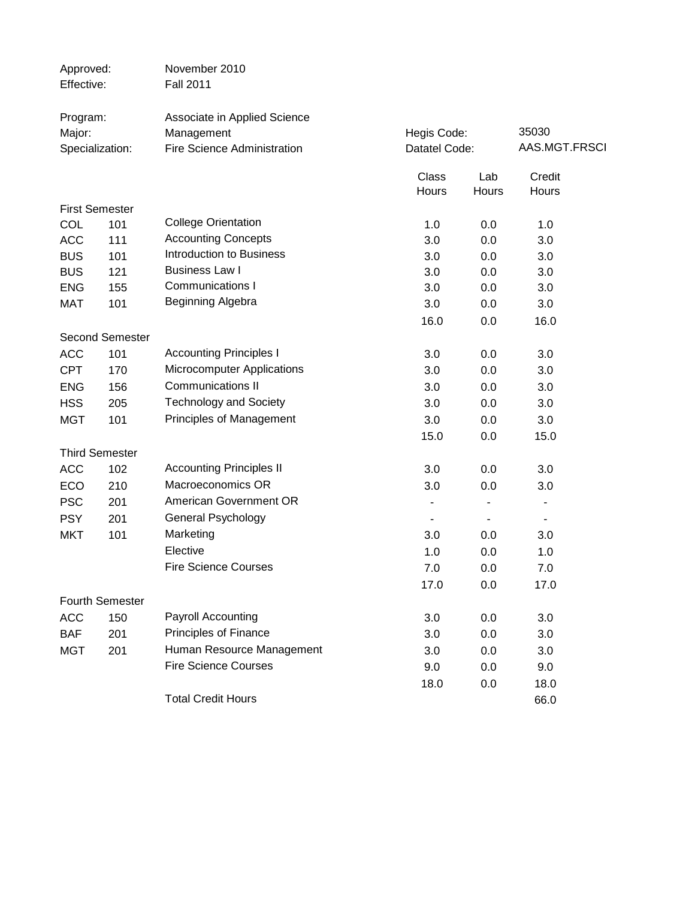Approved: November 2010
Effective: Fall 2011

Program: Associate in Applied Science
Major: Management
Specialization: Fire Science Administration

Hegis Code: 35030
Datatel Code: AAS.MGT.FRSCI

| | | | Class Hours | Lab Hours | Credit Hours |
|---|---|---|---|---|---|
| **First Semester** | | | | | |
| COL | 101 | College Orientation | 1.0 | 0.0 | 1.0 |
| ACC | 111 | Accounting Concepts | 3.0 | 0.0 | 3.0 |
| BUS | 101 | Introduction to Business | 3.0 | 0.0 | 3.0 |
| BUS | 121 | Business Law I | 3.0 | 0.0 | 3.0 |
| ENG | 155 | Communications I | 3.0 | 0.0 | 3.0 |
| MAT | 101 | Beginning Algebra | 3.0 | 0.0 | 3.0 |
| | | | 16.0 | 0.0 | 16.0 |
| **Second Semester** | | | | | |
| ACC | 101 | Accounting Principles I | 3.0 | 0.0 | 3.0 |
| CPT | 170 | Microcomputer Applications | 3.0 | 0.0 | 3.0 |
| ENG | 156 | Communications II | 3.0 | 0.0 | 3.0 |
| HSS | 205 | Technology and Society | 3.0 | 0.0 | 3.0 |
| MGT | 101 | Principles of Management | 3.0 | 0.0 | 3.0 |
| | | | 15.0 | 0.0 | 15.0 |
| **Third Semester** | | | | | |
| ACC | 102 | Accounting Principles II | 3.0 | 0.0 | 3.0 |
| ECO | 210 | Macroeconomics OR | 3.0 | 0.0 | 3.0 |
| PSC | 201 | American Government OR | - | - | - |
| PSY | 201 | General Psychology | - | - | - |
| MKT | 101 | Marketing | 3.0 | 0.0 | 3.0 |
| | | Elective | 1.0 | 0.0 | 1.0 |
| | | Fire Science Courses | 7.0 | 0.0 | 7.0 |
| | | | 17.0 | 0.0 | 17.0 |
| **Fourth Semester** | | | | | |
| ACC | 150 | Payroll Accounting | 3.0 | 0.0 | 3.0 |
| BAF | 201 | Principles of Finance | 3.0 | 0.0 | 3.0 |
| MGT | 201 | Human Resource Management | 3.0 | 0.0 | 3.0 |
| | | Fire Science Courses | 9.0 | 0.0 | 9.0 |
| | | | 18.0 | 0.0 | 18.0 |
| | | Total Credit Hours | | | 66.0 |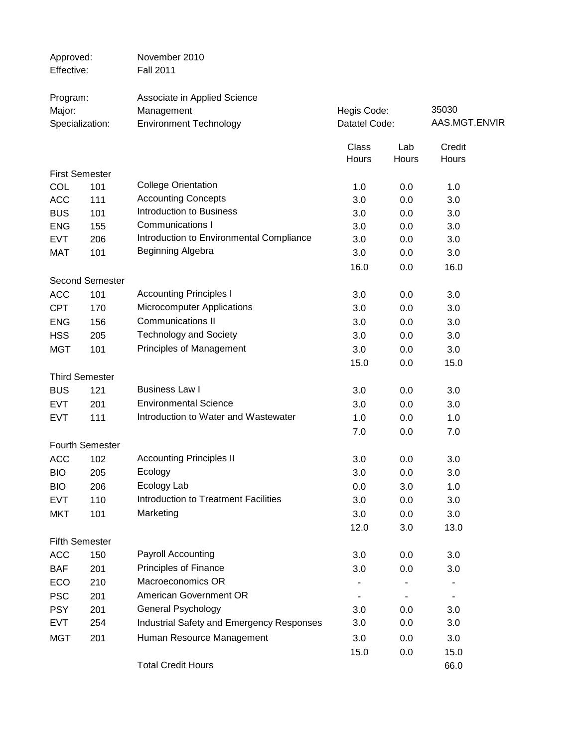Approved: November 2010
Effective: Fall 2011

Program: Associate in Applied Science
Major: Management
Specialization: Environment Technology

Hegis Code: 35030
Datatel Code: AAS.MGT.ENVIR

| | | | Class Hours | Lab Hours | Credit Hours |
|---|---|---|---|---|---|
| **First Semester** | | | | | |
| COL | 101 | College Orientation | 1.0 | 0.0 | 1.0 |
| ACC | 111 | Accounting Concepts | 3.0 | 0.0 | 3.0 |
| BUS | 101 | Introduction to Business | 3.0 | 0.0 | 3.0 |
| ENG | 155 | Communications I | 3.0 | 0.0 | 3.0 |
| EVT | 206 | Introduction to Environmental Compliance | 3.0 | 0.0 | 3.0 |
| MAT | 101 | Beginning Algebra | 3.0 | 0.0 | 3.0 |
| | | | 16.0 | 0.0 | 16.0 |
| **Second Semester** | | | | | |
| ACC | 101 | Accounting Principles I | 3.0 | 0.0 | 3.0 |
| CPT | 170 | Microcomputer Applications | 3.0 | 0.0 | 3.0 |
| ENG | 156 | Communications II | 3.0 | 0.0 | 3.0 |
| HSS | 205 | Technology and Society | 3.0 | 0.0 | 3.0 |
| MGT | 101 | Principles of Management | 3.0 | 0.0 | 3.0 |
| | | | 15.0 | 0.0 | 15.0 |
| **Third Semester** | | | | | |
| BUS | 121 | Business Law I | 3.0 | 0.0 | 3.0 |
| EVT | 201 | Environmental Science | 3.0 | 0.0 | 3.0 |
| EVT | 111 | Introduction to Water and Wastewater | 1.0 | 0.0 | 1.0 |
| | | | 7.0 | 0.0 | 7.0 |
| **Fourth Semester** | | | | | |
| ACC | 102 | Accounting Principles II | 3.0 | 0.0 | 3.0 |
| BIO | 205 | Ecology | 3.0 | 0.0 | 3.0 |
| BIO | 206 | Ecology Lab | 0.0 | 3.0 | 1.0 |
| EVT | 110 | Introduction to Treatment Facilities | 3.0 | 0.0 | 3.0 |
| MKT | 101 | Marketing | 3.0 | 0.0 | 3.0 |
| | | | 12.0 | 3.0 | 13.0 |
| **Fifth Semester** | | | | | |
| ACC | 150 | Payroll Accounting | 3.0 | 0.0 | 3.0 |
| BAF | 201 | Principles of Finance | 3.0 | 0.0 | 3.0 |
| ECO | 210 | Macroeconomics OR | - | - | - |
| PSC | 201 | American Government OR | - | - | - |
| PSY | 201 | General Psychology | 3.0 | 0.0 | 3.0 |
| EVT | 254 | Industrial Safety and Emergency Responses | 3.0 | 0.0 | 3.0 |
| MGT | 201 | Human Resource Management | 3.0 | 0.0 | 3.0 |
| | | | 15.0 | 0.0 | 15.0 |
| | | Total Credit Hours | | | 66.0 |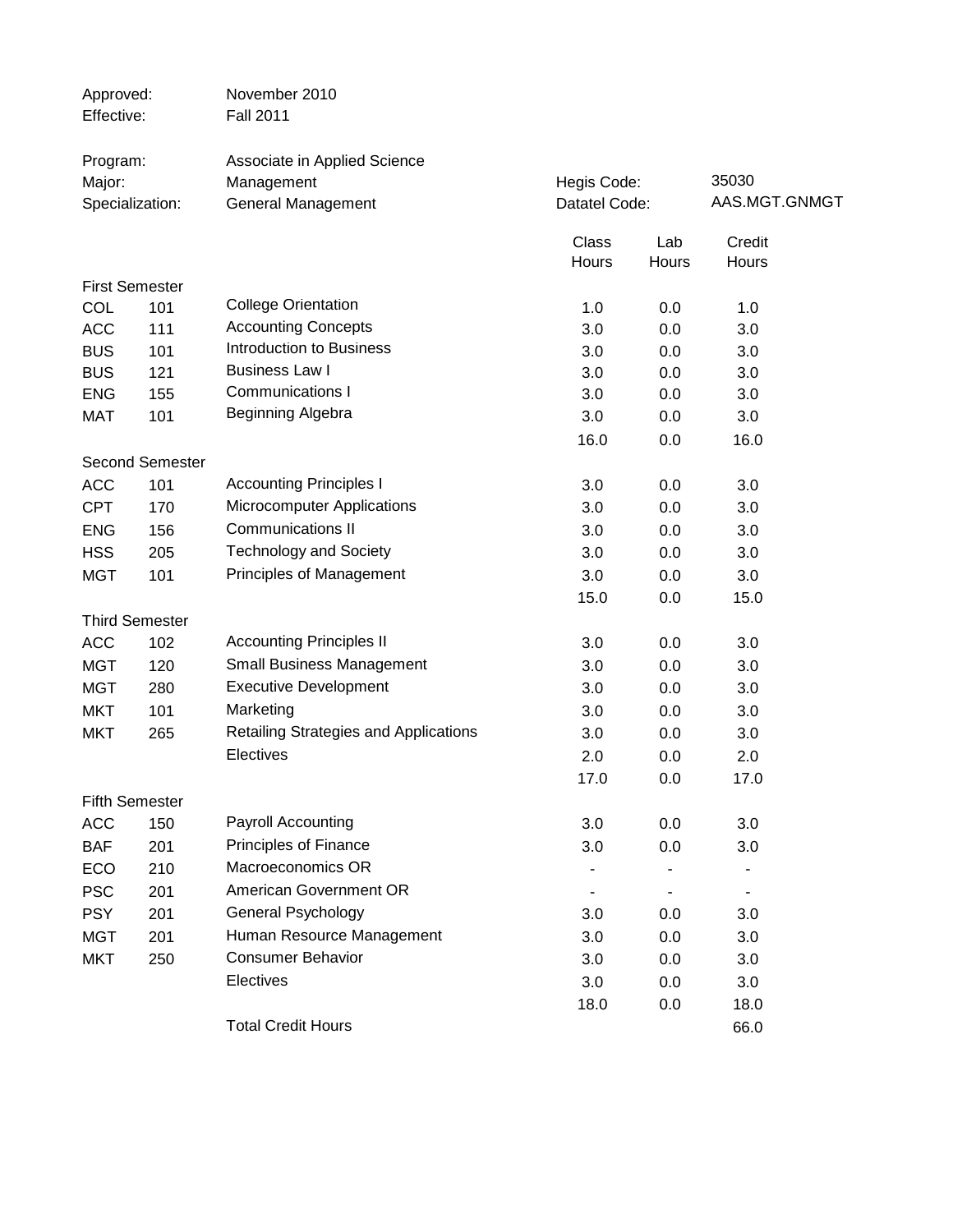| | |
|---|---|
| Approved: | November 2010 |
| Effective: | Fall 2011 |

| | | | |
|---|---|---|---|
| Program: | Associate in Applied Science | | |
| Major: | Management | Hegis Code: | 35030 |
| Specialization: | General Management | Datatel Code: | AAS.MGT.GNMGT |

| | | | Class Hours | Lab Hours | Credit Hours |
|---|---|---|---|---|---|
| **First Semester** | | | | | |
| COL | 101 | College Orientation | 1.0 | 0.0 | 1.0 |
| ACC | 111 | Accounting Concepts | 3.0 | 0.0 | 3.0 |
| BUS | 101 | Introduction to Business | 3.0 | 0.0 | 3.0 |
| BUS | 121 | Business Law I | 3.0 | 0.0 | 3.0 |
| ENG | 155 | Communications I | 3.0 | 0.0 | 3.0 |
| MAT | 101 | Beginning Algebra | 3.0 | 0.0 | 3.0 |
| | | | 16.0 | 0.0 | 16.0 |
| **Second Semester** | | | | | |
| ACC | 101 | Accounting Principles I | 3.0 | 0.0 | 3.0 |
| CPT | 170 | Microcomputer Applications | 3.0 | 0.0 | 3.0 |
| ENG | 156 | Communications II | 3.0 | 0.0 | 3.0 |
| HSS | 205 | Technology and Society | 3.0 | 0.0 | 3.0 |
| MGT | 101 | Principles of Management | 3.0 | 0.0 | 3.0 |
| | | | 15.0 | 0.0 | 15.0 |
| **Third Semester** | | | | | |
| ACC | 102 | Accounting Principles II | 3.0 | 0.0 | 3.0 |
| MGT | 120 | Small Business Management | 3.0 | 0.0 | 3.0 |
| MGT | 280 | Executive Development | 3.0 | 0.0 | 3.0 |
| MKT | 101 | Marketing | 3.0 | 0.0 | 3.0 |
| MKT | 265 | Retailing Strategies and Applications | 3.0 | 0.0 | 3.0 |
| | | Electives | 2.0 | 0.0 | 2.0 |
| | | | 17.0 | 0.0 | 17.0 |
| **Fifth Semester** | | | | | |
| ACC | 150 | Payroll Accounting | 3.0 | 0.0 | 3.0 |
| BAF | 201 | Principles of Finance | 3.0 | 0.0 | 3.0 |
| ECO | 210 | Macroeconomics OR | - | - | - |
| PSC | 201 | American Government OR | - | - | - |
| PSY | 201 | General Psychology | 3.0 | 0.0 | 3.0 |
| MGT | 201 | Human Resource Management | 3.0 | 0.0 | 3.0 |
| MKT | 250 | Consumer Behavior | 3.0 | 0.0 | 3.0 |
| | | Electives | 3.0 | 0.0 | 3.0 |
| | | | 18.0 | 0.0 | 18.0 |
| | | Total Credit Hours | | | 66.0 |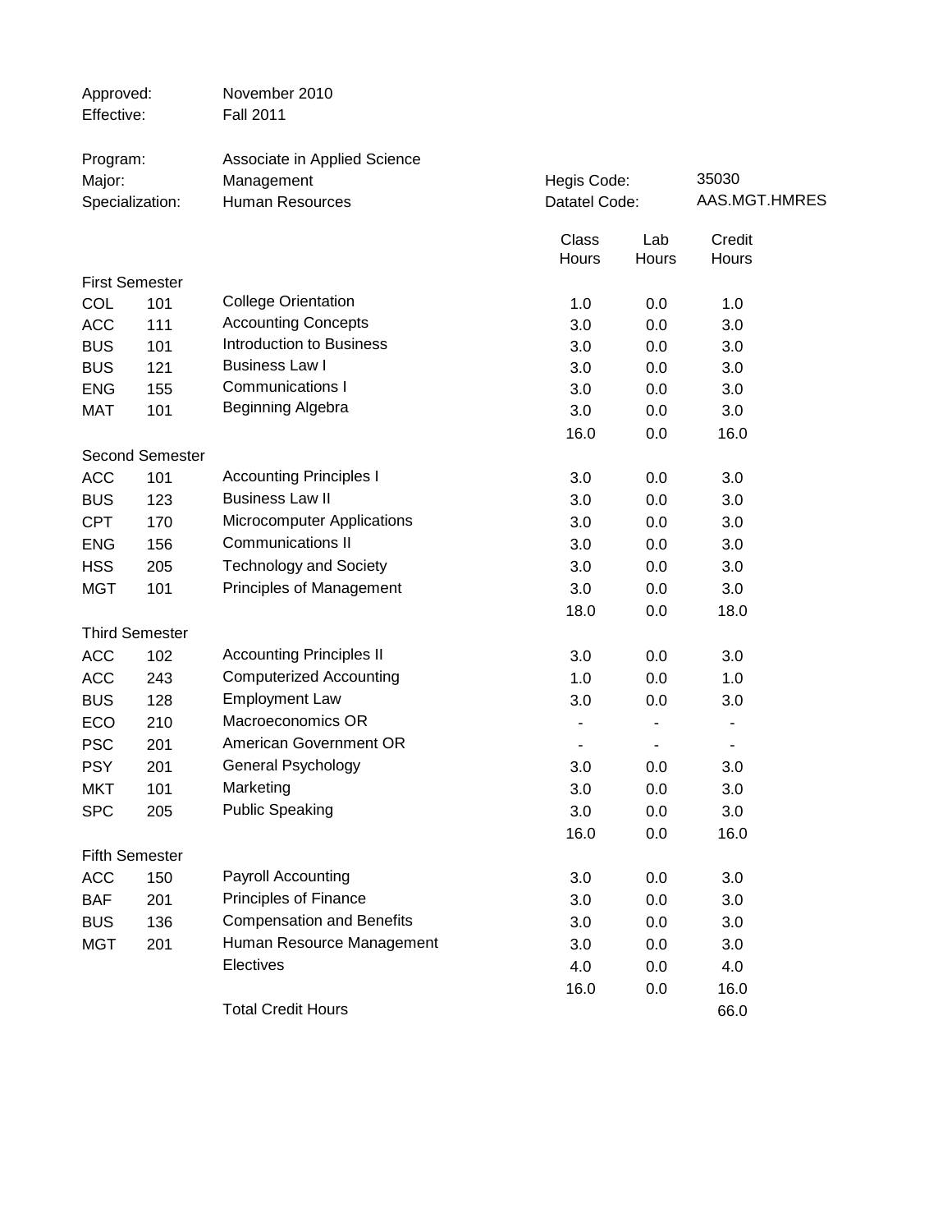| | |
|---|---|
| Approved: | November 2010 |
| Effective: | Fall 2011 |

| | | | |
|---|---|---|---|
| Program: | Associate in Applied Science | | |
| Major: | Management | Hegis Code: | 35030 |
| Specialization: | Human Resources | Datatel Code: | AAS.MGT.HMRES |

| | | | Class Hours | Lab Hours | Credit Hours |
|---|---|---|---|---|---|
| **First Semester** | | | | | |
| COL | 101 | College Orientation | 1.0 | 0.0 | 1.0 |
| ACC | 111 | Accounting Concepts | 3.0 | 0.0 | 3.0 |
| BUS | 101 | Introduction to Business | 3.0 | 0.0 | 3.0 |
| BUS | 121 | Business Law I | 3.0 | 0.0 | 3.0 |
| ENG | 155 | Communications I | 3.0 | 0.0 | 3.0 |
| MAT | 101 | Beginning Algebra | 3.0 | 0.0 | 3.0 |
| | | | 16.0 | 0.0 | 16.0 |
| **Second Semester** | | | | | |
| ACC | 101 | Accounting Principles I | 3.0 | 0.0 | 3.0 |
| BUS | 123 | Business Law II | 3.0 | 0.0 | 3.0 |
| CPT | 170 | Microcomputer Applications | 3.0 | 0.0 | 3.0 |
| ENG | 156 | Communications II | 3.0 | 0.0 | 3.0 |
| HSS | 205 | Technology and Society | 3.0 | 0.0 | 3.0 |
| MGT | 101 | Principles of Management | 3.0 | 0.0 | 3.0 |
| | | | 18.0 | 0.0 | 18.0 |
| **Third Semester** | | | | | |
| ACC | 102 | Accounting Principles II | 3.0 | 0.0 | 3.0 |
| ACC | 243 | Computerized Accounting | 1.0 | 0.0 | 1.0 |
| BUS | 128 | Employment Law | 3.0 | 0.0 | 3.0 |
| ECO | 210 | Macroeconomics OR | - | - | - |
| PSC | 201 | American Government OR | - | - | - |
| PSY | 201 | General Psychology | 3.0 | 0.0 | 3.0 |
| MKT | 101 | Marketing | 3.0 | 0.0 | 3.0 |
| SPC | 205 | Public Speaking | 3.0 | 0.0 | 3.0 |
| | | | 16.0 | 0.0 | 16.0 |
| **Fifth Semester** | | | | | |
| ACC | 150 | Payroll Accounting | 3.0 | 0.0 | 3.0 |
| BAF | 201 | Principles of Finance | 3.0 | 0.0 | 3.0 |
| BUS | 136 | Compensation and Benefits | 3.0 | 0.0 | 3.0 |
| MGT | 201 | Human Resource Management | 3.0 | 0.0 | 3.0 |
| | | Electives | 4.0 | 0.0 | 4.0 |
| | | | 16.0 | 0.0 | 16.0 |
| | | Total Credit Hours | | | 66.0 |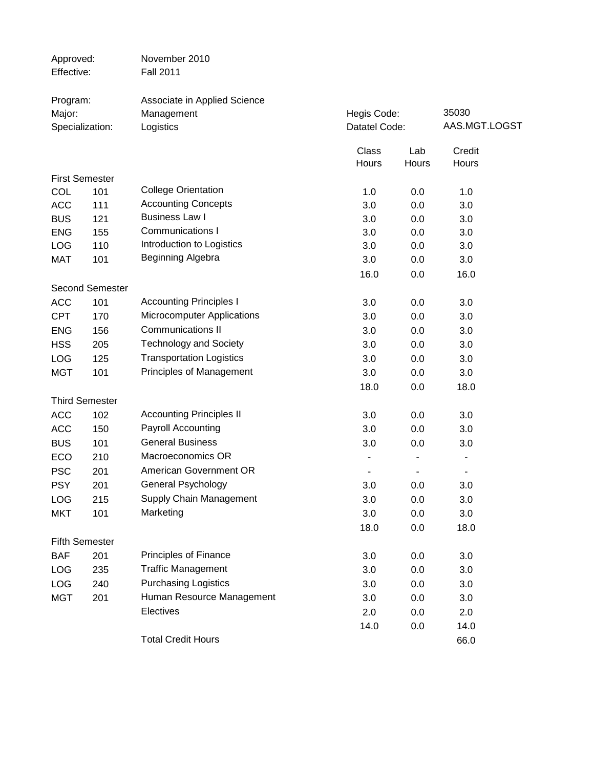| | |
|---|---|
| Approved: | November 2010 |
| Effective: | Fall 2011 |

| | | |
|---|---|---|
| Program: | Associate in Applied Science | |
| Major: | Management | Hegis Code: 35030 |
| Specialization: | Logistics | Datatel Code: AAS.MGT.LOGST |

| | | | Class Hours | Lab Hours | Credit Hours |
|---|---|---|---|---|---|
| **First Semester** | | | | | |
| COL | 101 | College Orientation | 1.0 | 0.0 | 1.0 |
| ACC | 111 | Accounting Concepts | 3.0 | 0.0 | 3.0 |
| BUS | 121 | Business Law I | 3.0 | 0.0 | 3.0 |
| ENG | 155 | Communications I | 3.0 | 0.0 | 3.0 |
| LOG | 110 | Introduction to Logistics | 3.0 | 0.0 | 3.0 |
| MAT | 101 | Beginning Algebra | 3.0 | 0.0 | 3.0 |
| | | | 16.0 | 0.0 | 16.0 |
| **Second Semester** | | | | | |
| ACC | 101 | Accounting Principles I | 3.0 | 0.0 | 3.0 |
| CPT | 170 | Microcomputer Applications | 3.0 | 0.0 | 3.0 |
| ENG | 156 | Communications II | 3.0 | 0.0 | 3.0 |
| HSS | 205 | Technology and Society | 3.0 | 0.0 | 3.0 |
| LOG | 125 | Transportation Logistics | 3.0 | 0.0 | 3.0 |
| MGT | 101 | Principles of Management | 3.0 | 0.0 | 3.0 |
| | | | 18.0 | 0.0 | 18.0 |
| **Third Semester** | | | | | |
| ACC | 102 | Accounting Principles II | 3.0 | 0.0 | 3.0 |
| ACC | 150 | Payroll Accounting | 3.0 | 0.0 | 3.0 |
| BUS | 101 | General Business | 3.0 | 0.0 | 3.0 |
| ECO | 210 | Macroeconomics OR | - | - | - |
| PSC | 201 | American Government OR | - | - | - |
| PSY | 201 | General Psychology | 3.0 | 0.0 | 3.0 |
| LOG | 215 | Supply Chain Management | 3.0 | 0.0 | 3.0 |
| MKT | 101 | Marketing | 3.0 | 0.0 | 3.0 |
| | | | 18.0 | 0.0 | 18.0 |
| **Fifth Semester** | | | | | |
| BAF | 201 | Principles of Finance | 3.0 | 0.0 | 3.0 |
| LOG | 235 | Traffic Management | 3.0 | 0.0 | 3.0 |
| LOG | 240 | Purchasing Logistics | 3.0 | 0.0 | 3.0 |
| MGT | 201 | Human Resource Management | 3.0 | 0.0 | 3.0 |
| | | Electives | 2.0 | 0.0 | 2.0 |
| | | | 14.0 | 0.0 | 14.0 |
| | | Total Credit Hours | | | 66.0 |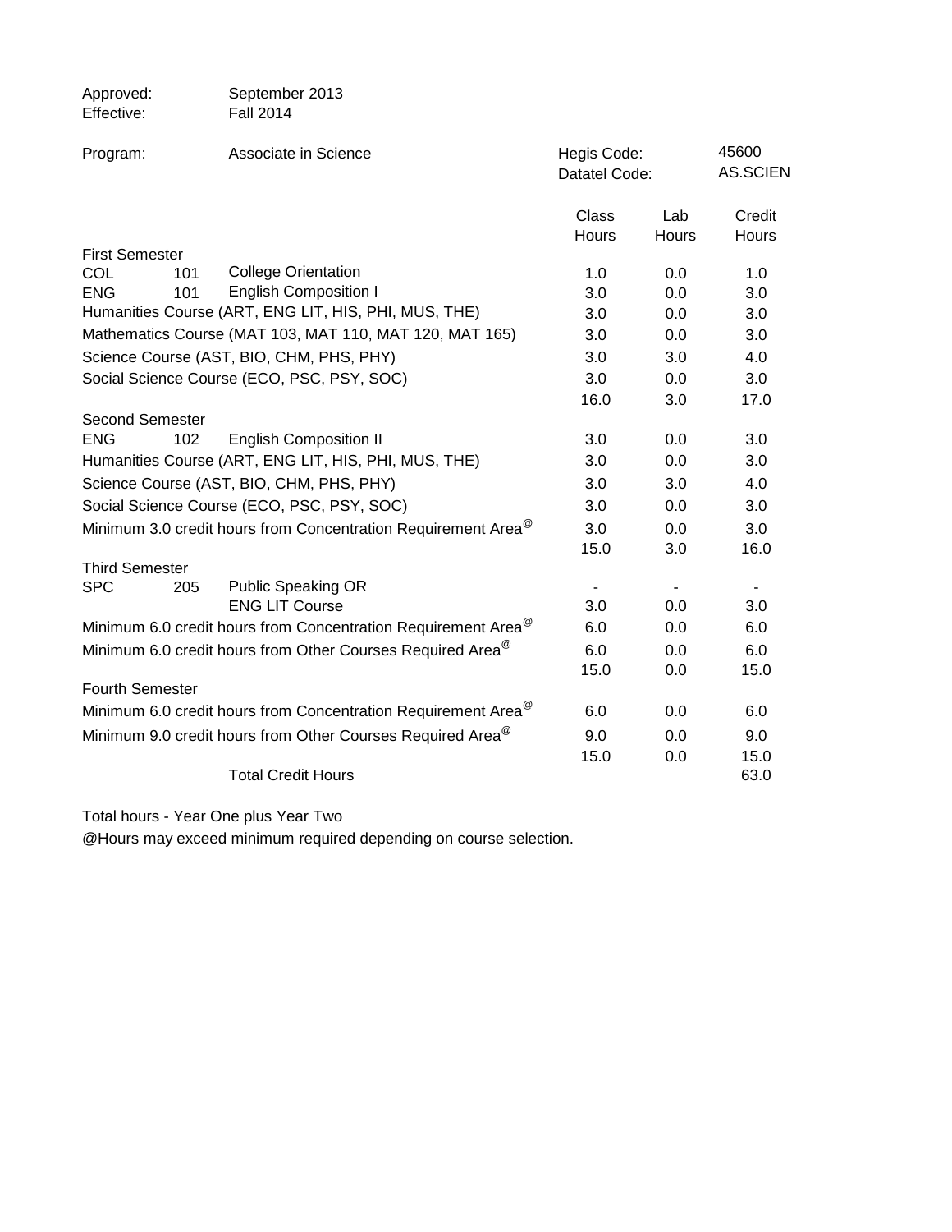Approved: September 2013
Effective: Fall 2014

Program: Associate in Science

Hegis Code: 45600
Datatel Code: AS.SCIEN

| | | | Class Hours | Lab Hours | Credit Hours |
|---|---|---|---|---|---|
| **First Semester** | | | | | |
| COL | 101 | College Orientation | 1.0 | 0.0 | 1.0 |
| ENG | 101 | English Composition I | 3.0 | 0.0 | 3.0 |
| Humanities Course (ART, ENG LIT, HIS, PHI, MUS, THE) | | | 3.0 | 0.0 | 3.0 |
| Mathematics Course (MAT 103, MAT 110, MAT 120, MAT 165) | | | 3.0 | 0.0 | 3.0 |
| Science Course (AST, BIO, CHM, PHS, PHY) | | | 3.0 | 3.0 | 4.0 |
| Social Science Course (ECO, PSC, PSY, SOC) | | | 3.0 | 0.0 | 3.0 |
| | | | 16.0 | 3.0 | 17.0 |
| **Second Semester** | | | | | |
| ENG | 102 | English Composition II | 3.0 | 0.0 | 3.0 |
| Humanities Course (ART, ENG LIT, HIS, PHI, MUS, THE) | | | 3.0 | 0.0 | 3.0 |
| Science Course (AST, BIO, CHM, PHS, PHY) | | | 3.0 | 3.0 | 4.0 |
| Social Science Course (ECO, PSC, PSY, SOC) | | | 3.0 | 0.0 | 3.0 |
| Minimum 3.0 credit hours from Concentration Requirement Area@ | | | 3.0 | 0.0 | 3.0 |
| | | | 15.0 | 3.0 | 16.0 |
| **Third Semester** | | | | | |
| SPC | 205 | Public Speaking OR | - | - | - |
| | | ENG LIT Course | 3.0 | 0.0 | 3.0 |
| Minimum 6.0 credit hours from Concentration Requirement Area@ | | | 6.0 | 0.0 | 6.0 |
| Minimum 6.0 credit hours from Other Courses Required Area@ | | | 6.0 | 0.0 | 6.0 |
| | | | 15.0 | 0.0 | 15.0 |
| **Fourth Semester** | | | | | |
| Minimum 6.0 credit hours from Concentration Requirement Area@ | | | 6.0 | 0.0 | 6.0 |
| Minimum 9.0 credit hours from Other Courses Required Area@ | | | 9.0 | 0.0 | 9.0 |
| | | | 15.0 | 0.0 | 15.0 |
| | | Total Credit Hours | | | 63.0 |

Total hours - Year One plus Year Two

@Hours may exceed minimum required depending on course selection.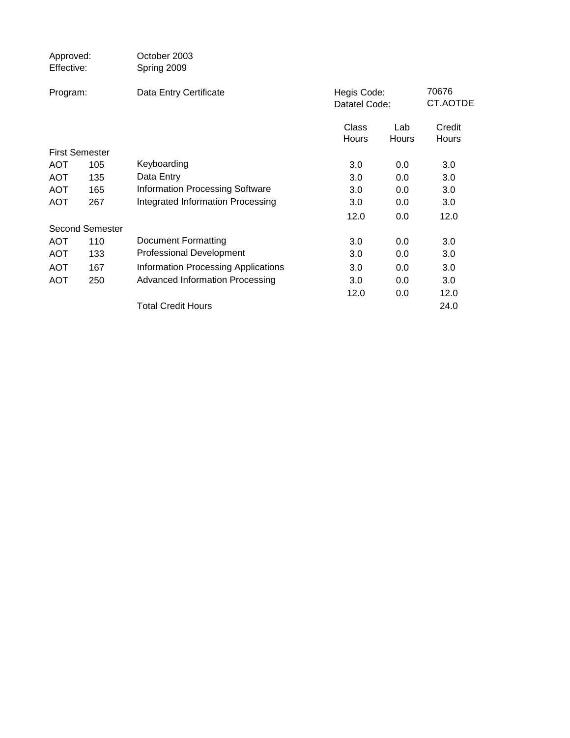Approved: October 2003
Effective: Spring 2009

Program: Data Entry Certificate

Hegis Code: 70676
Datatel Code: CT.AOTDE

| | | | Class Hours | Lab Hours | Credit Hours |
|---|---|---|---|---|---|
| First Semester | | | | | |
| AOT | 105 | Keyboarding | 3.0 | 0.0 | 3.0 |
| AOT | 135 | Data Entry | 3.0 | 0.0 | 3.0 |
| AOT | 165 | Information Processing Software | 3.0 | 0.0 | 3.0 |
| AOT | 267 | Integrated Information Processing | 3.0 | 0.0 | 3.0 |
| | | | 12.0 | 0.0 | 12.0 |
| Second Semester | | | | | |
| AOT | 110 | Document Formatting | 3.0 | 0.0 | 3.0 |
| AOT | 133 | Professional Development | 3.0 | 0.0 | 3.0 |
| AOT | 167 | Information Processing Applications | 3.0 | 0.0 | 3.0 |
| AOT | 250 | Advanced Information Processing | 3.0 | 0.0 | 3.0 |
| | | | 12.0 | 0.0 | 12.0 |
| | | Total Credit Hours | | | 24.0 |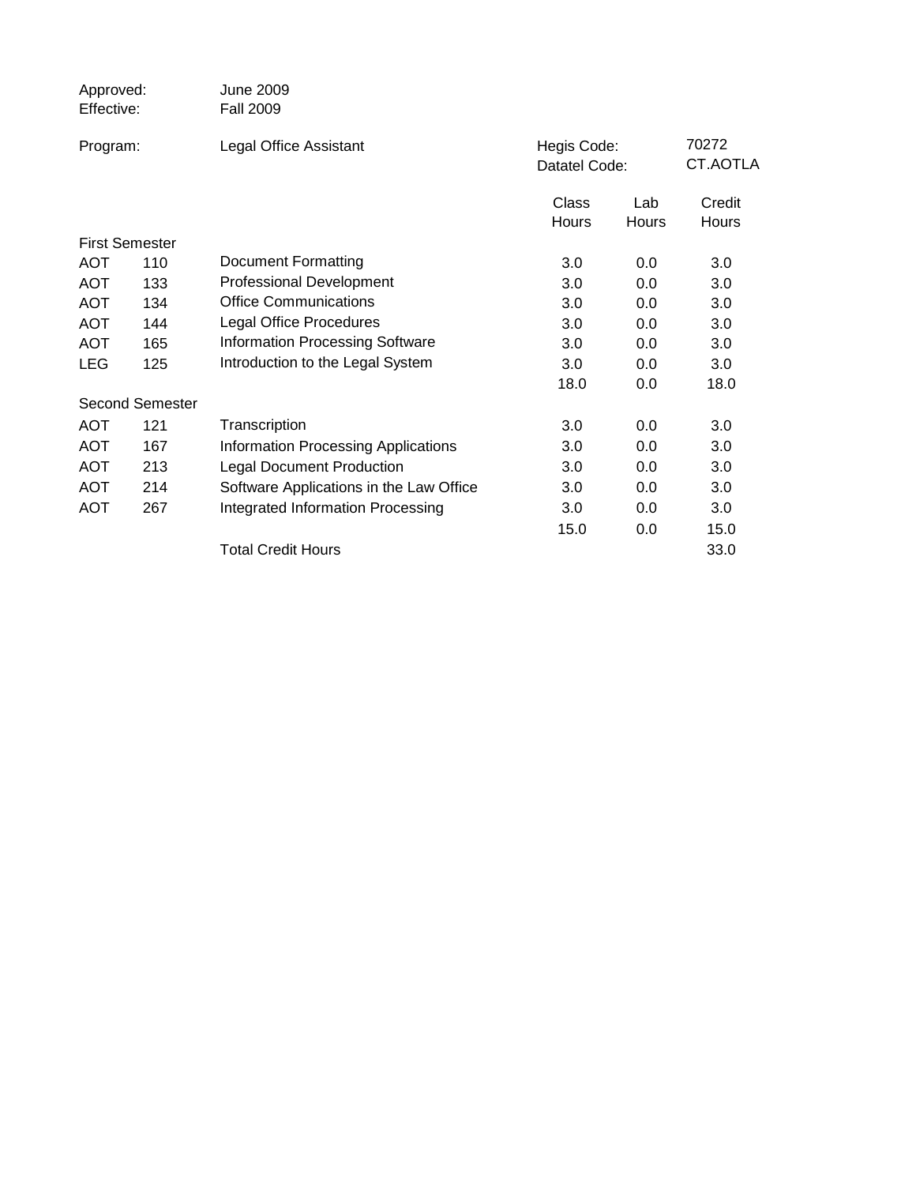Approved: June 2009
Effective: Fall 2009

Program: Legal Office Assistant

Hegis Code: 70272
Datatel Code: CT.AOTLA

| | | | Class Hours | Lab Hours | Credit Hours |
|---|---|---|---|---|---|
| **First Semester** | | | | | |
| AOT | 110 | Document Formatting | 3.0 | 0.0 | 3.0 |
| AOT | 133 | Professional Development | 3.0 | 0.0 | 3.0 |
| AOT | 134 | Office Communications | 3.0 | 0.0 | 3.0 |
| AOT | 144 | Legal Office Procedures | 3.0 | 0.0 | 3.0 |
| AOT | 165 | Information Processing Software | 3.0 | 0.0 | 3.0 |
| LEG | 125 | Introduction to the Legal System | 3.0 | 0.0 | 3.0 |
| | | | 18.0 | 0.0 | 18.0 |
| **Second Semester** | | | | | |
| AOT | 121 | Transcription | 3.0 | 0.0 | 3.0 |
| AOT | 167 | Information Processing Applications | 3.0 | 0.0 | 3.0 |
| AOT | 213 | Legal Document Production | 3.0 | 0.0 | 3.0 |
| AOT | 214 | Software Applications in the Law Office | 3.0 | 0.0 | 3.0 |
| AOT | 267 | Integrated Information Processing | 3.0 | 0.0 | 3.0 |
| | | | 15.0 | 0.0 | 15.0 |
| | | Total Credit Hours | | | 33.0 |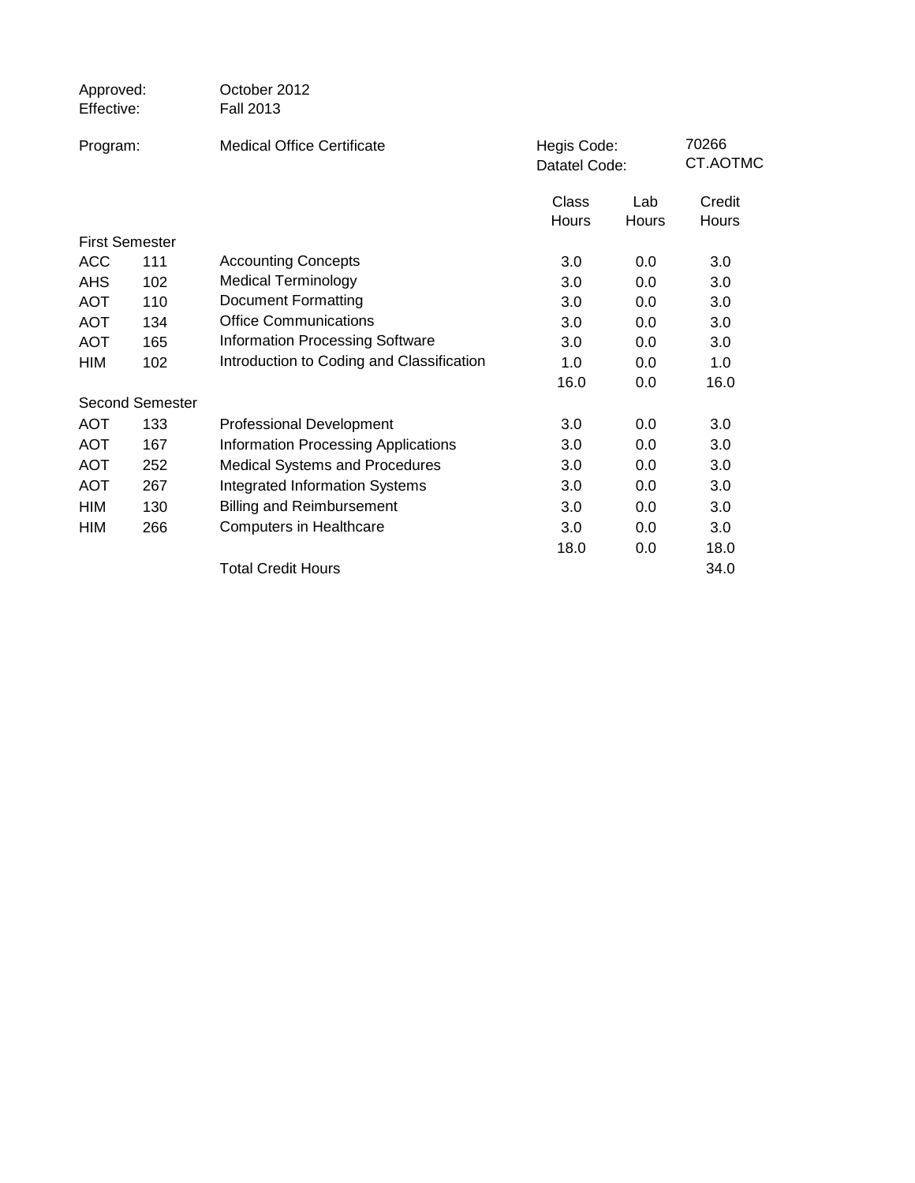Approved: October 2012
Effective: Fall 2013

Program: Medical Office Certificate

Hegis Code: 70266
Datatel Code: CT.AOTMC

| | | | Class Hours | Lab Hours | Credit Hours |
|---|---|---|---|---|---|
| **First Semester** | | | | | |
| ACC | 111 | Accounting Concepts | 3.0 | 0.0 | 3.0 |
| AHS | 102 | Medical Terminology | 3.0 | 0.0 | 3.0 |
| AOT | 110 | Document Formatting | 3.0 | 0.0 | 3.0 |
| AOT | 134 | Office Communications | 3.0 | 0.0 | 3.0 |
| AOT | 165 | Information Processing Software | 3.0 | 0.0 | 3.0 |
| HIM | 102 | Introduction to Coding and Classification | 1.0 | 0.0 | 1.0 |
| | | | 16.0 | 0.0 | 16.0 |
| **Second Semester** | | | | | |
| AOT | 133 | Professional Development | 3.0 | 0.0 | 3.0 |
| AOT | 167 | Information Processing Applications | 3.0 | 0.0 | 3.0 |
| AOT | 252 | Medical Systems and Procedures | 3.0 | 0.0 | 3.0 |
| AOT | 267 | Integrated Information Systems | 3.0 | 0.0 | 3.0 |
| HIM | 130 | Billing and Reimbursement | 3.0 | 0.0 | 3.0 |
| HIM | 266 | Computers in Healthcare | 3.0 | 0.0 | 3.0 |
| | | | 18.0 | 0.0 | 18.0 |
| | | Total Credit Hours | | | 34.0 |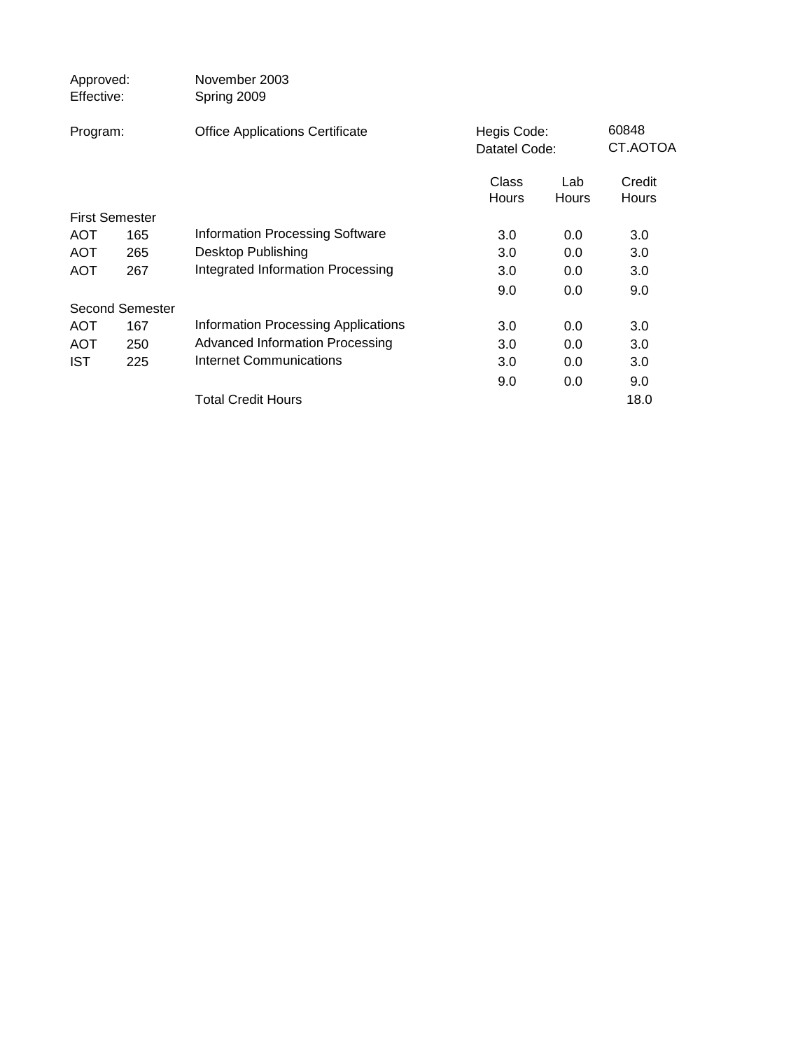Approved: November 2003
Effective: Spring 2009

Program: Office Applications Certificate

Hegis Code: 60848
Datatel Code: CT.AOTOA

| | | | Class Hours | Lab Hours | Credit Hours |
|---|---|---|---|---|---|
| **First Semester** | | | | | |
| AOT | 165 | Information Processing Software | 3.0 | 0.0 | 3.0 |
| AOT | 265 | Desktop Publishing | 3.0 | 0.0 | 3.0 |
| AOT | 267 | Integrated Information Processing | 3.0 | 0.0 | 3.0 |
| | | | 9.0 | 0.0 | 9.0 |
| **Second Semester** | | | | | |
| AOT | 167 | Information Processing Applications | 3.0 | 0.0 | 3.0 |
| AOT | 250 | Advanced Information Processing | 3.0 | 0.0 | 3.0 |
| IST | 225 | Internet Communications | 3.0 | 0.0 | 3.0 |
| | | | 9.0 | 0.0 | 9.0 |
| | | Total Credit Hours | | | 18.0 |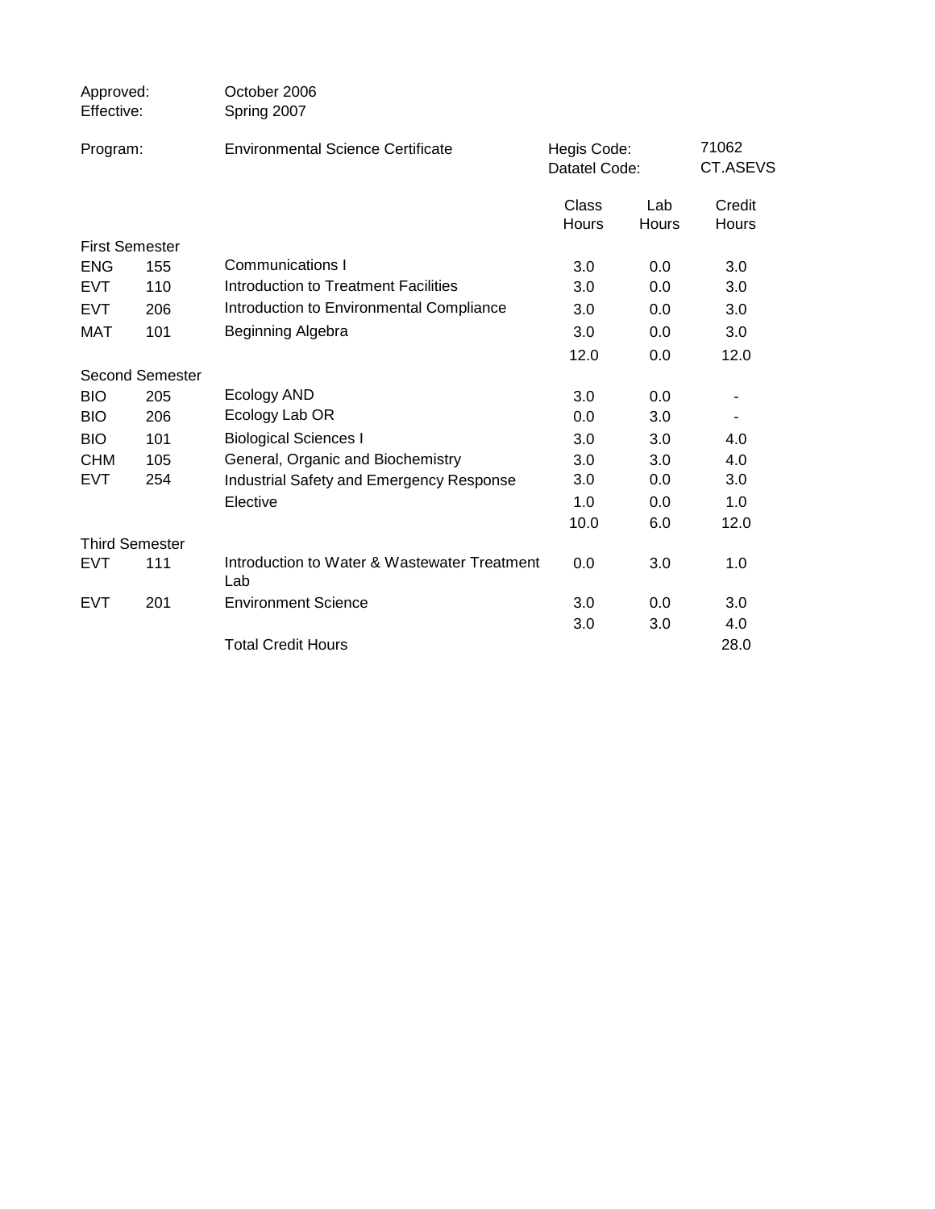| | |
|---|---|
| Approved: | October 2006 |
| Effective: | Spring 2007 |

| Program: | | Environmental Science Certificate | Hegis Code: | | 71062 |
|---|---|---|---|---|---|
| | | | Datatel Code: | | CT.ASEVS |

| | | | Class Hours | Lab Hours | Credit Hours |
|---|---|---|---|---|---|
| First Semester | | | | | |
| ENG | 155 | Communications I | 3.0 | 0.0 | 3.0 |
| EVT | 110 | Introduction to Treatment Facilities | 3.0 | 0.0 | 3.0 |
| EVT | 206 | Introduction to Environmental Compliance | 3.0 | 0.0 | 3.0 |
| MAT | 101 | Beginning Algebra | 3.0 | 0.0 | 3.0 |
| | | | 12.0 | 0.0 | 12.0 |
| Second Semester | | | | | |
| BIO | 205 | Ecology AND | 3.0 | 0.0 | - |
| BIO | 206 | Ecology Lab OR | 0.0 | 3.0 | - |
| BIO | 101 | Biological Sciences I | 3.0 | 3.0 | 4.0 |
| CHM | 105 | General, Organic and Biochemistry | 3.0 | 3.0 | 4.0 |
| EVT | 254 | Industrial Safety and Emergency Response | 3.0 | 0.0 | 3.0 |
| | | Elective | 1.0 | 0.0 | 1.0 |
| | | | 10.0 | 6.0 | 12.0 |
| Third Semester | | | | | |
| EVT | 111 | Introduction to Water & Wastewater Treatment Lab | 0.0 | 3.0 | 1.0 |
| EVT | 201 | Environment Science | 3.0 | 0.0 | 3.0 |
| | | | 3.0 | 3.0 | 4.0 |
| | | Total Credit Hours | | | 28.0 |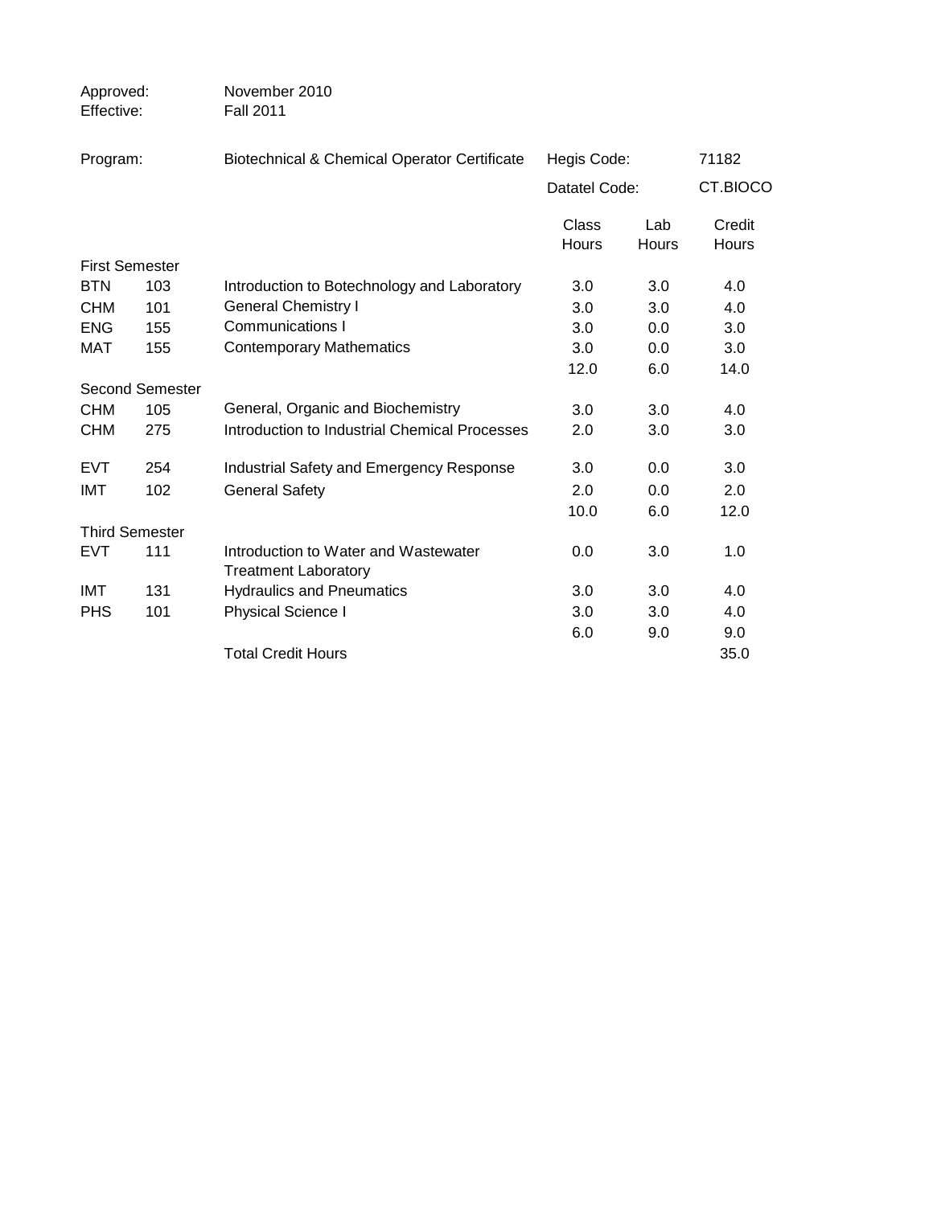Approved: November 2010
Effective: Fall 2011

Program: Biotechnical & Chemical Operator Certificate

Hegis Code: 71182
Datatel Code: CT.BIOCO

| | | | Class Hours | Lab Hours | Credit Hours |
|---|---|---|---|---|---|
| **First Semester** | | | | | |
| BTN | 103 | Introduction to Botechnology and Laboratory | 3.0 | 3.0 | 4.0 |
| CHM | 101 | General Chemistry I | 3.0 | 3.0 | 4.0 |
| ENG | 155 | Communications I | 3.0 | 0.0 | 3.0 |
| MAT | 155 | Contemporary Mathematics | 3.0 | 0.0 | 3.0 |
| | | | 12.0 | 6.0 | 14.0 |
| **Second Semester** | | | | | |
| CHM | 105 | General, Organic and Biochemistry | 3.0 | 3.0 | 4.0 |
| CHM | 275 | Introduction to Industrial Chemical Processes | 2.0 | 3.0 | 3.0 |
| EVT | 254 | Industrial Safety and Emergency Response | 3.0 | 0.0 | 3.0 |
| IMT | 102 | General Safety | 2.0 | 0.0 | 2.0 |
| | | | 10.0 | 6.0 | 12.0 |
| **Third Semester** | | | | | |
| EVT | 111 | Introduction to Water and Wastewater Treatment Laboratory | 0.0 | 3.0 | 1.0 |
| IMT | 131 | Hydraulics and Pneumatics | 3.0 | 3.0 | 4.0 |
| PHS | 101 | Physical Science I | 3.0 | 3.0 | 4.0 |
| | | | 6.0 | 9.0 | 9.0 |
| | | Total Credit Hours | | | 35.0 |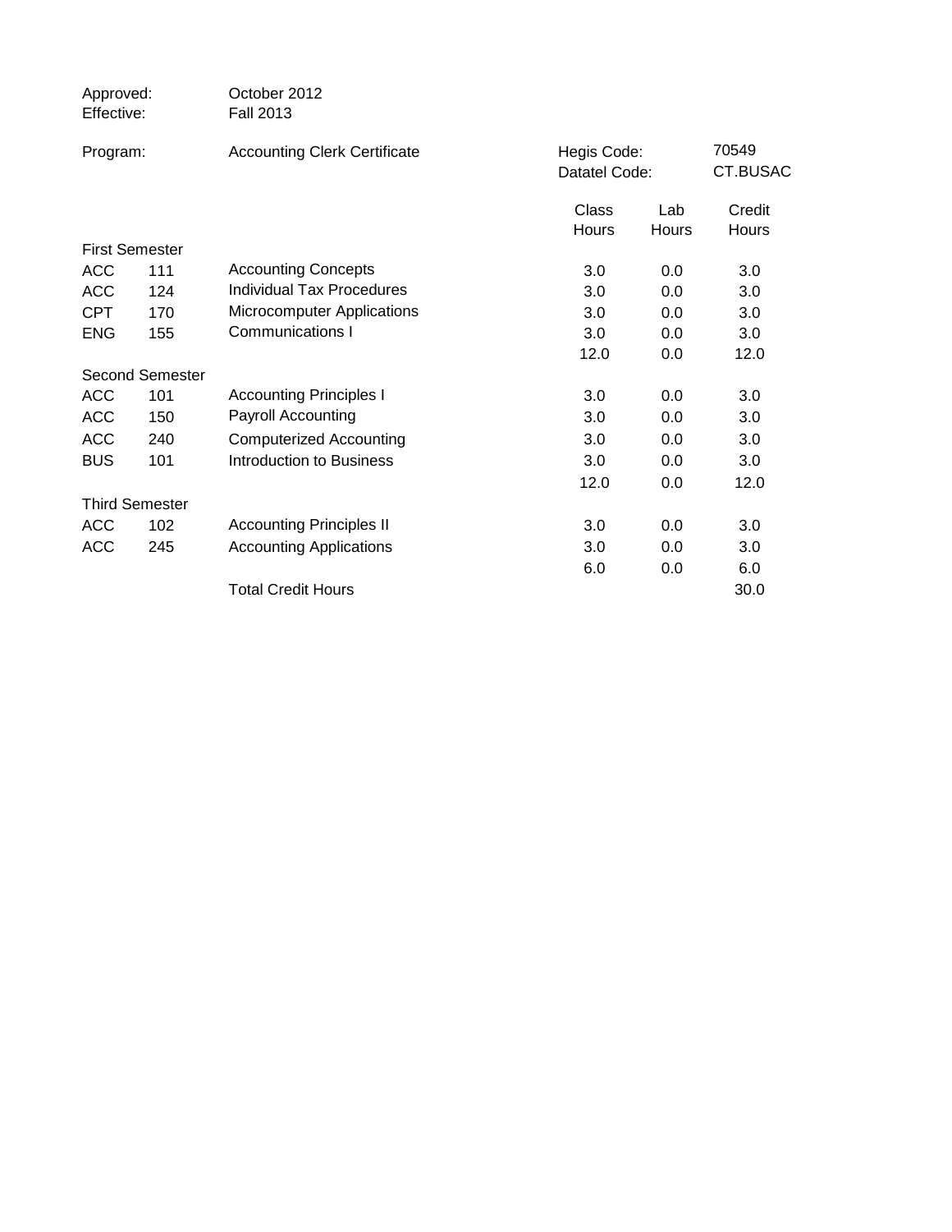Approved: October 2012
Effective: Fall 2013

Program: Accounting Clerk Certificate

Hegis Code: 70549
Datatel Code: CT.BUSAC

| | | | Class Hours | Lab Hours | Credit Hours |
|---|---|---|---|---|---|
| **First Semester** | | | | | |
| ACC | 111 | Accounting Concepts | 3.0 | 0.0 | 3.0 |
| ACC | 124 | Individual Tax Procedures | 3.0 | 0.0 | 3.0 |
| CPT | 170 | Microcomputer Applications | 3.0 | 0.0 | 3.0 |
| ENG | 155 | Communications I | 3.0 | 0.0 | 3.0 |
| | | | 12.0 | 0.0 | 12.0 |
| **Second Semester** | | | | | |
| ACC | 101 | Accounting Principles I | 3.0 | 0.0 | 3.0 |
| ACC | 150 | Payroll Accounting | 3.0 | 0.0 | 3.0 |
| ACC | 240 | Computerized Accounting | 3.0 | 0.0 | 3.0 |
| BUS | 101 | Introduction to Business | 3.0 | 0.0 | 3.0 |
| | | | 12.0 | 0.0 | 12.0 |
| **Third Semester** | | | | | |
| ACC | 102 | Accounting Principles II | 3.0 | 0.0 | 3.0 |
| ACC | 245 | Accounting Applications | 3.0 | 0.0 | 3.0 |
| | | | 6.0 | 0.0 | 6.0 |
| | | Total Credit Hours | | | 30.0 |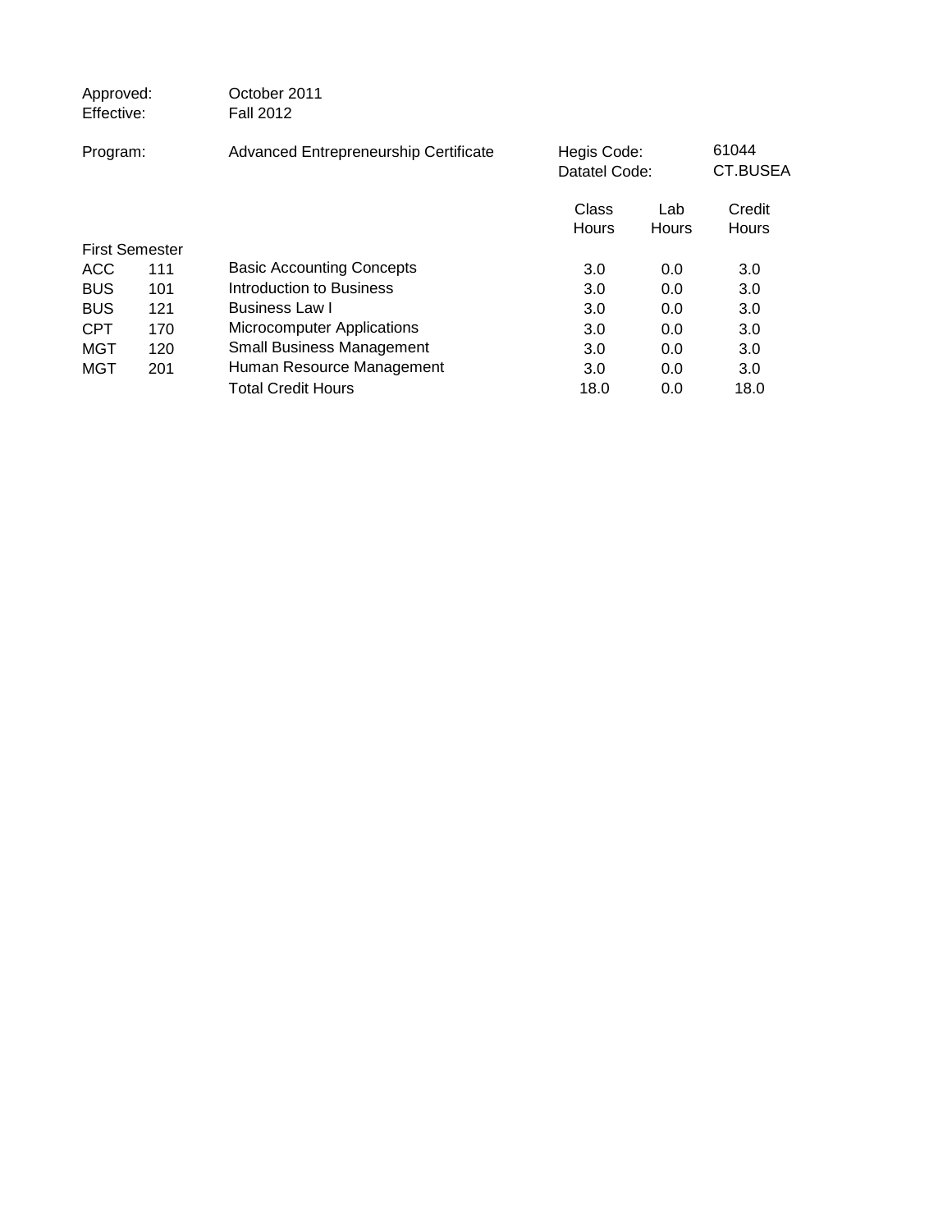Approved: October 2011
Effective: Fall 2012

Program: Advanced Entrepreneurship Certificate

Hegis Code: 61044
Datatel Code: CT.BUSEA

| | | | Class Hours | Lab Hours | Credit Hours |
|---|---|---|---|---|---|
| First Semester | | | | | |
| ACC | 111 | Basic Accounting Concepts | 3.0 | 0.0 | 3.0 |
| BUS | 101 | Introduction to Business | 3.0 | 0.0 | 3.0 |
| BUS | 121 | Business Law I | 3.0 | 0.0 | 3.0 |
| CPT | 170 | Microcomputer Applications | 3.0 | 0.0 | 3.0 |
| MGT | 120 | Small Business Management | 3.0 | 0.0 | 3.0 |
| MGT | 201 | Human Resource Management | 3.0 | 0.0 | 3.0 |
| | | Total Credit Hours | 18.0 | 0.0 | 18.0 |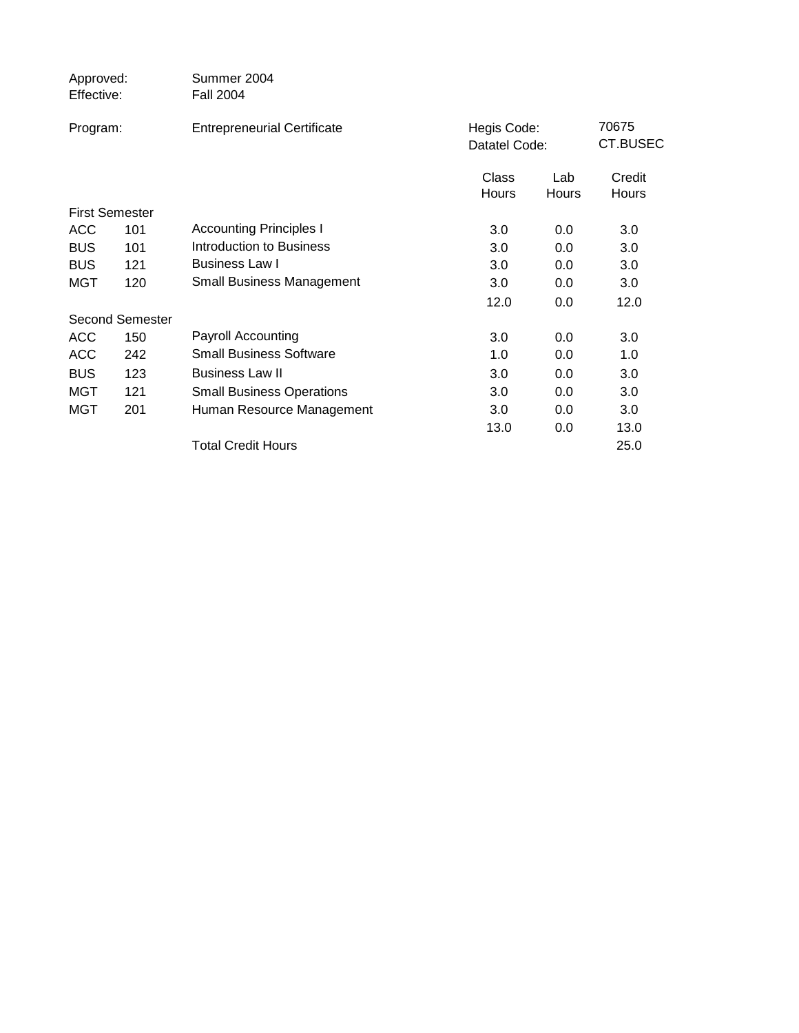Approved: Summer 2004
Effective: Fall 2004

Program: Entrepreneurial Certificate

Hegis Code: 70675
Datatel Code: CT.BUSEC

| | | | Class Hours | Lab Hours | Credit Hours |
|---|---|---|---|---|---|
| First Semester | | | | | |
| ACC | 101 | Accounting Principles I | 3.0 | 0.0 | 3.0 |
| BUS | 101 | Introduction to Business | 3.0 | 0.0 | 3.0 |
| BUS | 121 | Business Law I | 3.0 | 0.0 | 3.0 |
| MGT | 120 | Small Business Management | 3.0 | 0.0 | 3.0 |
| | | | 12.0 | 0.0 | 12.0 |
| Second Semester | | | | | |
| ACC | 150 | Payroll Accounting | 3.0 | 0.0 | 3.0 |
| ACC | 242 | Small Business Software | 1.0 | 0.0 | 1.0 |
| BUS | 123 | Business Law II | 3.0 | 0.0 | 3.0 |
| MGT | 121 | Small Business Operations | 3.0 | 0.0 | 3.0 |
| MGT | 201 | Human Resource Management | 3.0 | 0.0 | 3.0 |
| | | | 13.0 | 0.0 | 13.0 |
| | | Total Credit Hours | | | 25.0 |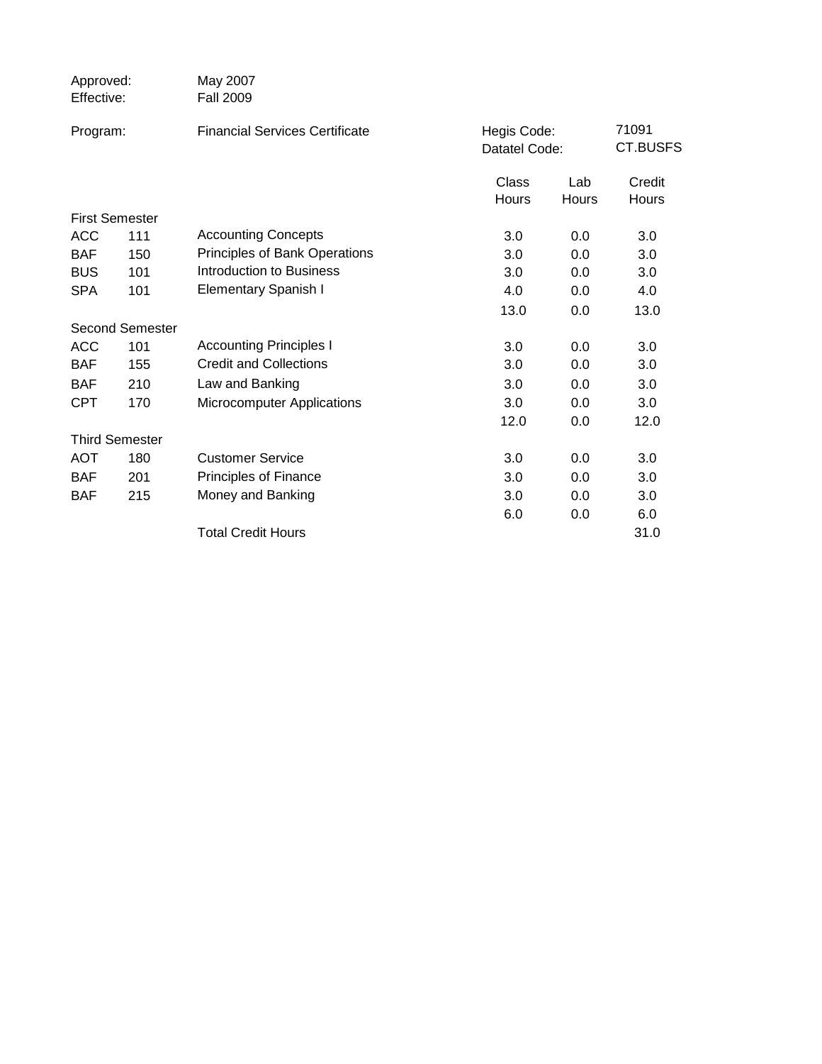Approved: May 2007
Effective: Fall 2009

Program: Financial Services Certificate

Hegis Code: 71091
Datatel Code: CT.BUSFS

| | | | Class Hours | Lab Hours | Credit Hours |
|---|---|---|---|---|---|
| **First Semester** | | | | | |
| ACC | 111 | Accounting Concepts | 3.0 | 0.0 | 3.0 |
| BAF | 150 | Principles of Bank Operations | 3.0 | 0.0 | 3.0 |
| BUS | 101 | Introduction to Business | 3.0 | 0.0 | 3.0 |
| SPA | 101 | Elementary Spanish I | 4.0 | 0.0 | 4.0 |
| | | | 13.0 | 0.0 | 13.0 |
| **Second Semester** | | | | | |
| ACC | 101 | Accounting Principles I | 3.0 | 0.0 | 3.0 |
| BAF | 155 | Credit and Collections | 3.0 | 0.0 | 3.0 |
| BAF | 210 | Law and Banking | 3.0 | 0.0 | 3.0 |
| CPT | 170 | Microcomputer Applications | 3.0 | 0.0 | 3.0 |
| | | | 12.0 | 0.0 | 12.0 |
| **Third Semester** | | | | | |
| AOT | 180 | Customer Service | 3.0 | 0.0 | 3.0 |
| BAF | 201 | Principles of Finance | 3.0 | 0.0 | 3.0 |
| BAF | 215 | Money and Banking | 3.0 | 0.0 | 3.0 |
| | | | 6.0 | 0.0 | 6.0 |
| | | Total Credit Hours | | | 31.0 |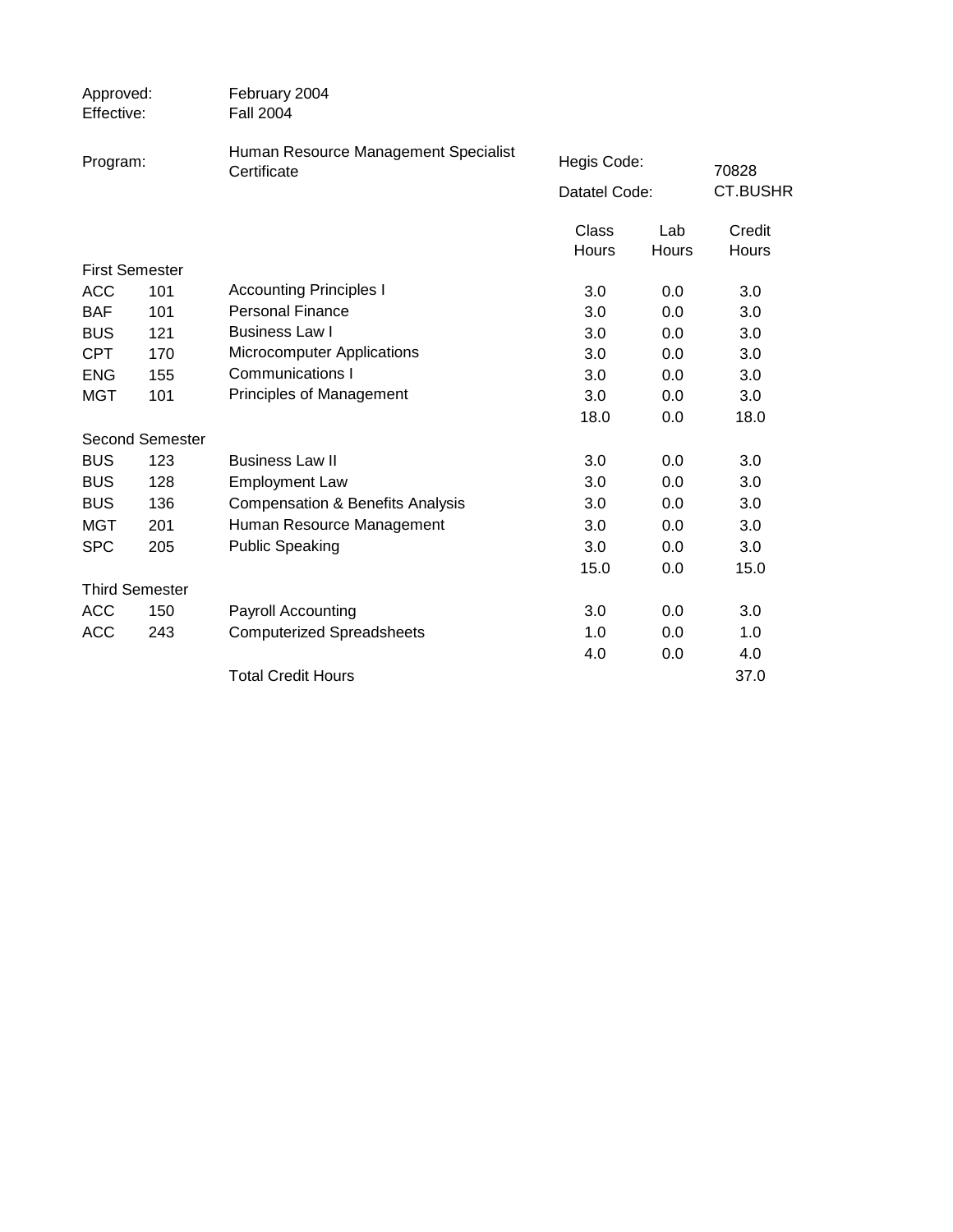| | |
|---|---|
| Approved: | February 2004 |
| Effective: | Fall 2004 |

| | |
|---|---|
| Program: | Human Resource Management Specialist Certificate |
| Hegis Code: | 70828 |
| Datatel Code: | CT.BUSHR |

| | | | Class Hours | Lab Hours | Credit Hours |
|---|---|---|---|---|---|
| **First Semester** | | | | | |
| ACC | 101 | Accounting Principles I | 3.0 | 0.0 | 3.0 |
| BAF | 101 | Personal Finance | 3.0 | 0.0 | 3.0 |
| BUS | 121 | Business Law I | 3.0 | 0.0 | 3.0 |
| CPT | 170 | Microcomputer Applications | 3.0 | 0.0 | 3.0 |
| ENG | 155 | Communications I | 3.0 | 0.0 | 3.0 |
| MGT | 101 | Principles of Management | 3.0 | 0.0 | 3.0 |
| | | | 18.0 | 0.0 | 18.0 |
| **Second Semester** | | | | | |
| BUS | 123 | Business Law II | 3.0 | 0.0 | 3.0 |
| BUS | 128 | Employment Law | 3.0 | 0.0 | 3.0 |
| BUS | 136 | Compensation & Benefits Analysis | 3.0 | 0.0 | 3.0 |
| MGT | 201 | Human Resource Management | 3.0 | 0.0 | 3.0 |
| SPC | 205 | Public Speaking | 3.0 | 0.0 | 3.0 |
| | | | 15.0 | 0.0 | 15.0 |
| **Third Semester** | | | | | |
| ACC | 150 | Payroll Accounting | 3.0 | 0.0 | 3.0 |
| ACC | 243 | Computerized Spreadsheets | 1.0 | 0.0 | 1.0 |
| | | | 4.0 | 0.0 | 4.0 |
| | | Total Credit Hours | | | 37.0 |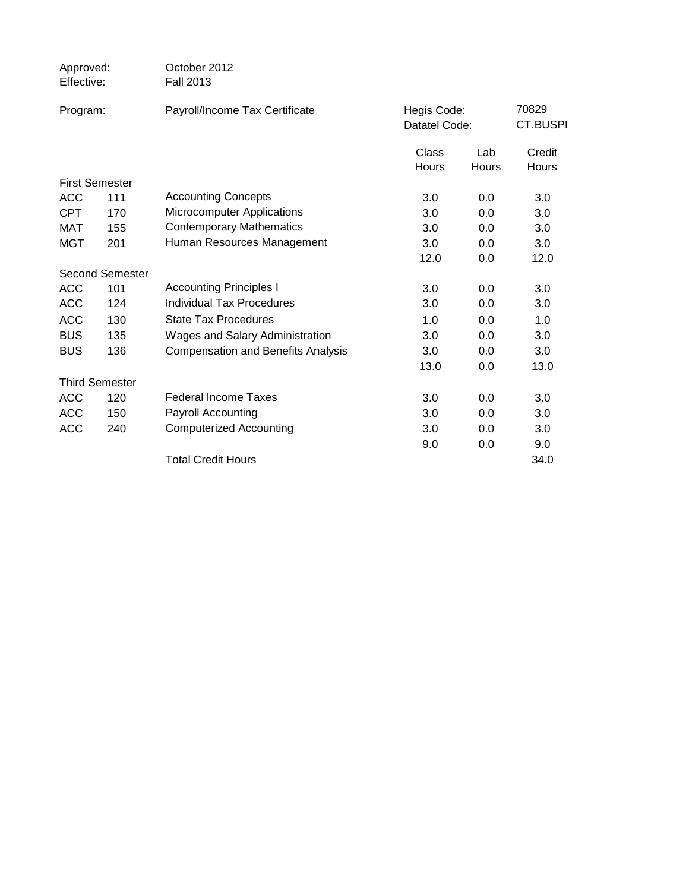Approved: October 2012
Effective: Fall 2013

Program: Payroll/Income Tax Certificate

Hegis Code: 70829
Datatel Code: CT.BUSPI

| | | | Class Hours | Lab Hours | Credit Hours |
|---|---|---|---|---|---|
| First Semester | | | | | |
| ACC | 111 | Accounting Concepts | 3.0 | 0.0 | 3.0 |
| CPT | 170 | Microcomputer Applications | 3.0 | 0.0 | 3.0 |
| MAT | 155 | Contemporary Mathematics | 3.0 | 0.0 | 3.0 |
| MGT | 201 | Human Resources Management | 3.0 | 0.0 | 3.0 |
| | | | 12.0 | 0.0 | 12.0 |
| Second Semester | | | | | |
| ACC | 101 | Accounting Principles I | 3.0 | 0.0 | 3.0 |
| ACC | 124 | Individual Tax Procedures | 3.0 | 0.0 | 3.0 |
| ACC | 130 | State Tax Procedures | 1.0 | 0.0 | 1.0 |
| BUS | 135 | Wages and Salary Administration | 3.0 | 0.0 | 3.0 |
| BUS | 136 | Compensation and Benefits Analysis | 3.0 | 0.0 | 3.0 |
| | | | 13.0 | 0.0 | 13.0 |
| Third Semester | | | | | |
| ACC | 120 | Federal Income Taxes | 3.0 | 0.0 | 3.0 |
| ACC | 150 | Payroll Accounting | 3.0 | 0.0 | 3.0 |
| ACC | 240 | Computerized Accounting | 3.0 | 0.0 | 3.0 |
| | | | 9.0 | 0.0 | 9.0 |
| | | Total Credit Hours | | | 34.0 |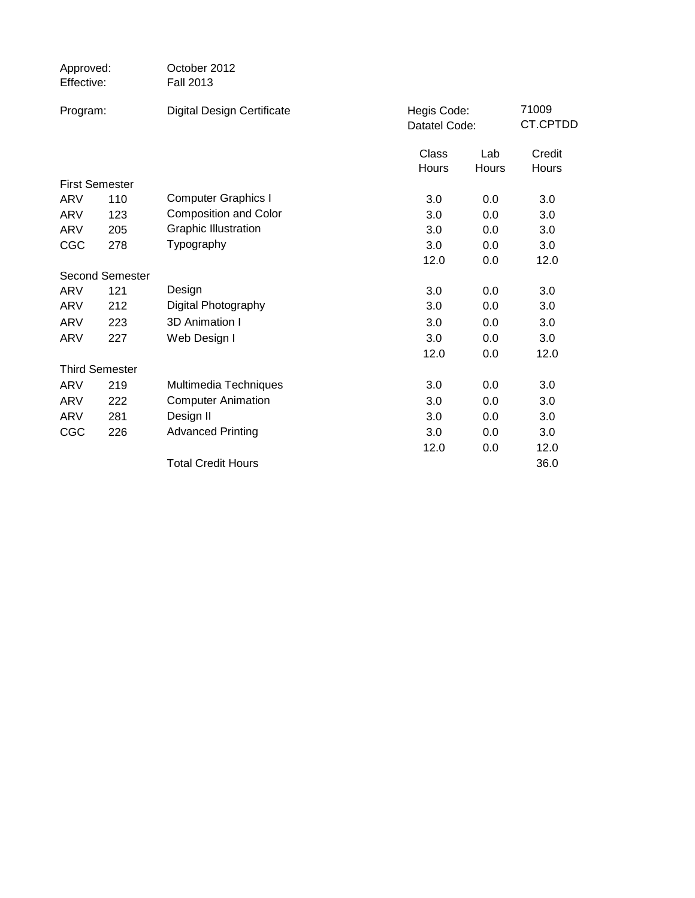Approved: October 2012
Effective: Fall 2013

Program: Digital Design Certificate

Hegis Code: 71009
Datatel Code: CT.CPTDD

| | | | Class Hours | Lab Hours | Credit Hours |
|---|---|---|---|---|---|
| First Semester | | | | | |
| ARV | 110 | Computer Graphics I | 3.0 | 0.0 | 3.0 |
| ARV | 123 | Composition and Color | 3.0 | 0.0 | 3.0 |
| ARV | 205 | Graphic Illustration | 3.0 | 0.0 | 3.0 |
| CGC | 278 | Typography | 3.0 | 0.0 | 3.0 |
| | | | 12.0 | 0.0 | 12.0 |
| Second Semester | | | | | |
| ARV | 121 | Design | 3.0 | 0.0 | 3.0 |
| ARV | 212 | Digital Photography | 3.0 | 0.0 | 3.0 |
| ARV | 223 | 3D Animation I | 3.0 | 0.0 | 3.0 |
| ARV | 227 | Web Design I | 3.0 | 0.0 | 3.0 |
| | | | 12.0 | 0.0 | 12.0 |
| Third Semester | | | | | |
| ARV | 219 | Multimedia Techniques | 3.0 | 0.0 | 3.0 |
| ARV | 222 | Computer Animation | 3.0 | 0.0 | 3.0 |
| ARV | 281 | Design II | 3.0 | 0.0 | 3.0 |
| CGC | 226 | Advanced Printing | 3.0 | 0.0 | 3.0 |
| | | | 12.0 | 0.0 | 12.0 |
| | | Total Credit Hours | | | 36.0 |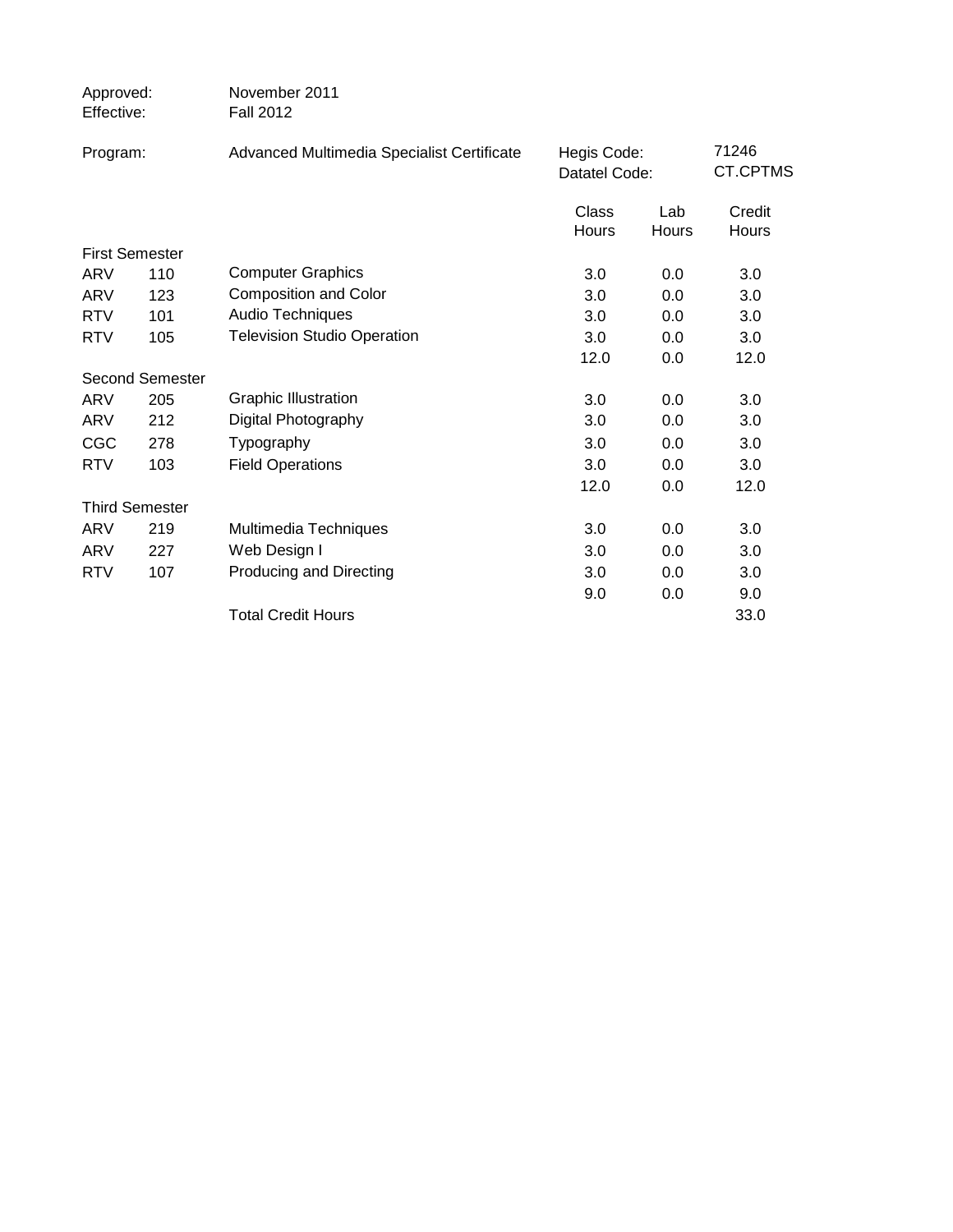Approved: November 2011
Effective: Fall 2012

Program: Advanced Multimedia Specialist Certificate

Hegis Code: 71246
Datatel Code: CT.CPTMS

| | | | Class Hours | Lab Hours | Credit Hours |
|---|---|---|---|---|---|
| **First Semester** | | | | | |
| ARV | 110 | Computer Graphics | 3.0 | 0.0 | 3.0 |
| ARV | 123 | Composition and Color | 3.0 | 0.0 | 3.0 |
| RTV | 101 | Audio Techniques | 3.0 | 0.0 | 3.0 |
| RTV | 105 | Television Studio Operation | 3.0 | 0.0 | 3.0 |
| | | | 12.0 | 0.0 | 12.0 |
| **Second Semester** | | | | | |
| ARV | 205 | Graphic Illustration | 3.0 | 0.0 | 3.0 |
| ARV | 212 | Digital Photography | 3.0 | 0.0 | 3.0 |
| CGC | 278 | Typography | 3.0 | 0.0 | 3.0 |
| RTV | 103 | Field Operations | 3.0 | 0.0 | 3.0 |
| | | | 12.0 | 0.0 | 12.0 |
| **Third Semester** | | | | | |
| ARV | 219 | Multimedia Techniques | 3.0 | 0.0 | 3.0 |
| ARV | 227 | Web Design I | 3.0 | 0.0 | 3.0 |
| RTV | 107 | Producing and Directing | 3.0 | 0.0 | 3.0 |
| | | | 9.0 | 0.0 | 9.0 |
| | | Total Credit Hours | | | 33.0 |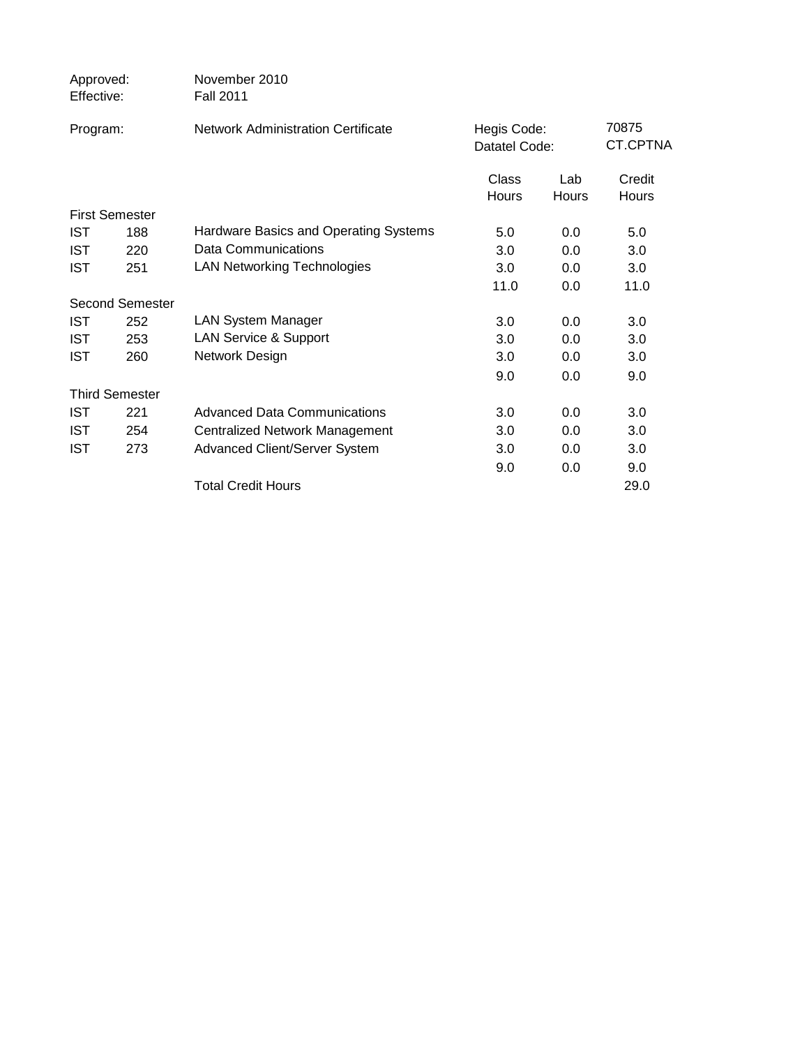Approved: November 2010
Effective: Fall 2011

Program: Network Administration Certificate

Hegis Code: 70875
Datatel Code: CT.CPTNA

| | | | Class Hours | Lab Hours | Credit Hours |
|---|---|---|---|---|---|
| First Semester | | | | | |
| IST | 188 | Hardware Basics and Operating Systems | 5.0 | 0.0 | 5.0 |
| IST | 220 | Data Communications | 3.0 | 0.0 | 3.0 |
| IST | 251 | LAN Networking Technologies | 3.0 | 0.0 | 3.0 |
| | | | 11.0 | 0.0 | 11.0 |
| Second Semester | | | | | |
| IST | 252 | LAN System Manager | 3.0 | 0.0 | 3.0 |
| IST | 253 | LAN Service & Support | 3.0 | 0.0 | 3.0 |
| IST | 260 | Network Design | 3.0 | 0.0 | 3.0 |
| | | | 9.0 | 0.0 | 9.0 |
| Third Semester | | | | | |
| IST | 221 | Advanced Data Communications | 3.0 | 0.0 | 3.0 |
| IST | 254 | Centralized Network Management | 3.0 | 0.0 | 3.0 |
| IST | 273 | Advanced Client/Server System | 3.0 | 0.0 | 3.0 |
| | | | 9.0 | 0.0 | 9.0 |
| | | Total Credit Hours | | | 29.0 |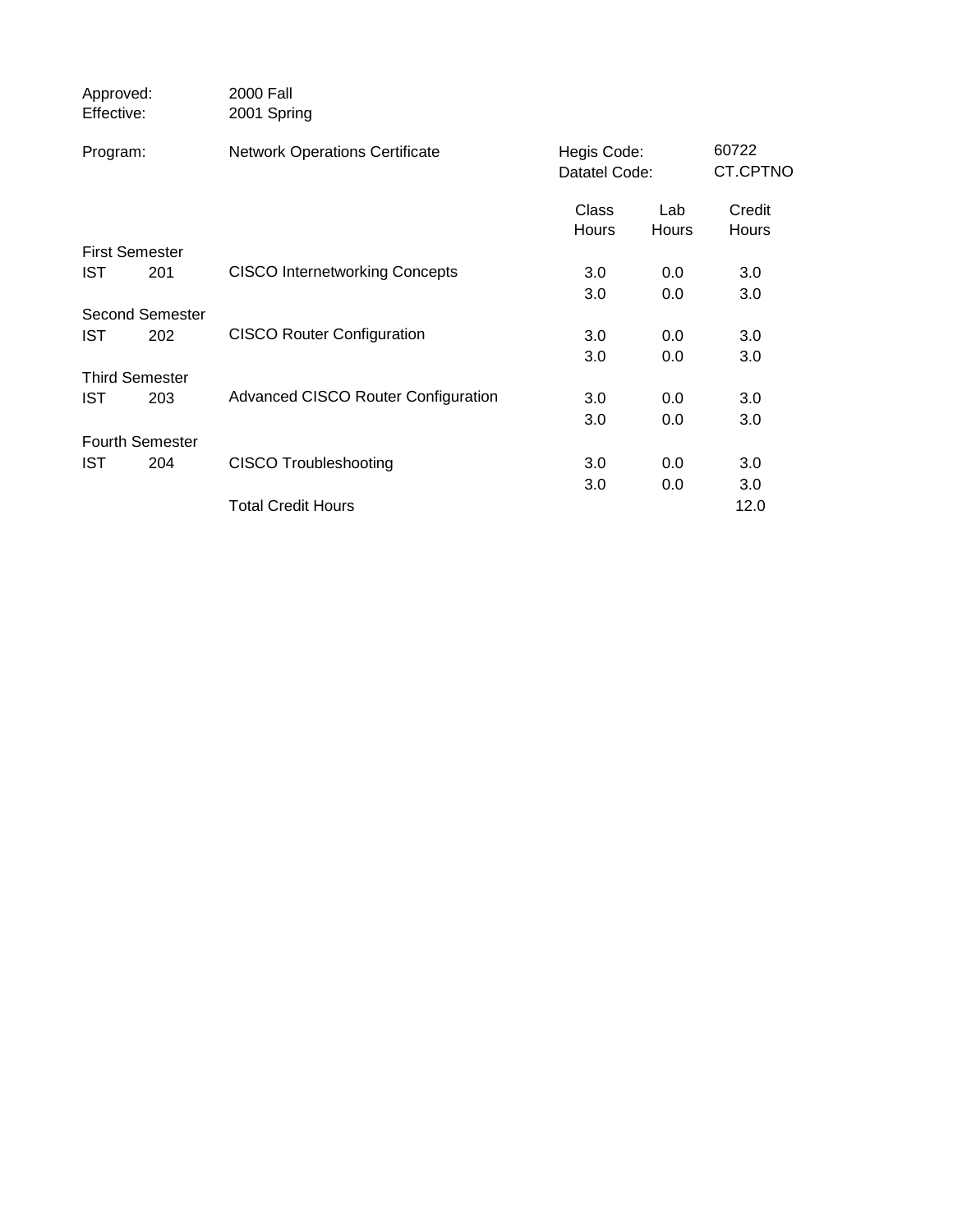| | | | | | |
|---|---|---|---|---|---|
| Approved: | | 2000 Fall | | | |
| Effective: | | 2001 Spring | | | |
| Program: | | Network Operations Certificate | Hegis Code: | | 60722 |
| | | | Datatel Code: | | CT.CPTNO |
| | | | Class Hours | Lab Hours | Credit Hours |
| First Semester | | | | | |
| IST | 201 | CISCO Internetworking Concepts | 3.0 | 0.0 | 3.0 |
| | | | 3.0 | 0.0 | 3.0 |
| Second Semester | | | | | |
| IST | 202 | CISCO Router Configuration | 3.0 | 0.0 | 3.0 |
| | | | 3.0 | 0.0 | 3.0 |
| Third Semester | | | | | |
| IST | 203 | Advanced CISCO Router Configuration | 3.0 | 0.0 | 3.0 |
| | | | 3.0 | 0.0 | 3.0 |
| Fourth Semester | | | | | |
| IST | 204 | CISCO Troubleshooting | 3.0 | 0.0 | 3.0 |
| | | | 3.0 | 0.0 | 3.0 |
| | | Total Credit Hours | | | 12.0 |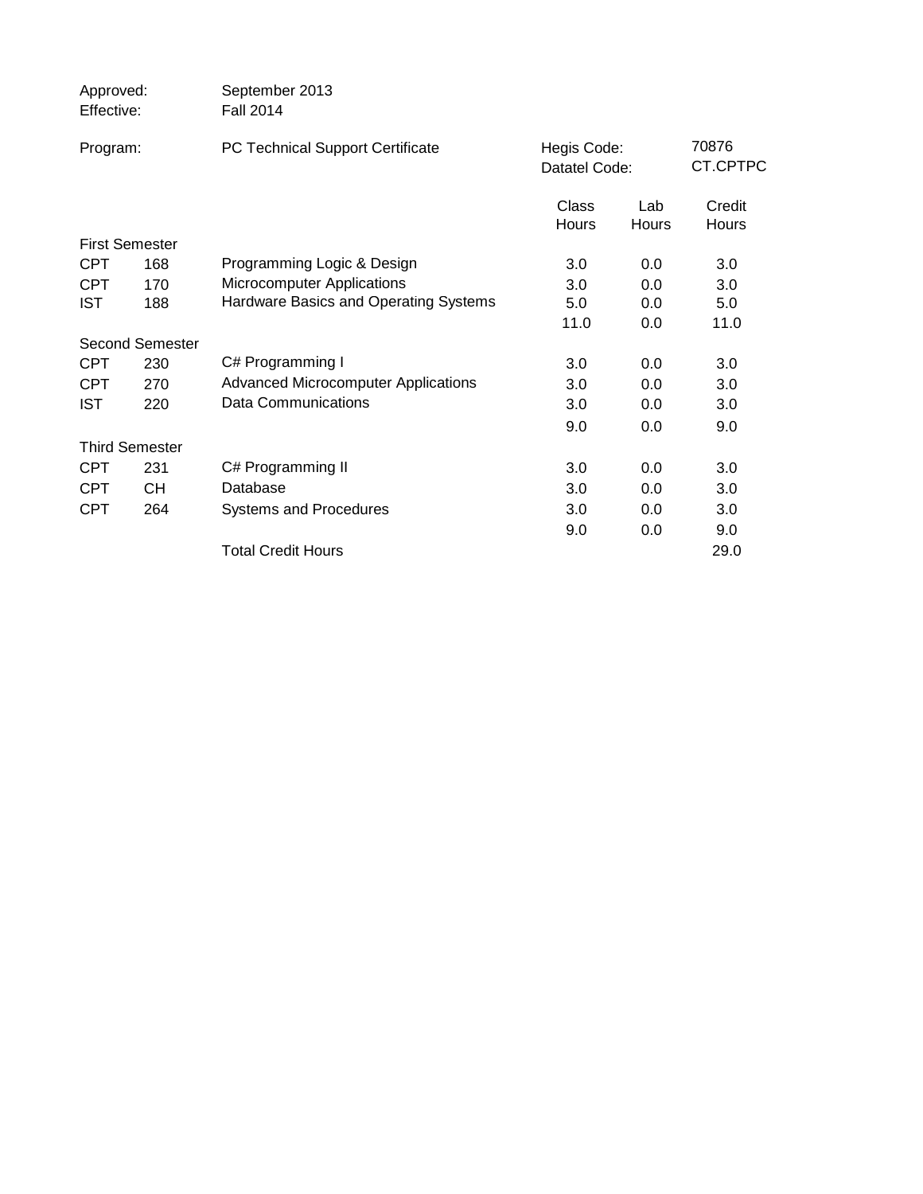Approved: September 2013
Effective: Fall 2014

Program: PC Technical Support Certificate

Hegis Code: 70876
Datatel Code: CT.CPTPC

| | | | Class Hours | Lab Hours | Credit Hours |
|---|---|---|---|---|---|
| **First Semester** | | | | | |
| CPT | 168 | Programming Logic & Design | 3.0 | 0.0 | 3.0 |
| CPT | 170 | Microcomputer Applications | 3.0 | 0.0 | 3.0 |
| IST | 188 | Hardware Basics and Operating Systems | 5.0 | 0.0 | 5.0 |
| | | | 11.0 | 0.0 | 11.0 |
| **Second Semester** | | | | | |
| CPT | 230 | C# Programming I | 3.0 | 0.0 | 3.0 |
| CPT | 270 | Advanced Microcomputer Applications | 3.0 | 0.0 | 3.0 |
| IST | 220 | Data Communications | 3.0 | 0.0 | 3.0 |
| | | | 9.0 | 0.0 | 9.0 |
| **Third Semester** | | | | | |
| CPT | 231 | C# Programming II | 3.0 | 0.0 | 3.0 |
| CPT | CH | Database | 3.0 | 0.0 | 3.0 |
| CPT | 264 | Systems and Procedures | 3.0 | 0.0 | 3.0 |
| | | | 9.0 | 0.0 | 9.0 |
| | | Total Credit Hours | | | 29.0 |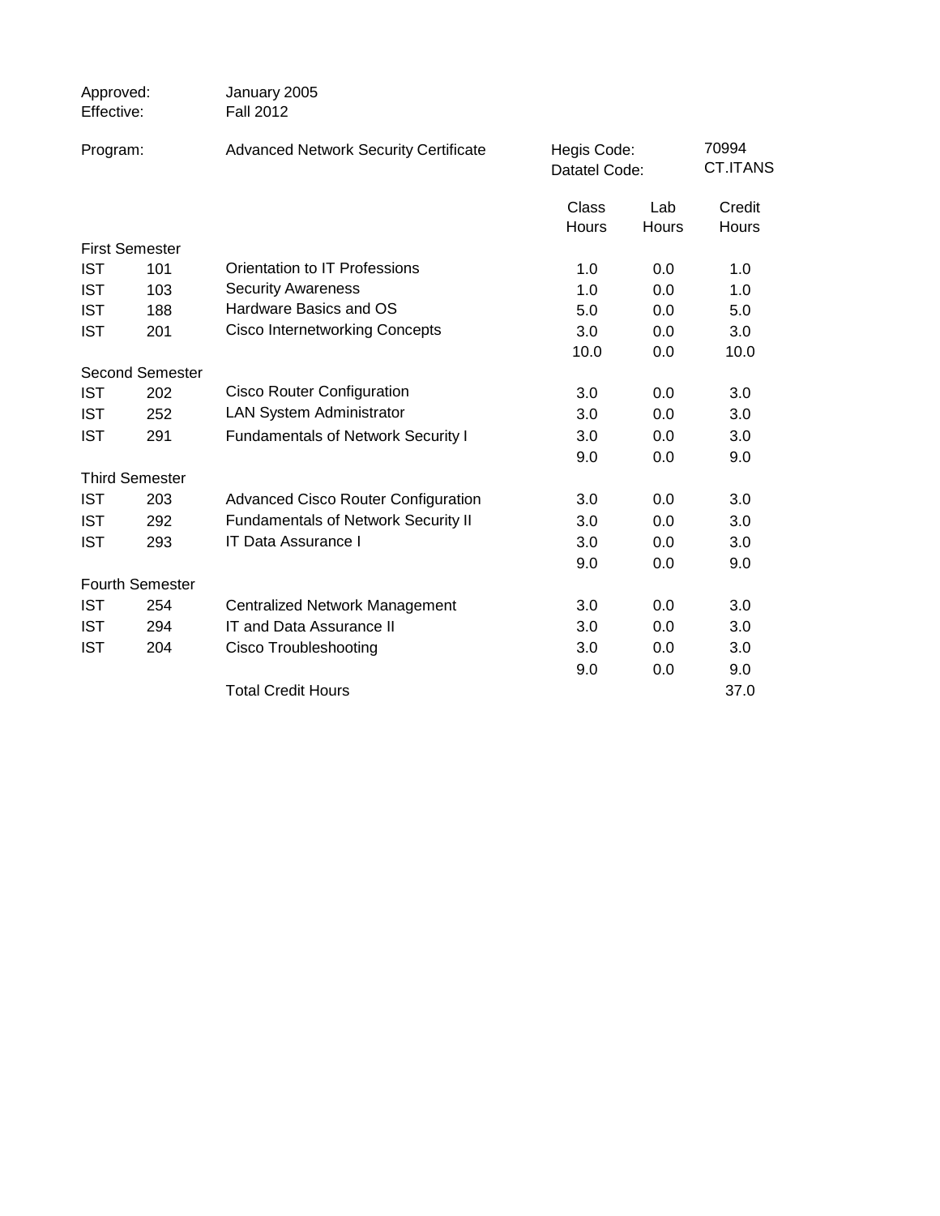Approved: January 2005
Effective: Fall 2012

Program: Advanced Network Security Certificate

Hegis Code: 70994
Datatel Code: CT.ITANS

| | | | Class Hours | Lab Hours | Credit Hours |
|---|---|---|---|---|---|
| **First Semester** | | | | | |
| IST | 101 | Orientation to IT Professions | 1.0 | 0.0 | 1.0 |
| IST | 103 | Security Awareness | 1.0 | 0.0 | 1.0 |
| IST | 188 | Hardware Basics and OS | 5.0 | 0.0 | 5.0 |
| IST | 201 | Cisco Internetworking Concepts | 3.0 | 0.0 | 3.0 |
| | | | 10.0 | 0.0 | 10.0 |
| **Second Semester** | | | | | |
| IST | 202 | Cisco Router Configuration | 3.0 | 0.0 | 3.0 |
| IST | 252 | LAN System Administrator | 3.0 | 0.0 | 3.0 |
| IST | 291 | Fundamentals of Network Security I | 3.0 | 0.0 | 3.0 |
| | | | 9.0 | 0.0 | 9.0 |
| **Third Semester** | | | | | |
| IST | 203 | Advanced Cisco Router Configuration | 3.0 | 0.0 | 3.0 |
| IST | 292 | Fundamentals of Network Security II | 3.0 | 0.0 | 3.0 |
| IST | 293 | IT Data Assurance I | 3.0 | 0.0 | 3.0 |
| | | | 9.0 | 0.0 | 9.0 |
| **Fourth Semester** | | | | | |
| IST | 254 | Centralized Network Management | 3.0 | 0.0 | 3.0 |
| IST | 294 | IT and Data Assurance II | 3.0 | 0.0 | 3.0 |
| IST | 204 | Cisco Troubleshooting | 3.0 | 0.0 | 3.0 |
| | | | 9.0 | 0.0 | 9.0 |
| | | Total Credit Hours | | | 37.0 |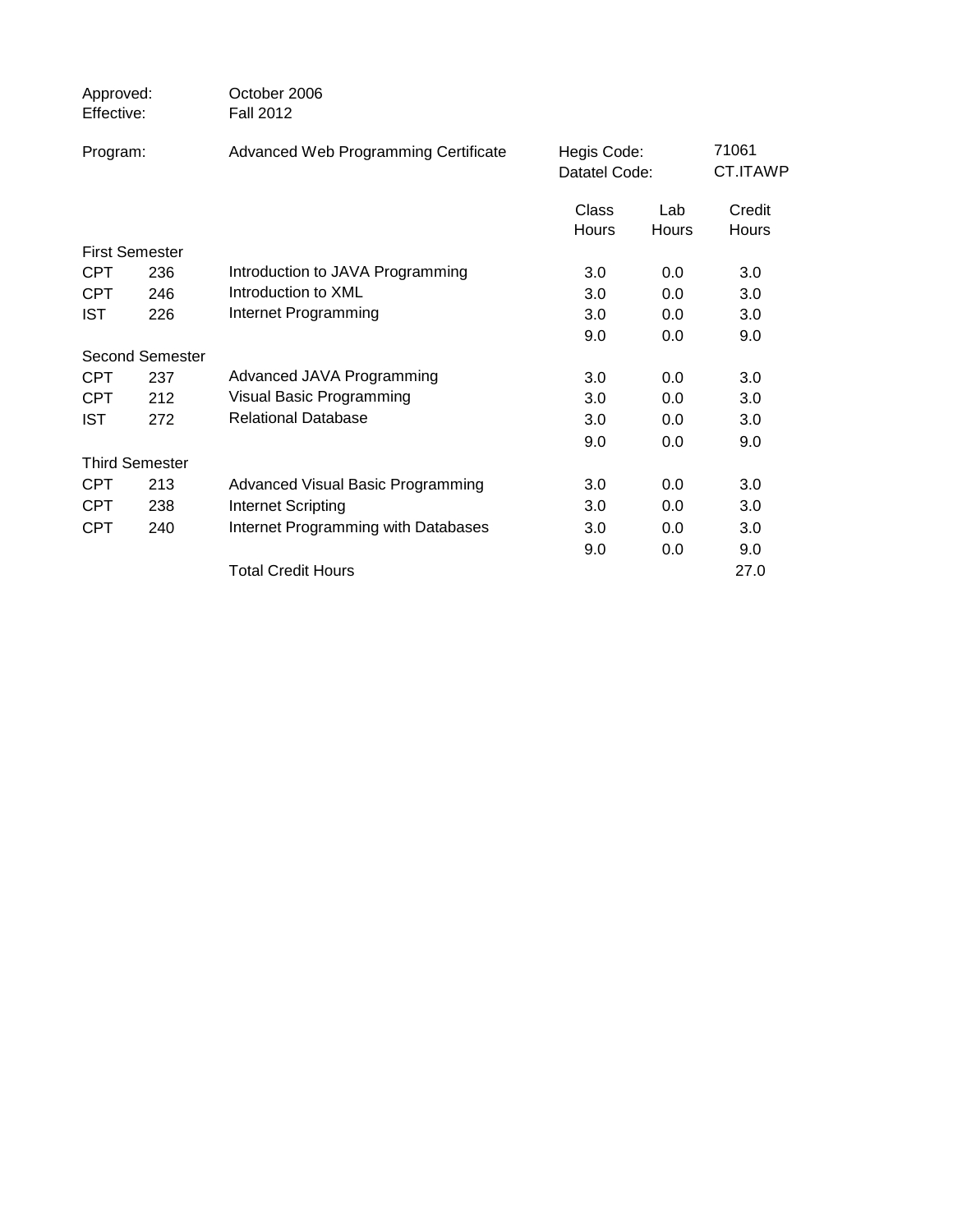Approved: October 2006
Effective: Fall 2012

Program: Advanced Web Programming Certificate

Hegis Code: 71061
Datatel Code: CT.ITAWP

| | | | Class Hours | Lab Hours | Credit Hours |
|---|---|---|---|---|---|
| **First Semester** | | | | | |
| CPT | 236 | Introduction to JAVA Programming | 3.0 | 0.0 | 3.0 |
| CPT | 246 | Introduction to XML | 3.0 | 0.0 | 3.0 |
| IST | 226 | Internet Programming | 3.0 | 0.0 | 3.0 |
| | | | 9.0 | 0.0 | 9.0 |
| **Second Semester** | | | | | |
| CPT | 237 | Advanced JAVA Programming | 3.0 | 0.0 | 3.0 |
| CPT | 212 | Visual Basic Programming | 3.0 | 0.0 | 3.0 |
| IST | 272 | Relational Database | 3.0 | 0.0 | 3.0 |
| | | | 9.0 | 0.0 | 9.0 |
| **Third Semester** | | | | | |
| CPT | 213 | Advanced Visual Basic Programming | 3.0 | 0.0 | 3.0 |
| CPT | 238 | Internet Scripting | 3.0 | 0.0 | 3.0 |
| CPT | 240 | Internet Programming with Databases | 3.0 | 0.0 | 3.0 |
| | | | 9.0 | 0.0 | 9.0 |
| | | Total Credit Hours | | | 27.0 |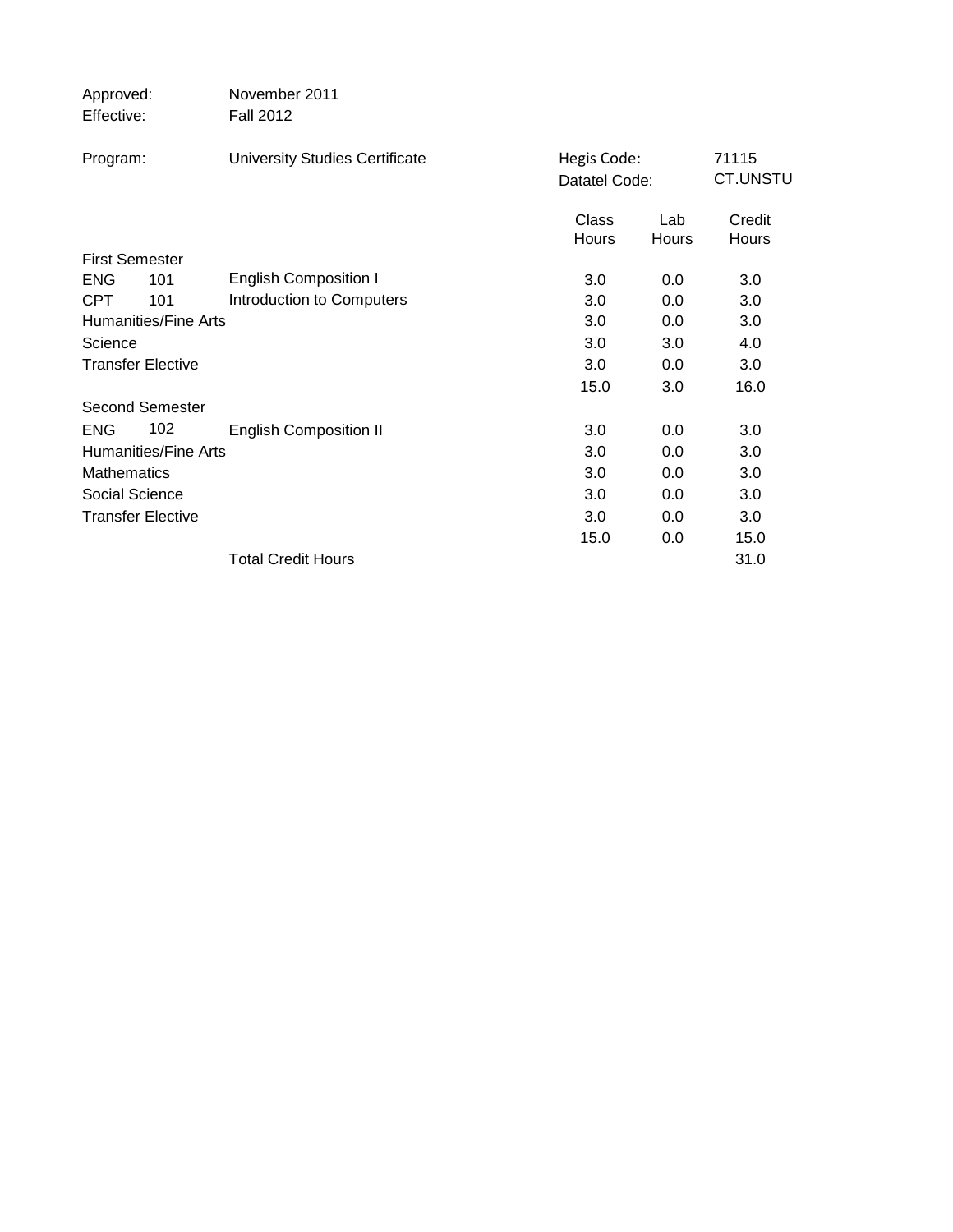Approved: November 2011
Effective: Fall 2012

Program: University Studies Certificate

Hegis Code: 71115
Datatel Code: CT.UNSTU

| | | | Class Hours | Lab Hours | Credit Hours |
|---|---|---|---|---|---|
| First Semester | | | | | |
| ENG | 101 | English Composition I | 3.0 | 0.0 | 3.0 |
| CPT | 101 | Introduction to Computers | 3.0 | 0.0 | 3.0 |
| Humanities/Fine Arts | | | 3.0 | 0.0 | 3.0 |
| Science | | | 3.0 | 3.0 | 4.0 |
| Transfer Elective | | | 3.0 | 0.0 | 3.0 |
| | | | 15.0 | 3.0 | 16.0 |
| Second Semester | | | | | |
| ENG | 102 | English Composition II | 3.0 | 0.0 | 3.0 |
| Humanities/Fine Arts | | | 3.0 | 0.0 | 3.0 |
| Mathematics | | | 3.0 | 0.0 | 3.0 |
| Social Science | | | 3.0 | 0.0 | 3.0 |
| Transfer Elective | | | 3.0 | 0.0 | 3.0 |
| | | | 15.0 | 0.0 | 15.0 |
| | | Total Credit Hours | | | 31.0 |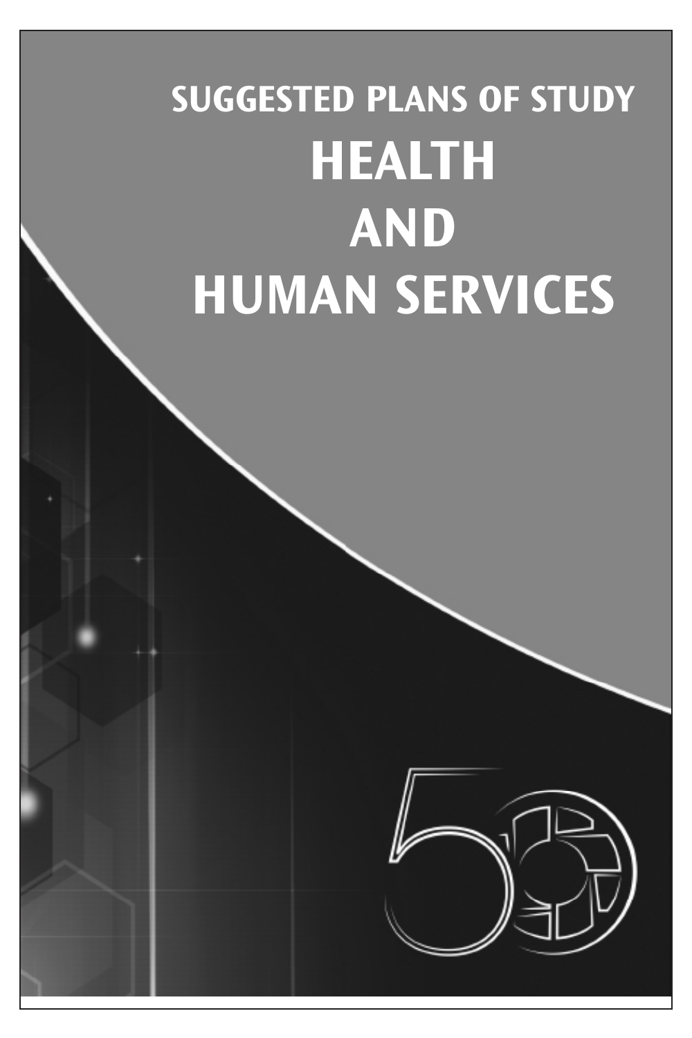## SUGGESTED PLANS OF STUDY

# HEALTH AND HUMAN SERVICES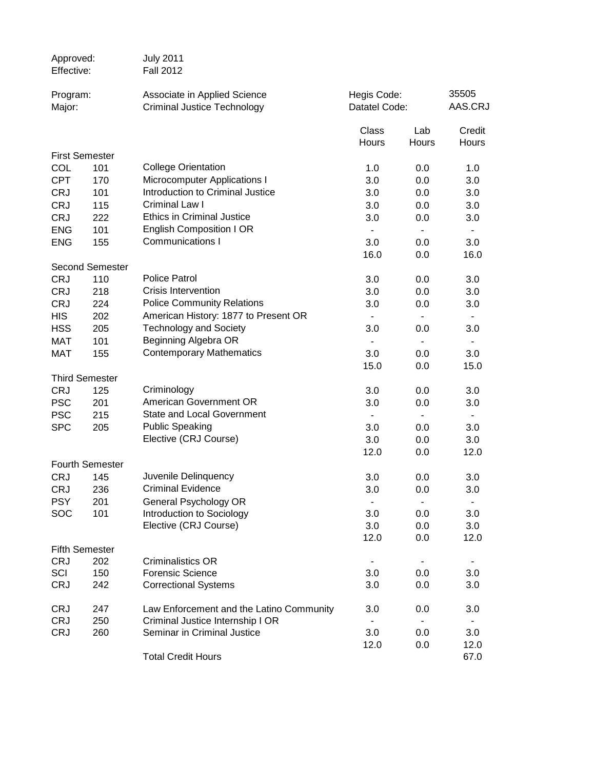| | |
|---|---|
| Approved: | July 2011 |
| Effective: | Fall 2012 |

| | | | |
|---|---|---|---|
| Program: | Associate in Applied Science | Hegis Code: | 35505 |
| Major: | Criminal Justice Technology | Datatel Code: | AAS.CRJ |

| | | | Class Hours | Lab Hours | Credit Hours |
|---|---|---|---|---|---|
| **First Semester** | | | | | |
| COL | 101 | College Orientation | 1.0 | 0.0 | 1.0 |
| CPT | 170 | Microcomputer Applications I | 3.0 | 0.0 | 3.0 |
| CRJ | 101 | Introduction to Criminal Justice | 3.0 | 0.0 | 3.0 |
| CRJ | 115 | Criminal Law I | 3.0 | 0.0 | 3.0 |
| CRJ | 222 | Ethics in Criminal Justice | 3.0 | 0.0 | 3.0 |
| ENG | 101 | English Composition I OR | - | - | - |
| ENG | 155 | Communications I | 3.0 | 0.0 | 3.0 |
| | | | 16.0 | 0.0 | 16.0 |
| **Second Semester** | | | | | |
| CRJ | 110 | Police Patrol | 3.0 | 0.0 | 3.0 |
| CRJ | 218 | Crisis Intervention | 3.0 | 0.0 | 3.0 |
| CRJ | 224 | Police Community Relations | 3.0 | 0.0 | 3.0 |
| HIS | 202 | American History: 1877 to Present OR | - | - | - |
| HSS | 205 | Technology and Society | 3.0 | 0.0 | 3.0 |
| MAT | 101 | Beginning Algebra OR | - | - | - |
| MAT | 155 | Contemporary Mathematics | 3.0 | 0.0 | 3.0 |
| | | | 15.0 | 0.0 | 15.0 |
| **Third Semester** | | | | | |
| CRJ | 125 | Criminology | 3.0 | 0.0 | 3.0 |
| PSC | 201 | American Government OR | 3.0 | 0.0 | 3.0 |
| PSC | 215 | State and Local Government | - | - | - |
| SPC | 205 | Public Speaking | 3.0 | 0.0 | 3.0 |
| | | Elective (CRJ Course) | 3.0 | 0.0 | 3.0 |
| | | | 12.0 | 0.0 | 12.0 |
| **Fourth Semester** | | | | | |
| CRJ | 145 | Juvenile Delinquency | 3.0 | 0.0 | 3.0 |
| CRJ | 236 | Criminal Evidence | 3.0 | 0.0 | 3.0 |
| PSY | 201 | General Psychology OR | - | - | - |
| SOC | 101 | Introduction to Sociology | 3.0 | 0.0 | 3.0 |
| | | Elective (CRJ Course) | 3.0 | 0.0 | 3.0 |
| | | | 12.0 | 0.0 | 12.0 |
| **Fifth Semester** | | | | | |
| CRJ | 202 | Criminalistics OR | - | - | - |
| SCI | 150 | Forensic Science | 3.0 | 0.0 | 3.0 |
| CRJ | 242 | Correctional Systems | 3.0 | 0.0 | 3.0 |
| CRJ | 247 | Law Enforcement and the Latino Community | 3.0 | 0.0 | 3.0 |
| CRJ | 250 | Criminal Justice Internship I OR | - | - | - |
| CRJ | 260 | Seminar in Criminal Justice | 3.0 | 0.0 | 3.0 |
| | | | 12.0 | 0.0 | 12.0 |
| | | Total Credit Hours | | | 67.0 |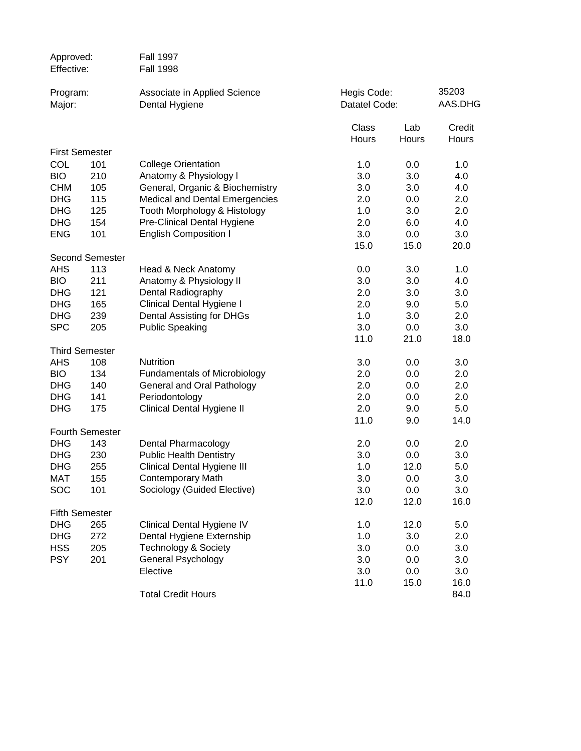| | | | | | |
|---|---|---|---|---|---|
| Approved: | | Fall 1997 | | | |
| Effective: | | Fall 1998 | | | |

| | | | | | |
|---|---|---|---|---|---|
| Program: | | Associate in Applied Science | Hegis Code: | | 35203 |
| Major: | | Dental Hygiene | Datatel Code: | | AAS.DHG |

| | | | Class Hours | Lab Hours | Credit Hours |
|---|---|---|---|---|---|
| **First Semester** | | | | | |
| COL | 101 | College Orientation | 1.0 | 0.0 | 1.0 |
| BIO | 210 | Anatomy & Physiology I | 3.0 | 3.0 | 4.0 |
| CHM | 105 | General, Organic & Biochemistry | 3.0 | 3.0 | 4.0 |
| DHG | 115 | Medical and Dental Emergencies | 2.0 | 0.0 | 2.0 |
| DHG | 125 | Tooth Morphology & Histology | 1.0 | 3.0 | 2.0 |
| DHG | 154 | Pre-Clinical Dental Hygiene | 2.0 | 6.0 | 4.0 |
| ENG | 101 | English Composition I | 3.0 | 0.0 | 3.0 |
| | | | 15.0 | 15.0 | 20.0 |
| **Second Semester** | | | | | |
| AHS | 113 | Head & Neck Anatomy | 0.0 | 3.0 | 1.0 |
| BIO | 211 | Anatomy & Physiology II | 3.0 | 3.0 | 4.0 |
| DHG | 121 | Dental Radiography | 2.0 | 3.0 | 3.0 |
| DHG | 165 | Clinical Dental Hygiene I | 2.0 | 9.0 | 5.0 |
| DHG | 239 | Dental Assisting for DHGs | 1.0 | 3.0 | 2.0 |
| SPC | 205 | Public Speaking | 3.0 | 0.0 | 3.0 |
| | | | 11.0 | 21.0 | 18.0 |
| **Third Semester** | | | | | |
| AHS | 108 | Nutrition | 3.0 | 0.0 | 3.0 |
| BIO | 134 | Fundamentals of Microbiology | 2.0 | 0.0 | 2.0 |
| DHG | 140 | General and Oral Pathology | 2.0 | 0.0 | 2.0 |
| DHG | 141 | Periodontology | 2.0 | 0.0 | 2.0 |
| DHG | 175 | Clinical Dental Hygiene II | 2.0 | 9.0 | 5.0 |
| | | | 11.0 | 9.0 | 14.0 |
| **Fourth Semester** | | | | | |
| DHG | 143 | Dental Pharmacology | 2.0 | 0.0 | 2.0 |
| DHG | 230 | Public Health Dentistry | 3.0 | 0.0 | 3.0 |
| DHG | 255 | Clinical Dental Hygiene III | 1.0 | 12.0 | 5.0 |
| MAT | 155 | Contemporary Math | 3.0 | 0.0 | 3.0 |
| SOC | 101 | Sociology (Guided Elective) | 3.0 | 0.0 | 3.0 |
| | | | 12.0 | 12.0 | 16.0 |
| **Fifth Semester** | | | | | |
| DHG | 265 | Clinical Dental Hygiene IV | 1.0 | 12.0 | 5.0 |
| DHG | 272 | Dental Hygiene Externship | 1.0 | 3.0 | 2.0 |
| HSS | 205 | Technology & Society | 3.0 | 0.0 | 3.0 |
| PSY | 201 | General Psychology | 3.0 | 0.0 | 3.0 |
| | | Elective | 3.0 | 0.0 | 3.0 |
| | | | 11.0 | 15.0 | 16.0 |
| | | Total Credit Hours | | | 84.0 |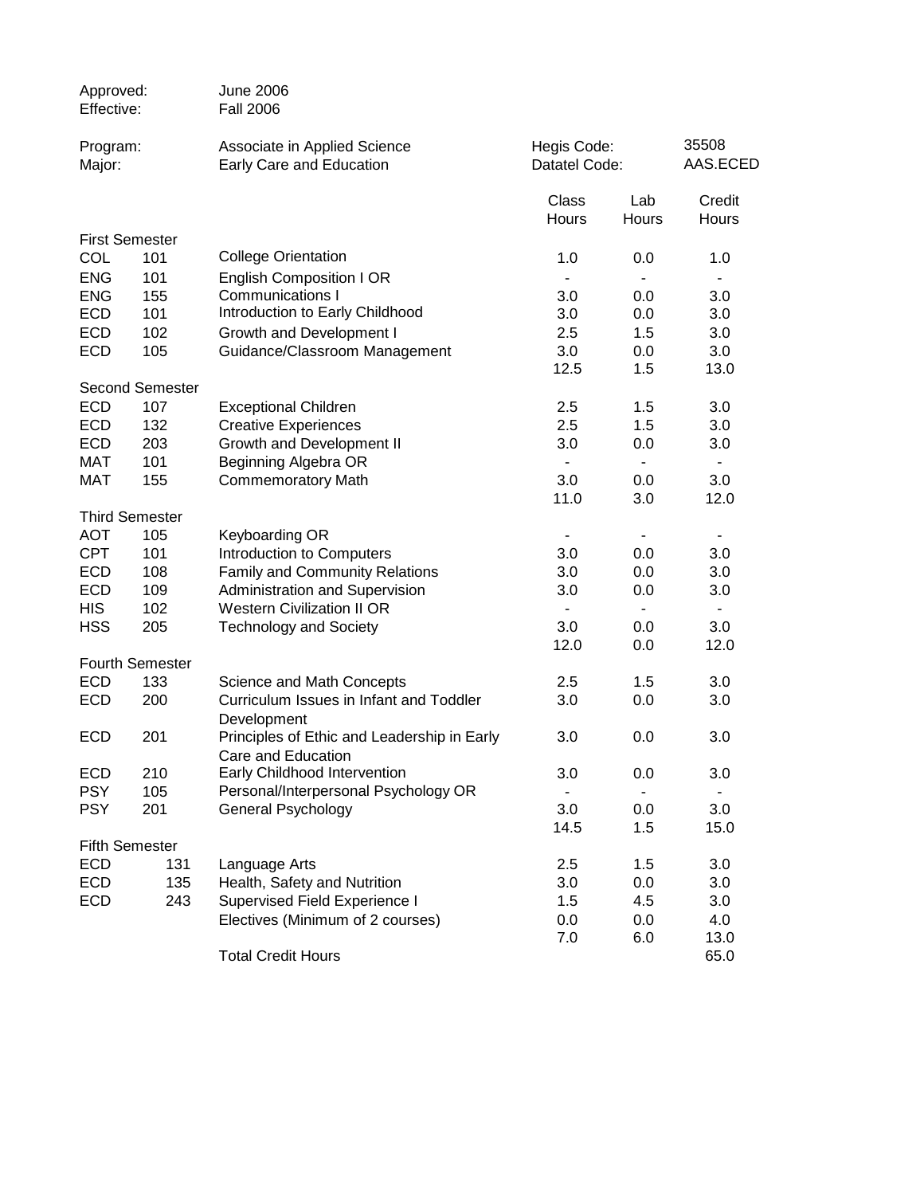| | | |
|---|---|---|
| Approved: | June 2006 | |
| Effective: | Fall 2006 | |

| | | |
|---|---|---|
| Program: | Associate in Applied Science | Hegis Code: 35508 |
| Major: | Early Care and Education | Datatel Code: AAS.ECED |

| | | | Class Hours | Lab Hours | Credit Hours |
|---|---|---|---|---|---|
| **First Semester** | | | | | |
| COL | 101 | College Orientation | 1.0 | 0.0 | 1.0 |
| ENG | 101 | English Composition I OR | - | - | - |
| ENG | 155 | Communications I | 3.0 | 0.0 | 3.0 |
| ECD | 101 | Introduction to Early Childhood | 3.0 | 0.0 | 3.0 |
| ECD | 102 | Growth and Development I | 2.5 | 1.5 | 3.0 |
| ECD | 105 | Guidance/Classroom Management | 3.0 | 0.0 | 3.0 |
| | | | 12.5 | 1.5 | 13.0 |
| **Second Semester** | | | | | |
| ECD | 107 | Exceptional Children | 2.5 | 1.5 | 3.0 |
| ECD | 132 | Creative Experiences | 2.5 | 1.5 | 3.0 |
| ECD | 203 | Growth and Development II | 3.0 | 0.0 | 3.0 |
| MAT | 101 | Beginning Algebra OR | - | - | - |
| MAT | 155 | Commemoratory Math | 3.0 | 0.0 | 3.0 |
| | | | 11.0 | 3.0 | 12.0 |
| **Third Semester** | | | | | |
| AOT | 105 | Keyboarding OR | - | - | - |
| CPT | 101 | Introduction to Computers | 3.0 | 0.0 | 3.0 |
| ECD | 108 | Family and Community Relations | 3.0 | 0.0 | 3.0 |
| ECD | 109 | Administration and Supervision | 3.0 | 0.0 | 3.0 |
| HIS | 102 | Western Civilization II OR | - | - | - |
| HSS | 205 | Technology and Society | 3.0 | 0.0 | 3.0 |
| | | | 12.0 | 0.0 | 12.0 |
| **Fourth Semester** | | | | | |
| ECD | 133 | Science and Math Concepts | 2.5 | 1.5 | 3.0 |
| ECD | 200 | Curriculum Issues in Infant and Toddler Development | 3.0 | 0.0 | 3.0 |
| ECD | 201 | Principles of Ethic and Leadership in Early Care and Education | 3.0 | 0.0 | 3.0 |
| ECD | 210 | Early Childhood Intervention | 3.0 | 0.0 | 3.0 |
| PSY | 105 | Personal/Interpersonal Psychology OR | - | - | - |
| PSY | 201 | General Psychology | 3.0 | 0.0 | 3.0 |
| | | | 14.5 | 1.5 | 15.0 |
| **Fifth Semester** | | | | | |
| ECD | 131 | Language Arts | 2.5 | 1.5 | 3.0 |
| ECD | 135 | Health, Safety and Nutrition | 3.0 | 0.0 | 3.0 |
| ECD | 243 | Supervised Field Experience I | 1.5 | 4.5 | 3.0 |
| | | Electives (Minimum of 2 courses) | 0.0 | 0.0 | 4.0 |
| | | | 7.0 | 6.0 | 13.0 |
| | | Total Credit Hours | | | 65.0 |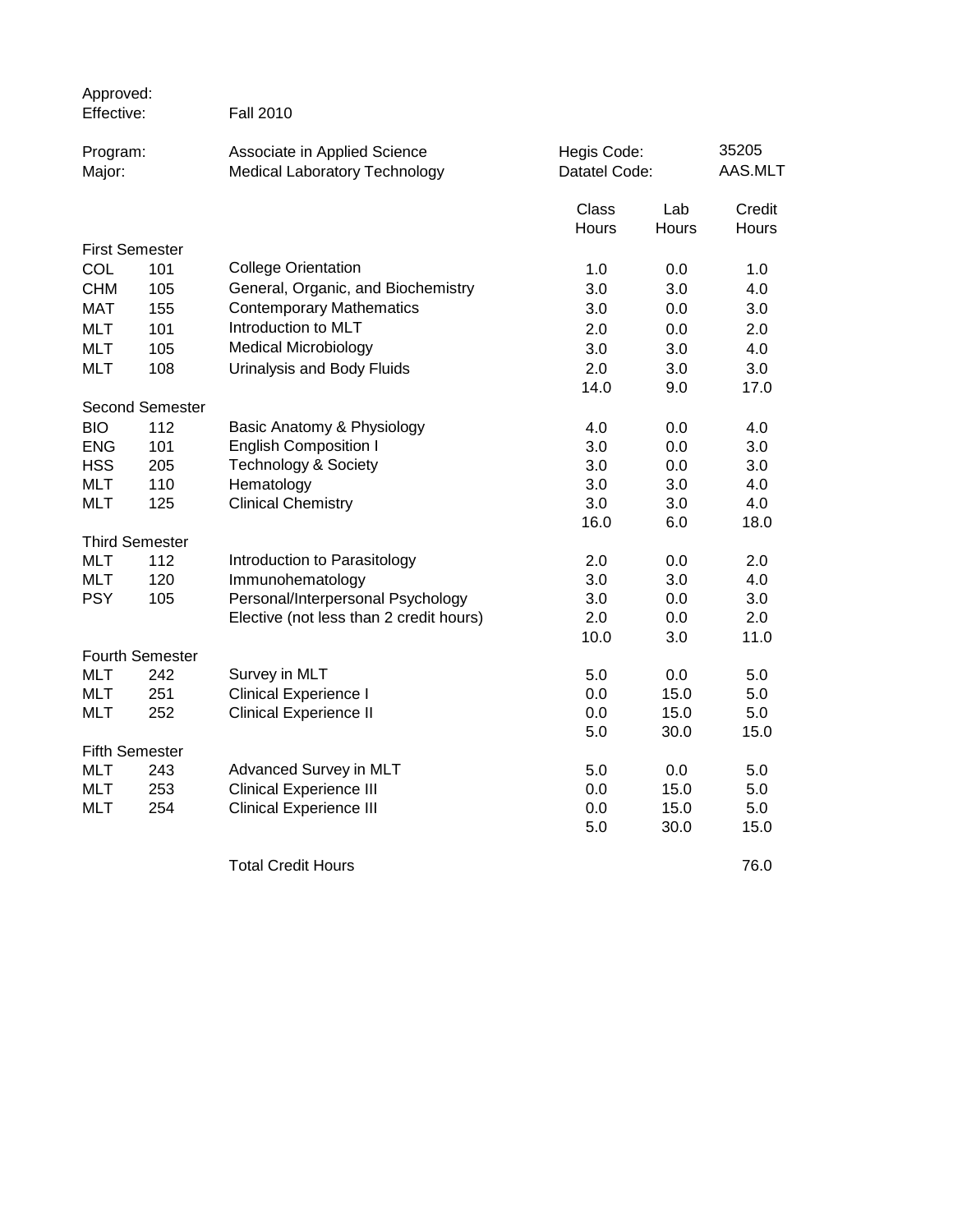Approved:
Effective: Fall 2010

Program: Associate in Applied Science | Hegis Code: 35205
Major: Medical Laboratory Technology | Datatel Code: AAS.MLT

| | | | Class Hours | Lab Hours | Credit Hours |
|---|---|---|---|---|---|
| **First Semester** | | | | | |
| COL | 101 | College Orientation | 1.0 | 0.0 | 1.0 |
| CHM | 105 | General, Organic, and Biochemistry | 3.0 | 3.0 | 4.0 |
| MAT | 155 | Contemporary Mathematics | 3.0 | 0.0 | 3.0 |
| MLT | 101 | Introduction to MLT | 2.0 | 0.0 | 2.0 |
| MLT | 105 | Medical Microbiology | 3.0 | 3.0 | 4.0 |
| MLT | 108 | Urinalysis and Body Fluids | 2.0 | 3.0 | 3.0 |
| | | | 14.0 | 9.0 | 17.0 |
| **Second Semester** | | | | | |
| BIO | 112 | Basic Anatomy & Physiology | 4.0 | 0.0 | 4.0 |
| ENG | 101 | English Composition I | 3.0 | 0.0 | 3.0 |
| HSS | 205 | Technology & Society | 3.0 | 0.0 | 3.0 |
| MLT | 110 | Hematology | 3.0 | 3.0 | 4.0 |
| MLT | 125 | Clinical Chemistry | 3.0 | 3.0 | 4.0 |
| | | | 16.0 | 6.0 | 18.0 |
| **Third Semester** | | | | | |
| MLT | 112 | Introduction to Parasitology | 2.0 | 0.0 | 2.0 |
| MLT | 120 | Immunohematology | 3.0 | 3.0 | 4.0 |
| PSY | 105 | Personal/Interpersonal Psychology | 3.0 | 0.0 | 3.0 |
| | | Elective (not less than 2 credit hours) | 2.0 | 0.0 | 2.0 |
| | | | 10.0 | 3.0 | 11.0 |
| **Fourth Semester** | | | | | |
| MLT | 242 | Survey in MLT | 5.0 | 0.0 | 5.0 |
| MLT | 251 | Clinical Experience I | 0.0 | 15.0 | 5.0 |
| MLT | 252 | Clinical Experience II | 0.0 | 15.0 | 5.0 |
| | | | 5.0 | 30.0 | 15.0 |
| **Fifth Semester** | | | | | |
| MLT | 243 | Advanced Survey in MLT | 5.0 | 0.0 | 5.0 |
| MLT | 253 | Clinical Experience III | 0.0 | 15.0 | 5.0 |
| MLT | 254 | Clinical Experience III | 0.0 | 15.0 | 5.0 |
| | | | 5.0 | 30.0 | 15.0 |
| | | Total Credit Hours | | | 76.0 |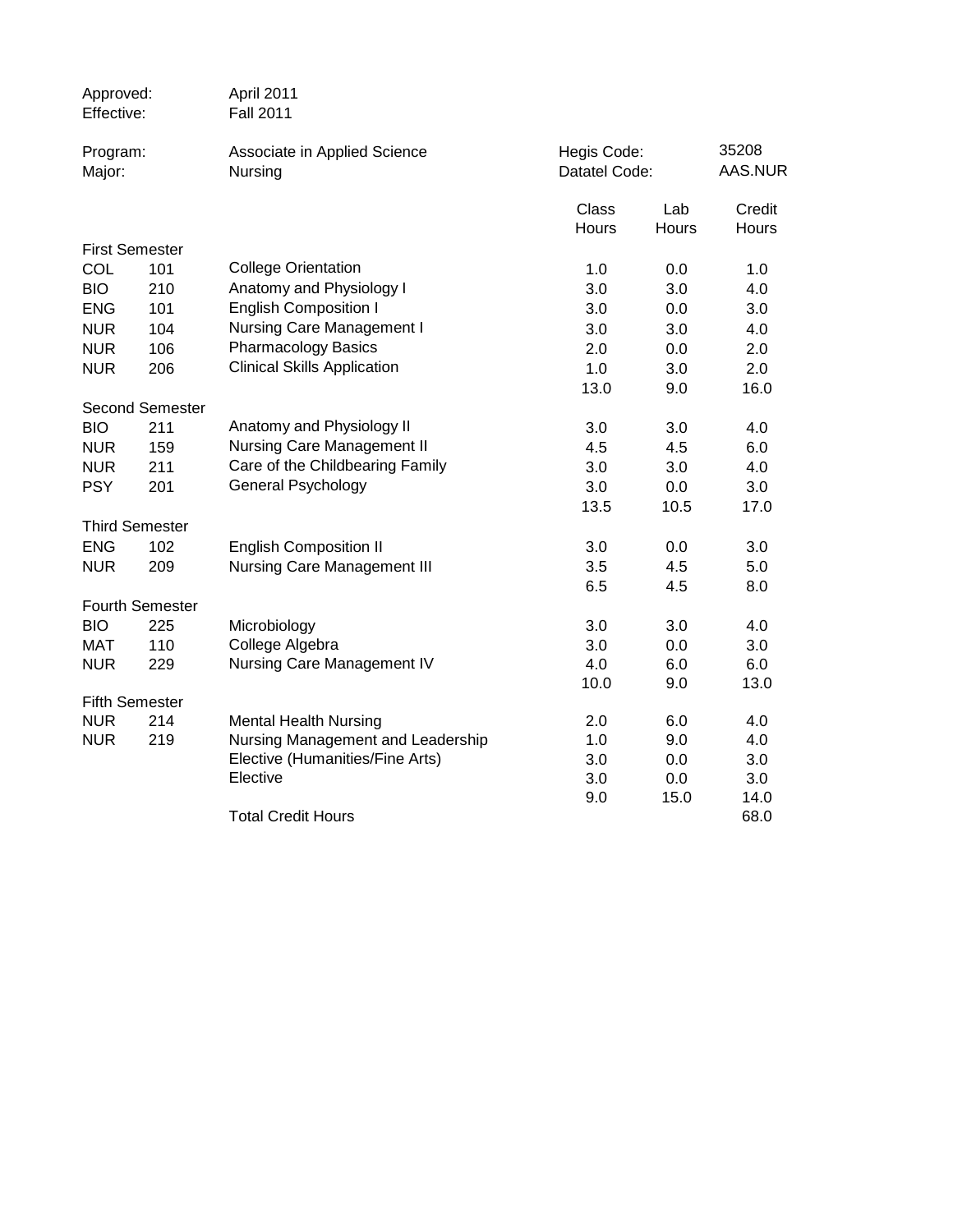Approved: April 2011
Effective: Fall 2011

Program: Associate in Applied Science — Hegis Code: 35208
Major: Nursing — Datatel Code: AAS.NUR

| | | | Class Hours | Lab Hours | Credit Hours |
|---|---|---|---|---|---|
| **First Semester** | | | | | |
| COL | 101 | College Orientation | 1.0 | 0.0 | 1.0 |
| BIO | 210 | Anatomy and Physiology I | 3.0 | 3.0 | 4.0 |
| ENG | 101 | English Composition I | 3.0 | 0.0 | 3.0 |
| NUR | 104 | Nursing Care Management I | 3.0 | 3.0 | 4.0 |
| NUR | 106 | Pharmacology Basics | 2.0 | 0.0 | 2.0 |
| NUR | 206 | Clinical Skills Application | 1.0 | 3.0 | 2.0 |
| | | | 13.0 | 9.0 | 16.0 |
| **Second Semester** | | | | | |
| BIO | 211 | Anatomy and Physiology II | 3.0 | 3.0 | 4.0 |
| NUR | 159 | Nursing Care Management II | 4.5 | 4.5 | 6.0 |
| NUR | 211 | Care of the Childbearing Family | 3.0 | 3.0 | 4.0 |
| PSY | 201 | General Psychology | 3.0 | 0.0 | 3.0 |
| | | | 13.5 | 10.5 | 17.0 |
| **Third Semester** | | | | | |
| ENG | 102 | English Composition II | 3.0 | 0.0 | 3.0 |
| NUR | 209 | Nursing Care Management III | 3.5 | 4.5 | 5.0 |
| | | | 6.5 | 4.5 | 8.0 |
| **Fourth Semester** | | | | | |
| BIO | 225 | Microbiology | 3.0 | 3.0 | 4.0 |
| MAT | 110 | College Algebra | 3.0 | 0.0 | 3.0 |
| NUR | 229 | Nursing Care Management IV | 4.0 | 6.0 | 6.0 |
| | | | 10.0 | 9.0 | 13.0 |
| **Fifth Semester** | | | | | |
| NUR | 214 | Mental Health Nursing | 2.0 | 6.0 | 4.0 |
| NUR | 219 | Nursing Management and Leadership | 1.0 | 9.0 | 4.0 |
| | | Elective (Humanities/Fine Arts) | 3.0 | 0.0 | 3.0 |
| | | Elective | 3.0 | 0.0 | 3.0 |
| | | | 9.0 | 15.0 | 14.0 |
| | | Total Credit Hours | | | 68.0 |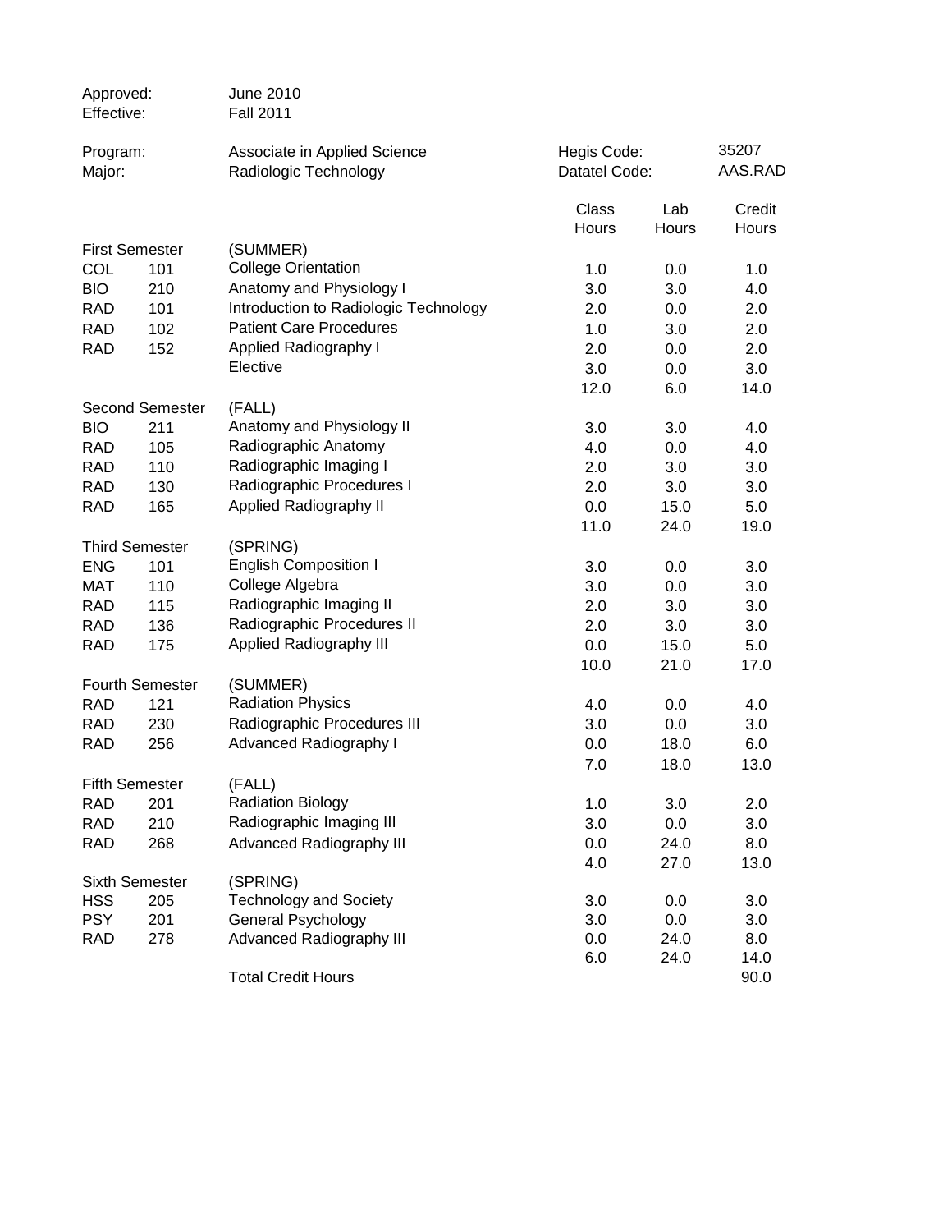| | | | | | |
|---|---|---|---|---|---|
| Approved: | | June 2010 | | | |
| Effective: | | Fall 2011 | | | |
| Program: | | Associate in Applied Science | Hegis Code: | | 35207 |
| Major: | | Radiologic Technology | Datatel Code: | | AAS.RAD |

| | | | Class Hours | Lab Hours | Credit Hours |
|---|---|---|---|---|---|
| **First Semester** | | (SUMMER) | | | |
| COL | 101 | College Orientation | 1.0 | 0.0 | 1.0 |
| BIO | 210 | Anatomy and Physiology I | 3.0 | 3.0 | 4.0 |
| RAD | 101 | Introduction to Radiologic Technology | 2.0 | 0.0 | 2.0 |
| RAD | 102 | Patient Care Procedures | 1.0 | 3.0 | 2.0 |
| RAD | 152 | Applied Radiography I | 2.0 | 0.0 | 2.0 |
| | | Elective | 3.0 | 0.0 | 3.0 |
| | | | 12.0 | 6.0 | 14.0 |
| **Second Semester** | | (FALL) | | | |
| BIO | 211 | Anatomy and Physiology II | 3.0 | 3.0 | 4.0 |
| RAD | 105 | Radiographic Anatomy | 4.0 | 0.0 | 4.0 |
| RAD | 110 | Radiographic Imaging I | 2.0 | 3.0 | 3.0 |
| RAD | 130 | Radiographic Procedures I | 2.0 | 3.0 | 3.0 |
| RAD | 165 | Applied Radiography II | 0.0 | 15.0 | 5.0 |
| | | | 11.0 | 24.0 | 19.0 |
| **Third Semester** | | (SPRING) | | | |
| ENG | 101 | English Composition I | 3.0 | 0.0 | 3.0 |
| MAT | 110 | College Algebra | 3.0 | 0.0 | 3.0 |
| RAD | 115 | Radiographic Imaging II | 2.0 | 3.0 | 3.0 |
| RAD | 136 | Radiographic Procedures II | 2.0 | 3.0 | 3.0 |
| RAD | 175 | Applied Radiography III | 0.0 | 15.0 | 5.0 |
| | | | 10.0 | 21.0 | 17.0 |
| **Fourth Semester** | | (SUMMER) | | | |
| RAD | 121 | Radiation Physics | 4.0 | 0.0 | 4.0 |
| RAD | 230 | Radiographic Procedures III | 3.0 | 0.0 | 3.0 |
| RAD | 256 | Advanced Radiography I | 0.0 | 18.0 | 6.0 |
| | | | 7.0 | 18.0 | 13.0 |
| **Fifth Semester** | | (FALL) | | | |
| RAD | 201 | Radiation Biology | 1.0 | 3.0 | 2.0 |
| RAD | 210 | Radiographic Imaging III | 3.0 | 0.0 | 3.0 |
| RAD | 268 | Advanced Radiography III | 0.0 | 24.0 | 8.0 |
| | | | 4.0 | 27.0 | 13.0 |
| **Sixth Semester** | | (SPRING) | | | |
| HSS | 205 | Technology and Society | 3.0 | 0.0 | 3.0 |
| PSY | 201 | General Psychology | 3.0 | 0.0 | 3.0 |
| RAD | 278 | Advanced Radiography III | 0.0 | 24.0 | 8.0 |
| | | | 6.0 | 24.0 | 14.0 |
| | | Total Credit Hours | | | 90.0 |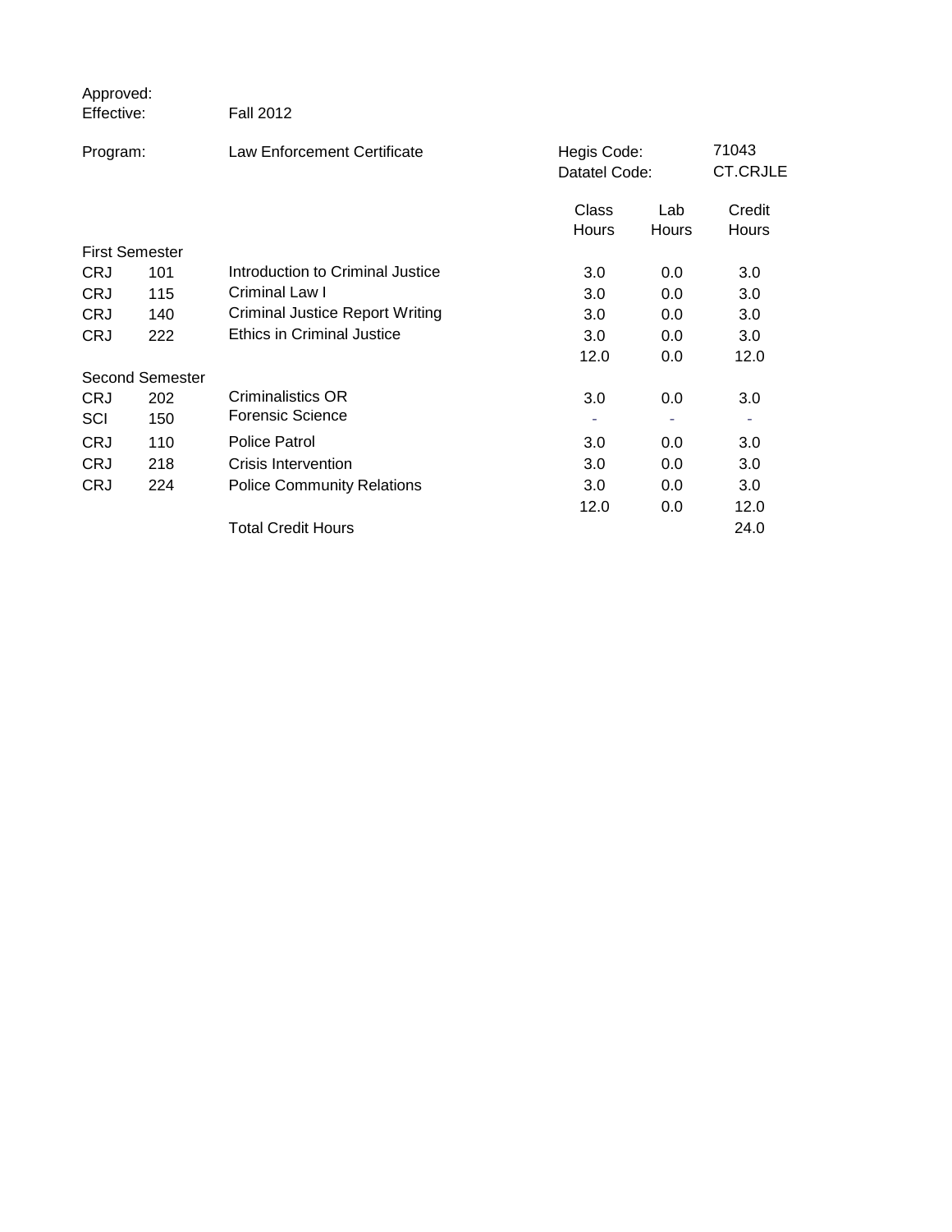Approved:
Effective: Fall 2012

Program: Law Enforcement Certificate

Hegis Code: 71043
Datatel Code: CT.CRJLE

| | | | Class Hours | Lab Hours | Credit Hours |
|---|---|---|---|---|---|
| **First Semester** | | | | | |
| CRJ | 101 | Introduction to Criminal Justice | 3.0 | 0.0 | 3.0 |
| CRJ | 115 | Criminal Law I | 3.0 | 0.0 | 3.0 |
| CRJ | 140 | Criminal Justice Report Writing | 3.0 | 0.0 | 3.0 |
| CRJ | 222 | Ethics in Criminal Justice | 3.0 | 0.0 | 3.0 |
| | | | 12.0 | 0.0 | 12.0 |
| **Second Semester** | | | | | |
| CRJ | 202 | Criminalistics OR | 3.0 | 0.0 | 3.0 |
| SCI | 150 | Forensic Science | - | - | - |
| CRJ | 110 | Police Patrol | 3.0 | 0.0 | 3.0 |
| CRJ | 218 | Crisis Intervention | 3.0 | 0.0 | 3.0 |
| CRJ | 224 | Police Community Relations | 3.0 | 0.0 | 3.0 |
| | | | 12.0 | 0.0 | 12.0 |
| | | Total Credit Hours | | | 24.0 |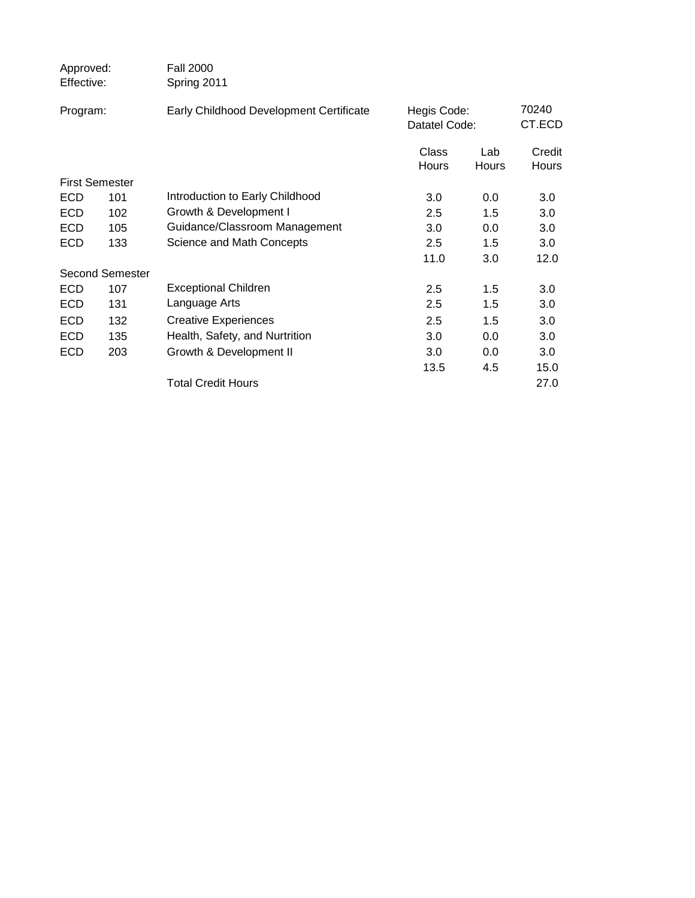Approved: Fall 2000
Effective: Spring 2011

Program: Early Childhood Development Certificate

Hegis Code: 70240
Datatel Code: CT.ECD

| | | | Class Hours | Lab Hours | Credit Hours |
|---|---|---|---|---|---|
| **First Semester** | | | | | |
| ECD | 101 | Introduction to Early Childhood | 3.0 | 0.0 | 3.0 |
| ECD | 102 | Growth & Development I | 2.5 | 1.5 | 3.0 |
| ECD | 105 | Guidance/Classroom Management | 3.0 | 0.0 | 3.0 |
| ECD | 133 | Science and Math Concepts | 2.5 | 1.5 | 3.0 |
| | | | 11.0 | 3.0 | 12.0 |
| **Second Semester** | | | | | |
| ECD | 107 | Exceptional Children | 2.5 | 1.5 | 3.0 |
| ECD | 131 | Language Arts | 2.5 | 1.5 | 3.0 |
| ECD | 132 | Creative Experiences | 2.5 | 1.5 | 3.0 |
| ECD | 135 | Health, Safety, and Nurtrition | 3.0 | 0.0 | 3.0 |
| ECD | 203 | Growth & Development II | 3.0 | 0.0 | 3.0 |
| | | | 13.5 | 4.5 | 15.0 |
| | | Total Credit Hours | | | 27.0 |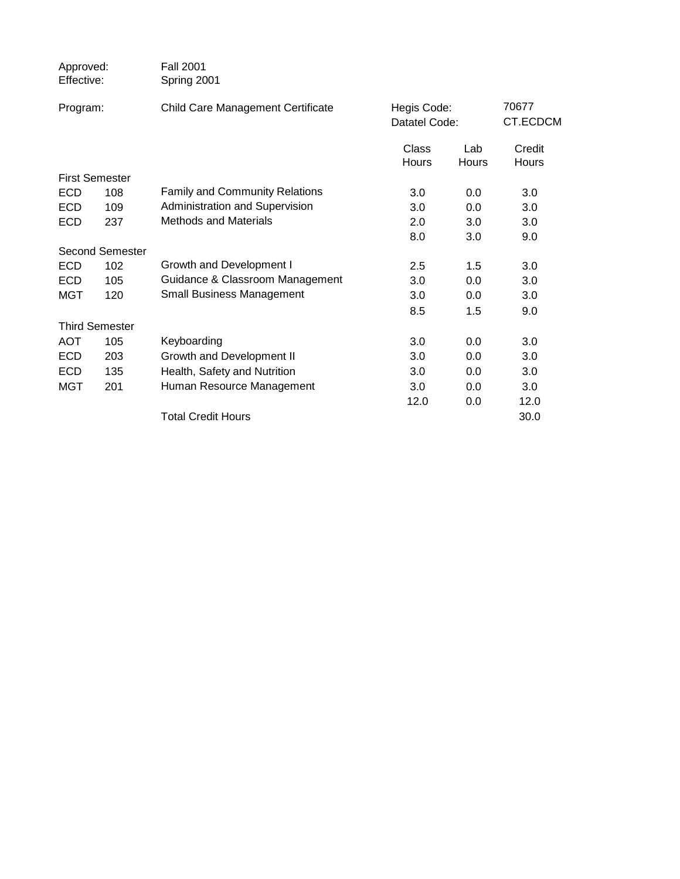Approved: Fall 2001
Effective: Spring 2001

Program: Child Care Management Certificate

Hegis Code: 70677
Datatel Code: CT.ECDCM

| | | | Class Hours | Lab Hours | Credit Hours |
|---|---|---|---|---|---|
| **First Semester** | | | | | |
| ECD | 108 | Family and Community Relations | 3.0 | 0.0 | 3.0 |
| ECD | 109 | Administration and Supervision | 3.0 | 0.0 | 3.0 |
| ECD | 237 | Methods and Materials | 2.0 | 3.0 | 3.0 |
| | | | 8.0 | 3.0 | 9.0 |
| **Second Semester** | | | | | |
| ECD | 102 | Growth and Development I | 2.5 | 1.5 | 3.0 |
| ECD | 105 | Guidance & Classroom Management | 3.0 | 0.0 | 3.0 |
| MGT | 120 | Small Business Management | 3.0 | 0.0 | 3.0 |
| | | | 8.5 | 1.5 | 9.0 |
| **Third Semester** | | | | | |
| AOT | 105 | Keyboarding | 3.0 | 0.0 | 3.0 |
| ECD | 203 | Growth and Development II | 3.0 | 0.0 | 3.0 |
| ECD | 135 | Health, Safety and Nutrition | 3.0 | 0.0 | 3.0 |
| MGT | 201 | Human Resource Management | 3.0 | 0.0 | 3.0 |
| | | | 12.0 | 0.0 | 12.0 |
| | | Total Credit Hours | | | 30.0 |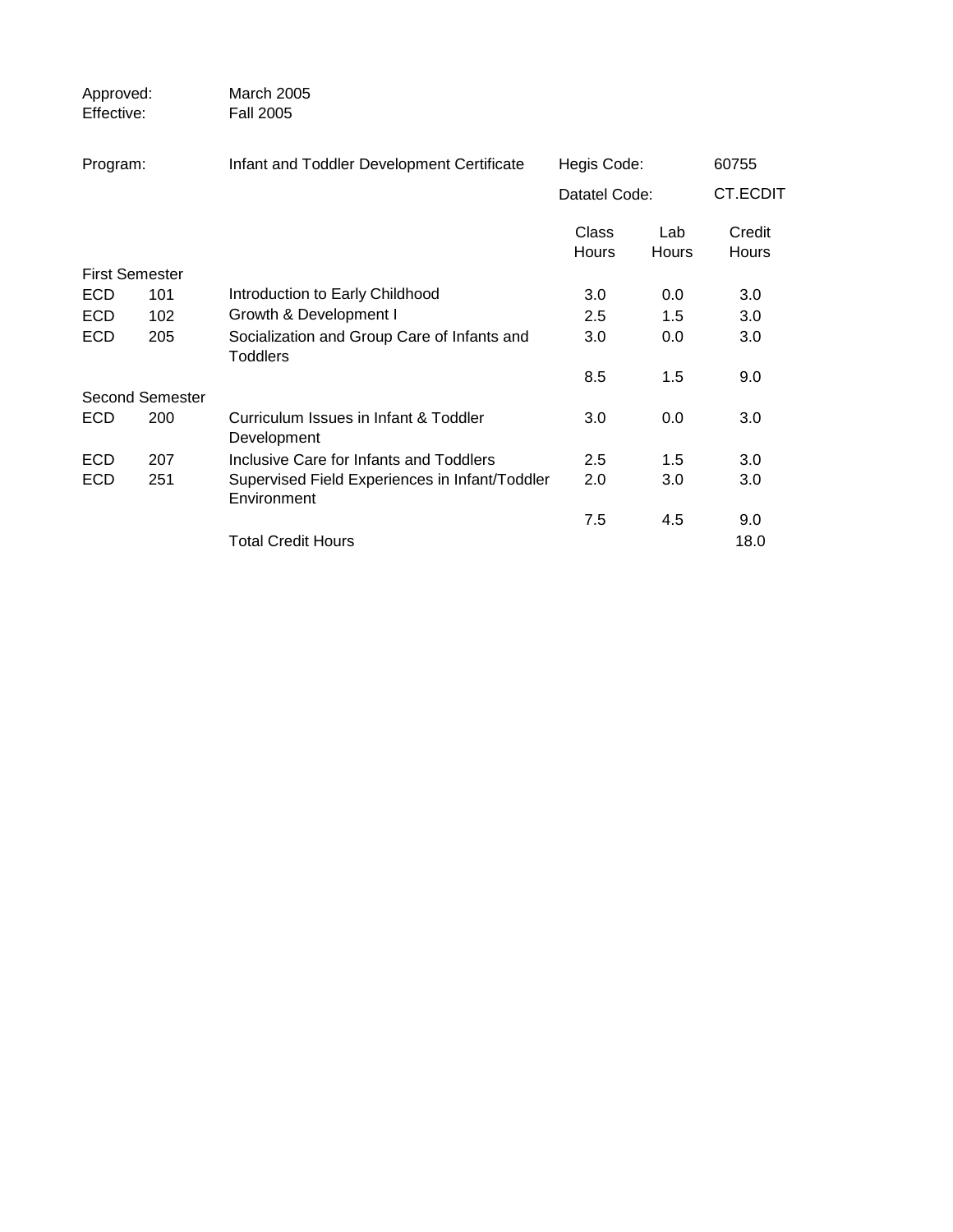Approved: March 2005
Effective: Fall 2005

Program: Infant and Toddler Development Certificate

Hegis Code: 60755
Datatel Code: CT.ECDIT

| | | | Class Hours | Lab Hours | Credit Hours |
|---|---|---|---|---|---|
| **First Semester** | | | | | |
| ECD | 101 | Introduction to Early Childhood | 3.0 | 0.0 | 3.0 |
| ECD | 102 | Growth & Development I | 2.5 | 1.5 | 3.0 |
| ECD | 205 | Socialization and Group Care of Infants and Toddlers | 3.0 | 0.0 | 3.0 |
| | | | 8.5 | 1.5 | 9.0 |
| **Second Semester** | | | | | |
| ECD | 200 | Curriculum Issues in Infant & Toddler Development | 3.0 | 0.0 | 3.0 |
| ECD | 207 | Inclusive Care for Infants and Toddlers | 2.5 | 1.5 | 3.0 |
| ECD | 251 | Supervised Field Experiences in Infant/Toddler Environment | 2.0 | 3.0 | 3.0 |
| | | | 7.5 | 4.5 | 9.0 |
| | | Total Credit Hours | | | 18.0 |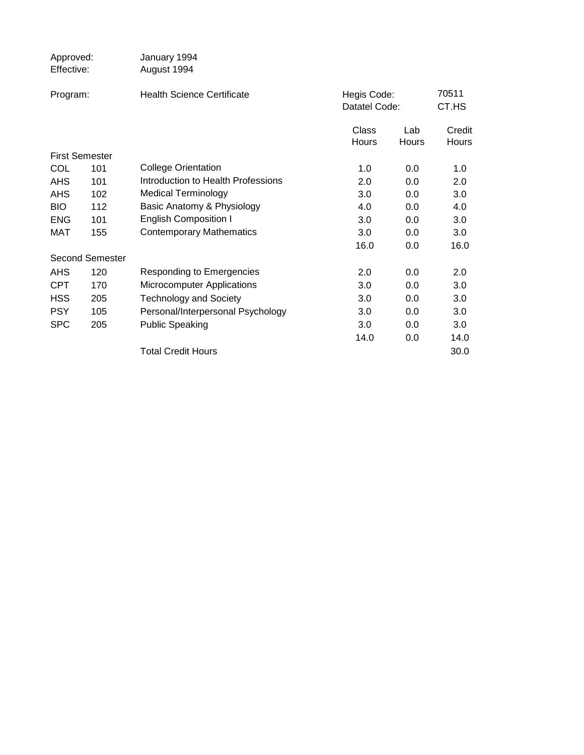Approved: January 1994
Effective: August 1994

Program: Health Science Certificate

Hegis Code: 70511
Datatel Code: CT.HS

| | | | Class Hours | Lab Hours | Credit Hours |
|---|---|---|---|---|---|
| **First Semester** | | | | | |
| COL | 101 | College Orientation | 1.0 | 0.0 | 1.0 |
| AHS | 101 | Introduction to Health Professions | 2.0 | 0.0 | 2.0 |
| AHS | 102 | Medical Terminology | 3.0 | 0.0 | 3.0 |
| BIO | 112 | Basic Anatomy & Physiology | 4.0 | 0.0 | 4.0 |
| ENG | 101 | English Composition I | 3.0 | 0.0 | 3.0 |
| MAT | 155 | Contemporary Mathematics | 3.0 | 0.0 | 3.0 |
| | | | 16.0 | 0.0 | 16.0 |
| **Second Semester** | | | | | |
| AHS | 120 | Responding to Emergencies | 2.0 | 0.0 | 2.0 |
| CPT | 170 | Microcomputer Applications | 3.0 | 0.0 | 3.0 |
| HSS | 205 | Technology and Society | 3.0 | 0.0 | 3.0 |
| PSY | 105 | Personal/Interpersonal Psychology | 3.0 | 0.0 | 3.0 |
| SPC | 205 | Public Speaking | 3.0 | 0.0 | 3.0 |
| | | | 14.0 | 0.0 | 14.0 |
| | | Total Credit Hours | | | 30.0 |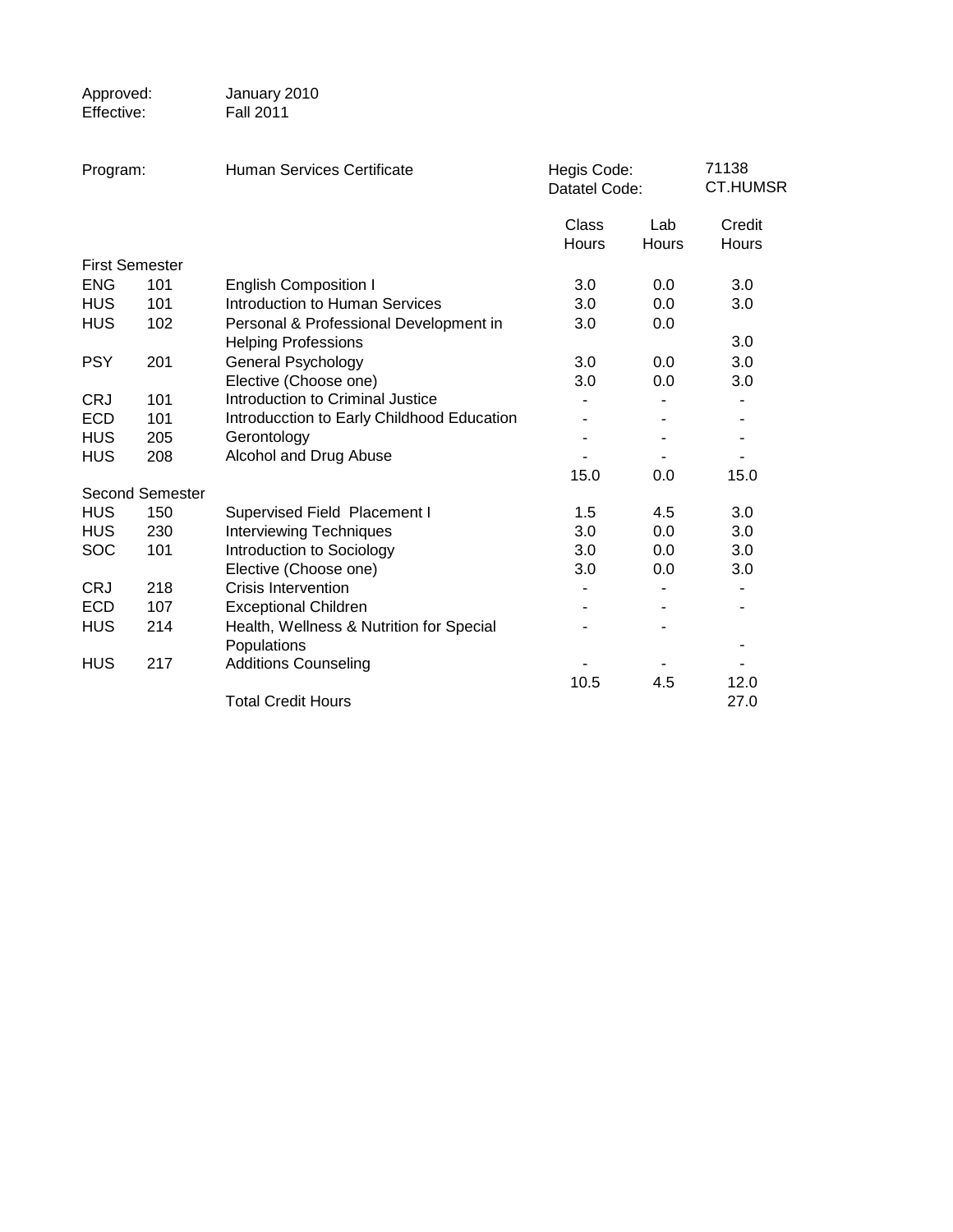Approved: January 2010
Effective: Fall 2011

Program: Human Services Certificate

Hegis Code: 71138
Datatel Code: CT.HUMSR

| | | | Class Hours | Lab Hours | Credit Hours |
|---|---|---|---|---|---|
| **First Semester** | | | | | |
| ENG | 101 | English Composition I | 3.0 | 0.0 | 3.0 |
| HUS | 101 | Introduction to Human Services | 3.0 | 0.0 | 3.0 |
| HUS | 102 | Personal & Professional Development in Helping Professions | 3.0 | 0.0 | 3.0 |
| PSY | 201 | General Psychology | 3.0 | 0.0 | 3.0 |
| | | Elective (Choose one) | 3.0 | 0.0 | 3.0 |
| CRJ | 101 | Introduction to Criminal Justice | - | - | - |
| ECD | 101 | Introducction to Early Childhood Education | - | - | - |
| HUS | 205 | Gerontology | - | - | - |
| HUS | 208 | Alcohol and Drug Abuse | - | - | - |
| | | | 15.0 | 0.0 | 15.0 |
| **Second Semester** | | | | | |
| HUS | 150 | Supervised Field Placement I | 1.5 | 4.5 | 3.0 |
| HUS | 230 | Interviewing Techniques | 3.0 | 0.0 | 3.0 |
| SOC | 101 | Introduction to Sociology | 3.0 | 0.0 | 3.0 |
| | | Elective (Choose one) | 3.0 | 0.0 | 3.0 |
| CRJ | 218 | Crisis Intervention | - | - | - |
| ECD | 107 | Exceptional Children | - | - | - |
| HUS | 214 | Health, Wellness & Nutrition for Special Populations | - | - | - |
| HUS | 217 | Additions Counseling | - | - | - |
| | | | 10.5 | 4.5 | 12.0 |
| | | Total Credit Hours | | | 27.0 |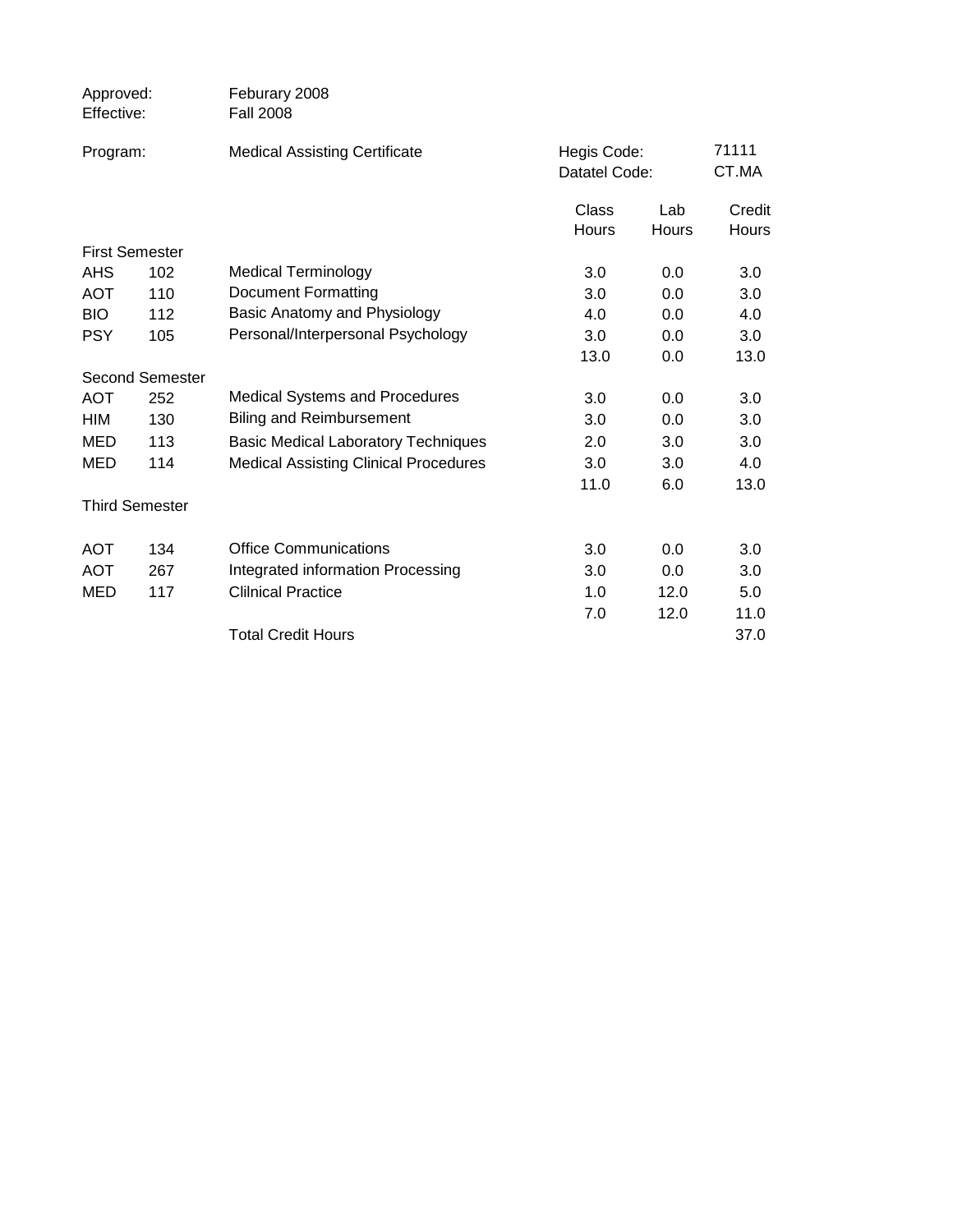Approved: Feburary 2008
Effective: Fall 2008

Program: Medical Assisting Certificate

Hegis Code: 71111
Datatel Code: CT.MA

| | | | Class Hours | Lab Hours | Credit Hours |
|---|---|---|---|---|---|
| **First Semester** | | | | | |
| AHS | 102 | Medical Terminology | 3.0 | 0.0 | 3.0 |
| AOT | 110 | Document Formatting | 3.0 | 0.0 | 3.0 |
| BIO | 112 | Basic Anatomy and Physiology | 4.0 | 0.0 | 4.0 |
| PSY | 105 | Personal/Interpersonal Psychology | 3.0 | 0.0 | 3.0 |
| | | | 13.0 | 0.0 | 13.0 |
| **Second Semester** | | | | | |
| AOT | 252 | Medical Systems and Procedures | 3.0 | 0.0 | 3.0 |
| HIM | 130 | Biling and Reimbursement | 3.0 | 0.0 | 3.0 |
| MED | 113 | Basic Medical Laboratory Techniques | 2.0 | 3.0 | 3.0 |
| MED | 114 | Medical Assisting Clinical Procedures | 3.0 | 3.0 | 4.0 |
| | | | 11.0 | 6.0 | 13.0 |
| **Third Semester** | | | | | |
| AOT | 134 | Office Communications | 3.0 | 0.0 | 3.0 |
| AOT | 267 | Integrated information Processing | 3.0 | 0.0 | 3.0 |
| MED | 117 | Clilnical Practice | 1.0 | 12.0 | 5.0 |
| | | | 7.0 | 12.0 | 11.0 |
| | | Total Credit Hours | | | 37.0 |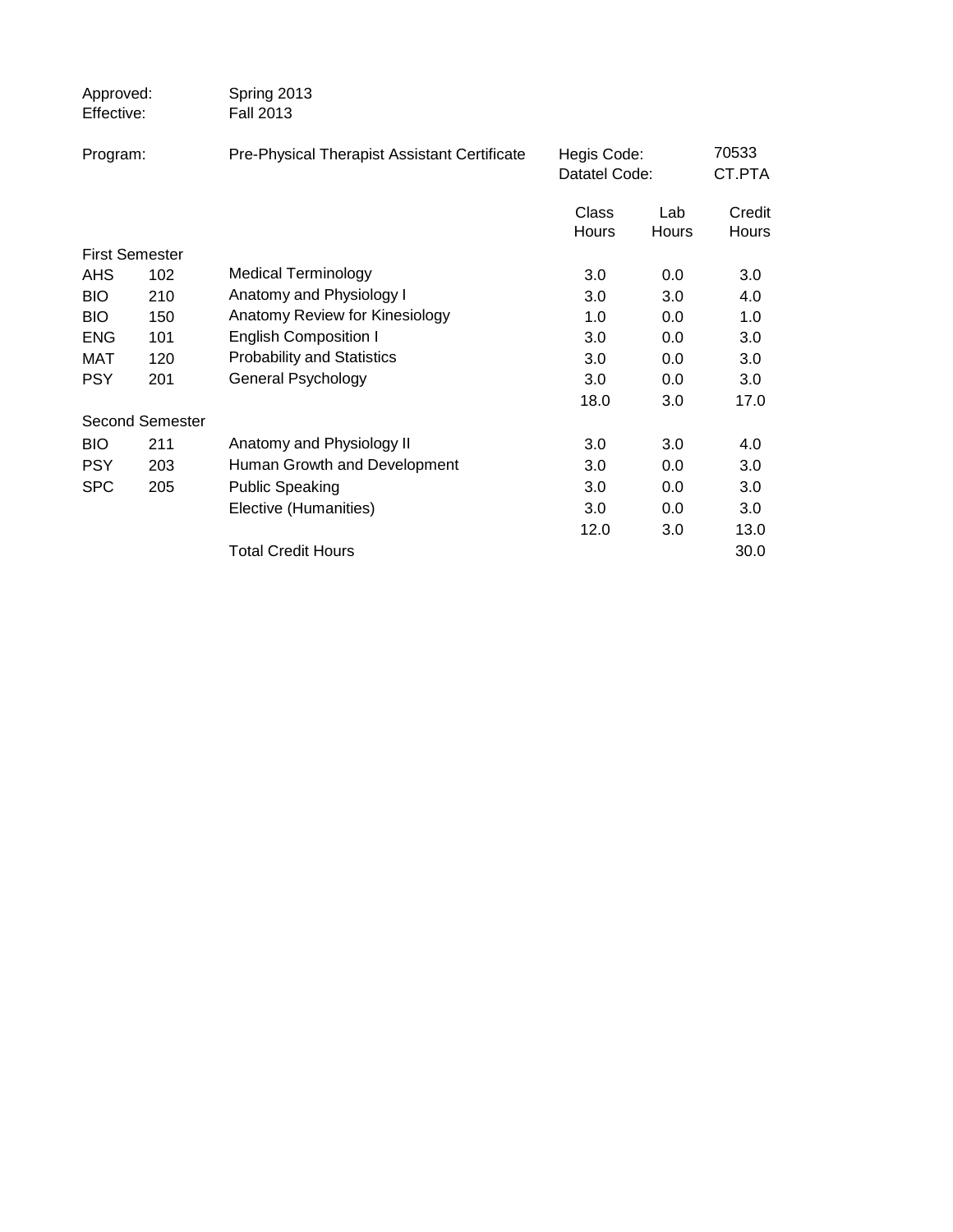Approved: Spring 2013
Effective: Fall 2013

Program: Pre-Physical Therapist Assistant Certificate

Hegis Code: 70533
Datatel Code: CT.PTA

| | | | Class Hours | Lab Hours | Credit Hours |
|---|---|---|---|---|---|
| **First Semester** | | | | | |
| AHS | 102 | Medical Terminology | 3.0 | 0.0 | 3.0 |
| BIO | 210 | Anatomy and Physiology I | 3.0 | 3.0 | 4.0 |
| BIO | 150 | Anatomy Review for Kinesiology | 1.0 | 0.0 | 1.0 |
| ENG | 101 | English Composition I | 3.0 | 0.0 | 3.0 |
| MAT | 120 | Probability and Statistics | 3.0 | 0.0 | 3.0 |
| PSY | 201 | General Psychology | 3.0 | 0.0 | 3.0 |
| | | | 18.0 | 3.0 | 17.0 |
| **Second Semester** | | | | | |
| BIO | 211 | Anatomy and Physiology II | 3.0 | 3.0 | 4.0 |
| PSY | 203 | Human Growth and Development | 3.0 | 0.0 | 3.0 |
| SPC | 205 | Public Speaking | 3.0 | 0.0 | 3.0 |
| | | Elective (Humanities) | 3.0 | 0.0 | 3.0 |
| | | | 12.0 | 3.0 | 13.0 |
| | | Total Credit Hours | | | 30.0 |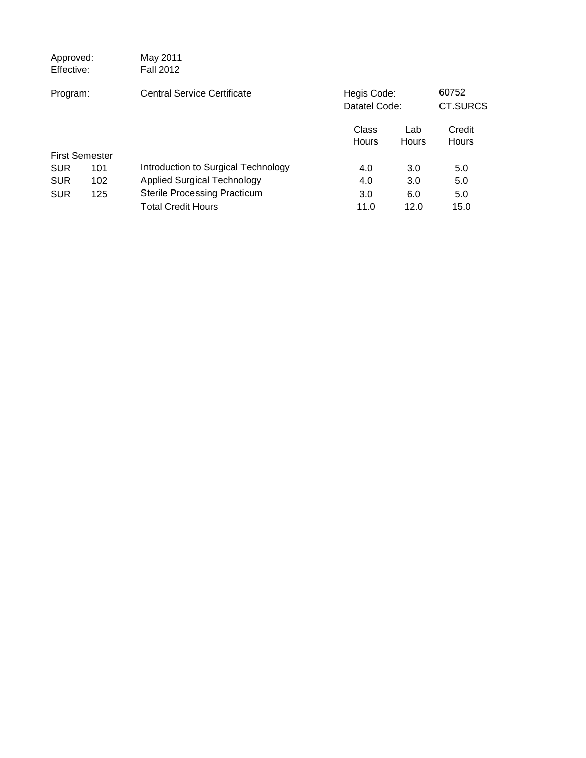Approved: May 2011
Effective: Fall 2012

Program: Central Service Certificate

Hegis Code: 60752
Datatel Code: CT.SURCS

| | | | Class Hours | Lab Hours | Credit Hours |
|---|---|---|---|---|---|
| First Semester | | | | | |
| SUR | 101 | Introduction to Surgical Technology | 4.0 | 3.0 | 5.0 |
| SUR | 102 | Applied Surgical Technology | 4.0 | 3.0 | 5.0 |
| SUR | 125 | Sterile Processing Practicum | 3.0 | 6.0 | 5.0 |
| | | Total Credit Hours | 11.0 | 12.0 | 15.0 |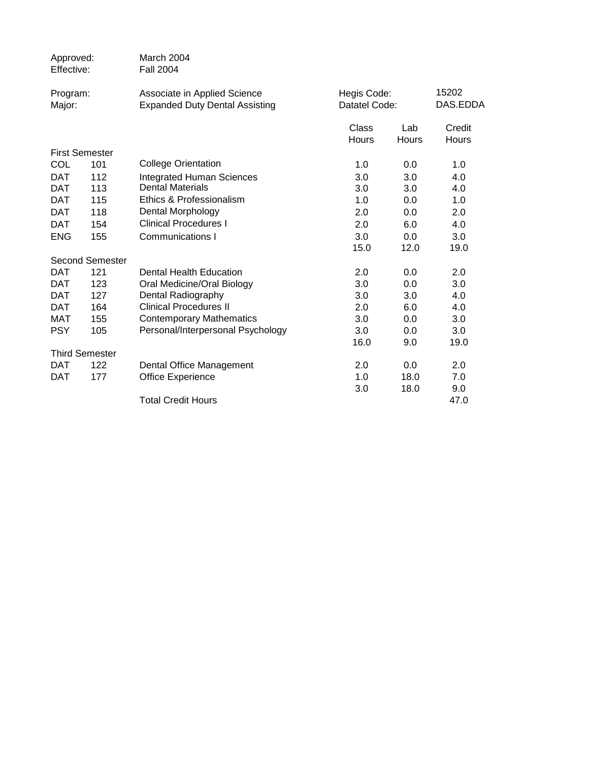Approved: March 2004
Effective: Fall 2004

Program: Associate in Applied Science — Hegis Code: 15202
Major: Expanded Duty Dental Assisting — Datatel Code: DAS.EDDA

| | | | Class Hours | Lab Hours | Credit Hours |
|---|---|---|---|---|---|
| **First Semester** | | | | | |
| COL | 101 | College Orientation | 1.0 | 0.0 | 1.0 |
| DAT | 112 | Integrated Human Sciences | 3.0 | 3.0 | 4.0 |
| DAT | 113 | Dental Materials | 3.0 | 3.0 | 4.0 |
| DAT | 115 | Ethics & Professionalism | 1.0 | 0.0 | 1.0 |
| DAT | 118 | Dental Morphology | 2.0 | 0.0 | 2.0 |
| DAT | 154 | Clinical Procedures I | 2.0 | 6.0 | 4.0 |
| ENG | 155 | Communications I | 3.0 | 0.0 | 3.0 |
| | | | 15.0 | 12.0 | 19.0 |
| **Second Semester** | | | | | |
| DAT | 121 | Dental Health Education | 2.0 | 0.0 | 2.0 |
| DAT | 123 | Oral Medicine/Oral Biology | 3.0 | 0.0 | 3.0 |
| DAT | 127 | Dental Radiography | 3.0 | 3.0 | 4.0 |
| DAT | 164 | Clinical Procedures II | 2.0 | 6.0 | 4.0 |
| MAT | 155 | Contemporary Mathematics | 3.0 | 0.0 | 3.0 |
| PSY | 105 | Personal/Interpersonal Psychology | 3.0 | 0.0 | 3.0 |
| | | | 16.0 | 9.0 | 19.0 |
| **Third Semester** | | | | | |
| DAT | 122 | Dental Office Management | 2.0 | 0.0 | 2.0 |
| DAT | 177 | Office Experience | 1.0 | 18.0 | 7.0 |
| | | | 3.0 | 18.0 | 9.0 |
| | | Total Credit Hours | | | 47.0 |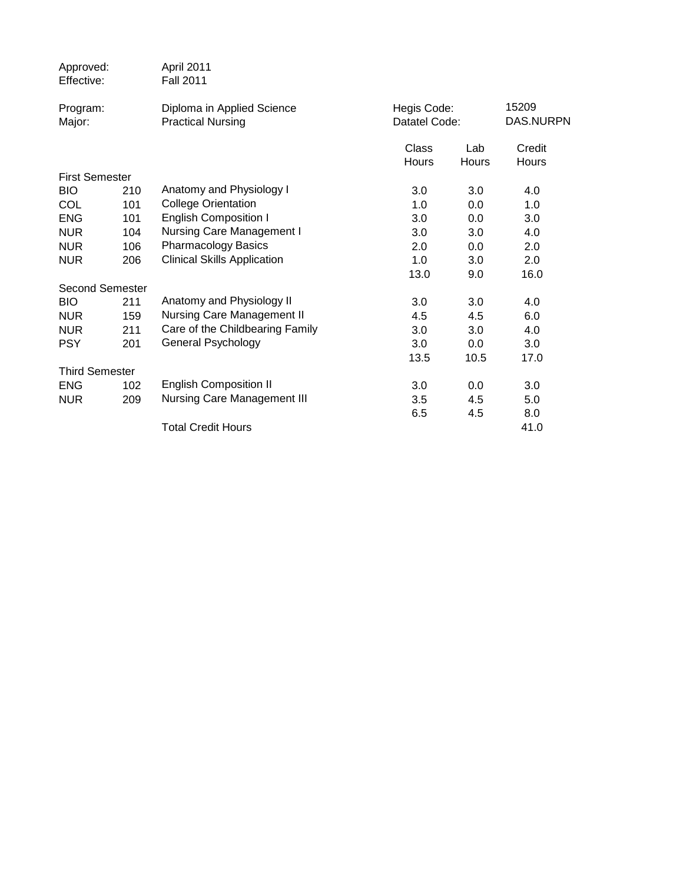Approved: April 2011
Effective: Fall 2011

Program: Diploma in Applied Science
Major: Practical Nursing

Hegis Code: 15209
Datatel Code: DAS.NURPN

| | | | Class Hours | Lab Hours | Credit Hours |
|---|---|---|---|---|---|
| **First Semester** | | | | | |
| BIO | 210 | Anatomy and Physiology I | 3.0 | 3.0 | 4.0 |
| COL | 101 | College Orientation | 1.0 | 0.0 | 1.0 |
| ENG | 101 | English Composition I | 3.0 | 0.0 | 3.0 |
| NUR | 104 | Nursing Care Management I | 3.0 | 3.0 | 4.0 |
| NUR | 106 | Pharmacology Basics | 2.0 | 0.0 | 2.0 |
| NUR | 206 | Clinical Skills Application | 1.0 | 3.0 | 2.0 |
| | | | 13.0 | 9.0 | 16.0 |
| **Second Semester** | | | | | |
| BIO | 211 | Anatomy and Physiology II | 3.0 | 3.0 | 4.0 |
| NUR | 159 | Nursing Care Management II | 4.5 | 4.5 | 6.0 |
| NUR | 211 | Care of the Childbearing Family | 3.0 | 3.0 | 4.0 |
| PSY | 201 | General Psychology | 3.0 | 0.0 | 3.0 |
| | | | 13.5 | 10.5 | 17.0 |
| **Third Semester** | | | | | |
| ENG | 102 | English Composition II | 3.0 | 0.0 | 3.0 |
| NUR | 209 | Nursing Care Management III | 3.5 | 4.5 | 5.0 |
| | | | 6.5 | 4.5 | 8.0 |
| | | Total Credit Hours | | | 41.0 |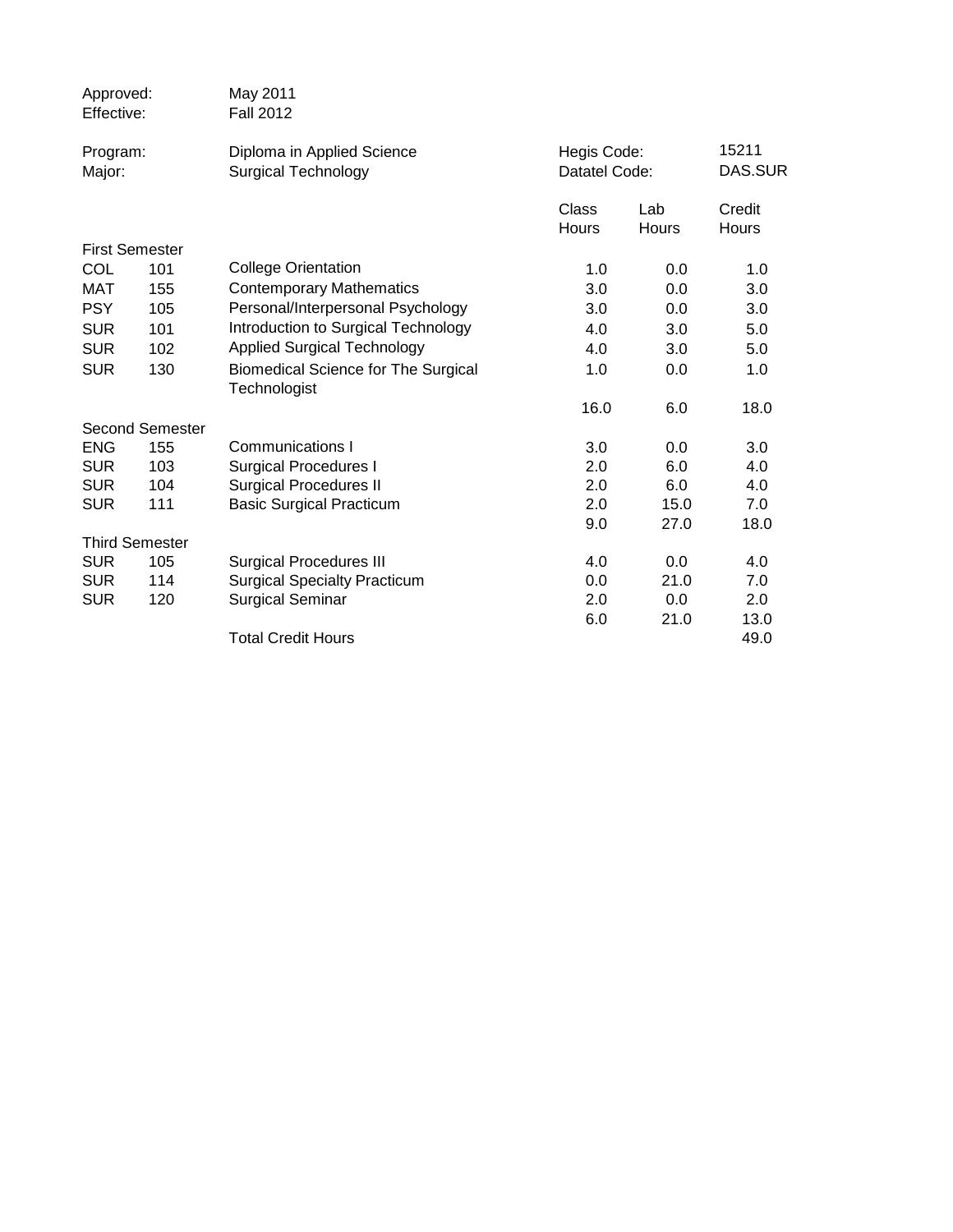| | | |
|---|---|---|
| Approved: | May 2011 | |
| Effective: | Fall 2012 | |

| | | | |
|---|---|---|---|
| Program: | Diploma in Applied Science | Hegis Code: | 15211 |
| Major: | Surgical Technology | Datatel Code: | DAS.SUR |

| | | | Class Hours | Lab Hours | Credit Hours |
|---|---|---|---|---|---|
| **First Semester** | | | | | |
| COL | 101 | College Orientation | 1.0 | 0.0 | 1.0 |
| MAT | 155 | Contemporary Mathematics | 3.0 | 0.0 | 3.0 |
| PSY | 105 | Personal/Interpersonal Psychology | 3.0 | 0.0 | 3.0 |
| SUR | 101 | Introduction to Surgical Technology | 4.0 | 3.0 | 5.0 |
| SUR | 102 | Applied Surgical Technology | 4.0 | 3.0 | 5.0 |
| SUR | 130 | Biomedical Science for The Surgical Technologist | 1.0 | 0.0 | 1.0 |
| | | | 16.0 | 6.0 | 18.0 |
| **Second Semester** | | | | | |
| ENG | 155 | Communications I | 3.0 | 0.0 | 3.0 |
| SUR | 103 | Surgical Procedures I | 2.0 | 6.0 | 4.0 |
| SUR | 104 | Surgical Procedures II | 2.0 | 6.0 | 4.0 |
| SUR | 111 | Basic Surgical Practicum | 2.0 | 15.0 | 7.0 |
| | | | 9.0 | 27.0 | 18.0 |
| **Third Semester** | | | | | |
| SUR | 105 | Surgical Procedures III | 4.0 | 0.0 | 4.0 |
| SUR | 114 | Surgical Specialty Practicum | 0.0 | 21.0 | 7.0 |
| SUR | 120 | Surgical Seminar | 2.0 | 0.0 | 2.0 |
| | | | 6.0 | 21.0 | 13.0 |
| | | Total Credit Hours | | | 49.0 |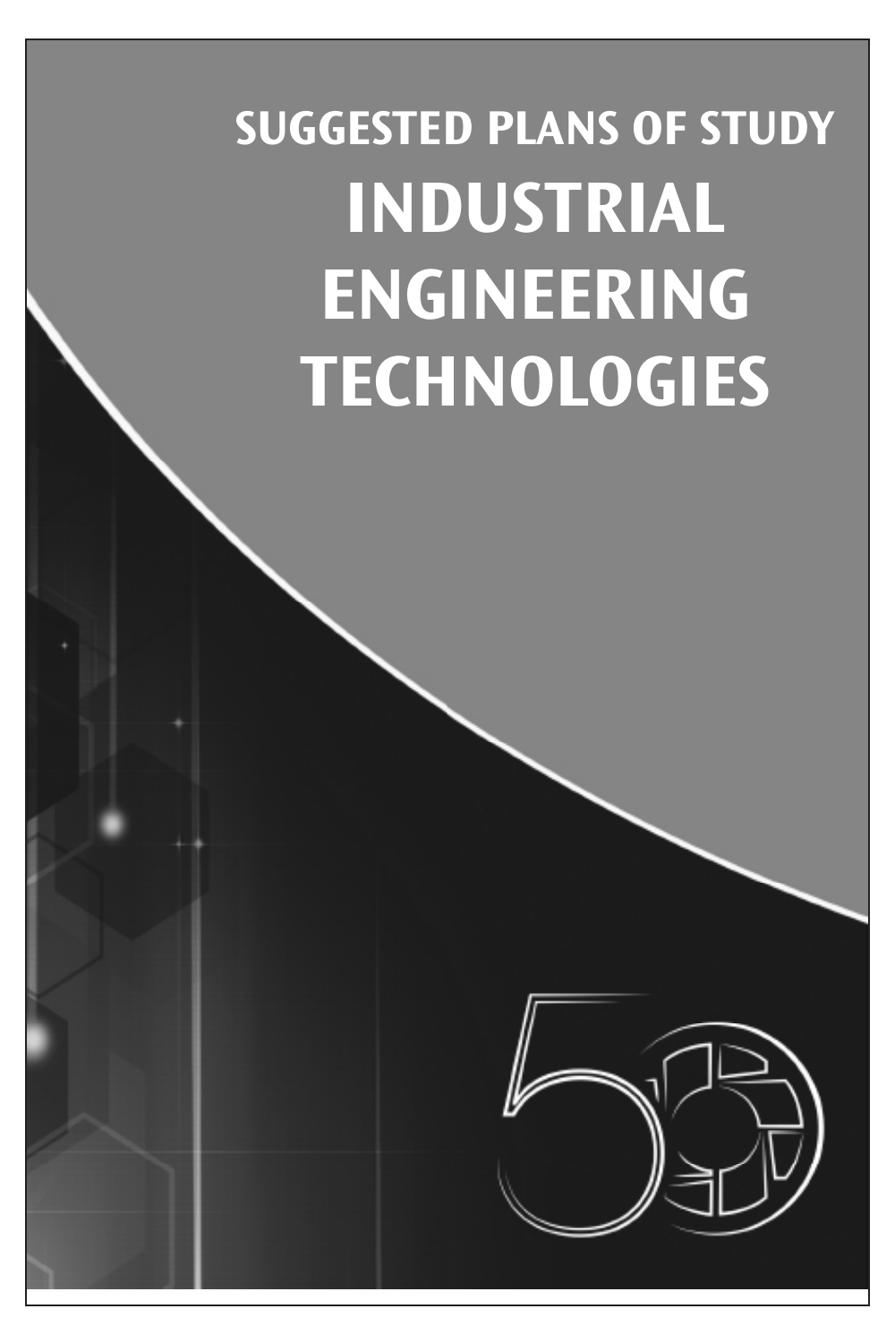# SUGGESTED PLANS OF STUDY

# INDUSTRIAL ENGINEERING TECHNOLOGIES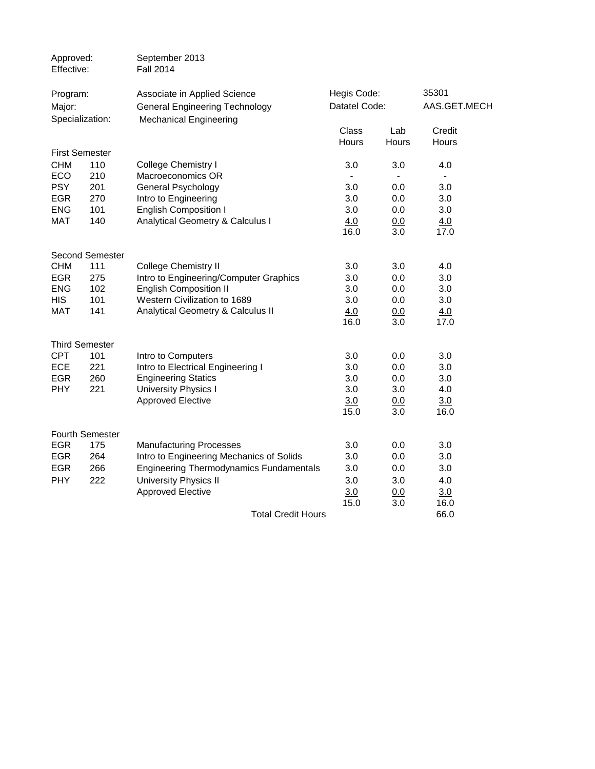Approved: September 2013
Effective: Fall 2014

| Program: | Associate in Applied Science | Hegis Code: | 35301 |
|---|---|---|---|
| Major: | General Engineering Technology | Datatel Code: | AAS.GET.MECH |
| Specialization: | Mechanical Engineering | | |

| | | | Class Hours | Lab Hours | Credit Hours |
|---|---|---|---|---|---|
| **First Semester** | | | | | |
| CHM | 110 | College Chemistry I | 3.0 | 3.0 | 4.0 |
| ECO | 210 | Macroeconomics OR | - | - | - |
| PSY | 201 | General Psychology | 3.0 | 0.0 | 3.0 |
| EGR | 270 | Intro to Engineering | 3.0 | 0.0 | 3.0 |
| ENG | 101 | English Composition I | 3.0 | 0.0 | 3.0 |
| MAT | 140 | Analytical Geometry & Calculus I | 4.0 | 0.0 | 4.0 |
| | | | 16.0 | 3.0 | 17.0 |
| **Second Semester** | | | | | |
| CHM | 111 | College Chemistry II | 3.0 | 3.0 | 4.0 |
| EGR | 275 | Intro to Engineering/Computer Graphics | 3.0 | 0.0 | 3.0 |
| ENG | 102 | English Composition II | 3.0 | 0.0 | 3.0 |
| HIS | 101 | Western Civilization to 1689 | 3.0 | 0.0 | 3.0 |
| MAT | 141 | Analytical Geometry & Calculus II | 4.0 | 0.0 | 4.0 |
| | | | 16.0 | 3.0 | 17.0 |
| **Third Semester** | | | | | |
| CPT | 101 | Intro to Computers | 3.0 | 0.0 | 3.0 |
| ECE | 221 | Intro to Electrical Engineering I | 3.0 | 0.0 | 3.0 |
| EGR | 260 | Engineering Statics | 3.0 | 0.0 | 3.0 |
| PHY | 221 | University Physics I | 3.0 | 3.0 | 4.0 |
| | | Approved Elective | 3.0 | 0.0 | 3.0 |
| | | | 15.0 | 3.0 | 16.0 |
| **Fourth Semester** | | | | | |
| EGR | 175 | Manufacturing Processes | 3.0 | 0.0 | 3.0 |
| EGR | 264 | Intro to Engineering Mechanics of Solids | 3.0 | 0.0 | 3.0 |
| EGR | 266 | Engineering Thermodynamics Fundamentals | 3.0 | 0.0 | 3.0 |
| PHY | 222 | University Physics II | 3.0 | 3.0 | 4.0 |
| | | Approved Elective | 3.0 | 0.0 | 3.0 |
| | | | 15.0 | 3.0 | 16.0 |
| | | Total Credit Hours | | | 66.0 |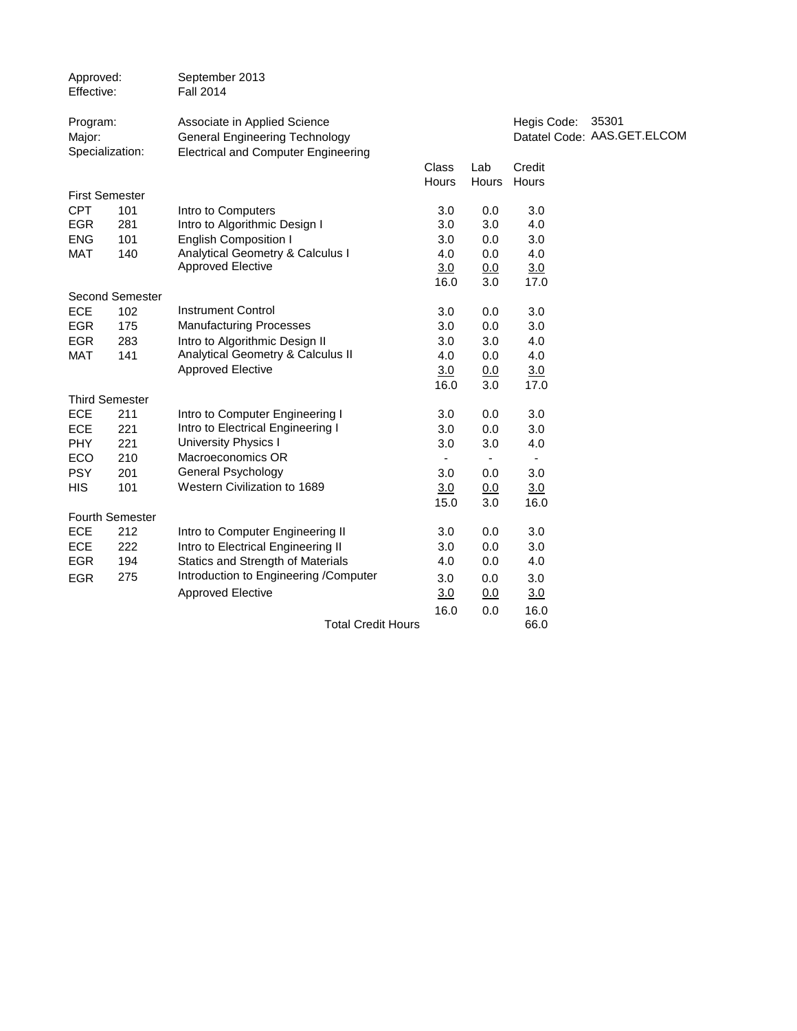Approved: September 2013
Effective: Fall 2014

Program: Associate in Applied Science
Major: General Engineering Technology
Specialization: Electrical and Computer Engineering

Hegis Code: 35301
Datatel Code: AAS.GET.ELCOM

| | | | Class Hours | Lab Hours | Credit Hours |
|---|---|---|---|---|---|
| **First Semester** | | | | | |
| CPT | 101 | Intro to Computers | 3.0 | 0.0 | 3.0 |
| EGR | 281 | Intro to Algorithmic Design I | 3.0 | 3.0 | 4.0 |
| ENG | 101 | English Composition I | 3.0 | 0.0 | 3.0 |
| MAT | 140 | Analytical Geometry & Calculus I | 4.0 | 0.0 | 4.0 |
| | | Approved Elective | 3.0 | 0.0 | 3.0 |
| | | | 16.0 | 3.0 | 17.0 |
| **Second Semester** | | | | | |
| ECE | 102 | Instrument Control | 3.0 | 0.0 | 3.0 |
| EGR | 175 | Manufacturing Processes | 3.0 | 0.0 | 3.0 |
| EGR | 283 | Intro to Algorithmic Design II | 3.0 | 3.0 | 4.0 |
| MAT | 141 | Analytical Geometry & Calculus II | 4.0 | 0.0 | 4.0 |
| | | Approved Elective | 3.0 | 0.0 | 3.0 |
| | | | 16.0 | 3.0 | 17.0 |
| **Third Semester** | | | | | |
| ECE | 211 | Intro to Computer Engineering I | 3.0 | 0.0 | 3.0 |
| ECE | 221 | Intro to Electrical Engineering I | 3.0 | 0.0 | 3.0 |
| PHY | 221 | University Physics I | 3.0 | 3.0 | 4.0 |
| ECO | 210 | Macroeconomics OR | - | - | - |
| PSY | 201 | General Psychology | 3.0 | 0.0 | 3.0 |
| HIS | 101 | Western Civilization to 1689 | 3.0 | 0.0 | 3.0 |
| | | | 15.0 | 3.0 | 16.0 |
| **Fourth Semester** | | | | | |
| ECE | 212 | Intro to Computer Engineering II | 3.0 | 0.0 | 3.0 |
| ECE | 222 | Intro to Electrical Engineering II | 3.0 | 0.0 | 3.0 |
| EGR | 194 | Statics and Strength of Materials | 4.0 | 0.0 | 4.0 |
| EGR | 275 | Introduction to Engineering /Computer | 3.0 | 0.0 | 3.0 |
| | | Approved Elective | 3.0 | 0.0 | 3.0 |
| | | | 16.0 | 0.0 | 16.0 |
| | | Total Credit Hours | | | 66.0 |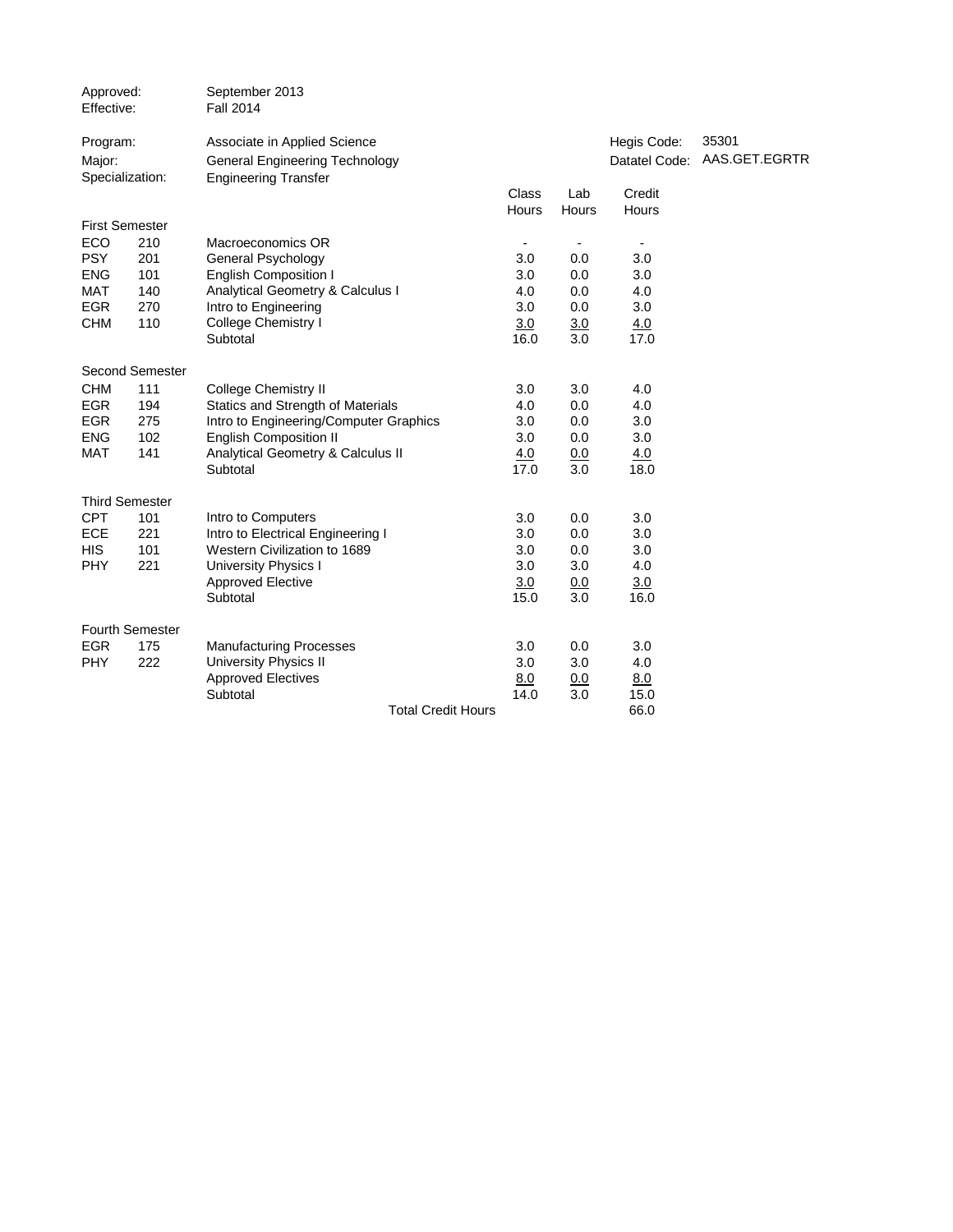Approved: September 2013
Effective: Fall 2014

Program: Associate in Applied Science — Hegis Code: 35301
Major: General Engineering Technology — Datatel Code: AAS.GET.EGRTR
Specialization: Engineering Transfer

| | | | Class Hours | Lab Hours | Credit Hours |
|---|---|---|---|---|---|
| **First Semester** | | | | | |
| ECO | 210 | Macroeconomics OR | - | - | - |
| PSY | 201 | General Psychology | 3.0 | 0.0 | 3.0 |
| ENG | 101 | English Composition I | 3.0 | 0.0 | 3.0 |
| MAT | 140 | Analytical Geometry & Calculus I | 4.0 | 0.0 | 4.0 |
| EGR | 270 | Intro to Engineering | 3.0 | 0.0 | 3.0 |
| CHM | 110 | College Chemistry I | 3.0 | 3.0 | 4.0 |
| | | Subtotal | 16.0 | 3.0 | 17.0 |
| **Second Semester** | | | | | |
| CHM | 111 | College Chemistry II | 3.0 | 3.0 | 4.0 |
| EGR | 194 | Statics and Strength of Materials | 4.0 | 0.0 | 4.0 |
| EGR | 275 | Intro to Engineering/Computer Graphics | 3.0 | 0.0 | 3.0 |
| ENG | 102 | English Composition II | 3.0 | 0.0 | 3.0 |
| MAT | 141 | Analytical Geometry & Calculus II | 4.0 | 0.0 | 4.0 |
| | | Subtotal | 17.0 | 3.0 | 18.0 |
| **Third Semester** | | | | | |
| CPT | 101 | Intro to Computers | 3.0 | 0.0 | 3.0 |
| ECE | 221 | Intro to Electrical Engineering I | 3.0 | 0.0 | 3.0 |
| HIS | 101 | Western Civilization to 1689 | 3.0 | 0.0 | 3.0 |
| PHY | 221 | University Physics I | 3.0 | 3.0 | 4.0 |
| | | Approved Elective | 3.0 | 0.0 | 3.0 |
| | | Subtotal | 15.0 | 3.0 | 16.0 |
| **Fourth Semester** | | | | | |
| EGR | 175 | Manufacturing Processes | 3.0 | 0.0 | 3.0 |
| PHY | 222 | University Physics II | 3.0 | 3.0 | 4.0 |
| | | Approved Electives | 8.0 | 0.0 | 8.0 |
| | | Subtotal | 14.0 | 3.0 | 15.0 |
| | | Total Credit Hours | | | 66.0 |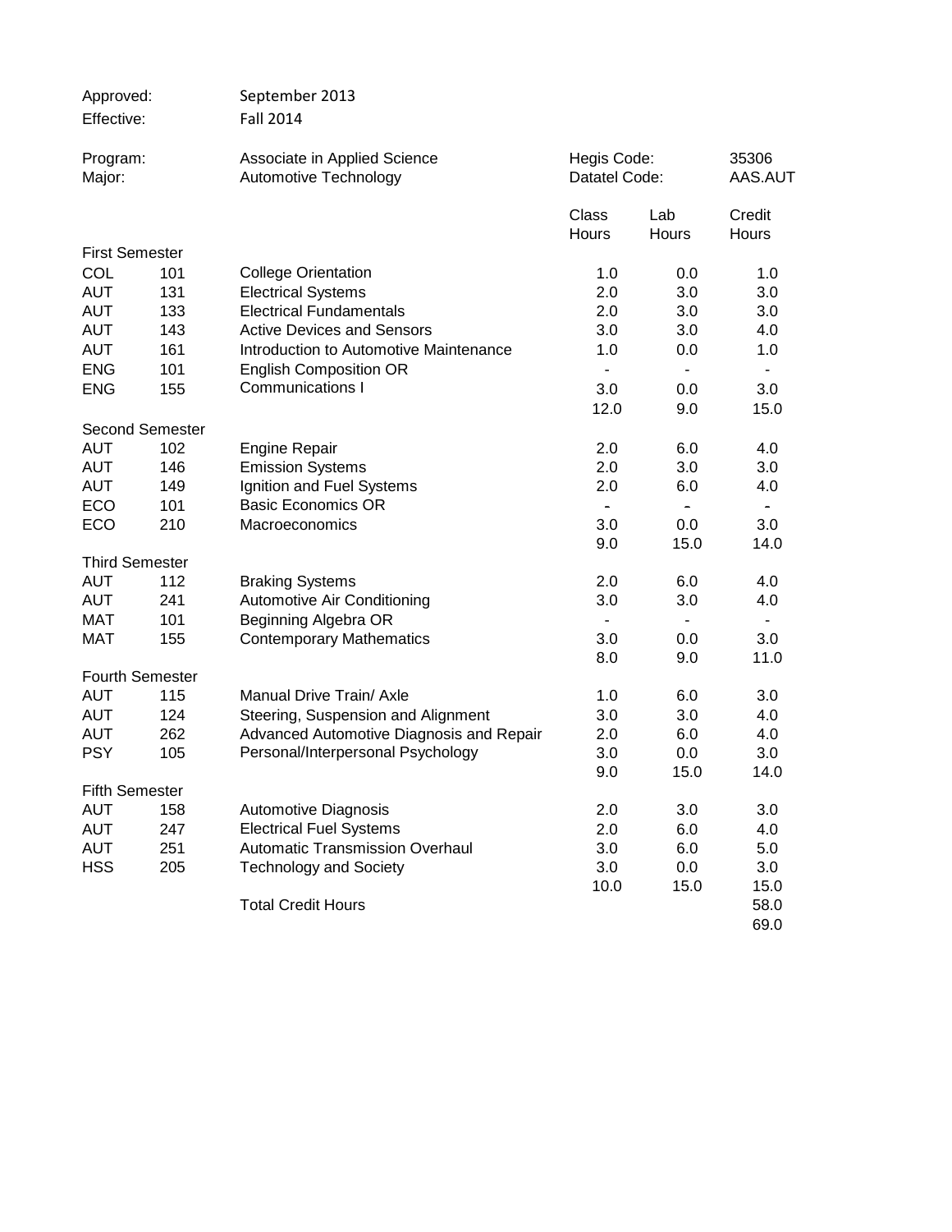| | | | | | |
|---|---|---|---|---|---|
| Approved: | September 2013 | | | | |
| Effective: | Fall 2014 | | | | |
| Program: | Associate in Applied Science | Hegis Code: | | 35306 | |
| Major: | Automotive Technology | Datatel Code: | | AAS.AUT | |

| | | | Class Hours | Lab Hours | Credit Hours |
|---|---|---|---|---|---|
| **First Semester** | | | | | |
| COL | 101 | College Orientation | 1.0 | 0.0 | 1.0 |
| AUT | 131 | Electrical Systems | 2.0 | 3.0 | 3.0 |
| AUT | 133 | Electrical Fundamentals | 2.0 | 3.0 | 3.0 |
| AUT | 143 | Active Devices and Sensors | 3.0 | 3.0 | 4.0 |
| AUT | 161 | Introduction to Automotive Maintenance | 1.0 | 0.0 | 1.0 |
| ENG | 101 | English Composition OR | - | - | - |
| ENG | 155 | Communications I | 3.0 | 0.0 | 3.0 |
| | | | 12.0 | 9.0 | 15.0 |
| **Second Semester** | | | | | |
| AUT | 102 | Engine Repair | 2.0 | 6.0 | 4.0 |
| AUT | 146 | Emission Systems | 2.0 | 3.0 | 3.0 |
| AUT | 149 | Ignition and Fuel Systems | 2.0 | 6.0 | 4.0 |
| ECO | 101 | Basic Economics OR | - | - | - |
| ECO | 210 | Macroeconomics | 3.0 | 0.0 | 3.0 |
| | | | 9.0 | 15.0 | 14.0 |
| **Third Semester** | | | | | |
| AUT | 112 | Braking Systems | 2.0 | 6.0 | 4.0 |
| AUT | 241 | Automotive Air Conditioning | 3.0 | 3.0 | 4.0 |
| MAT | 101 | Beginning Algebra OR | - | - | - |
| MAT | 155 | Contemporary Mathematics | 3.0 | 0.0 | 3.0 |
| | | | 8.0 | 9.0 | 11.0 |
| **Fourth Semester** | | | | | |
| AUT | 115 | Manual Drive Train/ Axle | 1.0 | 6.0 | 3.0 |
| AUT | 124 | Steering, Suspension and Alignment | 3.0 | 3.0 | 4.0 |
| AUT | 262 | Advanced Automotive Diagnosis and Repair | 2.0 | 6.0 | 4.0 |
| PSY | 105 | Personal/Interpersonal Psychology | 3.0 | 0.0 | 3.0 |
| | | | 9.0 | 15.0 | 14.0 |
| **Fifth Semester** | | | | | |
| AUT | 158 | Automotive Diagnosis | 2.0 | 3.0 | 3.0 |
| AUT | 247 | Electrical Fuel Systems | 2.0 | 6.0 | 4.0 |
| AUT | 251 | Automatic Transmission Overhaul | 3.0 | 6.0 | 5.0 |
| HSS | 205 | Technology and Society | 3.0 | 0.0 | 3.0 |
| | | | 10.0 | 15.0 | 15.0 |
| | | Total Credit Hours | | | 58.0 |
| | | | | | 69.0 |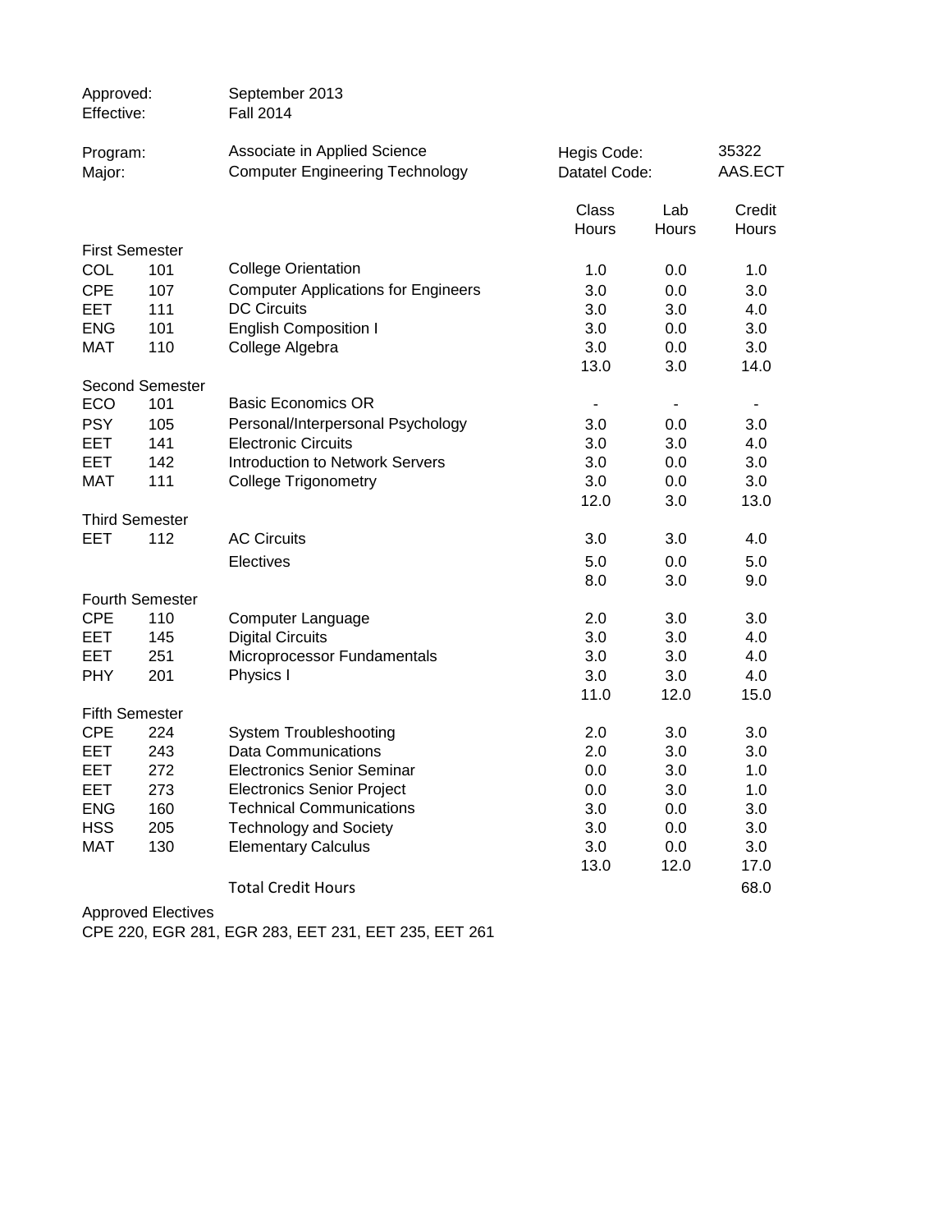| | |
|---|---|
| Approved: | September 2013 |
| Effective: | Fall 2014 |

| | | | |
|---|---|---|---|
| Program: | Associate in Applied Science | Hegis Code: | 35322 |
| Major: | Computer Engineering Technology | Datatel Code: | AAS.ECT |

| | | | Class Hours | Lab Hours | Credit Hours |
|---|---|---|---|---|---|
| **First Semester** | | | | | |
| COL | 101 | College Orientation | 1.0 | 0.0 | 1.0 |
| CPE | 107 | Computer Applications for Engineers | 3.0 | 0.0 | 3.0 |
| EET | 111 | DC Circuits | 3.0 | 3.0 | 4.0 |
| ENG | 101 | English Composition I | 3.0 | 0.0 | 3.0 |
| MAT | 110 | College Algebra | 3.0 | 0.0 | 3.0 |
| | | | 13.0 | 3.0 | 14.0 |
| **Second Semester** | | | | | |
| ECO | 101 | Basic Economics OR | - | - | - |
| PSY | 105 | Personal/Interpersonal Psychology | 3.0 | 0.0 | 3.0 |
| EET | 141 | Electronic Circuits | 3.0 | 3.0 | 4.0 |
| EET | 142 | Introduction to Network Servers | 3.0 | 0.0 | 3.0 |
| MAT | 111 | College Trigonometry | 3.0 | 0.0 | 3.0 |
| | | | 12.0 | 3.0 | 13.0 |
| **Third Semester** | | | | | |
| EET | 112 | AC Circuits | 3.0 | 3.0 | 4.0 |
| | | Electives | 5.0 | 0.0 | 5.0 |
| | | | 8.0 | 3.0 | 9.0 |
| **Fourth Semester** | | | | | |
| CPE | 110 | Computer Language | 2.0 | 3.0 | 3.0 |
| EET | 145 | Digital Circuits | 3.0 | 3.0 | 4.0 |
| EET | 251 | Microprocessor Fundamentals | 3.0 | 3.0 | 4.0 |
| PHY | 201 | Physics I | 3.0 | 3.0 | 4.0 |
| | | | 11.0 | 12.0 | 15.0 |
| **Fifth Semester** | | | | | |
| CPE | 224 | System Troubleshooting | 2.0 | 3.0 | 3.0 |
| EET | 243 | Data Communications | 2.0 | 3.0 | 3.0 |
| EET | 272 | Electronics Senior Seminar | 0.0 | 3.0 | 1.0 |
| EET | 273 | Electronics Senior Project | 0.0 | 3.0 | 1.0 |
| ENG | 160 | Technical Communications | 3.0 | 0.0 | 3.0 |
| HSS | 205 | Technology and Society | 3.0 | 0.0 | 3.0 |
| MAT | 130 | Elementary Calculus | 3.0 | 0.0 | 3.0 |
| | | | 13.0 | 12.0 | 17.0 |
| | | Total Credit Hours | | | 68.0 |

Approved Electives
CPE 220, EGR 281, EGR 283, EET 231, EET 235, EET 261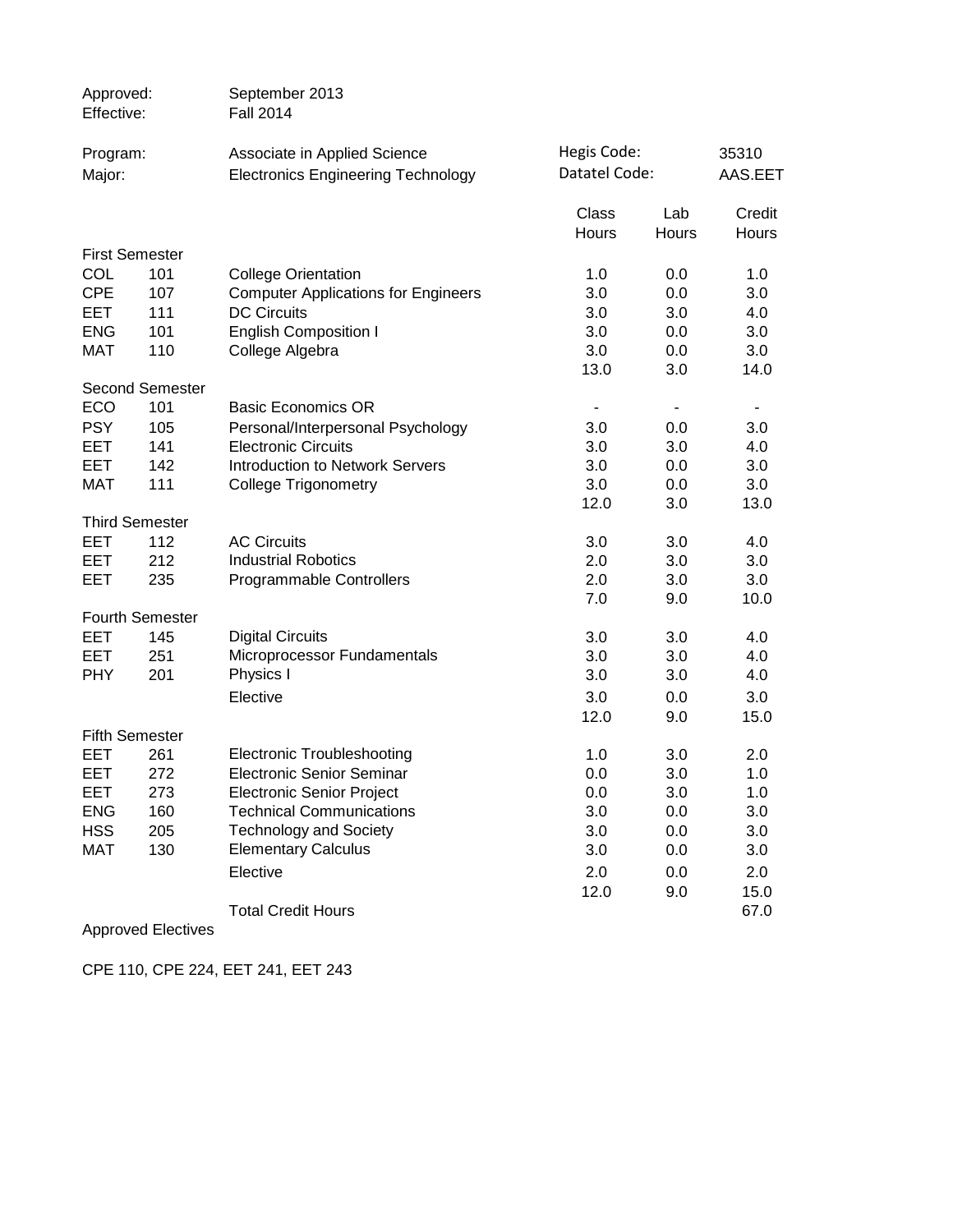| | |
|---|---|
| Approved: | September 2013 |
| Effective: | Fall 2014 |

| | | | |
|---|---|---|---|
| Program: | Associate in Applied Science | Hegis Code: | 35310 |
| Major: | Electronics Engineering Technology | Datatel Code: | AAS.EET |

| | | | Class Hours | Lab Hours | Credit Hours |
|---|---|---|---|---|---|
| **First Semester** | | | | | |
| COL | 101 | College Orientation | 1.0 | 0.0 | 1.0 |
| CPE | 107 | Computer Applications for Engineers | 3.0 | 0.0 | 3.0 |
| EET | 111 | DC Circuits | 3.0 | 3.0 | 4.0 |
| ENG | 101 | English Composition I | 3.0 | 0.0 | 3.0 |
| MAT | 110 | College Algebra | 3.0 | 0.0 | 3.0 |
| | | | 13.0 | 3.0 | 14.0 |
| **Second Semester** | | | | | |
| ECO | 101 | Basic Economics OR | - | - | - |
| PSY | 105 | Personal/Interpersonal Psychology | 3.0 | 0.0 | 3.0 |
| EET | 141 | Electronic Circuits | 3.0 | 3.0 | 4.0 |
| EET | 142 | Introduction to Network Servers | 3.0 | 0.0 | 3.0 |
| MAT | 111 | College Trigonometry | 3.0 | 0.0 | 3.0 |
| | | | 12.0 | 3.0 | 13.0 |
| **Third Semester** | | | | | |
| EET | 112 | AC Circuits | 3.0 | 3.0 | 4.0 |
| EET | 212 | Industrial Robotics | 2.0 | 3.0 | 3.0 |
| EET | 235 | Programmable Controllers | 2.0 | 3.0 | 3.0 |
| | | | 7.0 | 9.0 | 10.0 |
| **Fourth Semester** | | | | | |
| EET | 145 | Digital Circuits | 3.0 | 3.0 | 4.0 |
| EET | 251 | Microprocessor Fundamentals | 3.0 | 3.0 | 4.0 |
| PHY | 201 | Physics I | 3.0 | 3.0 | 4.0 |
| | | Elective | 3.0 | 0.0 | 3.0 |
| | | | 12.0 | 9.0 | 15.0 |
| **Fifth Semester** | | | | | |
| EET | 261 | Electronic Troubleshooting | 1.0 | 3.0 | 2.0 |
| EET | 272 | Electronic Senior Seminar | 0.0 | 3.0 | 1.0 |
| EET | 273 | Electronic Senior Project | 0.0 | 3.0 | 1.0 |
| ENG | 160 | Technical Communications | 3.0 | 0.0 | 3.0 |
| HSS | 205 | Technology and Society | 3.0 | 0.0 | 3.0 |
| MAT | 130 | Elementary Calculus | 3.0 | 0.0 | 3.0 |
| | | Elective | 2.0 | 0.0 | 2.0 |
| | | | 12.0 | 9.0 | 15.0 |
| | | Total Credit Hours | | | 67.0 |

Approved Electives

CPE 110, CPE 224, EET 241, EET 243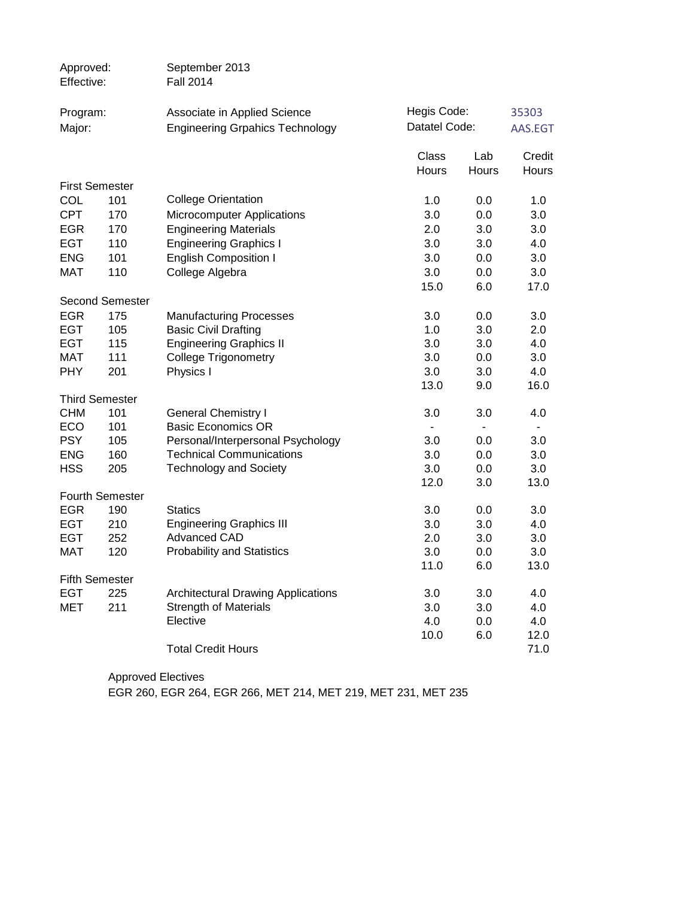| | |
|---|---|
| Approved: | September 2013 |
| Effective: | Fall 2014 |

| | | | |
|---|---|---|---|
| Program: | Associate in Applied Science | Hegis Code: | 35303 |
| Major: | Engineering Grpahics Technology | Datatel Code: | AAS.EGT |

| | | | Class Hours | Lab Hours | Credit Hours |
|---|---|---|---|---|---|
| **First Semester** | | | | | |
| COL | 101 | College Orientation | 1.0 | 0.0 | 1.0 |
| CPT | 170 | Microcomputer Applications | 3.0 | 0.0 | 3.0 |
| EGR | 170 | Engineering Materials | 2.0 | 3.0 | 3.0 |
| EGT | 110 | Engineering Graphics I | 3.0 | 3.0 | 4.0 |
| ENG | 101 | English Composition I | 3.0 | 0.0 | 3.0 |
| MAT | 110 | College Algebra | 3.0 | 0.0 | 3.0 |
| | | | 15.0 | 6.0 | 17.0 |
| **Second Semester** | | | | | |
| EGR | 175 | Manufacturing Processes | 3.0 | 0.0 | 3.0 |
| EGT | 105 | Basic Civil Drafting | 1.0 | 3.0 | 2.0 |
| EGT | 115 | Engineering Graphics II | 3.0 | 3.0 | 4.0 |
| MAT | 111 | College Trigonometry | 3.0 | 0.0 | 3.0 |
| PHY | 201 | Physics I | 3.0 | 3.0 | 4.0 |
| | | | 13.0 | 9.0 | 16.0 |
| **Third Semester** | | | | | |
| CHM | 101 | General Chemistry I | 3.0 | 3.0 | 4.0 |
| ECO | 101 | Basic Economics OR | - | - | - |
| PSY | 105 | Personal/Interpersonal Psychology | 3.0 | 0.0 | 3.0 |
| ENG | 160 | Technical Communications | 3.0 | 0.0 | 3.0 |
| HSS | 205 | Technology and Society | 3.0 | 0.0 | 3.0 |
| | | | 12.0 | 3.0 | 13.0 |
| **Fourth Semester** | | | | | |
| EGR | 190 | Statics | 3.0 | 0.0 | 3.0 |
| EGT | 210 | Engineering Graphics III | 3.0 | 3.0 | 4.0 |
| EGT | 252 | Advanced CAD | 2.0 | 3.0 | 3.0 |
| MAT | 120 | Probability and Statistics | 3.0 | 0.0 | 3.0 |
| | | | 11.0 | 6.0 | 13.0 |
| **Fifth Semester** | | | | | |
| EGT | 225 | Architectural Drawing Applications | 3.0 | 3.0 | 4.0 |
| MET | 211 | Strength of Materials | 3.0 | 3.0 | 4.0 |
| | | Elective | 4.0 | 0.0 | 4.0 |
| | | | 10.0 | 6.0 | 12.0 |
| | | Total Credit Hours | | | 71.0 |

Approved Electives

EGR 260, EGR 264, EGR 266, MET 214, MET 219, MET 231, MET 235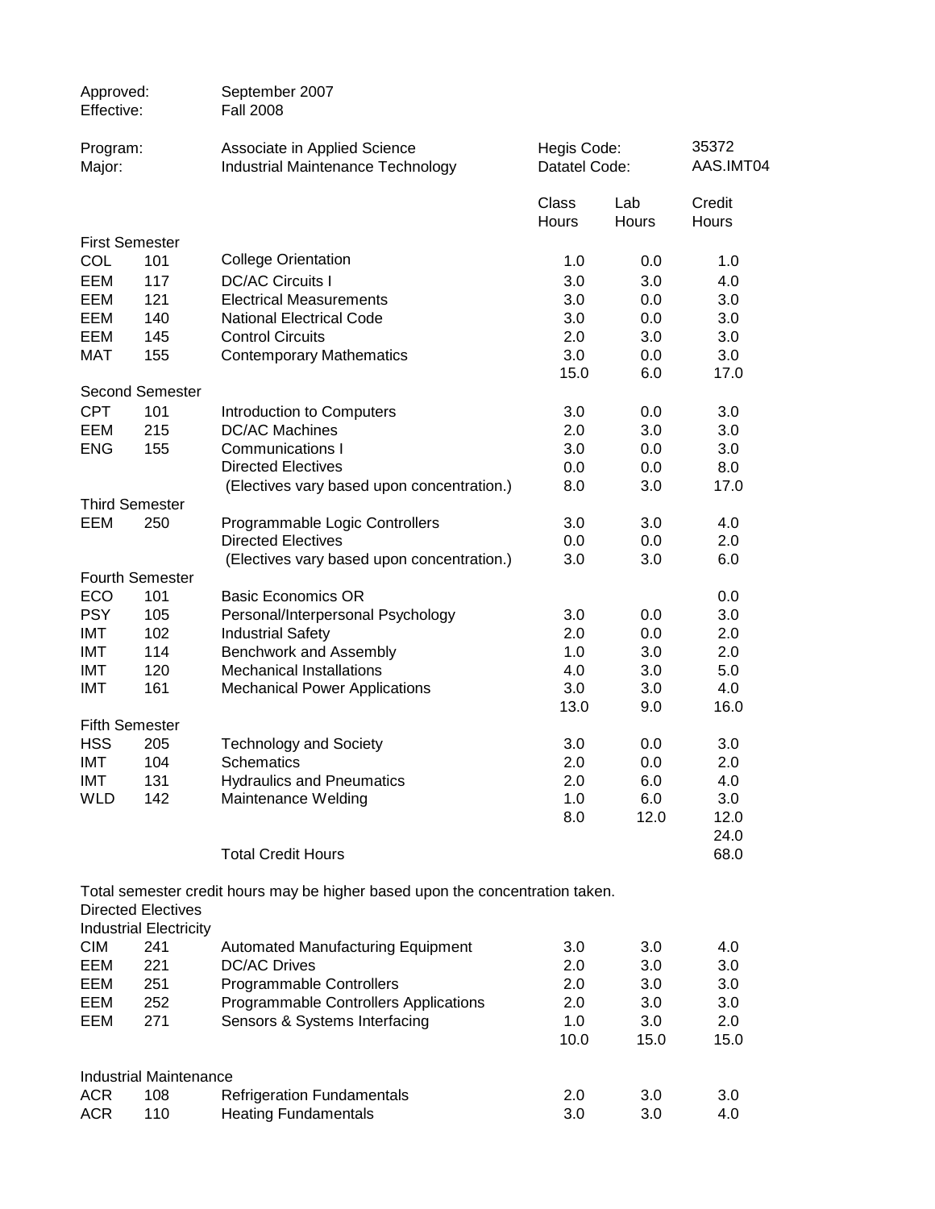| | |
|---|---|
| Approved: | September 2007 |
| Effective: | Fall 2008 |

| | | | |
|---|---|---|---|
| Program: | Associate in Applied Science | Hegis Code: | 35372 |
| Major: | Industrial Maintenance Technology | Datatel Code: | AAS.IMT04 |

| | | | Class Hours | Lab Hours | Credit Hours |
|---|---|---|---|---|---|
| **First Semester** | | | | | |
| COL | 101 | College Orientation | 1.0 | 0.0 | 1.0 |
| EEM | 117 | DC/AC Circuits I | 3.0 | 3.0 | 4.0 |
| EEM | 121 | Electrical Measurements | 3.0 | 0.0 | 3.0 |
| EEM | 140 | National Electrical Code | 3.0 | 0.0 | 3.0 |
| EEM | 145 | Control Circuits | 2.0 | 3.0 | 3.0 |
| MAT | 155 | Contemporary Mathematics | 3.0 | 0.0 | 3.0 |
| | | | 15.0 | 6.0 | 17.0 |
| **Second Semester** | | | | | |
| CPT | 101 | Introduction to Computers | 3.0 | 0.0 | 3.0 |
| EEM | 215 | DC/AC Machines | 2.0 | 3.0 | 3.0 |
| ENG | 155 | Communications I | 3.0 | 0.0 | 3.0 |
| | | Directed Electives | 0.0 | 0.0 | 8.0 |
| | | (Electives vary based upon concentration.) | 8.0 | 3.0 | 17.0 |
| **Third Semester** | | | | | |
| EEM | 250 | Programmable Logic Controllers | 3.0 | 3.0 | 4.0 |
| | | Directed Electives | 0.0 | 0.0 | 2.0 |
| | | (Electives vary based upon concentration.) | 3.0 | 3.0 | 6.0 |
| **Fourth Semester** | | | | | |
| ECO | 101 | Basic Economics OR | | | 0.0 |
| PSY | 105 | Personal/Interpersonal Psychology | 3.0 | 0.0 | 3.0 |
| IMT | 102 | Industrial Safety | 2.0 | 0.0 | 2.0 |
| IMT | 114 | Benchwork and Assembly | 1.0 | 3.0 | 2.0 |
| IMT | 120 | Mechanical Installations | 4.0 | 3.0 | 5.0 |
| IMT | 161 | Mechanical Power Applications | 3.0 | 3.0 | 4.0 |
| | | | 13.0 | 9.0 | 16.0 |
| **Fifth Semester** | | | | | |
| HSS | 205 | Technology and Society | 3.0 | 0.0 | 3.0 |
| IMT | 104 | Schematics | 2.0 | 0.0 | 2.0 |
| IMT | 131 | Hydraulics and Pneumatics | 2.0 | 6.0 | 4.0 |
| WLD | 142 | Maintenance Welding | 1.0 | 6.0 | 3.0 |
| | | | 8.0 | 12.0 | 12.0 |
| | | | | | 24.0 |
| | | Total Credit Hours | | | 68.0 |

Total semester credit hours may be higher based upon the concentration taken.

Directed Electives

| | | | Class Hours | Lab Hours | Credit Hours |
|---|---|---|---|---|---|
| **Industrial Electricity** | | | | | |
| CIM | 241 | Automated Manufacturing Equipment | 3.0 | 3.0 | 4.0 |
| EEM | 221 | DC/AC Drives | 2.0 | 3.0 | 3.0 |
| EEM | 251 | Programmable Controllers | 2.0 | 3.0 | 3.0 |
| EEM | 252 | Programmable Controllers Applications | 2.0 | 3.0 | 3.0 |
| EEM | 271 | Sensors & Systems Interfacing | 1.0 | 3.0 | 2.0 |
| | | | 10.0 | 15.0 | 15.0 |
| **Industrial Maintenance** | | | | | |
| ACR | 108 | Refrigeration Fundamentals | 2.0 | 3.0 | 3.0 |
| ACR | 110 | Heating Fundamentals | 3.0 | 3.0 | 4.0 |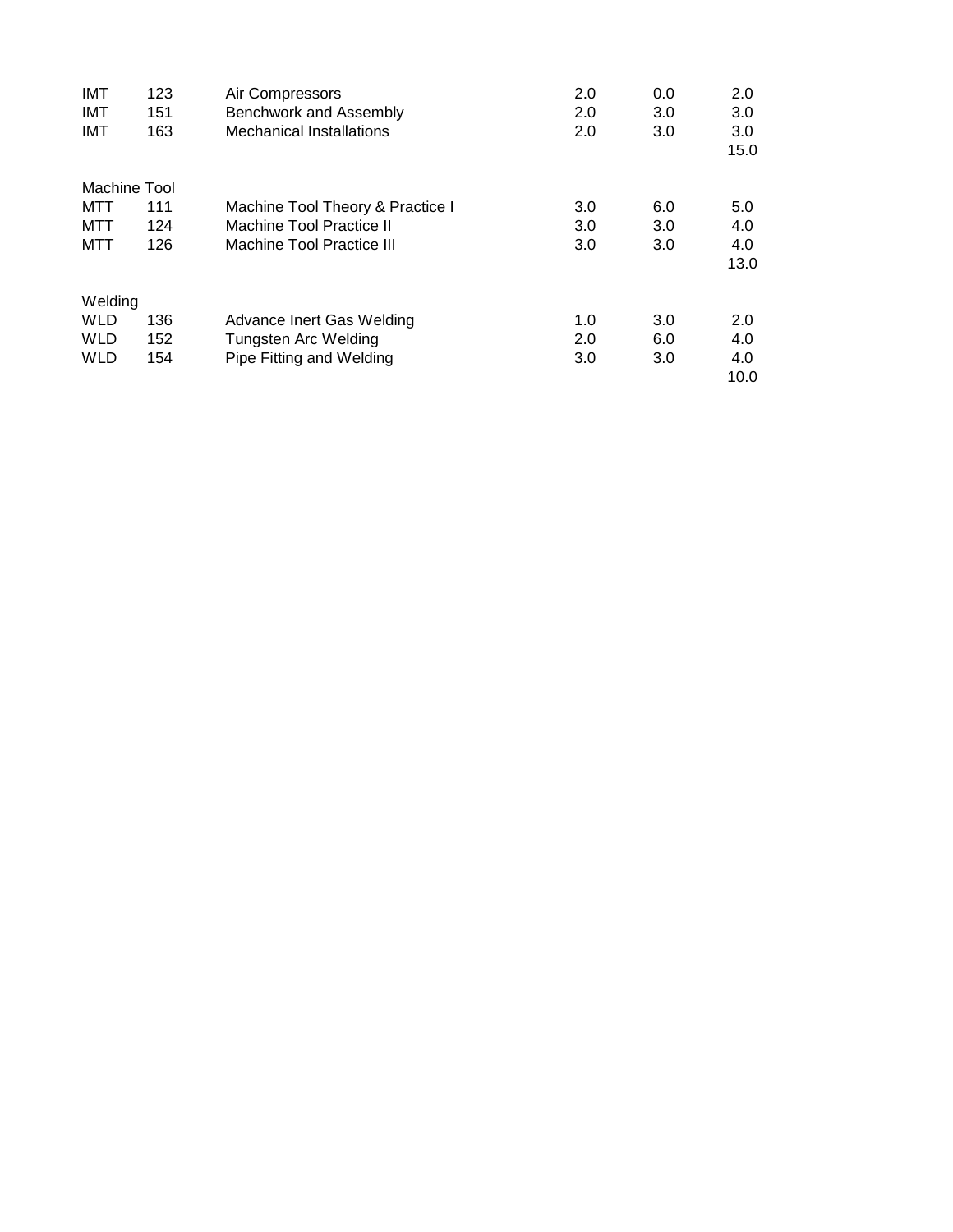| | | | | | |
|---|---|---|---|---|---|
| IMT | 123 | Air Compressors | 2.0 | 0.0 | 2.0 |
| IMT | 151 | Benchwork and Assembly | 2.0 | 3.0 | 3.0 |
| IMT | 163 | Mechanical Installations | 2.0 | 3.0 | 3.0 |
| | | | | | 15.0 |
| Machine Tool | | | | | |
| MTT | 111 | Machine Tool Theory & Practice I | 3.0 | 6.0 | 5.0 |
| MTT | 124 | Machine Tool Practice II | 3.0 | 3.0 | 4.0 |
| MTT | 126 | Machine Tool Practice III | 3.0 | 3.0 | 4.0 |
| | | | | | 13.0 |
| Welding | | | | | |
| WLD | 136 | Advance Inert Gas Welding | 1.0 | 3.0 | 2.0 |
| WLD | 152 | Tungsten Arc Welding | 2.0 | 6.0 | 4.0 |
| WLD | 154 | Pipe Fitting and Welding | 3.0 | 3.0 | 4.0 |
| | | | | | 10.0 |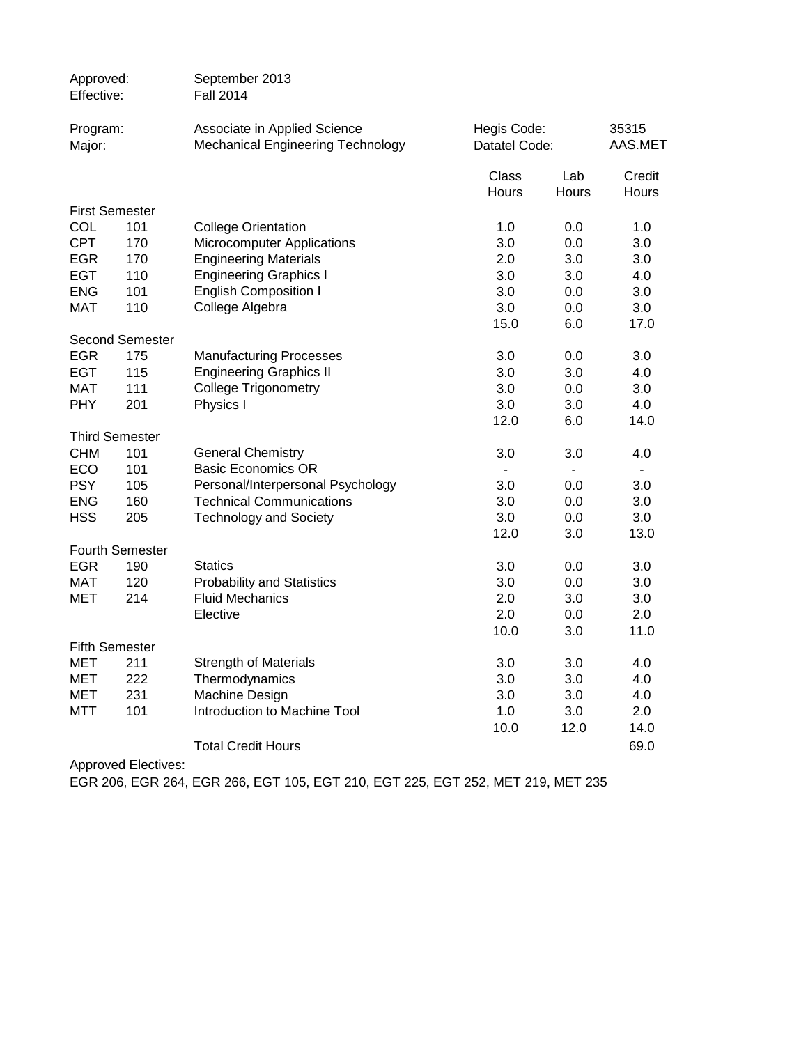| | |
|---|---|
| Approved: | September 2013 |
| Effective: | Fall 2014 |

| | | |
|---|---|---|
| Program: | Associate in Applied Science | Hegis Code: 35315 |
| Major: | Mechanical Engineering Technology | Datatel Code: AAS.MET |

| | | | Class Hours | Lab Hours | Credit Hours |
|---|---|---|---|---|---|
| **First Semester** | | | | | |
| COL | 101 | College Orientation | 1.0 | 0.0 | 1.0 |
| CPT | 170 | Microcomputer Applications | 3.0 | 0.0 | 3.0 |
| EGR | 170 | Engineering Materials | 2.0 | 3.0 | 3.0 |
| EGT | 110 | Engineering Graphics I | 3.0 | 3.0 | 4.0 |
| ENG | 101 | English Composition I | 3.0 | 0.0 | 3.0 |
| MAT | 110 | College Algebra | 3.0 | 0.0 | 3.0 |
| | | | 15.0 | 6.0 | 17.0 |
| **Second Semester** | | | | | |
| EGR | 175 | Manufacturing Processes | 3.0 | 0.0 | 3.0 |
| EGT | 115 | Engineering Graphics II | 3.0 | 3.0 | 4.0 |
| MAT | 111 | College Trigonometry | 3.0 | 0.0 | 3.0 |
| PHY | 201 | Physics I | 3.0 | 3.0 | 4.0 |
| | | | 12.0 | 6.0 | 14.0 |
| **Third Semester** | | | | | |
| CHM | 101 | General Chemistry | 3.0 | 3.0 | 4.0 |
| ECO | 101 | Basic Economics OR | - | - | - |
| PSY | 105 | Personal/Interpersonal Psychology | 3.0 | 0.0 | 3.0 |
| ENG | 160 | Technical Communications | 3.0 | 0.0 | 3.0 |
| HSS | 205 | Technology and Society | 3.0 | 0.0 | 3.0 |
| | | | 12.0 | 3.0 | 13.0 |
| **Fourth Semester** | | | | | |
| EGR | 190 | Statics | 3.0 | 0.0 | 3.0 |
| MAT | 120 | Probability and Statistics | 3.0 | 0.0 | 3.0 |
| MET | 214 | Fluid Mechanics | 2.0 | 3.0 | 3.0 |
| | | Elective | 2.0 | 0.0 | 2.0 |
| | | | 10.0 | 3.0 | 11.0 |
| **Fifth Semester** | | | | | |
| MET | 211 | Strength of Materials | 3.0 | 3.0 | 4.0 |
| MET | 222 | Thermodynamics | 3.0 | 3.0 | 4.0 |
| MET | 231 | Machine Design | 3.0 | 3.0 | 4.0 |
| MTT | 101 | Introduction to Machine Tool | 1.0 | 3.0 | 2.0 |
| | | | 10.0 | 12.0 | 14.0 |
| | | Total Credit Hours | | | 69.0 |

Approved Electives:

EGR 206, EGR 264, EGR 266, EGT 105, EGT 210, EGT 225, EGT 252, MET 219, MET 235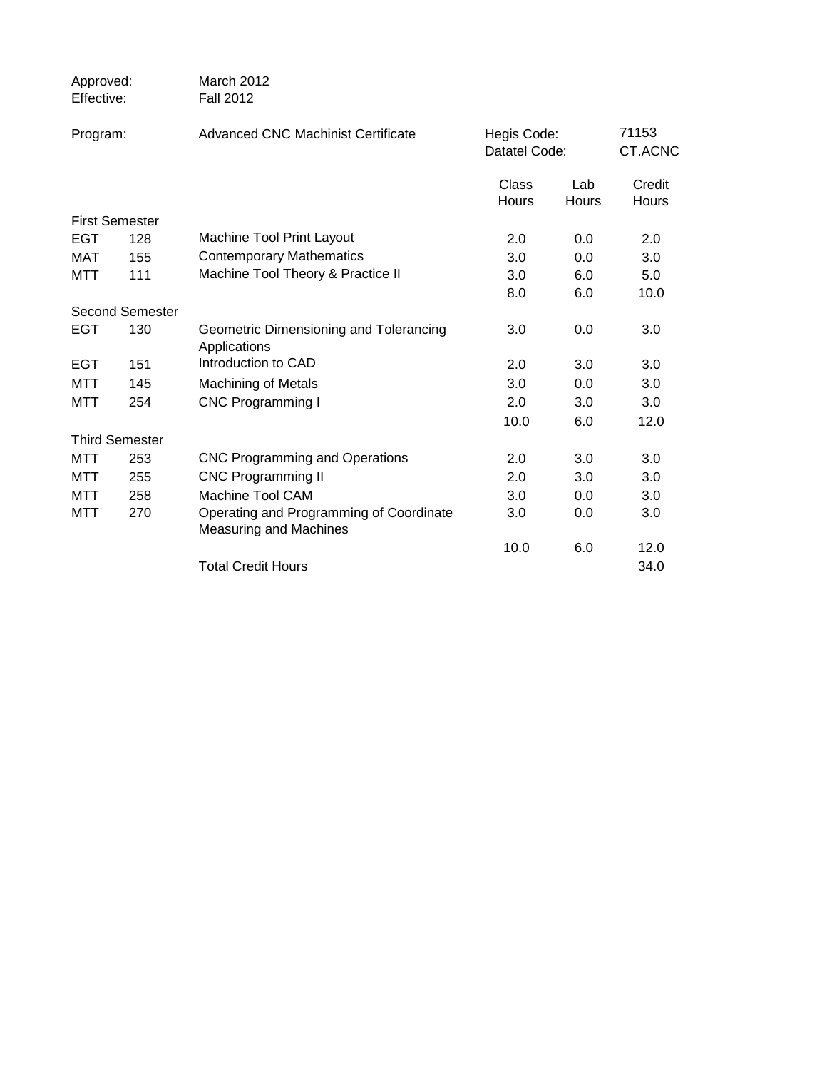Approved: March 2012
Effective: Fall 2012

Program: Advanced CNC Machinist Certificate

Hegis Code: 71153
Datatel Code: CT.ACNC

| | | | Class Hours | Lab Hours | Credit Hours |
|---|---|---|---|---|---|
| **First Semester** | | | | | |
| EGT | 128 | Machine Tool Print Layout | 2.0 | 0.0 | 2.0 |
| MAT | 155 | Contemporary Mathematics | 3.0 | 0.0 | 3.0 |
| MTT | 111 | Machine Tool Theory & Practice II | 3.0 | 6.0 | 5.0 |
| | | | 8.0 | 6.0 | 10.0 |
| **Second Semester** | | | | | |
| EGT | 130 | Geometric Dimensioning and Tolerancing Applications | 3.0 | 0.0 | 3.0 |
| EGT | 151 | Introduction to CAD | 2.0 | 3.0 | 3.0 |
| MTT | 145 | Machining of Metals | 3.0 | 0.0 | 3.0 |
| MTT | 254 | CNC Programming I | 2.0 | 3.0 | 3.0 |
| | | | 10.0 | 6.0 | 12.0 |
| **Third Semester** | | | | | |
| MTT | 253 | CNC Programming and Operations | 2.0 | 3.0 | 3.0 |
| MTT | 255 | CNC Programming II | 2.0 | 3.0 | 3.0 |
| MTT | 258 | Machine Tool CAM | 3.0 | 0.0 | 3.0 |
| MTT | 270 | Operating and Programming of Coordinate Measuring and Machines | 3.0 | 0.0 | 3.0 |
| | | | 10.0 | 6.0 | 12.0 |
| | | Total Credit Hours | | | 34.0 |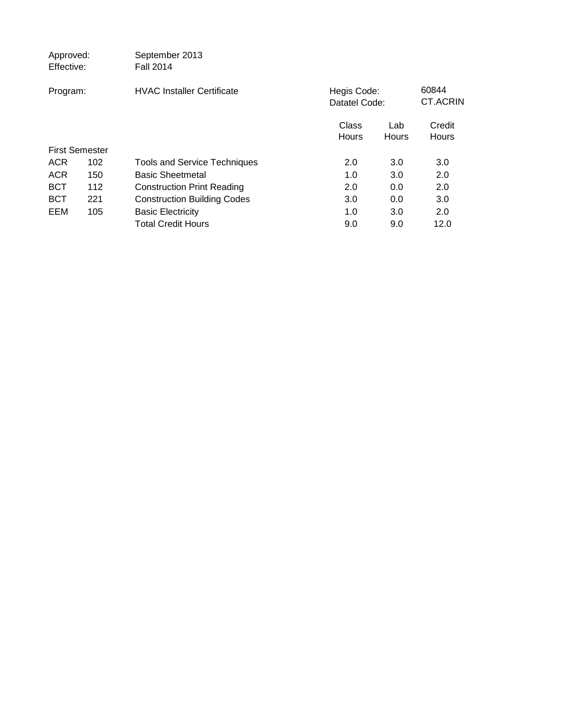Approved: September 2013
Effective: Fall 2014

Program: HVAC Installer Certificate

Hegis Code: 60844
Datatel Code: CT.ACRIN

| | | | Class Hours | Lab Hours | Credit Hours |
|---|---|---|---|---|---|
| First Semester | | | | | |
| ACR | 102 | Tools and Service Techniques | 2.0 | 3.0 | 3.0 |
| ACR | 150 | Basic Sheetmetal | 1.0 | 3.0 | 2.0 |
| BCT | 112 | Construction Print Reading | 2.0 | 0.0 | 2.0 |
| BCT | 221 | Construction Building Codes | 3.0 | 0.0 | 3.0 |
| EEM | 105 | Basic Electricity | 1.0 | 3.0 | 2.0 |
| | | Total Credit Hours | 9.0 | 9.0 | 12.0 |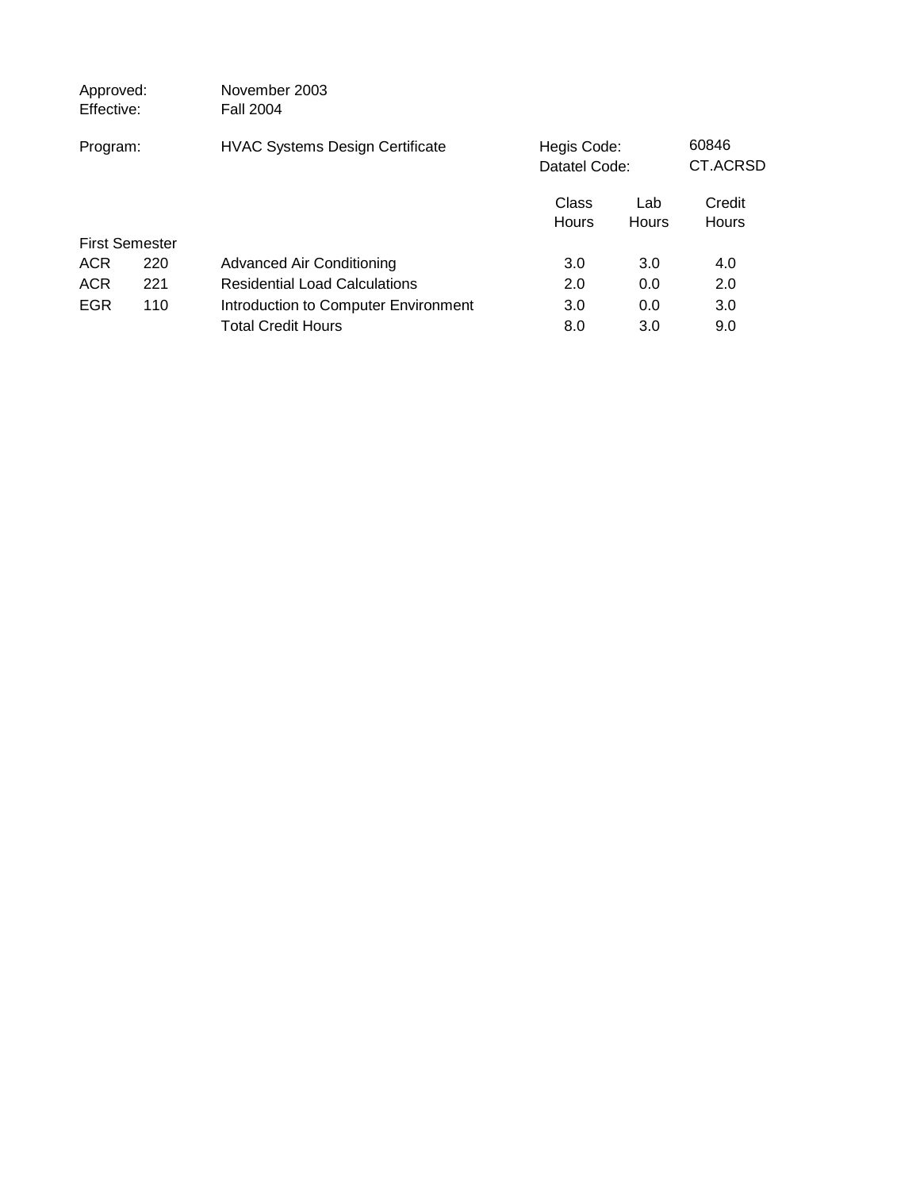Approved: November 2003
Effective: Fall 2004

Program: HVAC Systems Design Certificate

Hegis Code: 60846
Datatel Code: CT.ACRSD

| | | | Class Hours | Lab Hours | Credit Hours |
|---|---|---|---|---|---|
| First Semester | | | | | |
| ACR | 220 | Advanced Air Conditioning | 3.0 | 3.0 | 4.0 |
| ACR | 221 | Residential Load Calculations | 2.0 | 0.0 | 2.0 |
| EGR | 110 | Introduction to Computer Environment | 3.0 | 0.0 | 3.0 |
| | | Total Credit Hours | 8.0 | 3.0 | 9.0 |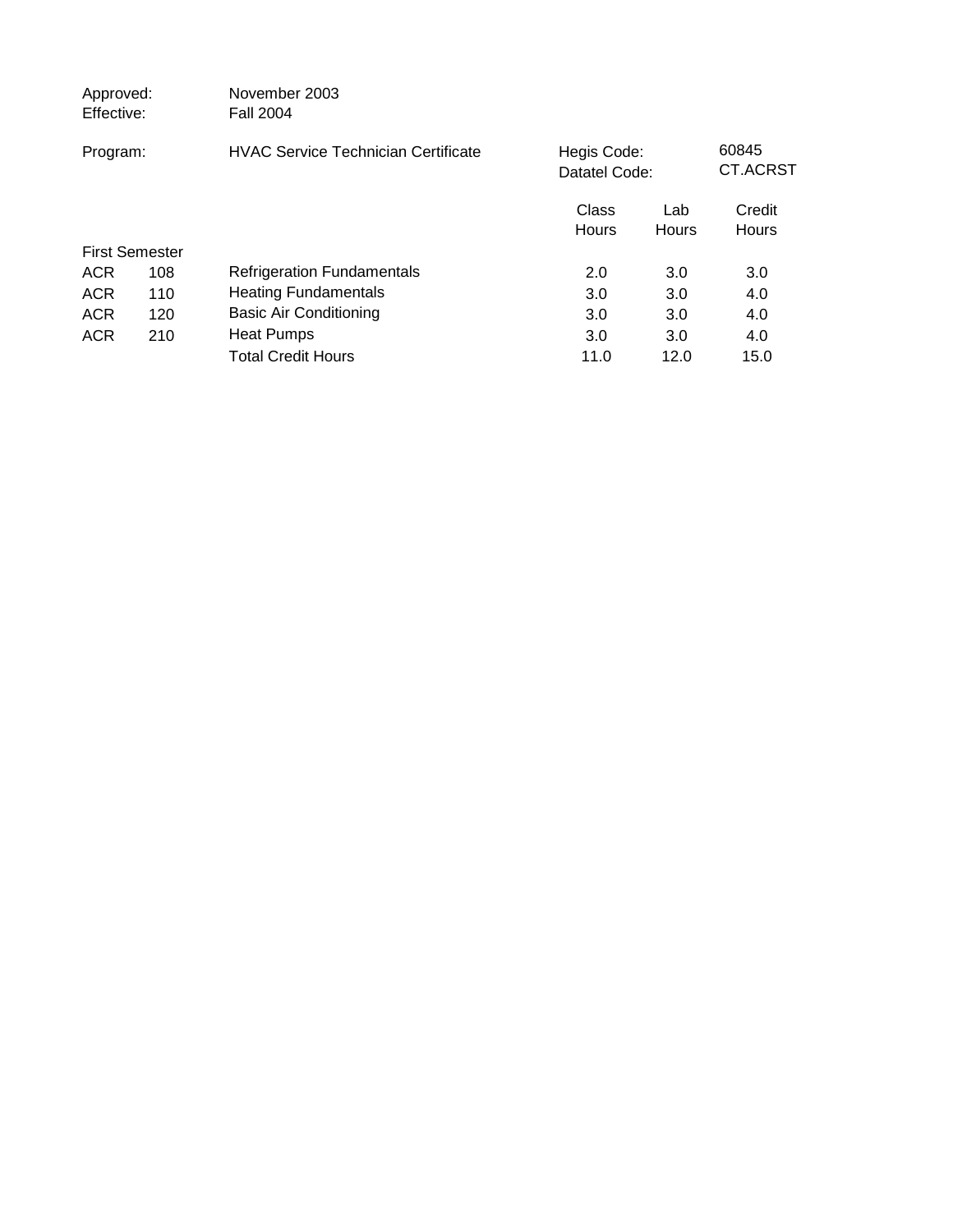Approved: November 2003
Effective: Fall 2004

Program: HVAC Service Technician Certificate

Hegis Code: 60845
Datatel Code: CT.ACRST

| | | | Class Hours | Lab Hours | Credit Hours |
|---|---|---|---|---|---|
| First Semester | | | | | |
| ACR | 108 | Refrigeration Fundamentals | 2.0 | 3.0 | 3.0 |
| ACR | 110 | Heating Fundamentals | 3.0 | 3.0 | 4.0 |
| ACR | 120 | Basic Air Conditioning | 3.0 | 3.0 | 4.0 |
| ACR | 210 | Heat Pumps | 3.0 | 3.0 | 4.0 |
| | | Total Credit Hours | 11.0 | 12.0 | 15.0 |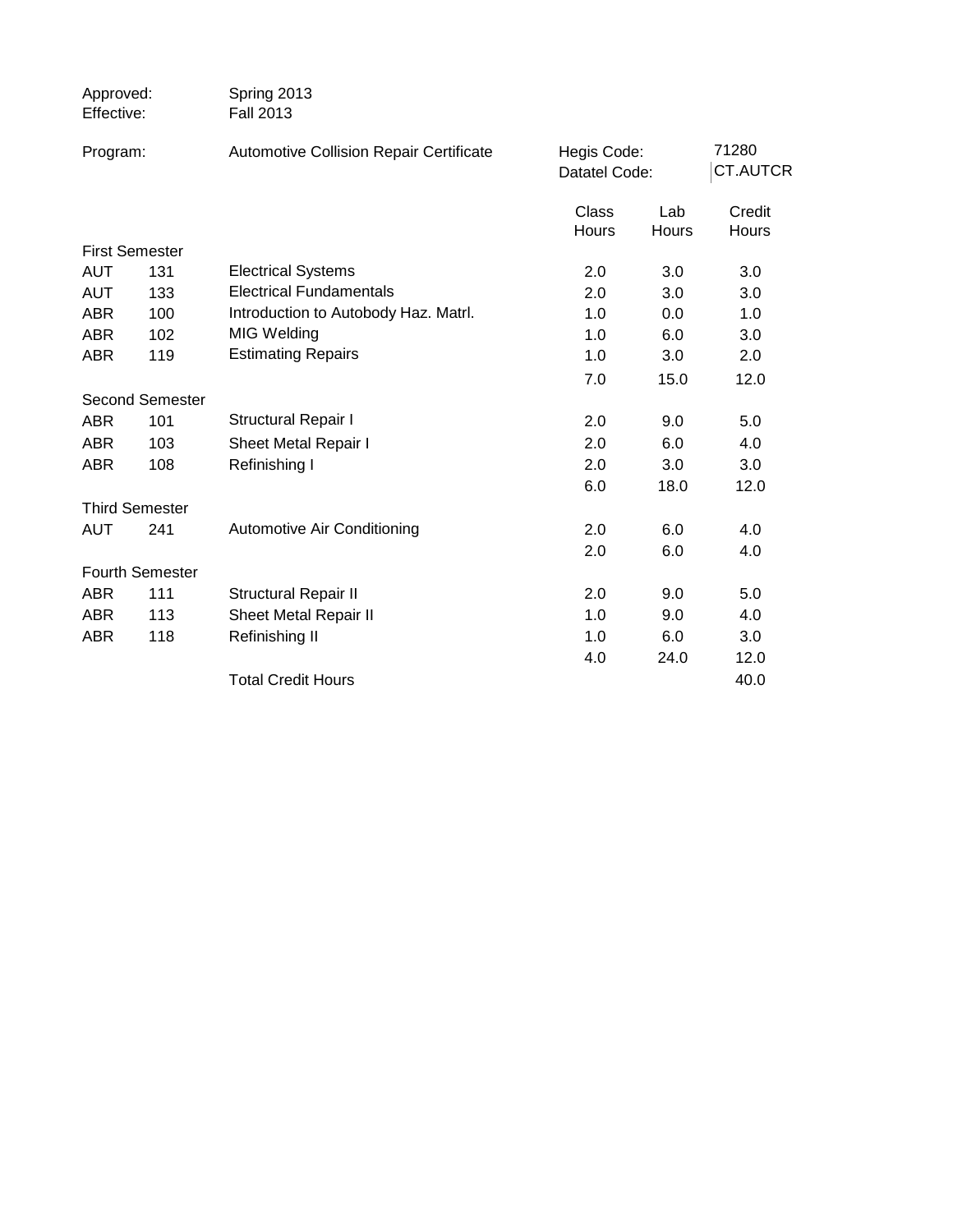Approved: Spring 2013
Effective: Fall 2013

Program: Automotive Collision Repair Certificate

Hegis Code: 71280
Datatel Code: CT.AUTCR

| | | | Class Hours | Lab Hours | Credit Hours |
|---|---|---|---|---|---|
| **First Semester** | | | | | |
| AUT | 131 | Electrical Systems | 2.0 | 3.0 | 3.0 |
| AUT | 133 | Electrical Fundamentals | 2.0 | 3.0 | 3.0 |
| ABR | 100 | Introduction to Autobody Haz. Matrl. | 1.0 | 0.0 | 1.0 |
| ABR | 102 | MIG Welding | 1.0 | 6.0 | 3.0 |
| ABR | 119 | Estimating Repairs | 1.0 | 3.0 | 2.0 |
| | | | 7.0 | 15.0 | 12.0 |
| **Second Semester** | | | | | |
| ABR | 101 | Structural Repair I | 2.0 | 9.0 | 5.0 |
| ABR | 103 | Sheet Metal Repair I | 2.0 | 6.0 | 4.0 |
| ABR | 108 | Refinishing I | 2.0 | 3.0 | 3.0 |
| | | | 6.0 | 18.0 | 12.0 |
| **Third Semester** | | | | | |
| AUT | 241 | Automotive Air Conditioning | 2.0 | 6.0 | 4.0 |
| | | | 2.0 | 6.0 | 4.0 |
| **Fourth Semester** | | | | | |
| ABR | 111 | Structural Repair II | 2.0 | 9.0 | 5.0 |
| ABR | 113 | Sheet Metal Repair II | 1.0 | 9.0 | 4.0 |
| ABR | 118 | Refinishing II | 1.0 | 6.0 | 3.0 |
| | | | 4.0 | 24.0 | 12.0 |
| | | Total Credit Hours | | | 40.0 |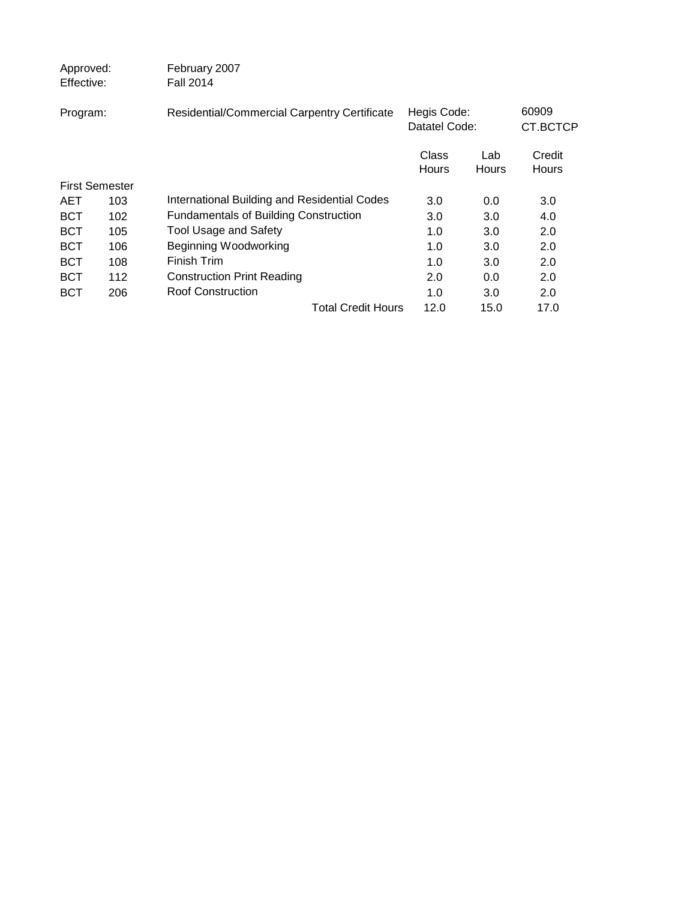Approved: February 2007
Effective: Fall 2014

Program: Residential/Commercial Carpentry Certificate

Hegis Code: 60909
Datatel Code: CT.BCTCP

| | | | Class Hours | Lab Hours | Credit Hours |
|---|---|---|---|---|---|
| First Semester | | | | | |
| AET | 103 | International Building and Residential Codes | 3.0 | 0.0 | 3.0 |
| BCT | 102 | Fundamentals of Building Construction | 3.0 | 3.0 | 4.0 |
| BCT | 105 | Tool Usage and Safety | 1.0 | 3.0 | 2.0 |
| BCT | 106 | Beginning Woodworking | 1.0 | 3.0 | 2.0 |
| BCT | 108 | Finish Trim | 1.0 | 3.0 | 2.0 |
| BCT | 112 | Construction Print Reading | 2.0 | 0.0 | 2.0 |
| BCT | 206 | Roof Construction | 1.0 | 3.0 | 2.0 |
| | | Total Credit Hours | 12.0 | 15.0 | 17.0 |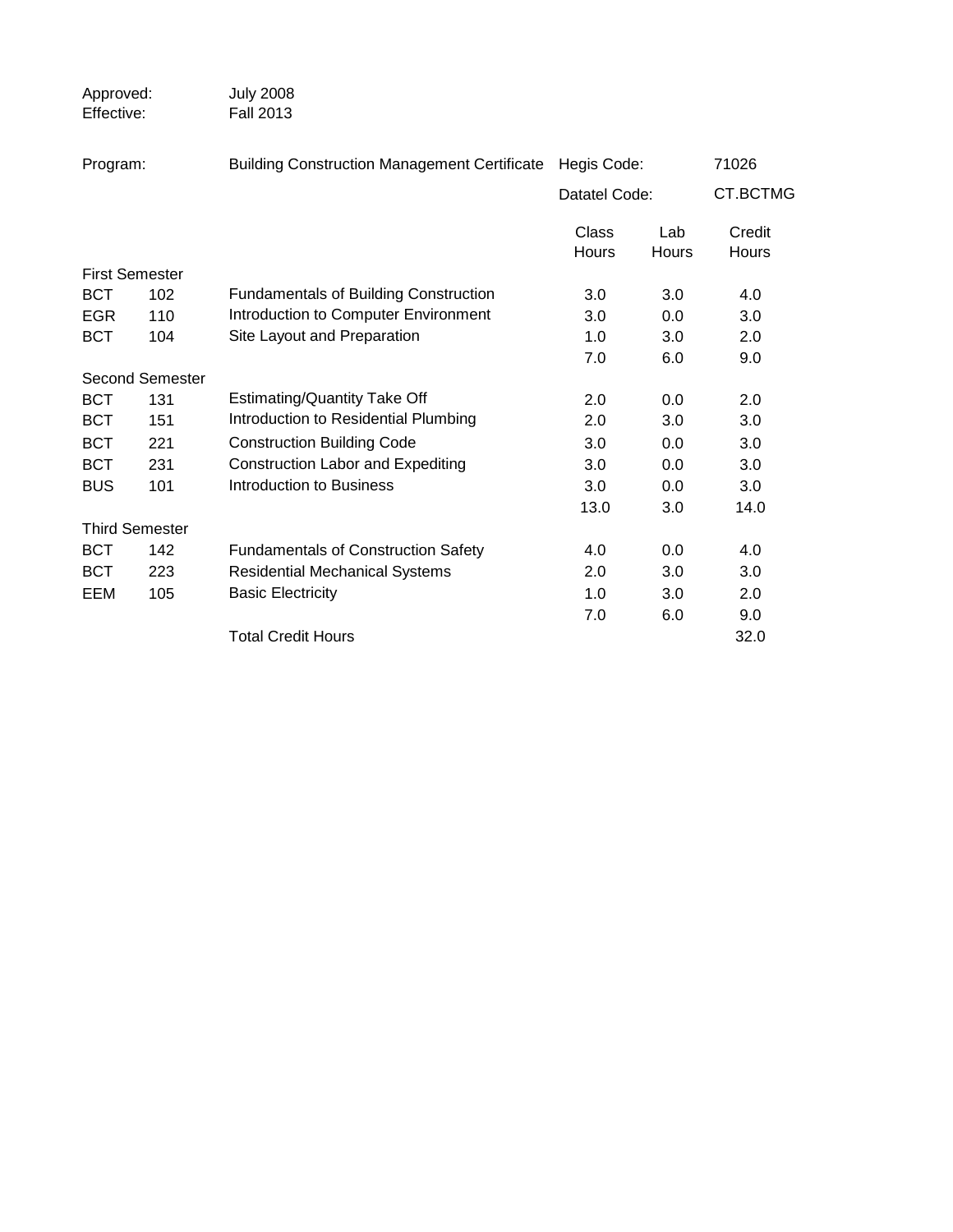Approved: July 2008
Effective: Fall 2013

Program: Building Construction Management Certificate | Hegis Code: 71026 | Datatel Code: CT.BCTMG

| | | | Class Hours | Lab Hours | Credit Hours |
|---|---|---|---|---|---|
| **First Semester** | | | | | |
| BCT | 102 | Fundamentals of Building Construction | 3.0 | 3.0 | 4.0 |
| EGR | 110 | Introduction to Computer Environment | 3.0 | 0.0 | 3.0 |
| BCT | 104 | Site Layout and Preparation | 1.0 | 3.0 | 2.0 |
| | | | 7.0 | 6.0 | 9.0 |
| **Second Semester** | | | | | |
| BCT | 131 | Estimating/Quantity Take Off | 2.0 | 0.0 | 2.0 |
| BCT | 151 | Introduction to Residential Plumbing | 2.0 | 3.0 | 3.0 |
| BCT | 221 | Construction Building Code | 3.0 | 0.0 | 3.0 |
| BCT | 231 | Construction Labor and Expediting | 3.0 | 0.0 | 3.0 |
| BUS | 101 | Introduction to Business | 3.0 | 0.0 | 3.0 |
| | | | 13.0 | 3.0 | 14.0 |
| **Third Semester** | | | | | |
| BCT | 142 | Fundamentals of Construction Safety | 4.0 | 0.0 | 4.0 |
| BCT | 223 | Residential Mechanical Systems | 2.0 | 3.0 | 3.0 |
| EEM | 105 | Basic Electricity | 1.0 | 3.0 | 2.0 |
| | | | 7.0 | 6.0 | 9.0 |
| | | Total Credit Hours | | | 32.0 |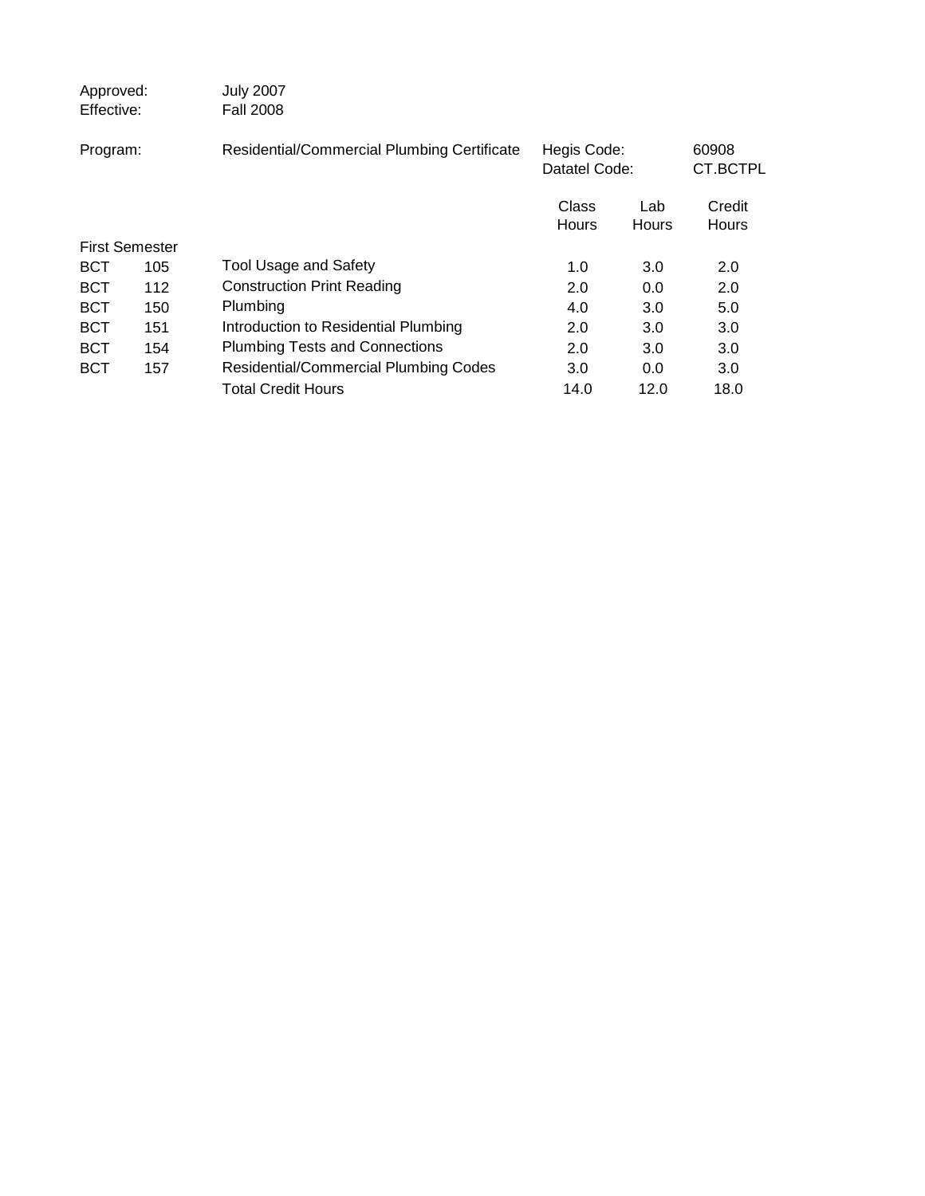Approved: July 2007
Effective: Fall 2008

Program: Residential/Commercial Plumbing Certificate

Hegis Code: 60908
Datatel Code: CT.BCTPL

| | | | Class Hours | Lab Hours | Credit Hours |
|---|---|---|---|---|---|
| First Semester | | | | | |
| BCT | 105 | Tool Usage and Safety | 1.0 | 3.0 | 2.0 |
| BCT | 112 | Construction Print Reading | 2.0 | 0.0 | 2.0 |
| BCT | 150 | Plumbing | 4.0 | 3.0 | 5.0 |
| BCT | 151 | Introduction to Residential Plumbing | 2.0 | 3.0 | 3.0 |
| BCT | 154 | Plumbing Tests and Connections | 2.0 | 3.0 | 3.0 |
| BCT | 157 | Residential/Commercial Plumbing Codes | 3.0 | 0.0 | 3.0 |
| | | Total Credit Hours | 14.0 | 12.0 | 18.0 |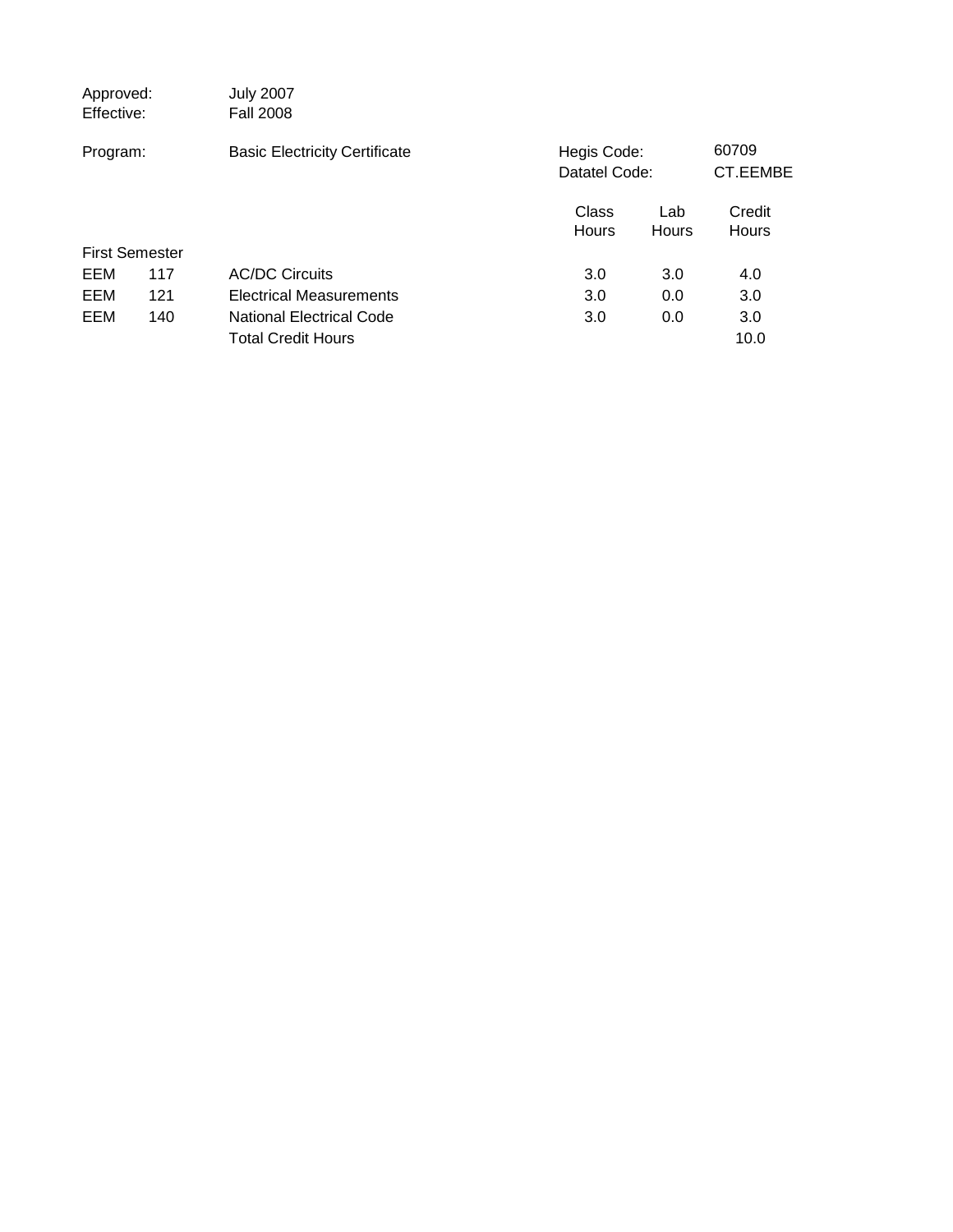Approved: July 2007
Effective: Fall 2008

Program: Basic Electricity Certificate

Hegis Code: 60709
Datatel Code: CT.EEMBE

| | | | Class Hours | Lab Hours | Credit Hours |
|---|---|---|---|---|---|
| First Semester | | | | | |
| EEM | 117 | AC/DC Circuits | 3.0 | 3.0 | 4.0 |
| EEM | 121 | Electrical Measurements | 3.0 | 0.0 | 3.0 |
| EEM | 140 | National Electrical Code | 3.0 | 0.0 | 3.0 |
| | | Total Credit Hours | | | 10.0 |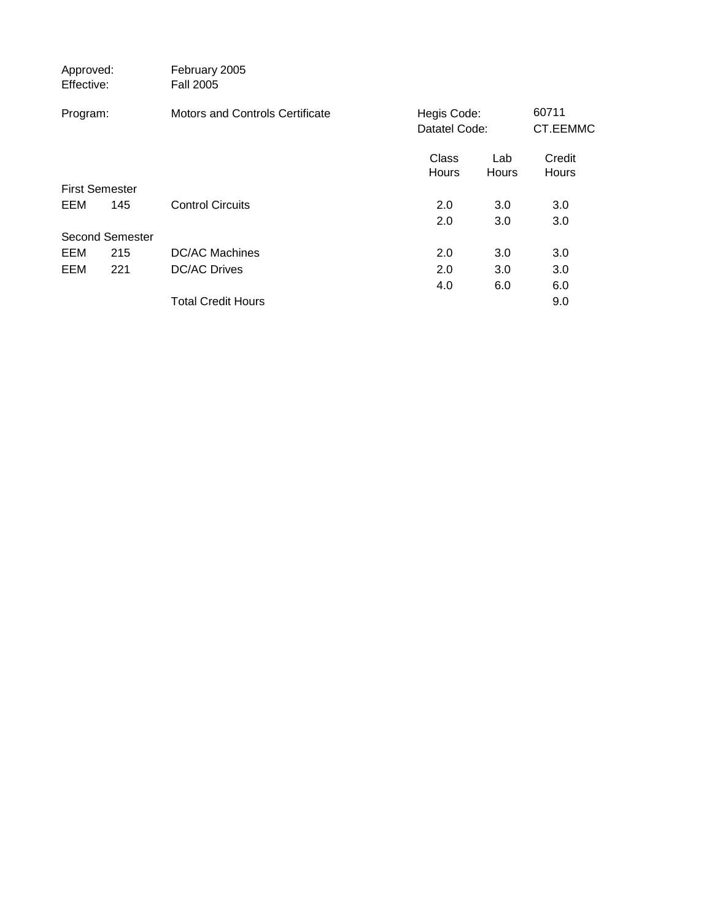Approved: February 2005
Effective: Fall 2005

Program: Motors and Controls Certificate

Hegis Code: 60711
Datatel Code: CT.EEMMC

| | | | Class Hours | Lab Hours | Credit Hours |
|---|---|---|---|---|---|
| First Semester | | | | | |
| EEM | 145 | Control Circuits | 2.0 | 3.0 | 3.0 |
| | | | 2.0 | 3.0 | 3.0 |
| Second Semester | | | | | |
| EEM | 215 | DC/AC Machines | 2.0 | 3.0 | 3.0 |
| EEM | 221 | DC/AC Drives | 2.0 | 3.0 | 3.0 |
| | | | 4.0 | 6.0 | 6.0 |
| | | Total Credit Hours | | | 9.0 |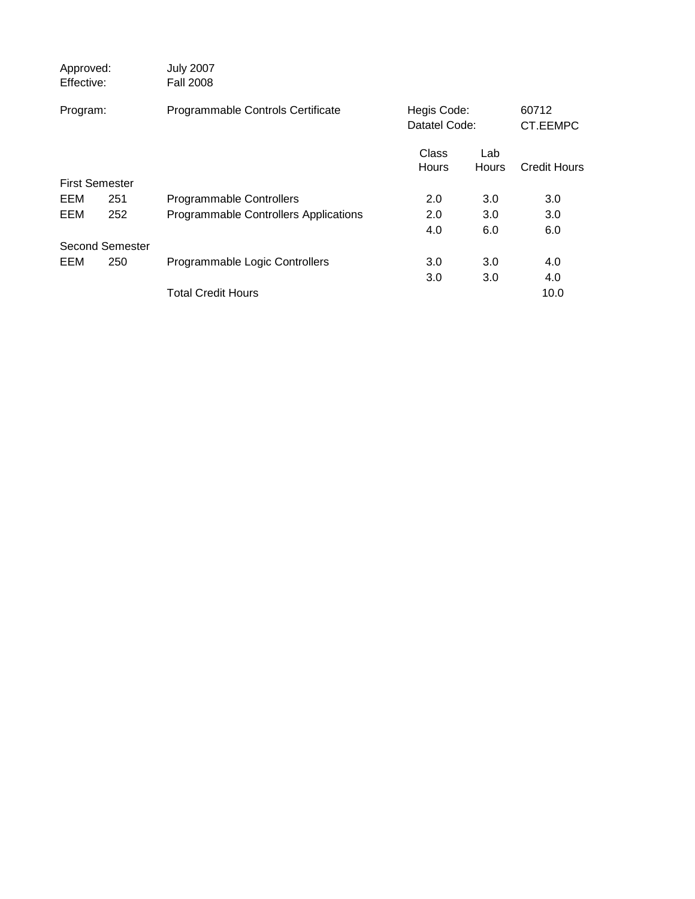Approved: July 2007
Effective: Fall 2008

Program: Programmable Controls Certificate

Hegis Code: 60712
Datatel Code: CT.EEMPC

| | | | Class Hours | Lab Hours | Credit Hours |
|---|---|---|---|---|---|
| First Semester | | | | | |
| EEM | 251 | Programmable Controllers | 2.0 | 3.0 | 3.0 |
| EEM | 252 | Programmable Controllers Applications | 2.0 | 3.0 | 3.0 |
| | | | 4.0 | 6.0 | 6.0 |
| Second Semester | | | | | |
| EEM | 250 | Programmable Logic Controllers | 3.0 | 3.0 | 4.0 |
| | | | 3.0 | 3.0 | 4.0 |
| | | Total Credit Hours | | | 10.0 |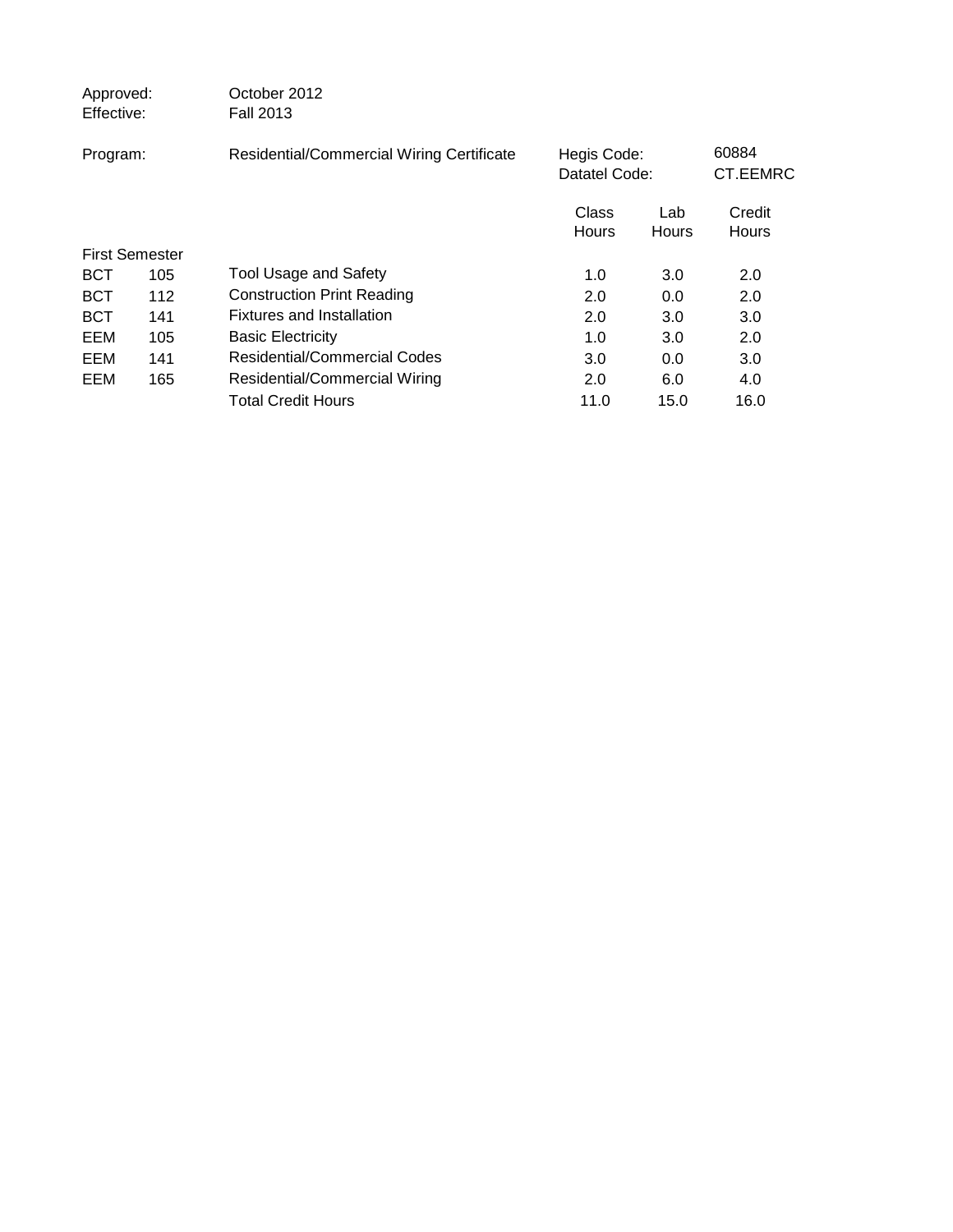Approved: October 2012
Effective: Fall 2013

Program: Residential/Commercial Wiring Certificate

Hegis Code: 60884
Datatel Code: CT.EEMRC

| | | | Class Hours | Lab Hours | Credit Hours |
|---|---|---|---|---|---|
| First Semester | | | | | |
| BCT | 105 | Tool Usage and Safety | 1.0 | 3.0 | 2.0 |
| BCT | 112 | Construction Print Reading | 2.0 | 0.0 | 2.0 |
| BCT | 141 | Fixtures and Installation | 2.0 | 3.0 | 3.0 |
| EEM | 105 | Basic Electricity | 1.0 | 3.0 | 2.0 |
| EEM | 141 | Residential/Commercial Codes | 3.0 | 0.0 | 3.0 |
| EEM | 165 | Residential/Commercial Wiring | 2.0 | 6.0 | 4.0 |
| | | Total Credit Hours | 11.0 | 15.0 | 16.0 |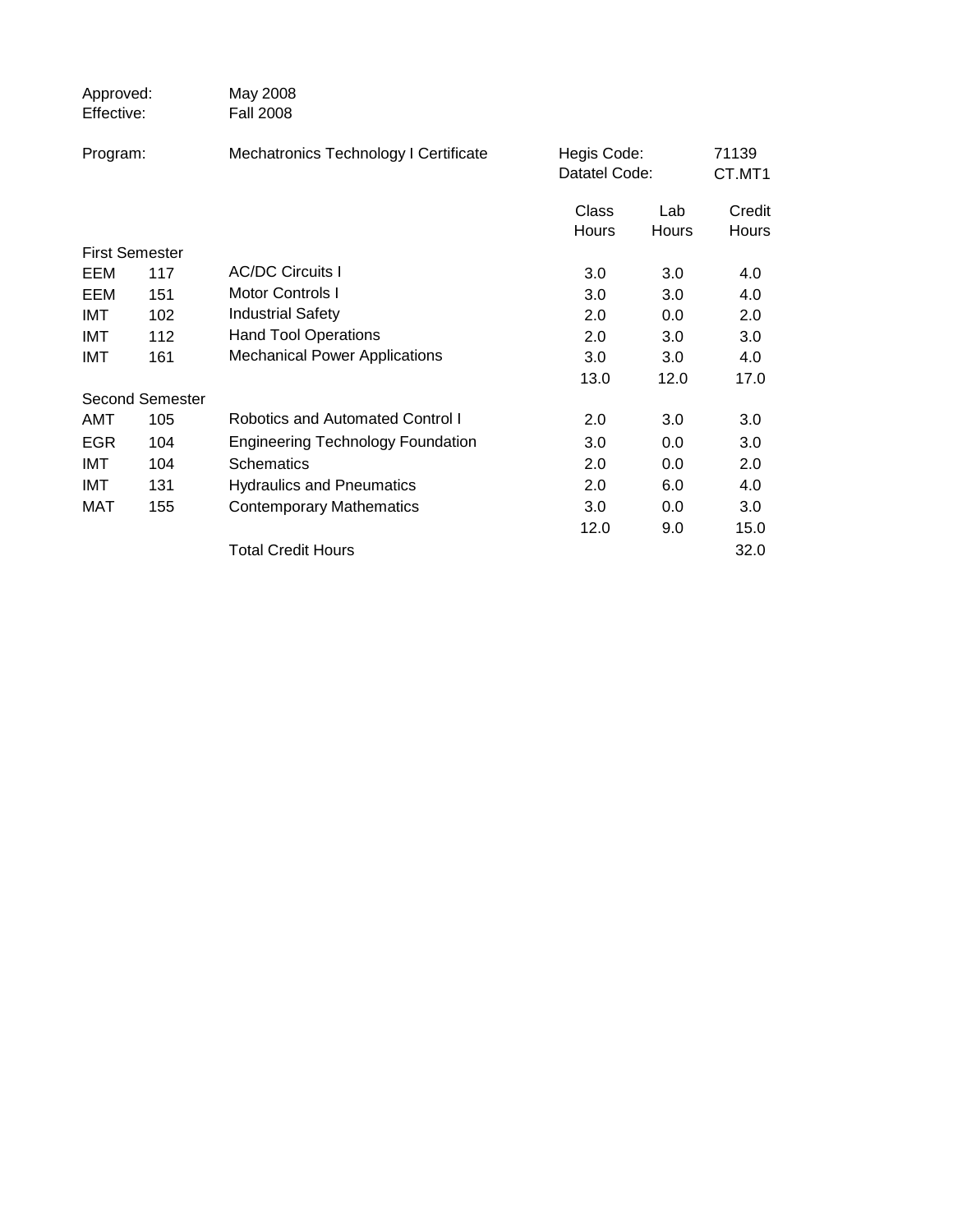Approved: May 2008
Effective: Fall 2008

Program: Mechatronics Technology I Certificate

Hegis Code: 71139
Datatel Code: CT.MT1

| | | | Class Hours | Lab Hours | Credit Hours |
|---|---|---|---|---|---|
| **First Semester** | | | | | |
| EEM | 117 | AC/DC Circuits I | 3.0 | 3.0 | 4.0 |
| EEM | 151 | Motor Controls I | 3.0 | 3.0 | 4.0 |
| IMT | 102 | Industrial Safety | 2.0 | 0.0 | 2.0 |
| IMT | 112 | Hand Tool Operations | 2.0 | 3.0 | 3.0 |
| IMT | 161 | Mechanical Power Applications | 3.0 | 3.0 | 4.0 |
| | | | 13.0 | 12.0 | 17.0 |
| **Second Semester** | | | | | |
| AMT | 105 | Robotics and Automated Control I | 2.0 | 3.0 | 3.0 |
| EGR | 104 | Engineering Technology Foundation | 3.0 | 0.0 | 3.0 |
| IMT | 104 | Schematics | 2.0 | 0.0 | 2.0 |
| IMT | 131 | Hydraulics and Pneumatics | 2.0 | 6.0 | 4.0 |
| MAT | 155 | Contemporary Mathematics | 3.0 | 0.0 | 3.0 |
| | | | 12.0 | 9.0 | 15.0 |
| | | Total Credit Hours | | | 32.0 |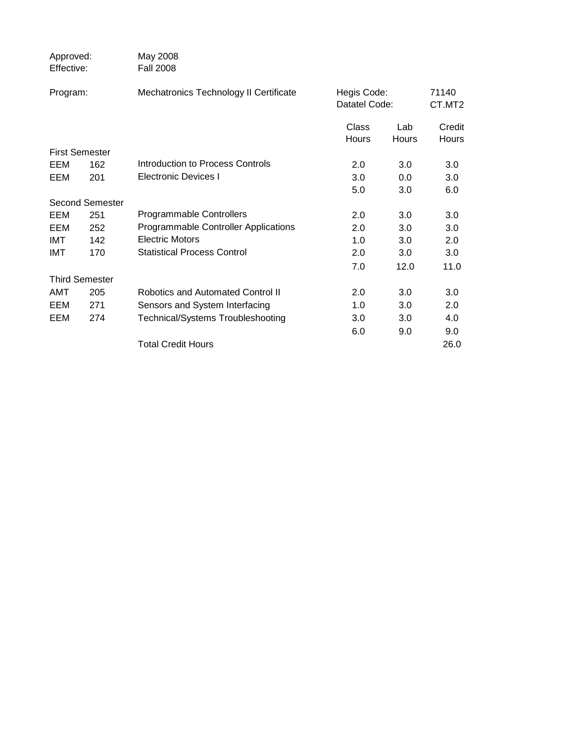Approved: May 2008
Effective: Fall 2008

Program: Mechatronics Technology II Certificate

Hegis Code: 71140
Datatel Code: CT.MT2

| | | | Class Hours | Lab Hours | Credit Hours |
|---|---|---|---|---|---|
| **First Semester** | | | | | |
| EEM | 162 | Introduction to Process Controls | 2.0 | 3.0 | 3.0 |
| EEM | 201 | Electronic Devices I | 3.0 | 0.0 | 3.0 |
| | | | 5.0 | 3.0 | 6.0 |
| **Second Semester** | | | | | |
| EEM | 251 | Programmable Controllers | 2.0 | 3.0 | 3.0 |
| EEM | 252 | Programmable Controller Applications | 2.0 | 3.0 | 3.0 |
| IMT | 142 | Electric Motors | 1.0 | 3.0 | 2.0 |
| IMT | 170 | Statistical Process Control | 2.0 | 3.0 | 3.0 |
| | | | 7.0 | 12.0 | 11.0 |
| **Third Semester** | | | | | |
| AMT | 205 | Robotics and Automated Control II | 2.0 | 3.0 | 3.0 |
| EEM | 271 | Sensors and System Interfacing | 1.0 | 3.0 | 2.0 |
| EEM | 274 | Technical/Systems Troubleshooting | 3.0 | 3.0 | 4.0 |
| | | | 6.0 | 9.0 | 9.0 |
| | | Total Credit Hours | | | 26.0 |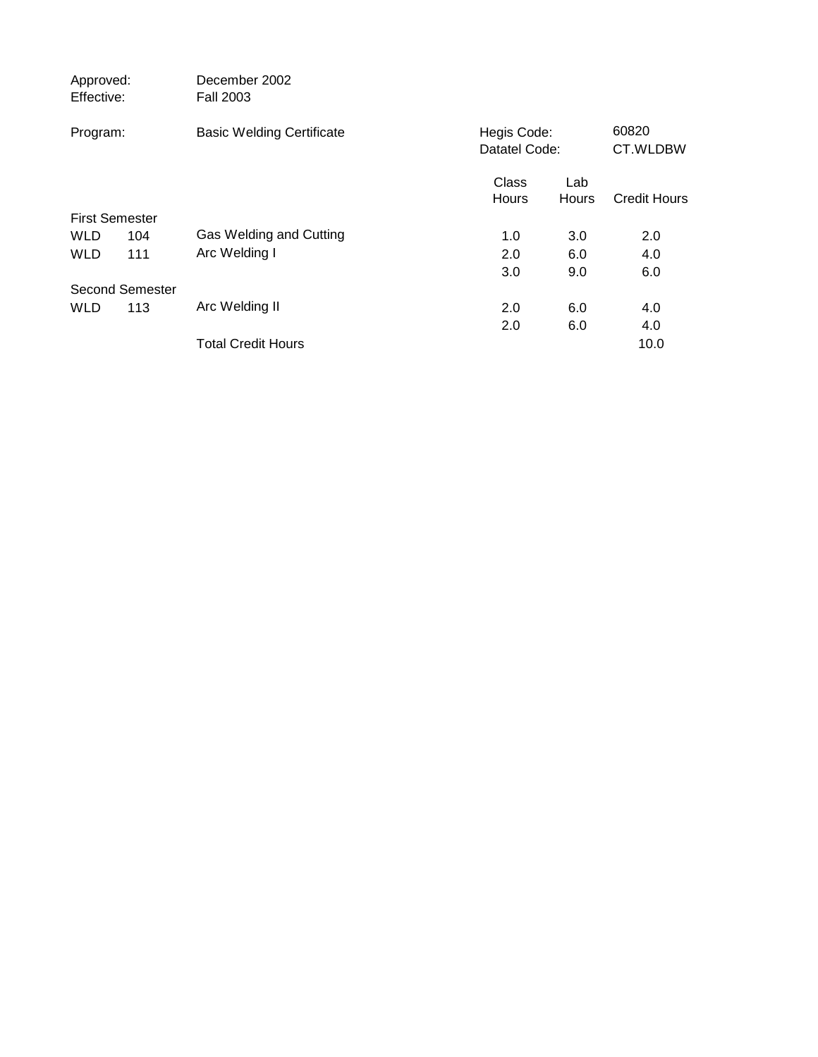Approved: December 2002
Effective: Fall 2003

Program: Basic Welding Certificate

Hegis Code: 60820
Datatel Code: CT.WLDBW

| | | | Class Hours | Lab Hours | Credit Hours |
|---|---|---|---|---|---|
| **First Semester** | | | | | |
| WLD | 104 | Gas Welding and Cutting | 1.0 | 3.0 | 2.0 |
| WLD | 111 | Arc Welding I | 2.0 | 6.0 | 4.0 |
| | | | 3.0 | 9.0 | 6.0 |
| **Second Semester** | | | | | |
| WLD | 113 | Arc Welding II | 2.0 | 6.0 | 4.0 |
| | | | 2.0 | 6.0 | 4.0 |
| | | Total Credit Hours | | | 10.0 |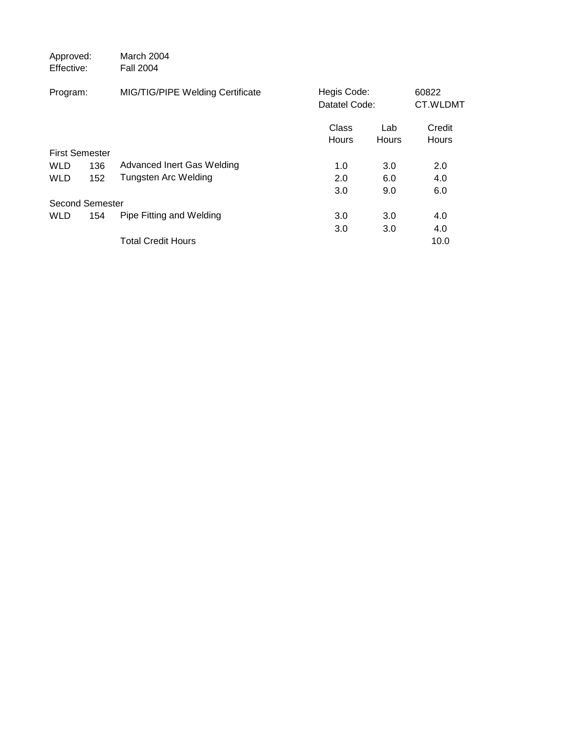Approved: March 2004
Effective: Fall 2004

Program: MIG/TIG/PIPE Welding Certificate

Hegis Code: 60822
Datatel Code: CT.WLDMT

| | | | Class Hours | Lab Hours | Credit Hours |
|---|---|---|---|---|---|
| First Semester | | | | | |
| WLD | 136 | Advanced Inert Gas Welding | 1.0 | 3.0 | 2.0 |
| WLD | 152 | Tungsten Arc Welding | 2.0 | 6.0 | 4.0 |
| | | | 3.0 | 9.0 | 6.0 |
| Second Semester | | | | | |
| WLD | 154 | Pipe Fitting and Welding | 3.0 | 3.0 | 4.0 |
| | | | 3.0 | 3.0 | 4.0 |
| | | Total Credit Hours | | | 10.0 |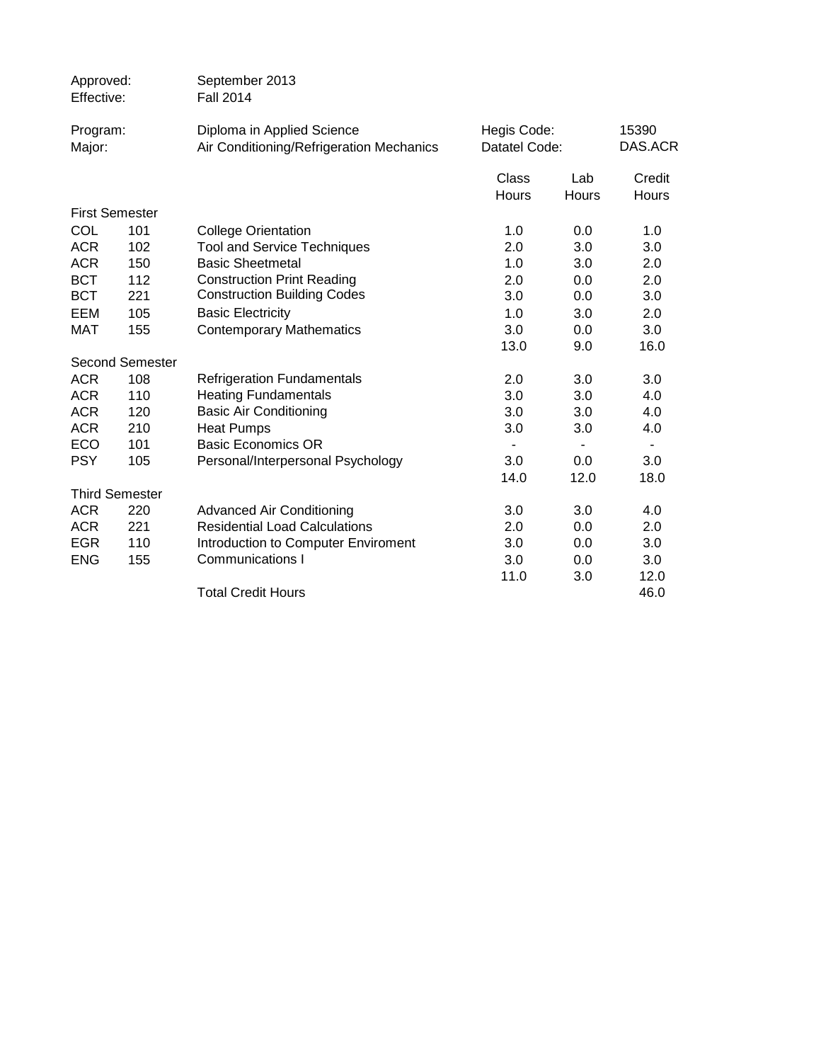Approved: September 2013
Effective: Fall 2014

Program: Diploma in Applied Science — Hegis Code: 15390
Major: Air Conditioning/Refrigeration Mechanics — Datatel Code: DAS.ACR

| | | | Class Hours | Lab Hours | Credit Hours |
|---|---|---|---|---|---|
| **First Semester** | | | | | |
| COL | 101 | College Orientation | 1.0 | 0.0 | 1.0 |
| ACR | 102 | Tool and Service Techniques | 2.0 | 3.0 | 3.0 |
| ACR | 150 | Basic Sheetmetal | 1.0 | 3.0 | 2.0 |
| BCT | 112 | Construction Print Reading | 2.0 | 0.0 | 2.0 |
| BCT | 221 | Construction Building Codes | 3.0 | 0.0 | 3.0 |
| EEM | 105 | Basic Electricity | 1.0 | 3.0 | 2.0 |
| MAT | 155 | Contemporary Mathematics | 3.0 | 0.0 | 3.0 |
| | | | 13.0 | 9.0 | 16.0 |
| **Second Semester** | | | | | |
| ACR | 108 | Refrigeration Fundamentals | 2.0 | 3.0 | 3.0 |
| ACR | 110 | Heating Fundamentals | 3.0 | 3.0 | 4.0 |
| ACR | 120 | Basic Air Conditioning | 3.0 | 3.0 | 4.0 |
| ACR | 210 | Heat Pumps | 3.0 | 3.0 | 4.0 |
| ECO | 101 | Basic Economics OR | - | - | - |
| PSY | 105 | Personal/Interpersonal Psychology | 3.0 | 0.0 | 3.0 |
| | | | 14.0 | 12.0 | 18.0 |
| **Third Semester** | | | | | |
| ACR | 220 | Advanced Air Conditioning | 3.0 | 3.0 | 4.0 |
| ACR | 221 | Residential Load Calculations | 2.0 | 0.0 | 2.0 |
| EGR | 110 | Introduction to Computer Enviroment | 3.0 | 0.0 | 3.0 |
| ENG | 155 | Communications I | 3.0 | 0.0 | 3.0 |
| | | | 11.0 | 3.0 | 12.0 |
| | | Total Credit Hours | | | 46.0 |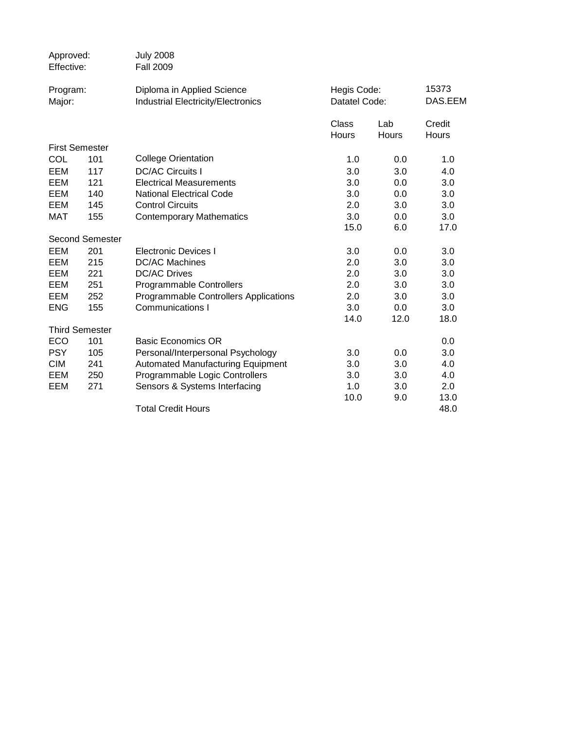Approved: July 2008
Effective: Fall 2009

Program: Diploma in Applied Science — Hegis Code: 15373
Major: Industrial Electricity/Electronics — Datatel Code: DAS.EEM

| | | | Class Hours | Lab Hours | Credit Hours |
|---|---|---|---|---|---|
| First Semester | | | | | |
| COL | 101 | College Orientation | 1.0 | 0.0 | 1.0 |
| EEM | 117 | DC/AC Circuits I | 3.0 | 3.0 | 4.0 |
| EEM | 121 | Electrical Measurements | 3.0 | 0.0 | 3.0 |
| EEM | 140 | National Electrical Code | 3.0 | 0.0 | 3.0 |
| EEM | 145 | Control Circuits | 2.0 | 3.0 | 3.0 |
| MAT | 155 | Contemporary Mathematics | 3.0 | 0.0 | 3.0 |
| | | | 15.0 | 6.0 | 17.0 |
| Second Semester | | | | | |
| EEM | 201 | Electronic Devices I | 3.0 | 0.0 | 3.0 |
| EEM | 215 | DC/AC Machines | 2.0 | 3.0 | 3.0 |
| EEM | 221 | DC/AC Drives | 2.0 | 3.0 | 3.0 |
| EEM | 251 | Programmable Controllers | 2.0 | 3.0 | 3.0 |
| EEM | 252 | Programmable Controllers Applications | 2.0 | 3.0 | 3.0 |
| ENG | 155 | Communications I | 3.0 | 0.0 | 3.0 |
| | | | 14.0 | 12.0 | 18.0 |
| Third Semester | | | | | |
| ECO | 101 | Basic Economics OR | | | 0.0 |
| PSY | 105 | Personal/Interpersonal Psychology | 3.0 | 0.0 | 3.0 |
| CIM | 241 | Automated Manufacturing Equipment | 3.0 | 3.0 | 4.0 |
| EEM | 250 | Programmable Logic Controllers | 3.0 | 3.0 | 4.0 |
| EEM | 271 | Sensors & Systems Interfacing | 1.0 | 3.0 | 2.0 |
| | | | 10.0 | 9.0 | 13.0 |
| | | Total Credit Hours | | | 48.0 |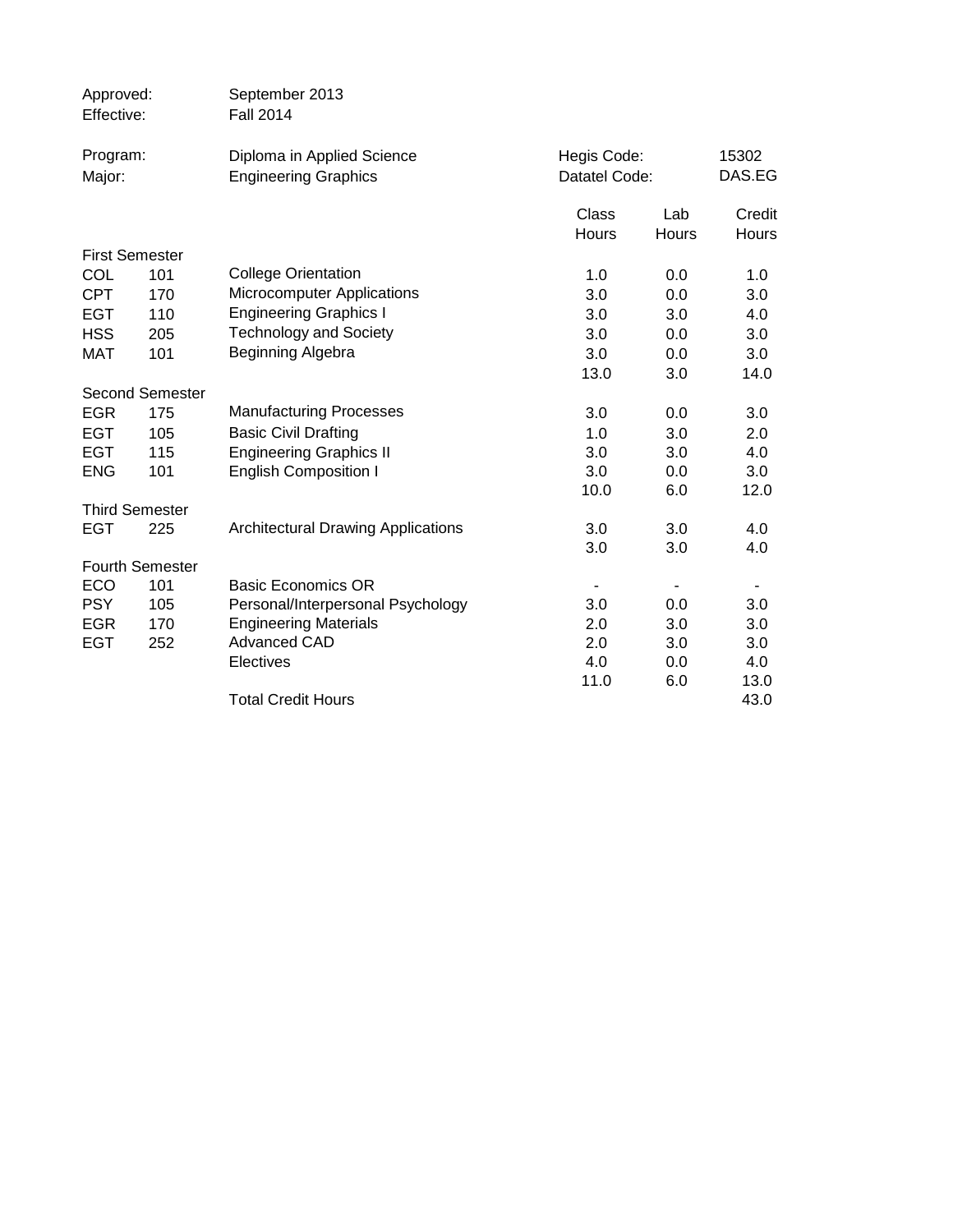Approved: September 2013
Effective: Fall 2014

Program: Diploma in Applied Science — Hegis Code: 15302
Major: Engineering Graphics — Datatel Code: DAS.EG

| | | | Class Hours | Lab Hours | Credit Hours |
|---|---|---|---|---|---|
| **First Semester** | | | | | |
| COL | 101 | College Orientation | 1.0 | 0.0 | 1.0 |
| CPT | 170 | Microcomputer Applications | 3.0 | 0.0 | 3.0 |
| EGT | 110 | Engineering Graphics I | 3.0 | 3.0 | 4.0 |
| HSS | 205 | Technology and Society | 3.0 | 0.0 | 3.0 |
| MAT | 101 | Beginning Algebra | 3.0 | 0.0 | 3.0 |
| | | | 13.0 | 3.0 | 14.0 |
| **Second Semester** | | | | | |
| EGR | 175 | Manufacturing Processes | 3.0 | 0.0 | 3.0 |
| EGT | 105 | Basic Civil Drafting | 1.0 | 3.0 | 2.0 |
| EGT | 115 | Engineering Graphics II | 3.0 | 3.0 | 4.0 |
| ENG | 101 | English Composition I | 3.0 | 0.0 | 3.0 |
| | | | 10.0 | 6.0 | 12.0 |
| **Third Semester** | | | | | |
| EGT | 225 | Architectural Drawing Applications | 3.0 | 3.0 | 4.0 |
| | | | 3.0 | 3.0 | 4.0 |
| **Fourth Semester** | | | | | |
| ECO | 101 | Basic Economics OR | - | - | - |
| PSY | 105 | Personal/Interpersonal Psychology | 3.0 | 0.0 | 3.0 |
| EGR | 170 | Engineering Materials | 2.0 | 3.0 | 3.0 |
| EGT | 252 | Advanced CAD | 2.0 | 3.0 | 3.0 |
| | | Electives | 4.0 | 0.0 | 4.0 |
| | | | 11.0 | 6.0 | 13.0 |
| | | Total Credit Hours | | | 43.0 |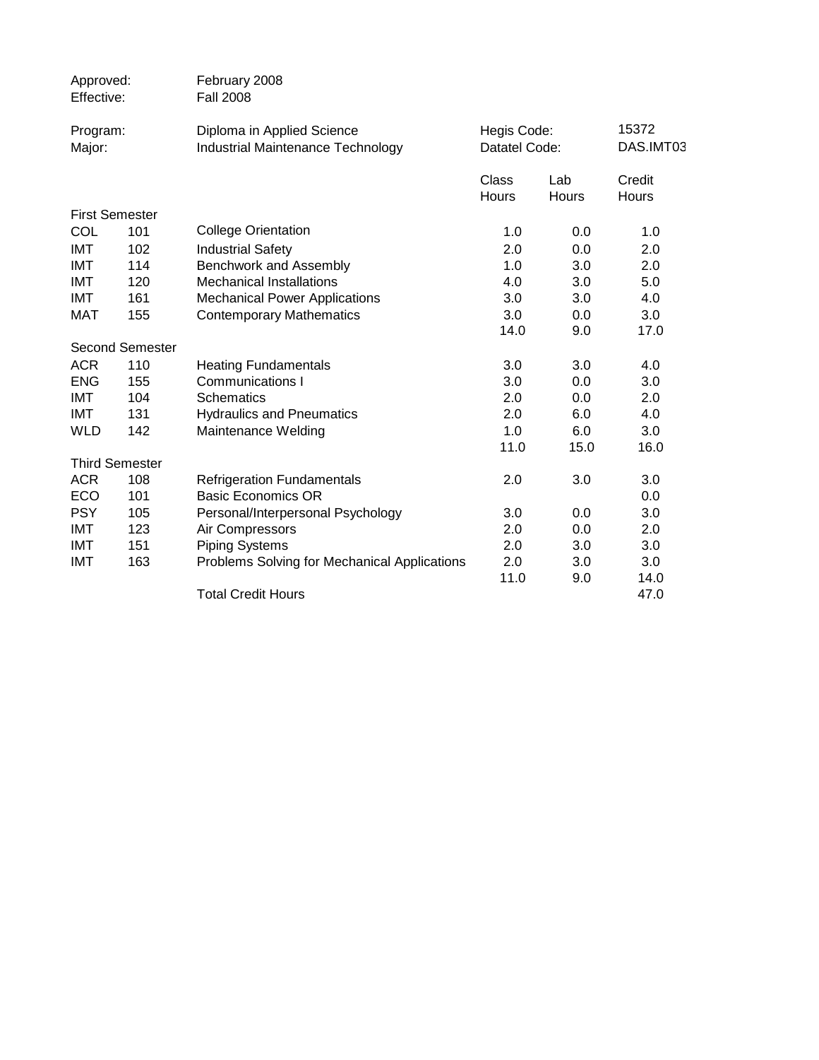| | |
|---|---|
| Approved: | February 2008 |
| Effective: | Fall 2008 |

| | | | |
|---|---|---|---|
| Program: | Diploma in Applied Science | Hegis Code: | 15372 |
| Major: | Industrial Maintenance Technology | Datatel Code: | DAS.IMT03 |

| | | | Class Hours | Lab Hours | Credit Hours |
|---|---|---|---|---|---|
| **First Semester** | | | | | |
| COL | 101 | College Orientation | 1.0 | 0.0 | 1.0 |
| IMT | 102 | Industrial Safety | 2.0 | 0.0 | 2.0 |
| IMT | 114 | Benchwork and Assembly | 1.0 | 3.0 | 2.0 |
| IMT | 120 | Mechanical Installations | 4.0 | 3.0 | 5.0 |
| IMT | 161 | Mechanical Power Applications | 3.0 | 3.0 | 4.0 |
| MAT | 155 | Contemporary Mathematics | 3.0 | 0.0 | 3.0 |
| | | | 14.0 | 9.0 | 17.0 |
| **Second Semester** | | | | | |
| ACR | 110 | Heating Fundamentals | 3.0 | 3.0 | 4.0 |
| ENG | 155 | Communications I | 3.0 | 0.0 | 3.0 |
| IMT | 104 | Schematics | 2.0 | 0.0 | 2.0 |
| IMT | 131 | Hydraulics and Pneumatics | 2.0 | 6.0 | 4.0 |
| WLD | 142 | Maintenance Welding | 1.0 | 6.0 | 3.0 |
| | | | 11.0 | 15.0 | 16.0 |
| **Third Semester** | | | | | |
| ACR | 108 | Refrigeration Fundamentals | 2.0 | 3.0 | 3.0 |
| ECO | 101 | Basic Economics OR | | | 0.0 |
| PSY | 105 | Personal/Interpersonal Psychology | 3.0 | 0.0 | 3.0 |
| IMT | 123 | Air Compressors | 2.0 | 0.0 | 2.0 |
| IMT | 151 | Piping Systems | 2.0 | 3.0 | 3.0 |
| IMT | 163 | Problems Solving for Mechanical Applications | 2.0 | 3.0 | 3.0 |
| | | | 11.0 | 9.0 | 14.0 |
| | | Total Credit Hours | | | 47.0 |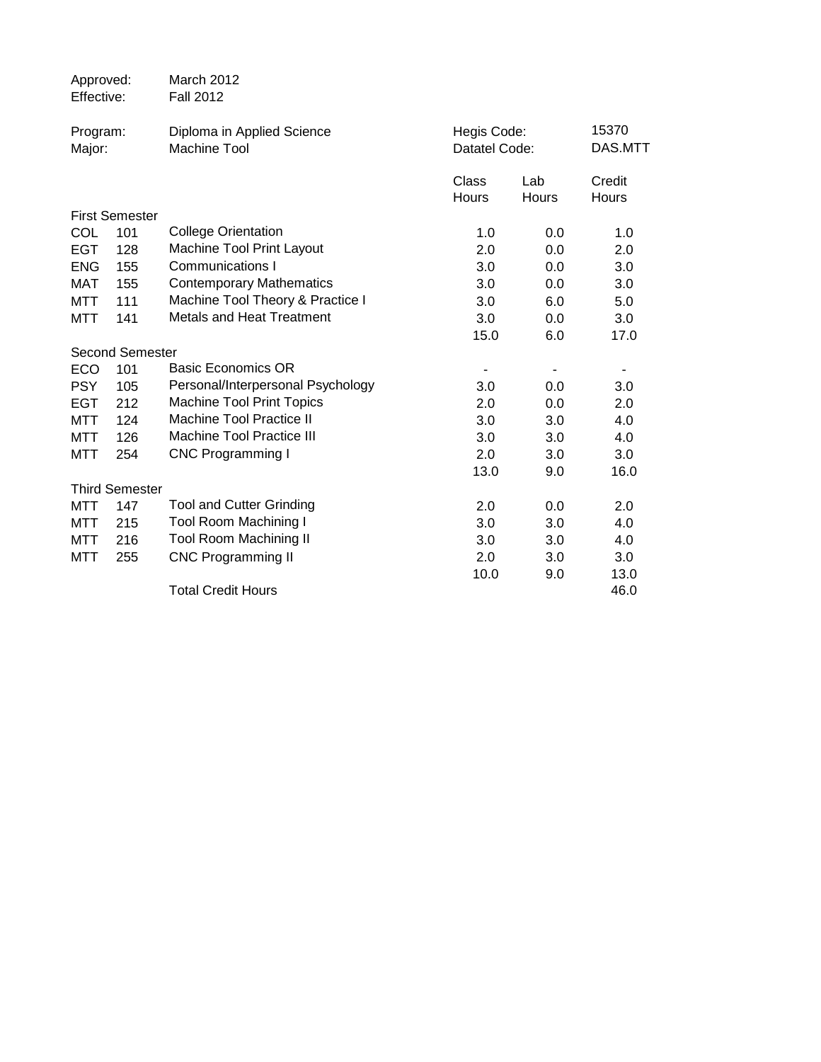Approved: March 2012
Effective: Fall 2012

Program: Diploma in Applied Science — Hegis Code: 15370
Major: Machine Tool — Datatel Code: DAS.MTT

| | | | Class Hours | Lab Hours | Credit Hours |
|---|---|---|---|---|---|
| **First Semester** | | | | | |
| COL | 101 | College Orientation | 1.0 | 0.0 | 1.0 |
| EGT | 128 | Machine Tool Print Layout | 2.0 | 0.0 | 2.0 |
| ENG | 155 | Communications I | 3.0 | 0.0 | 3.0 |
| MAT | 155 | Contemporary Mathematics | 3.0 | 0.0 | 3.0 |
| MTT | 111 | Machine Tool Theory & Practice I | 3.0 | 6.0 | 5.0 |
| MTT | 141 | Metals and Heat Treatment | 3.0 | 0.0 | 3.0 |
| | | | 15.0 | 6.0 | 17.0 |
| **Second Semester** | | | | | |
| ECO | 101 | Basic Economics OR | - | - | - |
| PSY | 105 | Personal/Interpersonal Psychology | 3.0 | 0.0 | 3.0 |
| EGT | 212 | Machine Tool Print Topics | 2.0 | 0.0 | 2.0 |
| MTT | 124 | Machine Tool Practice II | 3.0 | 3.0 | 4.0 |
| MTT | 126 | Machine Tool Practice III | 3.0 | 3.0 | 4.0 |
| MTT | 254 | CNC Programming I | 2.0 | 3.0 | 3.0 |
| | | | 13.0 | 9.0 | 16.0 |
| **Third Semester** | | | | | |
| MTT | 147 | Tool and Cutter Grinding | 2.0 | 0.0 | 2.0 |
| MTT | 215 | Tool Room Machining I | 3.0 | 3.0 | 4.0 |
| MTT | 216 | Tool Room Machining II | 3.0 | 3.0 | 4.0 |
| MTT | 255 | CNC Programming II | 2.0 | 3.0 | 3.0 |
| | | | 10.0 | 9.0 | 13.0 |
| | | Total Credit Hours | | | 46.0 |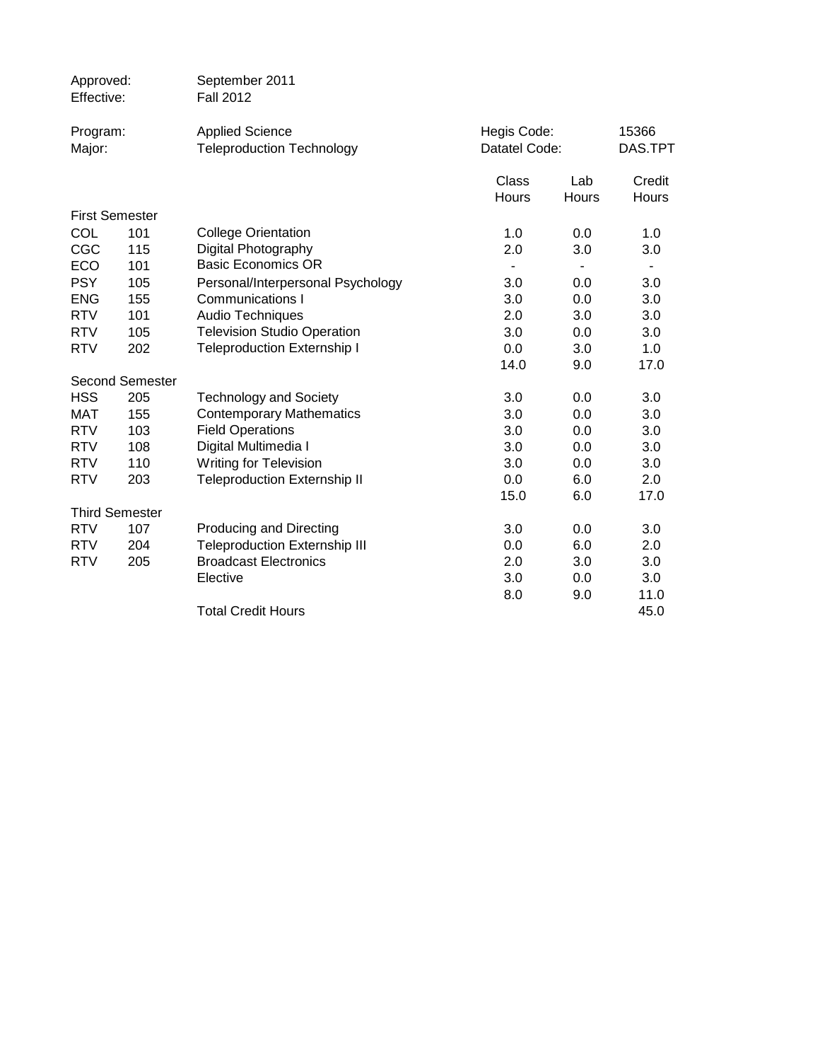Approved: September 2011
Effective: Fall 2012

Program: Applied Science
Major: Teleproduction Technology

Hegis Code: 15366
Datatel Code: DAS.TPT

| | | | Class Hours | Lab Hours | Credit Hours |
|---|---|---|---|---|---|
| **First Semester** | | | | | |
| COL | 101 | College Orientation | 1.0 | 0.0 | 1.0 |
| CGC | 115 | Digital Photography | 2.0 | 3.0 | 3.0 |
| ECO | 101 | Basic Economics OR | - | - | - |
| PSY | 105 | Personal/Interpersonal Psychology | 3.0 | 0.0 | 3.0 |
| ENG | 155 | Communications I | 3.0 | 0.0 | 3.0 |
| RTV | 101 | Audio Techniques | 2.0 | 3.0 | 3.0 |
| RTV | 105 | Television Studio Operation | 3.0 | 0.0 | 3.0 |
| RTV | 202 | Teleproduction Externship I | 0.0 | 3.0 | 1.0 |
| | | | 14.0 | 9.0 | 17.0 |
| **Second Semester** | | | | | |
| HSS | 205 | Technology and Society | 3.0 | 0.0 | 3.0 |
| MAT | 155 | Contemporary Mathematics | 3.0 | 0.0 | 3.0 |
| RTV | 103 | Field Operations | 3.0 | 0.0 | 3.0 |
| RTV | 108 | Digital Multimedia I | 3.0 | 0.0 | 3.0 |
| RTV | 110 | Writing for Television | 3.0 | 0.0 | 3.0 |
| RTV | 203 | Teleproduction Externship II | 0.0 | 6.0 | 2.0 |
| | | | 15.0 | 6.0 | 17.0 |
| **Third Semester** | | | | | |
| RTV | 107 | Producing and Directing | 3.0 | 0.0 | 3.0 |
| RTV | 204 | Teleproduction Externship III | 0.0 | 6.0 | 2.0 |
| RTV | 205 | Broadcast Electronics | 2.0 | 3.0 | 3.0 |
| | | Elective | 3.0 | 0.0 | 3.0 |
| | | | 8.0 | 9.0 | 11.0 |
| | | Total Credit Hours | | | 45.0 |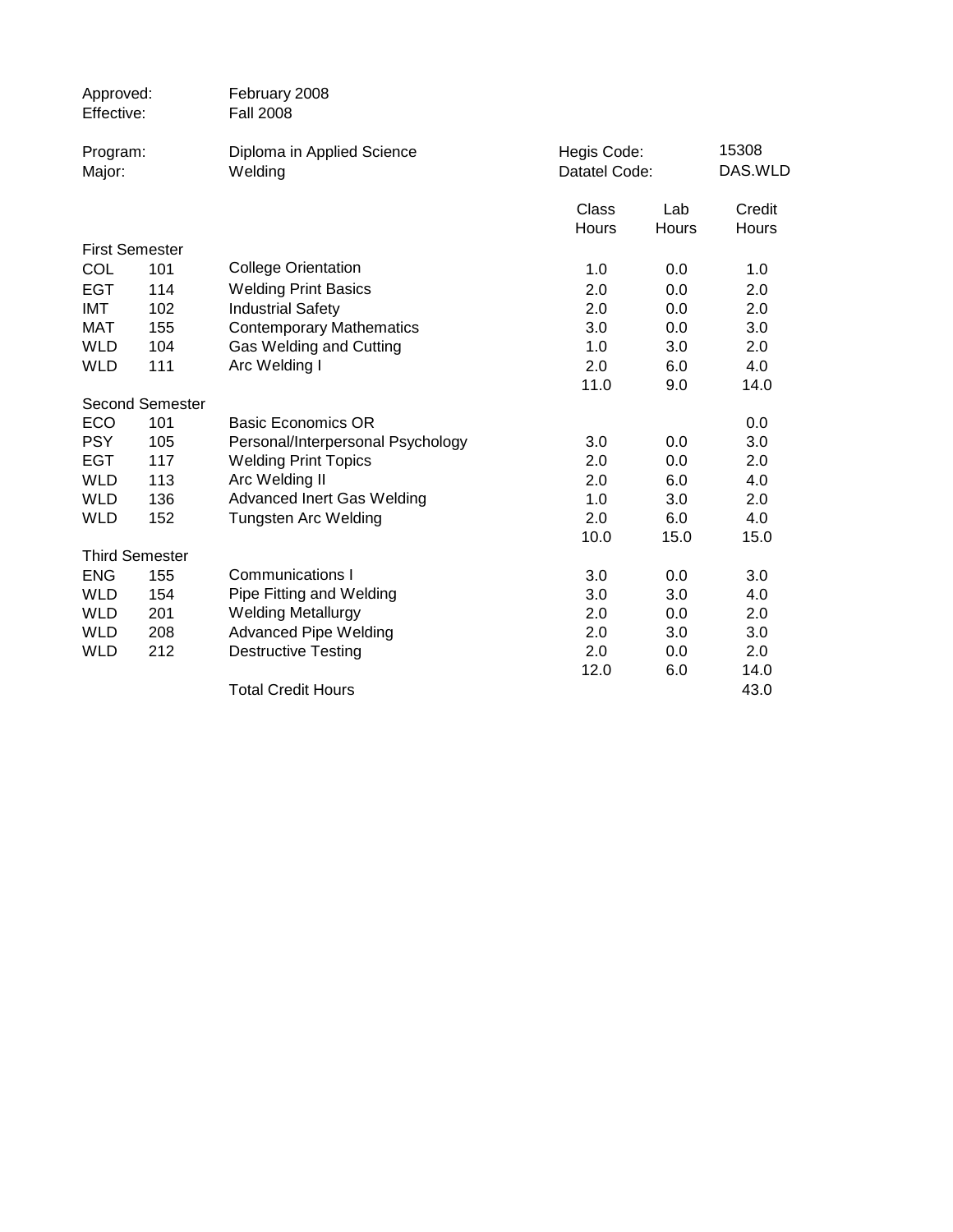Approved: February 2008
Effective: Fall 2008

Program: Diploma in Applied Science | Hegis Code: 15308
Major: Welding | Datatel Code: DAS.WLD

| | | | Class Hours | Lab Hours | Credit Hours |
|---|---|---|---|---|---|
| **First Semester** | | | | | |
| COL | 101 | College Orientation | 1.0 | 0.0 | 1.0 |
| EGT | 114 | Welding Print Basics | 2.0 | 0.0 | 2.0 |
| IMT | 102 | Industrial Safety | 2.0 | 0.0 | 2.0 |
| MAT | 155 | Contemporary Mathematics | 3.0 | 0.0 | 3.0 |
| WLD | 104 | Gas Welding and Cutting | 1.0 | 3.0 | 2.0 |
| WLD | 111 | Arc Welding I | 2.0 | 6.0 | 4.0 |
| | | | 11.0 | 9.0 | 14.0 |
| **Second Semester** | | | | | |
| ECO | 101 | Basic Economics OR | | | 0.0 |
| PSY | 105 | Personal/Interpersonal Psychology | 3.0 | 0.0 | 3.0 |
| EGT | 117 | Welding Print Topics | 2.0 | 0.0 | 2.0 |
| WLD | 113 | Arc Welding II | 2.0 | 6.0 | 4.0 |
| WLD | 136 | Advanced Inert Gas Welding | 1.0 | 3.0 | 2.0 |
| WLD | 152 | Tungsten Arc Welding | 2.0 | 6.0 | 4.0 |
| | | | 10.0 | 15.0 | 15.0 |
| **Third Semester** | | | | | |
| ENG | 155 | Communications I | 3.0 | 0.0 | 3.0 |
| WLD | 154 | Pipe Fitting and Welding | 3.0 | 3.0 | 4.0 |
| WLD | 201 | Welding Metallurgy | 2.0 | 0.0 | 2.0 |
| WLD | 208 | Advanced Pipe Welding | 2.0 | 3.0 | 3.0 |
| WLD | 212 | Destructive Testing | 2.0 | 0.0 | 2.0 |
| | | | 12.0 | 6.0 | 14.0 |
| | | Total Credit Hours | | | 43.0 |